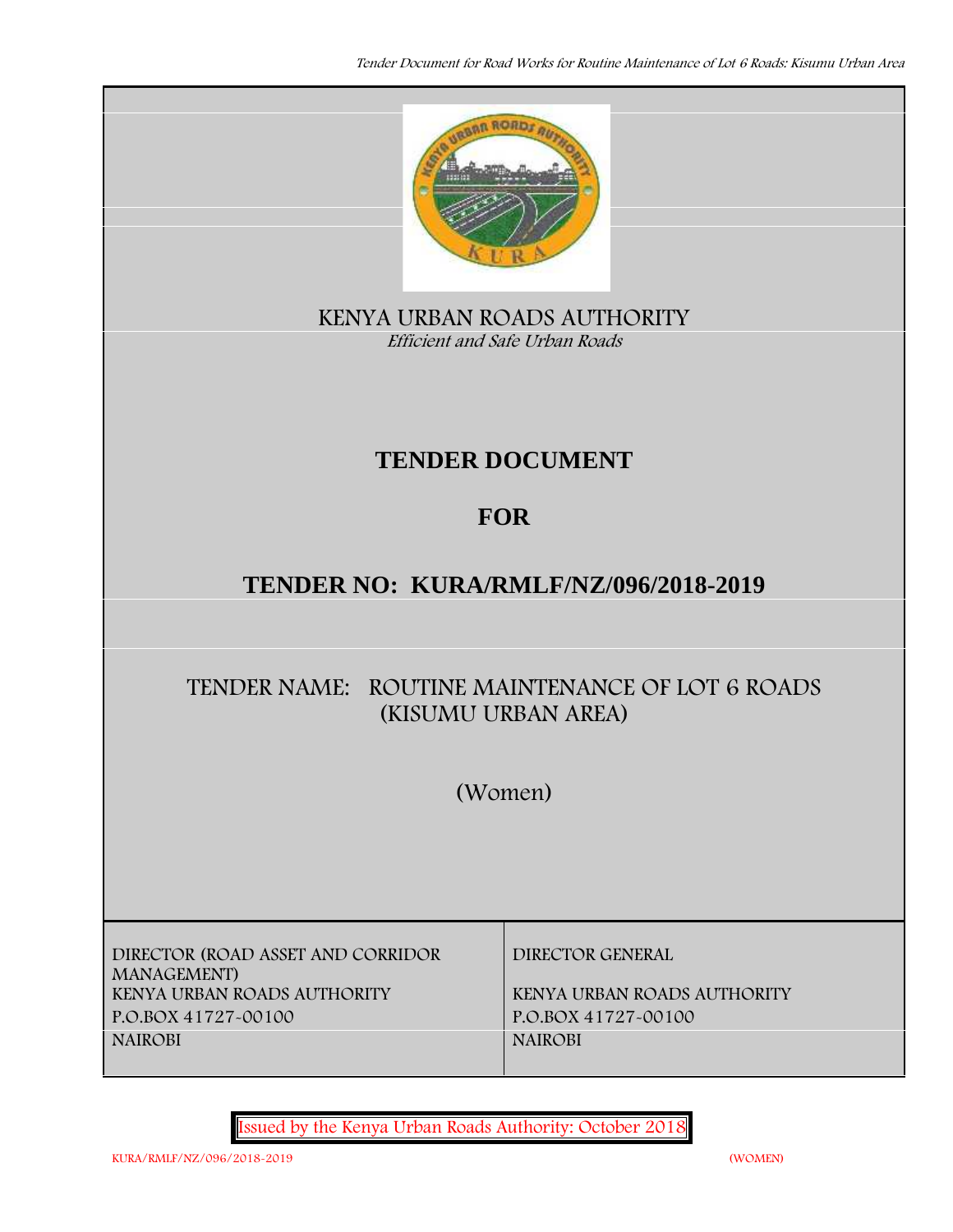KENYA URBAN ROADS AUTHORITY

*Efficient and Safe Urban Roads*

# TENDER DOCUMENT

# FOR

# TENDER NO: KURA/RMLF/NZ/096/2018-2019

## TENDER NAME: ROUTINE MAINTENANCE OF LOT 6 ROADS (KISUMU URBAN AREA)

(Women)

| DIRECTOR (ROAD ASSET AND CORRIDOR MANAGEMENT) | DIRECTOR GENERAL |
|---|---|
| KENYA URBAN ROADS AUTHORITY | KENYA URBAN ROADS AUTHORITY |
| P.O.BOX 41727-00100 | P.O.BOX 41727-00100 |
| NAIROBI | NAIROBI |

Issued by the Kenya Urban Roads Authority: October 2018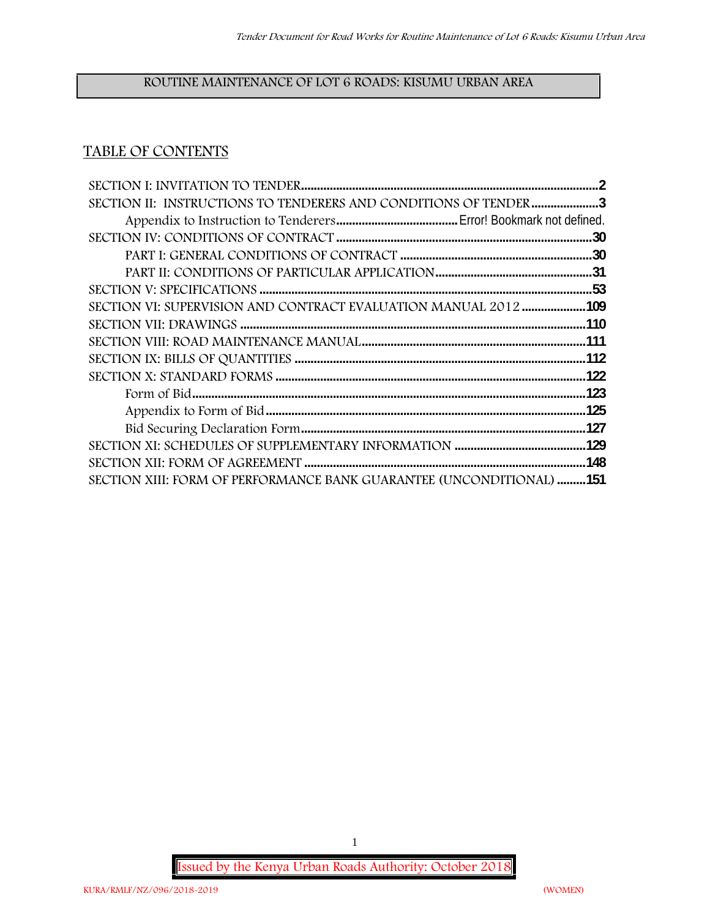ROUTINE MAINTENANCE OF LOT 6 ROADS: KISUMU URBAN AREA

## TABLE OF CONTENTS

SECTION I: INVITATION TO TENDER....2
SECTION II: INSTRUCTIONS TO TENDERERS AND CONDITIONS OF TENDER....3
- Appendix to Instruction to Tenderers....Error! Bookmark not defined.

SECTION IV: CONDITIONS OF CONTRACT....30
- PART I: GENERAL CONDITIONS OF CONTRACT....30
- PART II: CONDITIONS OF PARTICULAR APPLICATION....31

SECTION V: SPECIFICATIONS....53
SECTION VI: SUPERVISION AND CONTRACT EVALUATION MANUAL 2012....109
SECTION VII: DRAWINGS....110
SECTION VIII: ROAD MAINTENANCE MANUAL....111
SECTION IX: BILLS OF QUANTITIES....112
SECTION X: STANDARD FORMS....122
- Form of Bid....123
- Appendix to Form of Bid....125
- Bid Securing Declaration Form....127

SECTION XI: SCHEDULES OF SUPPLEMENTARY INFORMATION....129
SECTION XII: FORM OF AGREEMENT....148
SECTION XIII: FORM OF PERFORMANCE BANK GUARANTEE (UNCONDITIONAL)....151

Issued by the Kenya Urban Roads Authority: October 2018

KURA/RMLF/NZ/096/2018-2019 (WOMEN)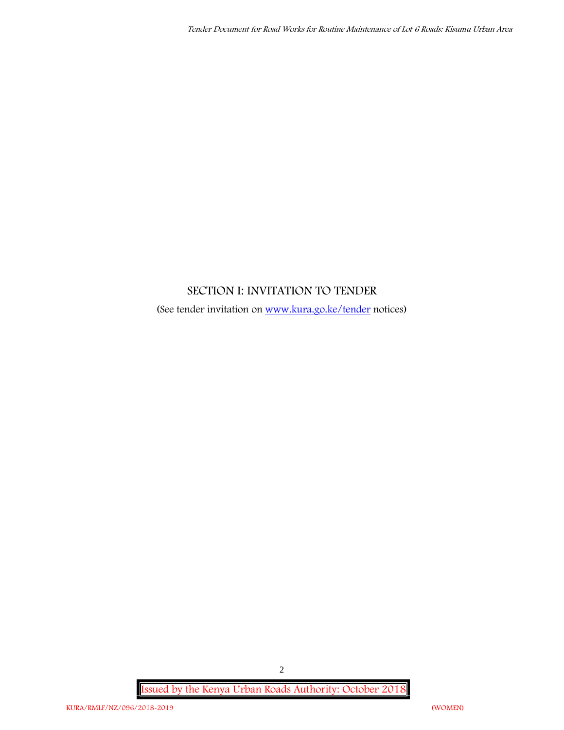# SECTION I: INVITATION TO TENDER

(See tender invitation on [www.kura.go.ke/tender](www.kura.go.ke/tender) notices)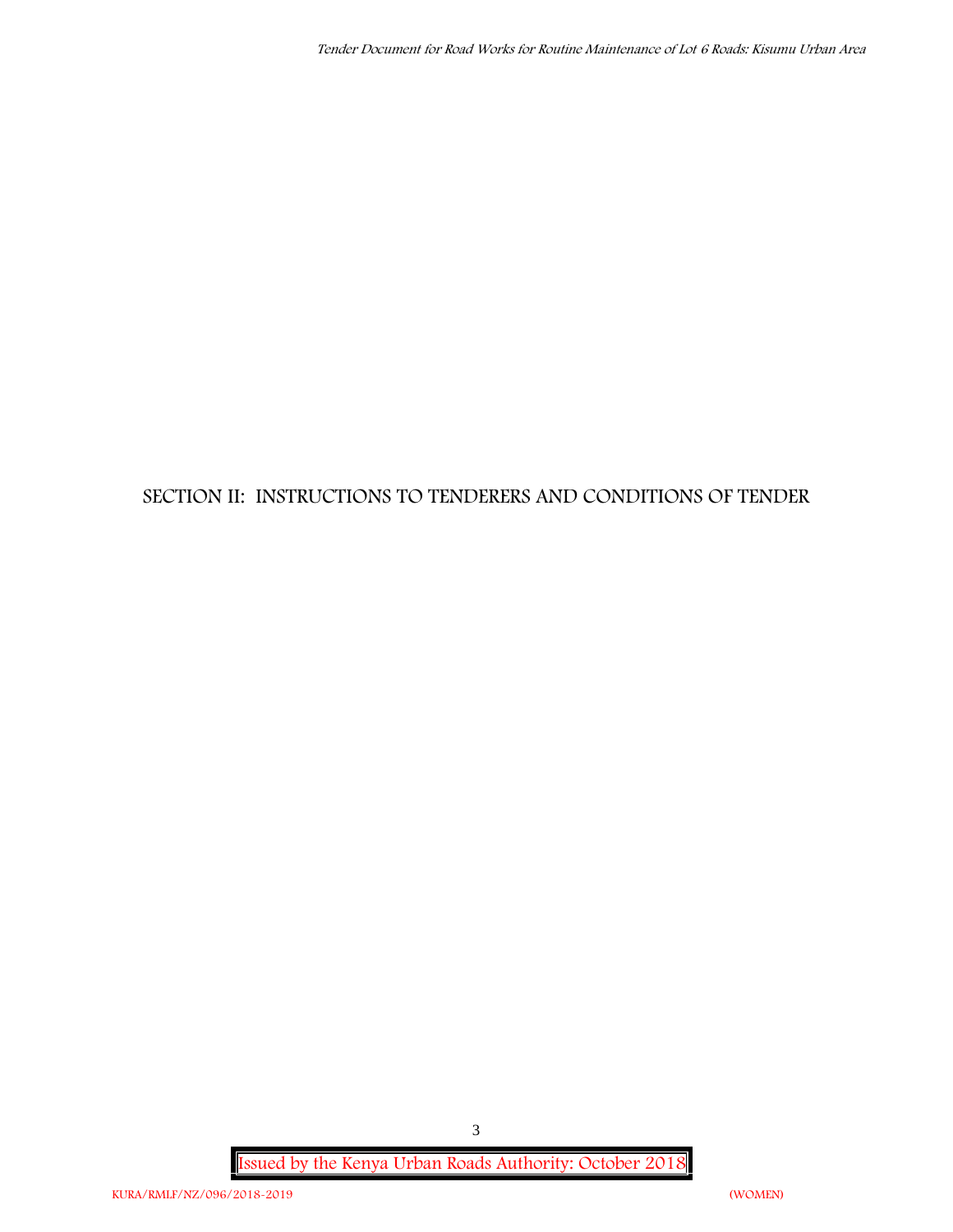# SECTION II: INSTRUCTIONS TO TENDERERS AND CONDITIONS OF TENDER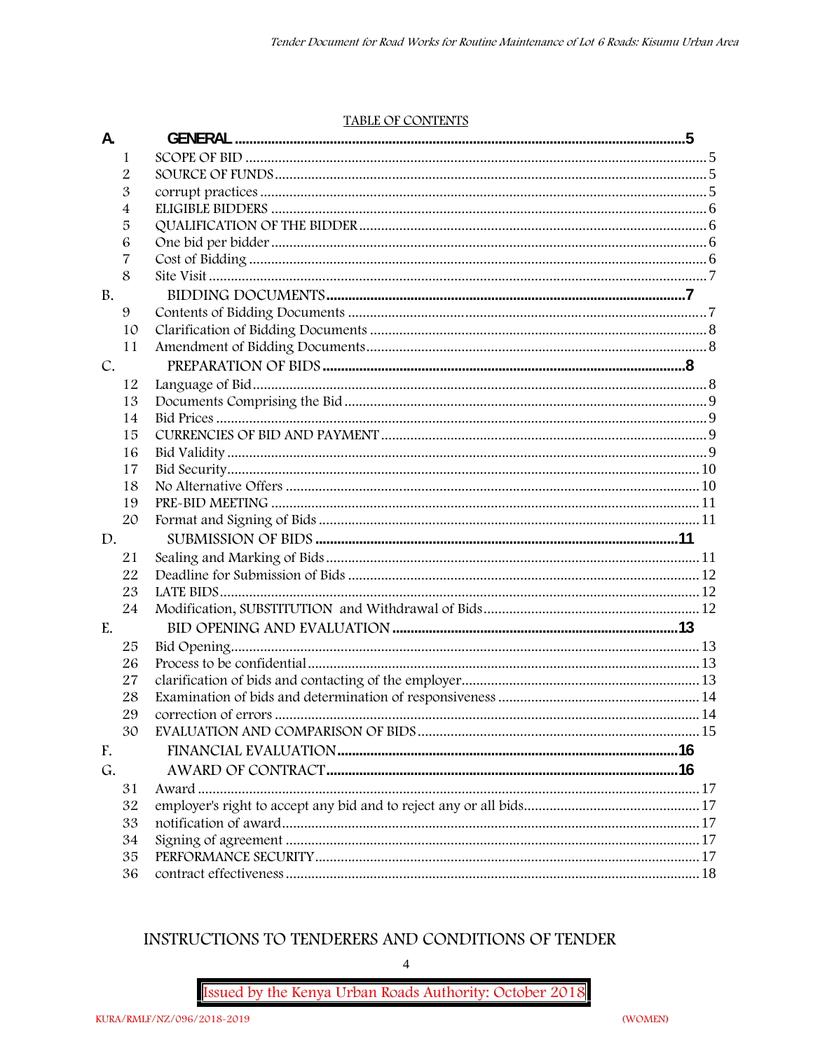TABLE OF CONTENTS

| | | | |
|---|---|---|---|
| **A.** | | **GENERAL** | **5** |
| | 1 | SCOPE OF BID | 5 |
| | 2 | SOURCE OF FUNDS | 5 |
| | 3 | corrupt practices | 5 |
| | 4 | ELIGIBLE BIDDERS | 6 |
| | 5 | QUALIFICATION OF THE BIDDER | 6 |
| | 6 | One bid per bidder | 6 |
| | 7 | Cost of Bidding | 6 |
| | 8 | Site Visit | 7 |
| B. | | BIDDING DOCUMENTS | **7** |
| | 9 | Contents of Bidding Documents | 7 |
| | 10 | Clarification of Bidding Documents | 8 |
| | 11 | Amendment of Bidding Documents | 8 |
| C. | | PREPARATION OF BIDS | **8** |
| | 12 | Language of Bid | 8 |
| | 13 | Documents Comprising the Bid | 9 |
| | 14 | Bid Prices | 9 |
| | 15 | CURRENCIES OF BID AND PAYMENT | 9 |
| | 16 | Bid Validity | 9 |
| | 17 | Bid Security | 10 |
| | 18 | No Alternative Offers | 10 |
| | 19 | PRE-BID MEETING | 11 |
| | 20 | Format and Signing of Bids | 11 |
| D. | | SUBMISSION OF BIDS | **11** |
| | 21 | Sealing and Marking of Bids | 11 |
| | 22 | Deadline for Submission of Bids | 12 |
| | 23 | LATE BIDS | 12 |
| | 24 | Modification, SUBSTITUTION and Withdrawal of Bids | 12 |
| E. | | BID OPENING AND EVALUATION | **13** |
| | 25 | Bid Opening | 13 |
| | 26 | Process to be confidential | 13 |
| | 27 | clarification of bids and contacting of the employer | 13 |
| | 28 | Examination of bids and determination of responsiveness | 14 |
| | 29 | correction of errors | 14 |
| | 30 | EVALUATION AND COMPARISON OF BIDS | 15 |
| F. | | FINANCIAL EVALUATION | **16** |
| G. | | AWARD OF CONTRACT | **16** |
| | 31 | Award | 17 |
| | 32 | employer's right to accept any bid and to reject any or all bids | 17 |
| | 33 | notification of award | 17 |
| | 34 | Signing of agreement | 17 |
| | 35 | PERFORMANCE SECURITY | 17 |
| | 36 | contract effectiveness | 18 |

INSTRUCTIONS TO TENDERERS AND CONDITIONS OF TENDER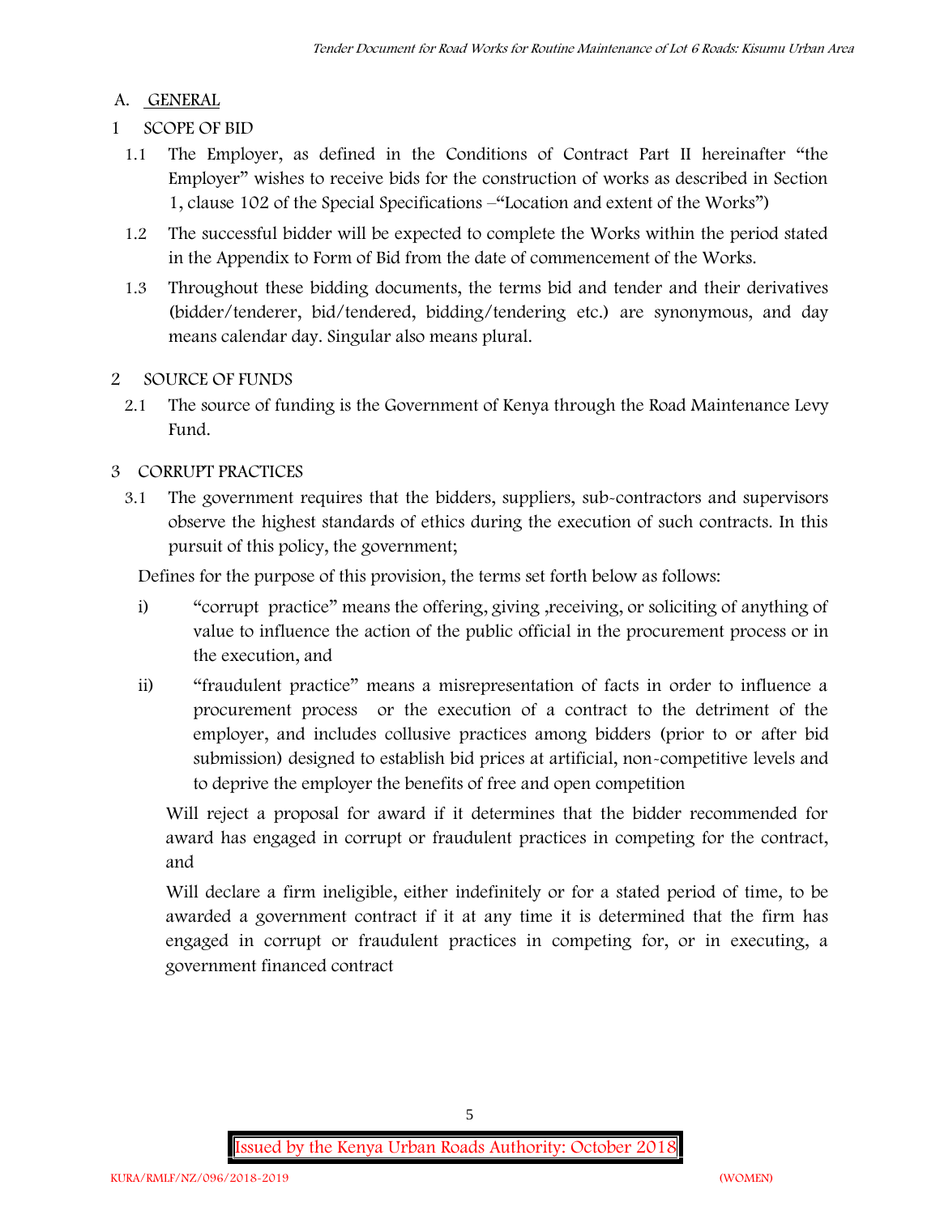## A. GENERAL

### 1 SCOPE OF BID

1.1 The Employer, as defined in the Conditions of Contract Part II hereinafter "the Employer" wishes to receive bids for the construction of works as described in Section 1, clause 102 of the Special Specifications –"Location and extent of the Works")

1.2 The successful bidder will be expected to complete the Works within the period stated in the Appendix to Form of Bid from the date of commencement of the Works.

1.3 Throughout these bidding documents, the terms bid and tender and their derivatives (bidder/tenderer, bid/tendered, bidding/tendering etc.) are synonymous, and day means calendar day. Singular also means plural.

### 2 SOURCE OF FUNDS

2.1 The source of funding is the Government of Kenya through the Road Maintenance Levy Fund.

### 3 CORRUPT PRACTICES

3.1 The government requires that the bidders, suppliers, sub-contractors and supervisors observe the highest standards of ethics during the execution of such contracts. In this pursuit of this policy, the government;

Defines for the purpose of this provision, the terms set forth below as follows:

i) "corrupt practice" means the offering, giving ,receiving, or soliciting of anything of value to influence the action of the public official in the procurement process or in the execution, and

ii) "fraudulent practice" means a misrepresentation of facts in order to influence a procurement process or the execution of a contract to the detriment of the employer, and includes collusive practices among bidders (prior to or after bid submission) designed to establish bid prices at artificial, non-competitive levels and to deprive the employer the benefits of free and open competition

Will reject a proposal for award if it determines that the bidder recommended for award has engaged in corrupt or fraudulent practices in competing for the contract, and

Will declare a firm ineligible, either indefinitely or for a stated period of time, to be awarded a government contract if it at any time it is determined that the firm has engaged in corrupt or fraudulent practices in competing for, or in executing, a government financed contract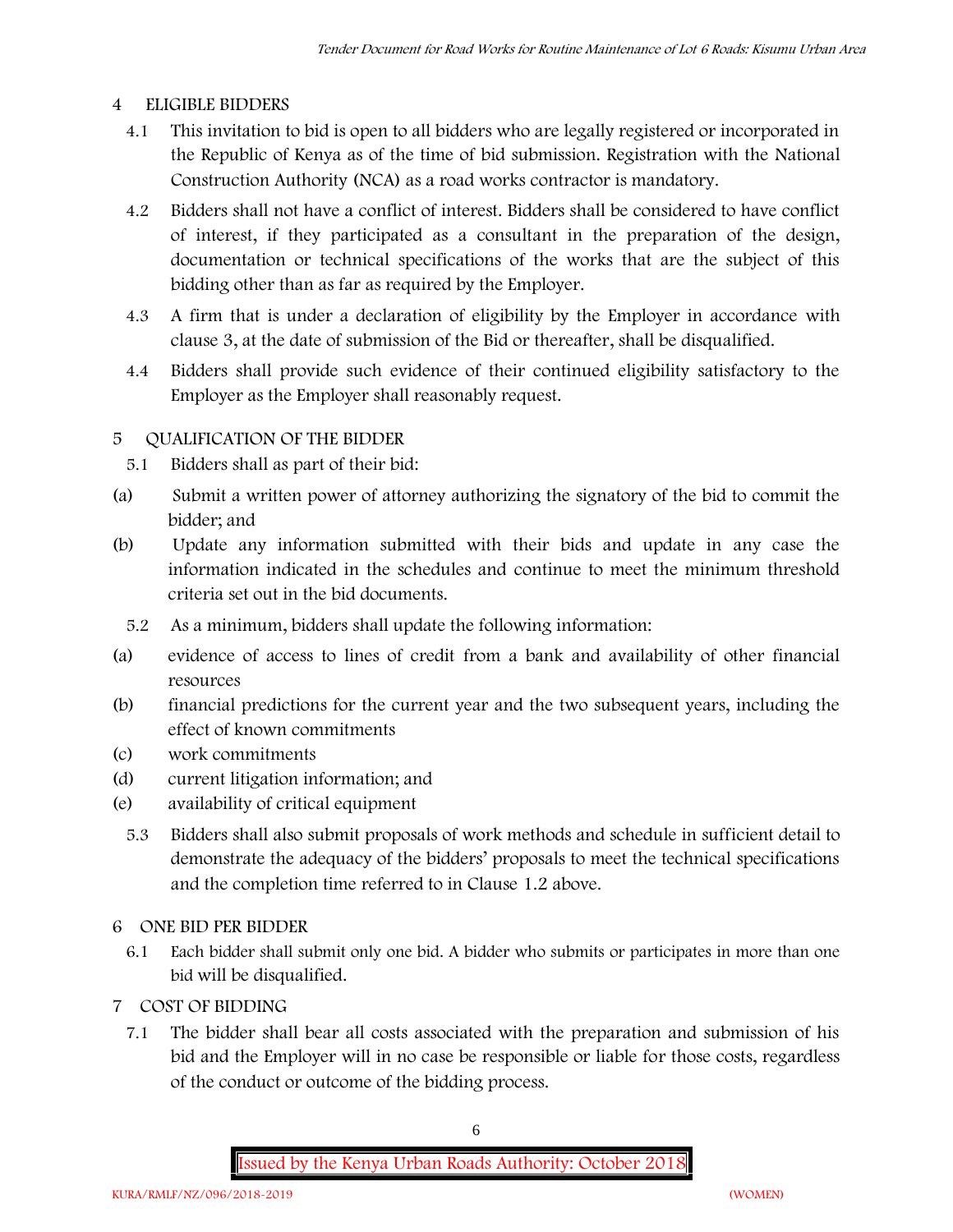## 4 ELIGIBLE BIDDERS

4.1 This invitation to bid is open to all bidders who are legally registered or incorporated in the Republic of Kenya as of the time of bid submission. Registration with the National Construction Authority (NCA) as a road works contractor is mandatory.

4.2 Bidders shall not have a conflict of interest. Bidders shall be considered to have conflict of interest, if they participated as a consultant in the preparation of the design, documentation or technical specifications of the works that are the subject of this bidding other than as far as required by the Employer.

4.3 A firm that is under a declaration of eligibility by the Employer in accordance with clause 3, at the date of submission of the Bid or thereafter, shall be disqualified.

4.4 Bidders shall provide such evidence of their continued eligibility satisfactory to the Employer as the Employer shall reasonably request.

## 5 QUALIFICATION OF THE BIDDER

5.1 Bidders shall as part of their bid:

(a) Submit a written power of attorney authorizing the signatory of the bid to commit the bidder; and

(b) Update any information submitted with their bids and update in any case the information indicated in the schedules and continue to meet the minimum threshold criteria set out in the bid documents.

5.2 As a minimum, bidders shall update the following information:

(a) evidence of access to lines of credit from a bank and availability of other financial resources

(b) financial predictions for the current year and the two subsequent years, including the effect of known commitments

(c) work commitments

(d) current litigation information; and

(e) availability of critical equipment

5.3 Bidders shall also submit proposals of work methods and schedule in sufficient detail to demonstrate the adequacy of the bidders' proposals to meet the technical specifications and the completion time referred to in Clause 1.2 above.

## 6 ONE BID PER BIDDER

6.1 Each bidder shall submit only one bid. A bidder who submits or participates in more than one bid will be disqualified.

## 7 COST OF BIDDING

7.1 The bidder shall bear all costs associated with the preparation and submission of his bid and the Employer will in no case be responsible or liable for those costs, regardless of the conduct or outcome of the bidding process.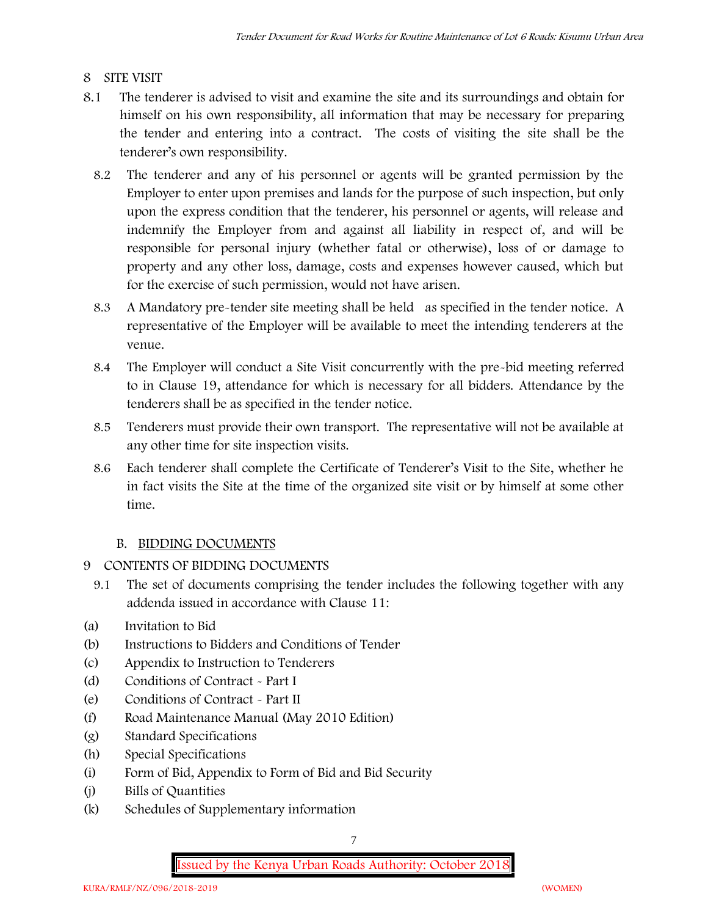## 8 SITE VISIT

8.1 The tenderer is advised to visit and examine the site and its surroundings and obtain for himself on his own responsibility, all information that may be necessary for preparing the tender and entering into a contract. The costs of visiting the site shall be the tenderer's own responsibility.

8.2 The tenderer and any of his personnel or agents will be granted permission by the Employer to enter upon premises and lands for the purpose of such inspection, but only upon the express condition that the tenderer, his personnel or agents, will release and indemnify the Employer from and against all liability in respect of, and will be responsible for personal injury (whether fatal or otherwise), loss of or damage to property and any other loss, damage, costs and expenses however caused, which but for the exercise of such permission, would not have arisen.

8.3 A Mandatory pre-tender site meeting shall be held as specified in the tender notice. A representative of the Employer will be available to meet the intending tenderers at the venue.

8.4 The Employer will conduct a Site Visit concurrently with the pre-bid meeting referred to in Clause 19, attendance for which is necessary for all bidders. Attendance by the tenderers shall be as specified in the tender notice.

8.5 Tenderers must provide their own transport. The representative will not be available at any other time for site inspection visits.

8.6 Each tenderer shall complete the Certificate of Tenderer's Visit to the Site, whether he in fact visits the Site at the time of the organized site visit or by himself at some other time.

### B. BIDDING DOCUMENTS

## 9 CONTENTS OF BIDDING DOCUMENTS

9.1 The set of documents comprising the tender includes the following together with any addenda issued in accordance with Clause 11:

(a) Invitation to Bid
(b) Instructions to Bidders and Conditions of Tender
(c) Appendix to Instruction to Tenderers
(d) Conditions of Contract - Part I
(e) Conditions of Contract - Part II
(f) Road Maintenance Manual (May 2010 Edition)
(g) Standard Specifications
(h) Special Specifications
(i) Form of Bid, Appendix to Form of Bid and Bid Security
(j) Bills of Quantities
(k) Schedules of Supplementary information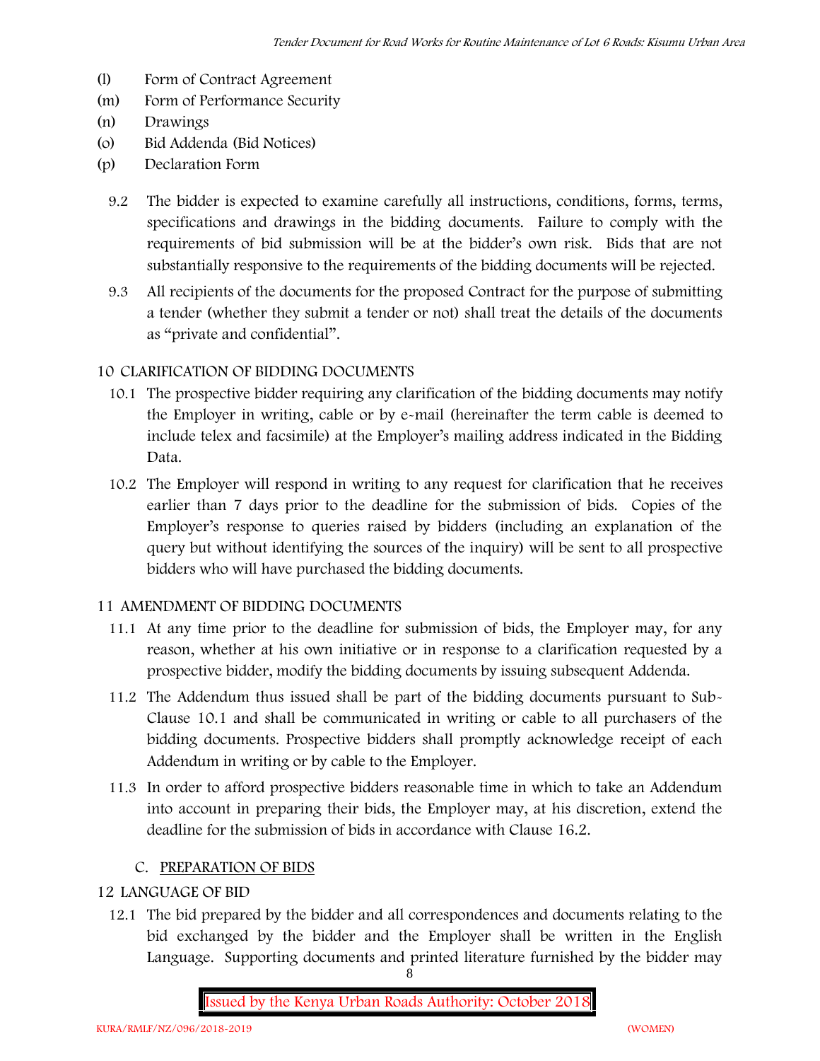(l) Form of Contract Agreement
(m) Form of Performance Security
(n) Drawings
(o) Bid Addenda (Bid Notices)
(p) Declaration Form

9.2 The bidder is expected to examine carefully all instructions, conditions, forms, terms, specifications and drawings in the bidding documents. Failure to comply with the requirements of bid submission will be at the bidder's own risk. Bids that are not substantially responsive to the requirements of the bidding documents will be rejected.

9.3 All recipients of the documents for the proposed Contract for the purpose of submitting a tender (whether they submit a tender or not) shall treat the details of the documents as "private and confidential".

## 10 CLARIFICATION OF BIDDING DOCUMENTS

10.1 The prospective bidder requiring any clarification of the bidding documents may notify the Employer in writing, cable or by e-mail (hereinafter the term cable is deemed to include telex and facsimile) at the Employer's mailing address indicated in the Bidding Data.

10.2 The Employer will respond in writing to any request for clarification that he receives earlier than 7 days prior to the deadline for the submission of bids. Copies of the Employer's response to queries raised by bidders (including an explanation of the query but without identifying the sources of the inquiry) will be sent to all prospective bidders who will have purchased the bidding documents.

## 11 AMENDMENT OF BIDDING DOCUMENTS

11.1 At any time prior to the deadline for submission of bids, the Employer may, for any reason, whether at his own initiative or in response to a clarification requested by a prospective bidder, modify the bidding documents by issuing subsequent Addenda.

11.2 The Addendum thus issued shall be part of the bidding documents pursuant to Sub-Clause 10.1 and shall be communicated in writing or cable to all purchasers of the bidding documents. Prospective bidders shall promptly acknowledge receipt of each Addendum in writing or by cable to the Employer.

11.3 In order to afford prospective bidders reasonable time in which to take an Addendum into account in preparing their bids, the Employer may, at his discretion, extend the deadline for the submission of bids in accordance with Clause 16.2.

## C. PREPARATION OF BIDS

## 12 LANGUAGE OF BID

12.1 The bid prepared by the bidder and all correspondences and documents relating to the bid exchanged by the bidder and the Employer shall be written in the English Language. Supporting documents and printed literature furnished by the bidder may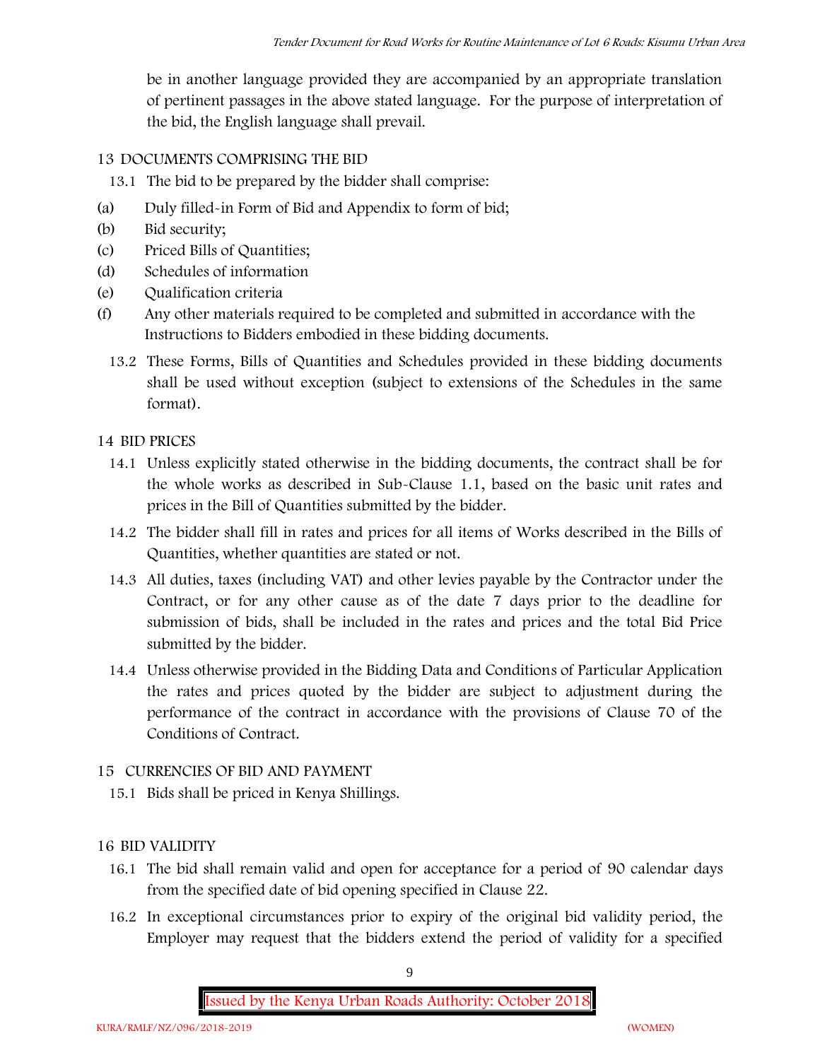be in another language provided they are accompanied by an appropriate translation of pertinent passages in the above stated language. For the purpose of interpretation of the bid, the English language shall prevail.

## 13 DOCUMENTS COMPRISING THE BID

13.1 The bid to be prepared by the bidder shall comprise:

(a) Duly filled-in Form of Bid and Appendix to form of bid;

(b) Bid security;

(c) Priced Bills of Quantities;

(d) Schedules of information

(e) Qualification criteria

(f) Any other materials required to be completed and submitted in accordance with the Instructions to Bidders embodied in these bidding documents.

13.2 These Forms, Bills of Quantities and Schedules provided in these bidding documents shall be used without exception (subject to extensions of the Schedules in the same format).

## 14 BID PRICES

14.1 Unless explicitly stated otherwise in the bidding documents, the contract shall be for the whole works as described in Sub-Clause 1.1, based on the basic unit rates and prices in the Bill of Quantities submitted by the bidder.

14.2 The bidder shall fill in rates and prices for all items of Works described in the Bills of Quantities, whether quantities are stated or not.

14.3 All duties, taxes (including VAT) and other levies payable by the Contractor under the Contract, or for any other cause as of the date 7 days prior to the deadline for submission of bids, shall be included in the rates and prices and the total Bid Price submitted by the bidder.

14.4 Unless otherwise provided in the Bidding Data and Conditions of Particular Application the rates and prices quoted by the bidder are subject to adjustment during the performance of the contract in accordance with the provisions of Clause 70 of the Conditions of Contract.

## 15 CURRENCIES OF BID AND PAYMENT

15.1 Bids shall be priced in Kenya Shillings.

## 16 BID VALIDITY

16.1 The bid shall remain valid and open for acceptance for a period of 90 calendar days from the specified date of bid opening specified in Clause 22.

16.2 In exceptional circumstances prior to expiry of the original bid validity period, the Employer may request that the bidders extend the period of validity for a specified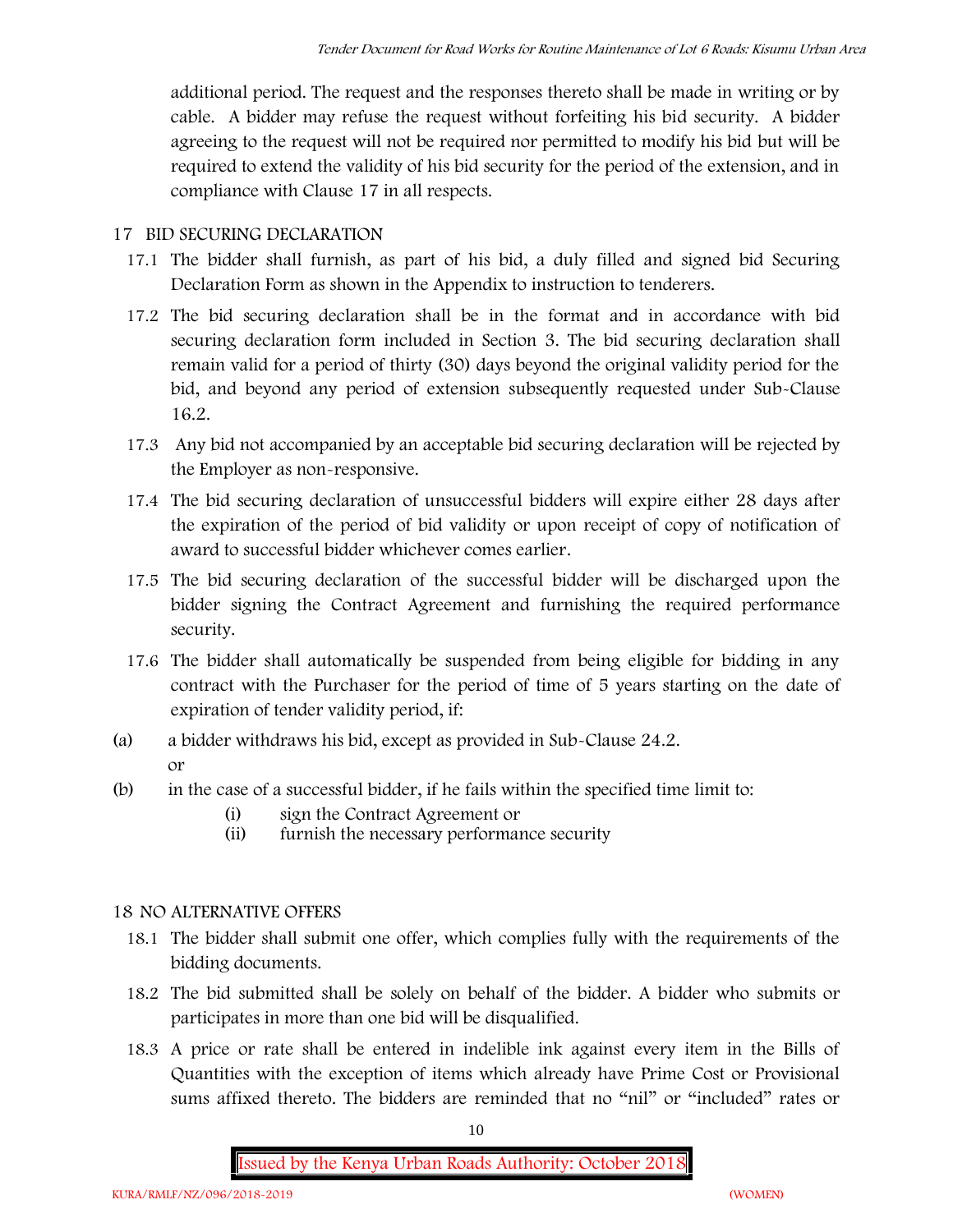additional period. The request and the responses thereto shall be made in writing or by cable. A bidder may refuse the request without forfeiting his bid security. A bidder agreeing to the request will not be required nor permitted to modify his bid but will be required to extend the validity of his bid security for the period of the extension, and in compliance with Clause 17 in all respects.

## 17 BID SECURING DECLARATION

17.1 The bidder shall furnish, as part of his bid, a duly filled and signed bid Securing Declaration Form as shown in the Appendix to instruction to tenderers.

17.2 The bid securing declaration shall be in the format and in accordance with bid securing declaration form included in Section 3. The bid securing declaration shall remain valid for a period of thirty (30) days beyond the original validity period for the bid, and beyond any period of extension subsequently requested under Sub-Clause 16.2.

17.3 Any bid not accompanied by an acceptable bid securing declaration will be rejected by the Employer as non-responsive.

17.4 The bid securing declaration of unsuccessful bidders will expire either 28 days after the expiration of the period of bid validity or upon receipt of copy of notification of award to successful bidder whichever comes earlier.

17.5 The bid securing declaration of the successful bidder will be discharged upon the bidder signing the Contract Agreement and furnishing the required performance security.

17.6 The bidder shall automatically be suspended from being eligible for bidding in any contract with the Purchaser for the period of time of 5 years starting on the date of expiration of tender validity period, if:

(a) a bidder withdraws his bid, except as provided in Sub-Clause 24.2.

or

(b) in the case of a successful bidder, if he fails within the specified time limit to:

(i) sign the Contract Agreement or

(ii) furnish the necessary performance security

## 18 NO ALTERNATIVE OFFERS

18.1 The bidder shall submit one offer, which complies fully with the requirements of the bidding documents.

18.2 The bid submitted shall be solely on behalf of the bidder. A bidder who submits or participates in more than one bid will be disqualified.

18.3 A price or rate shall be entered in indelible ink against every item in the Bills of Quantities with the exception of items which already have Prime Cost or Provisional sums affixed thereto. The bidders are reminded that no "nil" or "included" rates or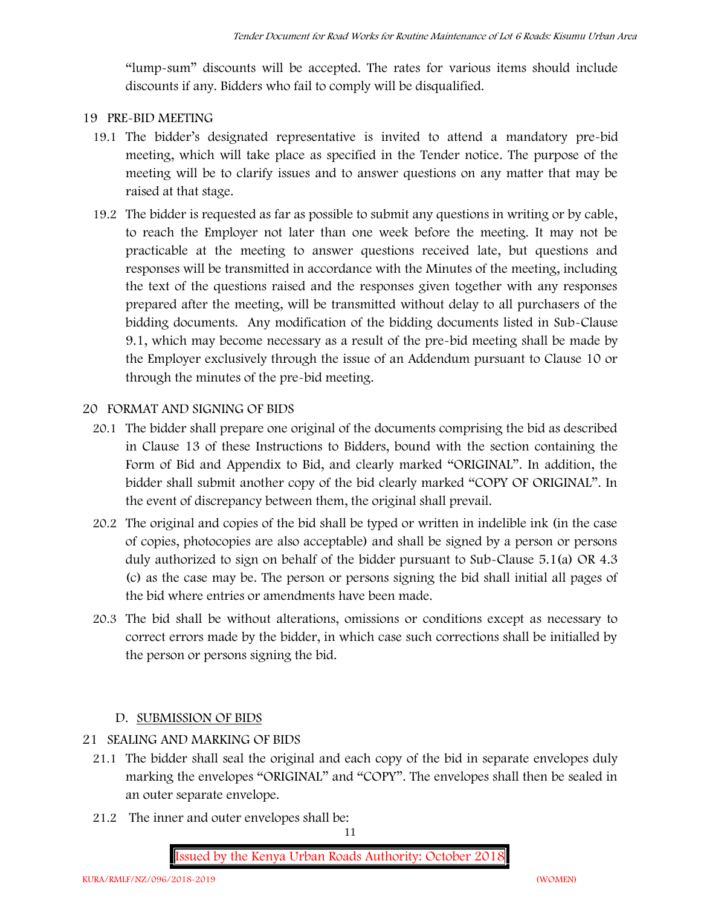"lump-sum" discounts will be accepted. The rates for various items should include discounts if any. Bidders who fail to comply will be disqualified.

## 19 PRE-BID MEETING

19.1 The bidder's designated representative is invited to attend a mandatory pre-bid meeting, which will take place as specified in the Tender notice. The purpose of the meeting will be to clarify issues and to answer questions on any matter that may be raised at that stage.

19.2 The bidder is requested as far as possible to submit any questions in writing or by cable, to reach the Employer not later than one week before the meeting. It may not be practicable at the meeting to answer questions received late, but questions and responses will be transmitted in accordance with the Minutes of the meeting, including the text of the questions raised and the responses given together with any responses prepared after the meeting, will be transmitted without delay to all purchasers of the bidding documents. Any modification of the bidding documents listed in Sub-Clause 9.1, which may become necessary as a result of the pre-bid meeting shall be made by the Employer exclusively through the issue of an Addendum pursuant to Clause 10 or through the minutes of the pre-bid meeting.

## 20 FORMAT AND SIGNING OF BIDS

20.1 The bidder shall prepare one original of the documents comprising the bid as described in Clause 13 of these Instructions to Bidders, bound with the section containing the Form of Bid and Appendix to Bid, and clearly marked "ORIGINAL". In addition, the bidder shall submit another copy of the bid clearly marked "COPY OF ORIGINAL". In the event of discrepancy between them, the original shall prevail.

20.2 The original and copies of the bid shall be typed or written in indelible ink (in the case of copies, photocopies are also acceptable) and shall be signed by a person or persons duly authorized to sign on behalf of the bidder pursuant to Sub-Clause 5.1(a) OR 4.3 (c) as the case may be. The person or persons signing the bid shall initial all pages of the bid where entries or amendments have been made.

20.3 The bid shall be without alterations, omissions or conditions except as necessary to correct errors made by the bidder, in which case such corrections shall be initialled by the person or persons signing the bid.

## D. SUBMISSION OF BIDS

## 21 SEALING AND MARKING OF BIDS

21.1 The bidder shall seal the original and each copy of the bid in separate envelopes duly marking the envelopes "ORIGINAL" and "COPY". The envelopes shall then be sealed in an outer separate envelope.

21.2 The inner and outer envelopes shall be: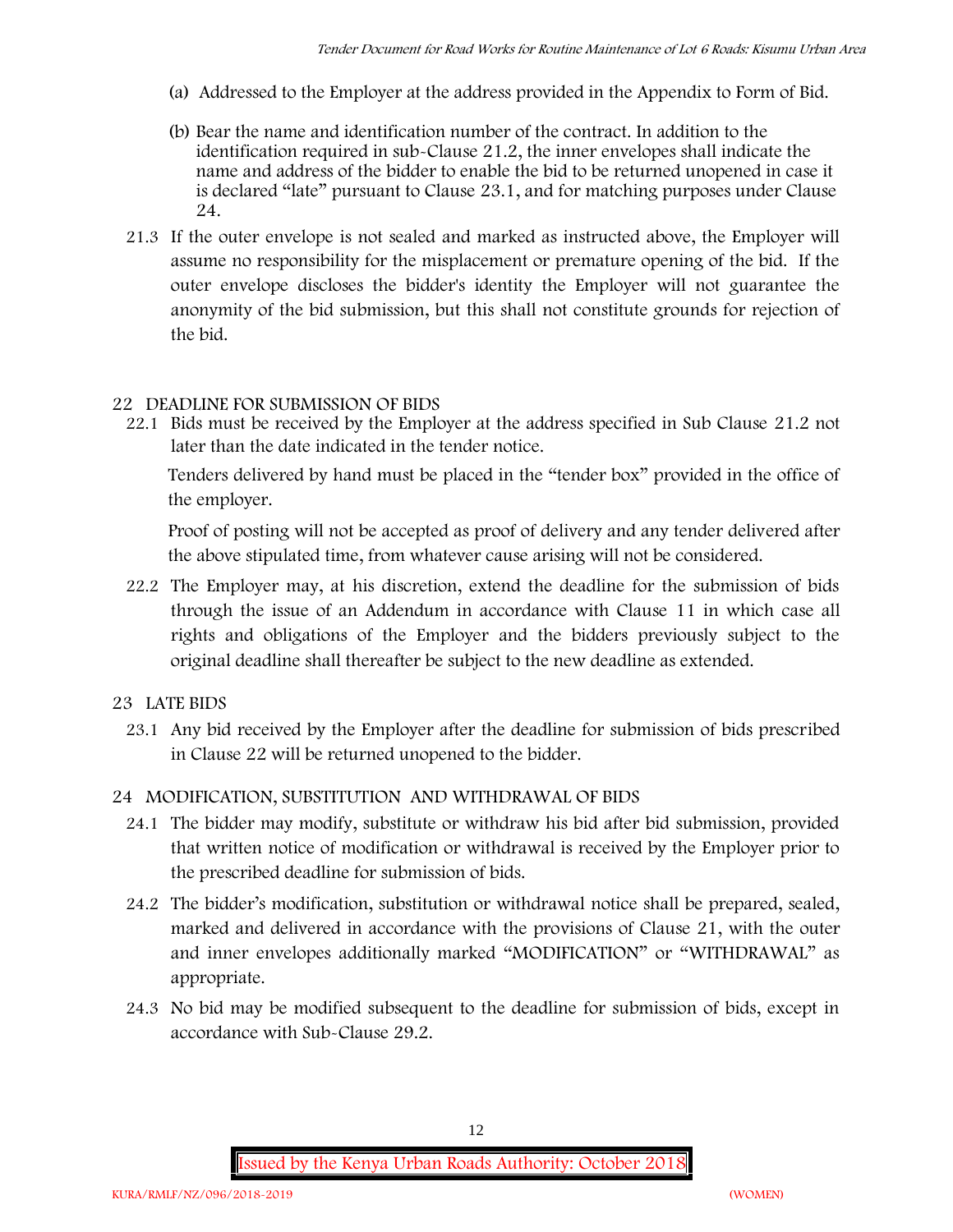(a) Addressed to the Employer at the address provided in the Appendix to Form of Bid.

(b) Bear the name and identification number of the contract. In addition to the identification required in sub-Clause 21.2, the inner envelopes shall indicate the name and address of the bidder to enable the bid to be returned unopened in case it is declared "late" pursuant to Clause 23.1, and for matching purposes under Clause 24.

21.3 If the outer envelope is not sealed and marked as instructed above, the Employer will assume no responsibility for the misplacement or premature opening of the bid. If the outer envelope discloses the bidder's identity the Employer will not guarantee the anonymity of the bid submission, but this shall not constitute grounds for rejection of the bid.

## 22 DEADLINE FOR SUBMISSION OF BIDS

22.1 Bids must be received by the Employer at the address specified in Sub Clause 21.2 not later than the date indicated in the tender notice.

Tenders delivered by hand must be placed in the "tender box" provided in the office of the employer.

Proof of posting will not be accepted as proof of delivery and any tender delivered after the above stipulated time, from whatever cause arising will not be considered.

22.2 The Employer may, at his discretion, extend the deadline for the submission of bids through the issue of an Addendum in accordance with Clause 11 in which case all rights and obligations of the Employer and the bidders previously subject to the original deadline shall thereafter be subject to the new deadline as extended.

## 23 LATE BIDS

23.1 Any bid received by the Employer after the deadline for submission of bids prescribed in Clause 22 will be returned unopened to the bidder.

## 24 MODIFICATION, SUBSTITUTION AND WITHDRAWAL OF BIDS

24.1 The bidder may modify, substitute or withdraw his bid after bid submission, provided that written notice of modification or withdrawal is received by the Employer prior to the prescribed deadline for submission of bids.

24.2 The bidder's modification, substitution or withdrawal notice shall be prepared, sealed, marked and delivered in accordance with the provisions of Clause 21, with the outer and inner envelopes additionally marked "MODIFICATION" or "WITHDRAWAL" as appropriate.

24.3 No bid may be modified subsequent to the deadline for submission of bids, except in accordance with Sub-Clause 29.2.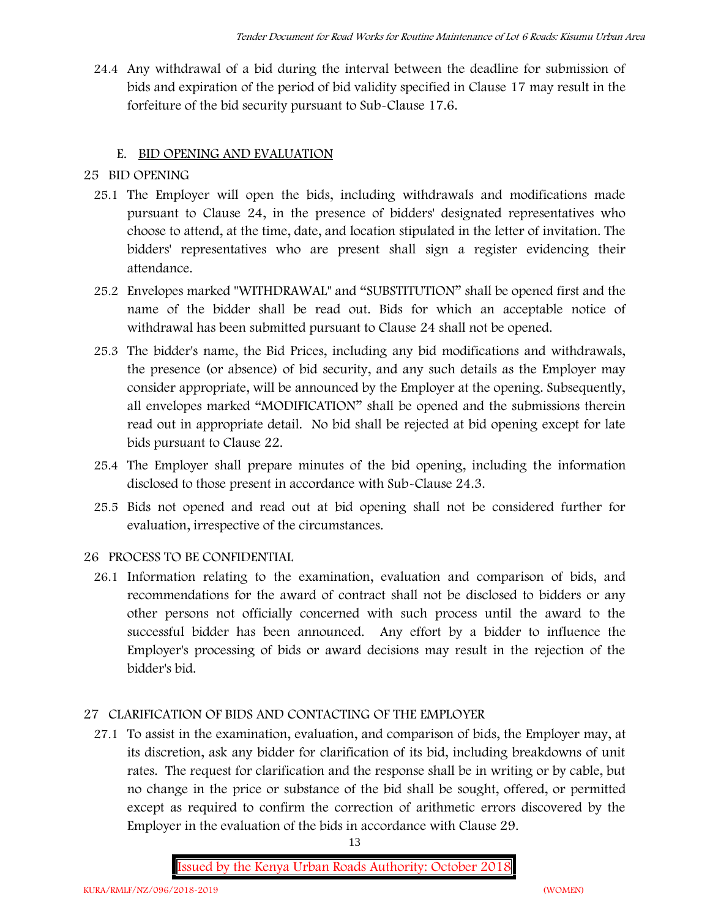24.4 Any withdrawal of a bid during the interval between the deadline for submission of bids and expiration of the period of bid validity specified in Clause 17 may result in the forfeiture of the bid security pursuant to Sub-Clause 17.6.

## E. BID OPENING AND EVALUATION

### 25 BID OPENING

25.1 The Employer will open the bids, including withdrawals and modifications made pursuant to Clause 24, in the presence of bidders' designated representatives who choose to attend, at the time, date, and location stipulated in the letter of invitation. The bidders' representatives who are present shall sign a register evidencing their attendance.

25.2 Envelopes marked "WITHDRAWAL" and "SUBSTITUTION" shall be opened first and the name of the bidder shall be read out. Bids for which an acceptable notice of withdrawal has been submitted pursuant to Clause 24 shall not be opened.

25.3 The bidder's name, the Bid Prices, including any bid modifications and withdrawals, the presence (or absence) of bid security, and any such details as the Employer may consider appropriate, will be announced by the Employer at the opening. Subsequently, all envelopes marked "MODIFICATION" shall be opened and the submissions therein read out in appropriate detail. No bid shall be rejected at bid opening except for late bids pursuant to Clause 22.

25.4 The Employer shall prepare minutes of the bid opening, including the information disclosed to those present in accordance with Sub-Clause 24.3.

25.5 Bids not opened and read out at bid opening shall not be considered further for evaluation, irrespective of the circumstances.

### 26 PROCESS TO BE CONFIDENTIAL

26.1 Information relating to the examination, evaluation and comparison of bids, and recommendations for the award of contract shall not be disclosed to bidders or any other persons not officially concerned with such process until the award to the successful bidder has been announced. Any effort by a bidder to influence the Employer's processing of bids or award decisions may result in the rejection of the bidder's bid.

### 27 CLARIFICATION OF BIDS AND CONTACTING OF THE EMPLOYER

27.1 To assist in the examination, evaluation, and comparison of bids, the Employer may, at its discretion, ask any bidder for clarification of its bid, including breakdowns of unit rates. The request for clarification and the response shall be in writing or by cable, but no change in the price or substance of the bid shall be sought, offered, or permitted except as required to confirm the correction of arithmetic errors discovered by the Employer in the evaluation of the bids in accordance with Clause 29.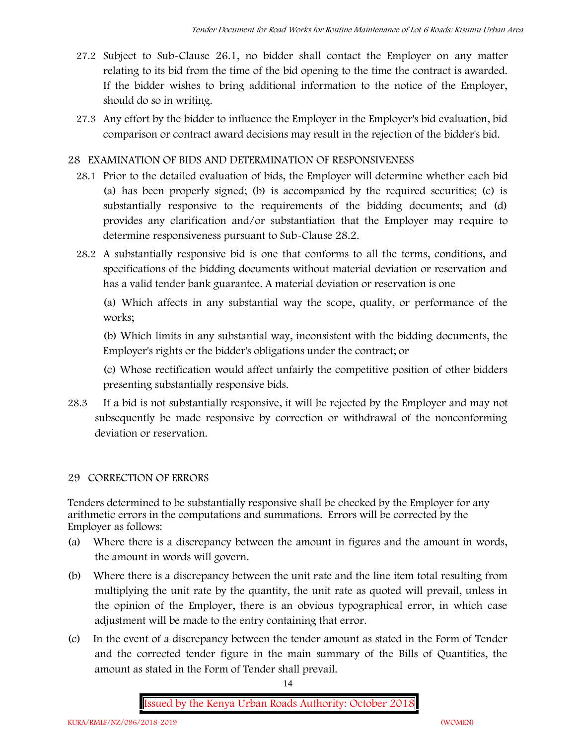27.2 Subject to Sub-Clause 26.1, no bidder shall contact the Employer on any matter relating to its bid from the time of the bid opening to the time the contract is awarded. If the bidder wishes to bring additional information to the notice of the Employer, should do so in writing.

27.3 Any effort by the bidder to influence the Employer in the Employer's bid evaluation, bid comparison or contract award decisions may result in the rejection of the bidder's bid.

## 28 EXAMINATION OF BIDS AND DETERMINATION OF RESPONSIVENESS

28.1 Prior to the detailed evaluation of bids, the Employer will determine whether each bid (a) has been properly signed; (b) is accompanied by the required securities; (c) is substantially responsive to the requirements of the bidding documents; and (d) provides any clarification and/or substantiation that the Employer may require to determine responsiveness pursuant to Sub-Clause 28.2.

28.2 A substantially responsive bid is one that conforms to all the terms, conditions, and specifications of the bidding documents without material deviation or reservation and has a valid tender bank guarantee. A material deviation or reservation is one

(a) Which affects in any substantial way the scope, quality, or performance of the works;

(b) Which limits in any substantial way, inconsistent with the bidding documents, the Employer's rights or the bidder's obligations under the contract; or

(c) Whose rectification would affect unfairly the competitive position of other bidders presenting substantially responsive bids.

28.3 If a bid is not substantially responsive, it will be rejected by the Employer and may not subsequently be made responsive by correction or withdrawal of the nonconforming deviation or reservation.

## 29 CORRECTION OF ERRORS

Tenders determined to be substantially responsive shall be checked by the Employer for any arithmetic errors in the computations and summations. Errors will be corrected by the Employer as follows:

(a) Where there is a discrepancy between the amount in figures and the amount in words, the amount in words will govern.

(b) Where there is a discrepancy between the unit rate and the line item total resulting from multiplying the unit rate by the quantity, the unit rate as quoted will prevail, unless in the opinion of the Employer, there is an obvious typographical error, in which case adjustment will be made to the entry containing that error.

(c) In the event of a discrepancy between the tender amount as stated in the Form of Tender and the corrected tender figure in the main summary of the Bills of Quantities, the amount as stated in the Form of Tender shall prevail.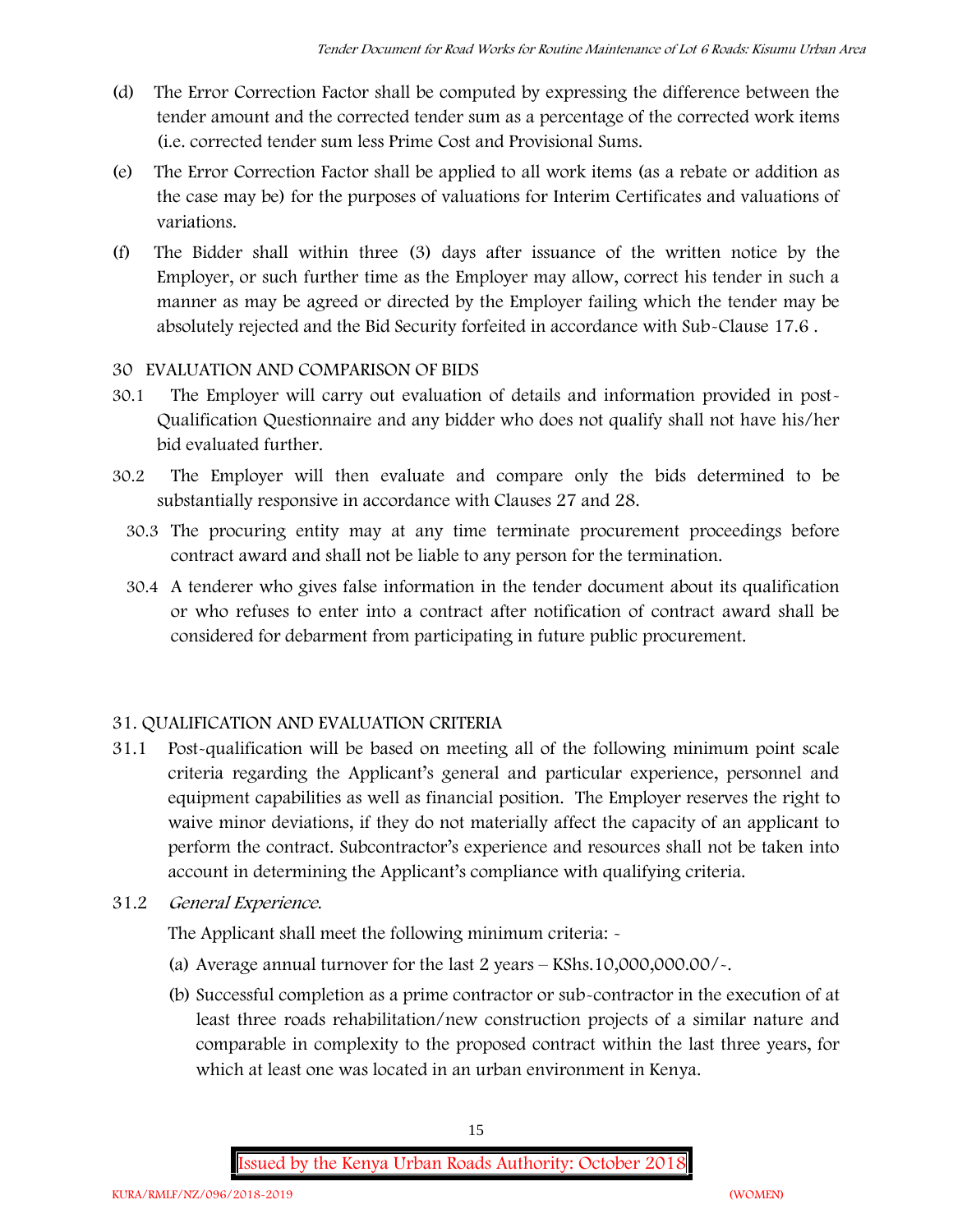(d) The Error Correction Factor shall be computed by expressing the difference between the tender amount and the corrected tender sum as a percentage of the corrected work items (i.e. corrected tender sum less Prime Cost and Provisional Sums.

(e) The Error Correction Factor shall be applied to all work items (as a rebate or addition as the case may be) for the purposes of valuations for Interim Certificates and valuations of variations.

(f) The Bidder shall within three (3) days after issuance of the written notice by the Employer, or such further time as the Employer may allow, correct his tender in such a manner as may be agreed or directed by the Employer failing which the tender may be absolutely rejected and the Bid Security forfeited in accordance with Sub-Clause 17.6 .

## 30 EVALUATION AND COMPARISON OF BIDS

30.1 The Employer will carry out evaluation of details and information provided in post-Qualification Questionnaire and any bidder who does not qualify shall not have his/her bid evaluated further.

30.2 The Employer will then evaluate and compare only the bids determined to be substantially responsive in accordance with Clauses 27 and 28.

30.3 The procuring entity may at any time terminate procurement proceedings before contract award and shall not be liable to any person for the termination.

30.4 A tenderer who gives false information in the tender document about its qualification or who refuses to enter into a contract after notification of contract award shall be considered for debarment from participating in future public procurement.

## 31. QUALIFICATION AND EVALUATION CRITERIA

31.1 Post-qualification will be based on meeting all of the following minimum point scale criteria regarding the Applicant's general and particular experience, personnel and equipment capabilities as well as financial position. The Employer reserves the right to waive minor deviations, if they do not materially affect the capacity of an applicant to perform the contract. Subcontractor's experience and resources shall not be taken into account in determining the Applicant's compliance with qualifying criteria.

31.2 *General Experience.*

The Applicant shall meet the following minimum criteria: -

(a) Average annual turnover for the last 2 years – KShs.10,000,000.00/-.

(b) Successful completion as a prime contractor or sub-contractor in the execution of at least three roads rehabilitation/new construction projects of a similar nature and comparable in complexity to the proposed contract within the last three years, for which at least one was located in an urban environment in Kenya.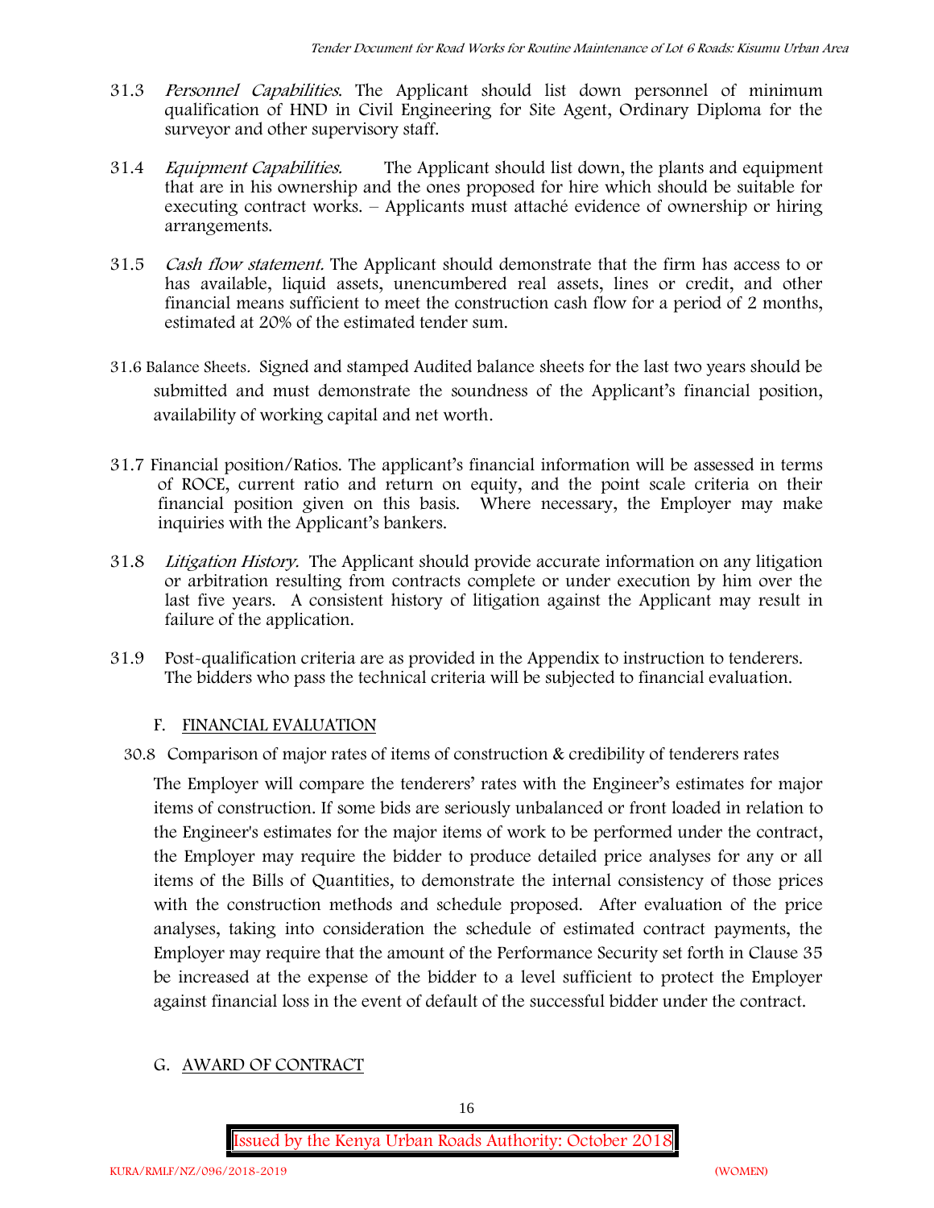31.3 *Personnel Capabilities*. The Applicant should list down personnel of minimum qualification of HND in Civil Engineering for Site Agent, Ordinary Diploma for the surveyor and other supervisory staff.

31.4 *Equipment Capabilities.* The Applicant should list down, the plants and equipment that are in his ownership and the ones proposed for hire which should be suitable for executing contract works. – Applicants must attaché evidence of ownership or hiring arrangements.

31.5 *Cash flow statement.* The Applicant should demonstrate that the firm has access to or has available, liquid assets, unencumbered real assets, lines or credit, and other financial means sufficient to meet the construction cash flow for a period of 2 months, estimated at 20% of the estimated tender sum.

31.6 Balance Sheets. Signed and stamped Audited balance sheets for the last two years should be submitted and must demonstrate the soundness of the Applicant's financial position, availability of working capital and net worth.

31.7 Financial position/Ratios. The applicant's financial information will be assessed in terms of ROCE, current ratio and return on equity, and the point scale criteria on their financial position given on this basis. Where necessary, the Employer may make inquiries with the Applicant's bankers.

31.8 *Litigation History.* The Applicant should provide accurate information on any litigation or arbitration resulting from contracts complete or under execution by him over the last five years. A consistent history of litigation against the Applicant may result in failure of the application.

31.9 Post-qualification criteria are as provided in the Appendix to instruction to tenderers. The bidders who pass the technical criteria will be subjected to financial evaluation.

## F. FINANCIAL EVALUATION

30.8 Comparison of major rates of items of construction & credibility of tenderers rates

The Employer will compare the tenderers' rates with the Engineer's estimates for major items of construction. If some bids are seriously unbalanced or front loaded in relation to the Engineer's estimates for the major items of work to be performed under the contract, the Employer may require the bidder to produce detailed price analyses for any or all items of the Bills of Quantities, to demonstrate the internal consistency of those prices with the construction methods and schedule proposed. After evaluation of the price analyses, taking into consideration the schedule of estimated contract payments, the Employer may require that the amount of the Performance Security set forth in Clause 35 be increased at the expense of the bidder to a level sufficient to protect the Employer against financial loss in the event of default of the successful bidder under the contract.

## G. AWARD OF CONTRACT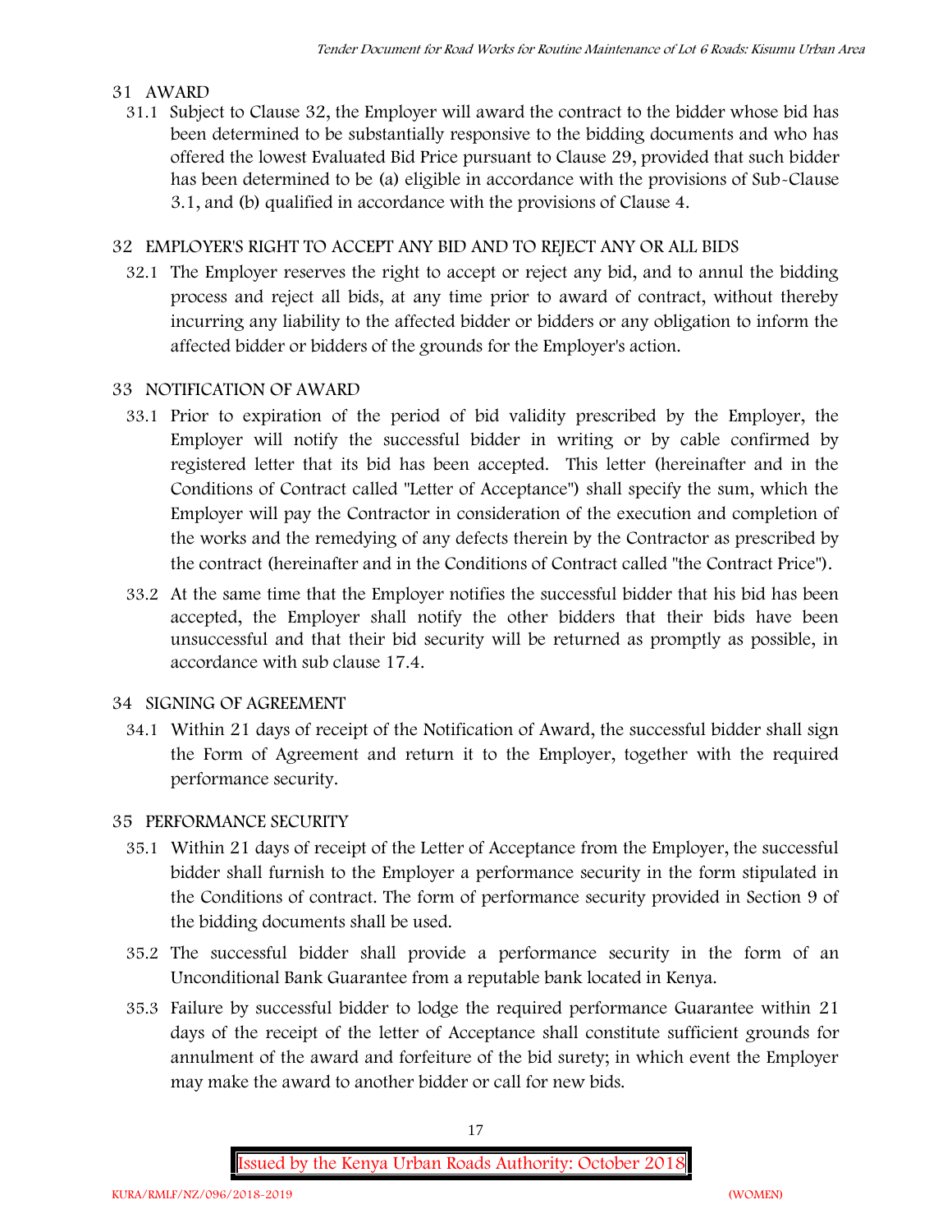## 31 AWARD

31.1 Subject to Clause 32, the Employer will award the contract to the bidder whose bid has been determined to be substantially responsive to the bidding documents and who has offered the lowest Evaluated Bid Price pursuant to Clause 29, provided that such bidder has been determined to be (a) eligible in accordance with the provisions of Sub-Clause 3.1, and (b) qualified in accordance with the provisions of Clause 4.

## 32 EMPLOYER'S RIGHT TO ACCEPT ANY BID AND TO REJECT ANY OR ALL BIDS

32.1 The Employer reserves the right to accept or reject any bid, and to annul the bidding process and reject all bids, at any time prior to award of contract, without thereby incurring any liability to the affected bidder or bidders or any obligation to inform the affected bidder or bidders of the grounds for the Employer's action.

## 33 NOTIFICATION OF AWARD

33.1 Prior to expiration of the period of bid validity prescribed by the Employer, the Employer will notify the successful bidder in writing or by cable confirmed by registered letter that its bid has been accepted. This letter (hereinafter and in the Conditions of Contract called "Letter of Acceptance") shall specify the sum, which the Employer will pay the Contractor in consideration of the execution and completion of the works and the remedying of any defects therein by the Contractor as prescribed by the contract (hereinafter and in the Conditions of Contract called "the Contract Price").

33.2 At the same time that the Employer notifies the successful bidder that his bid has been accepted, the Employer shall notify the other bidders that their bids have been unsuccessful and that their bid security will be returned as promptly as possible, in accordance with sub clause 17.4.

## 34 SIGNING OF AGREEMENT

34.1 Within 21 days of receipt of the Notification of Award, the successful bidder shall sign the Form of Agreement and return it to the Employer, together with the required performance security.

## 35 PERFORMANCE SECURITY

35.1 Within 21 days of receipt of the Letter of Acceptance from the Employer, the successful bidder shall furnish to the Employer a performance security in the form stipulated in the Conditions of contract. The form of performance security provided in Section 9 of the bidding documents shall be used.

35.2 The successful bidder shall provide a performance security in the form of an Unconditional Bank Guarantee from a reputable bank located in Kenya.

35.3 Failure by successful bidder to lodge the required performance Guarantee within 21 days of the receipt of the letter of Acceptance shall constitute sufficient grounds for annulment of the award and forfeiture of the bid surety; in which event the Employer may make the award to another bidder or call for new bids.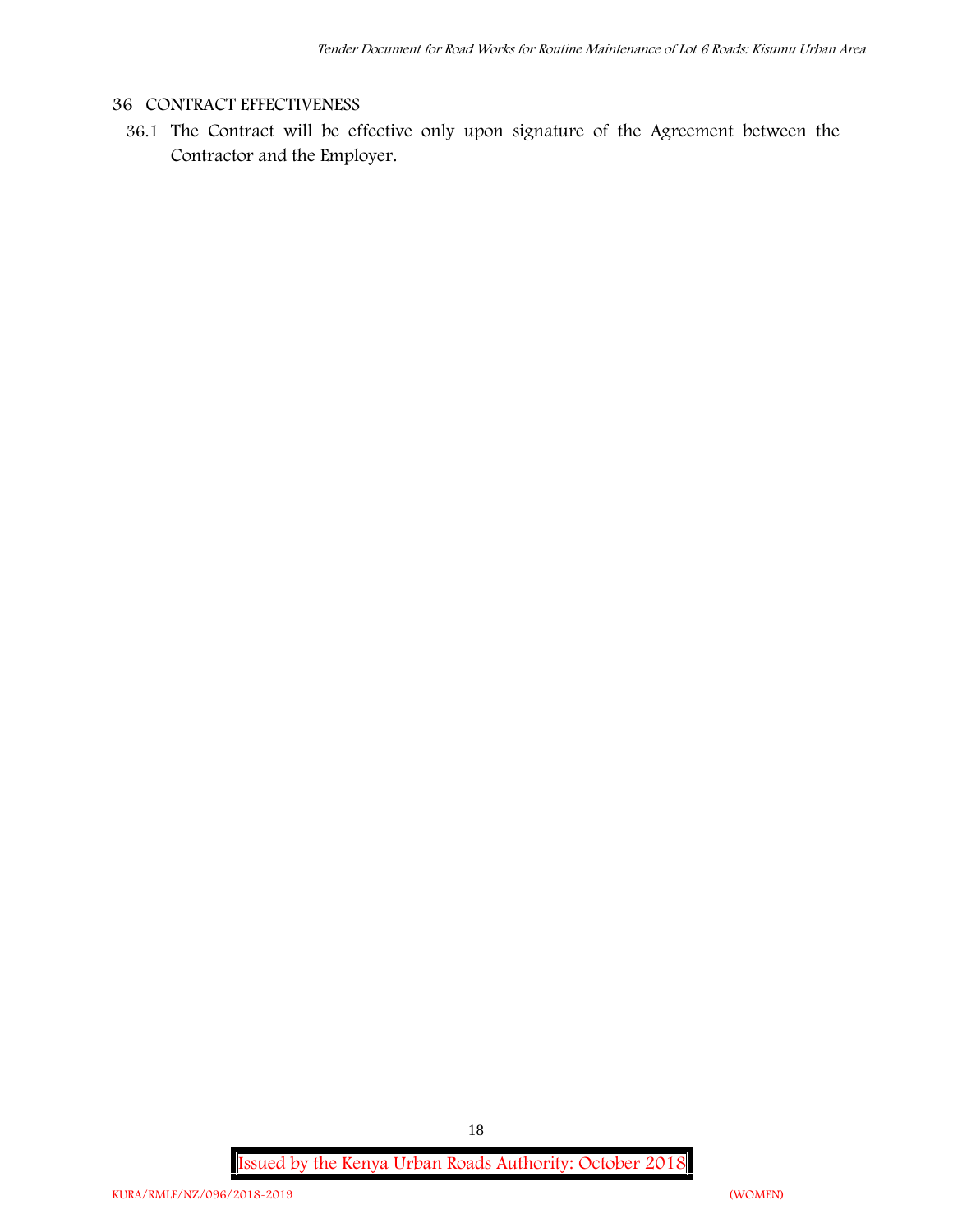## 36 CONTRACT EFFECTIVENESS

36.1 The Contract will be effective only upon signature of the Agreement between the Contractor and the Employer.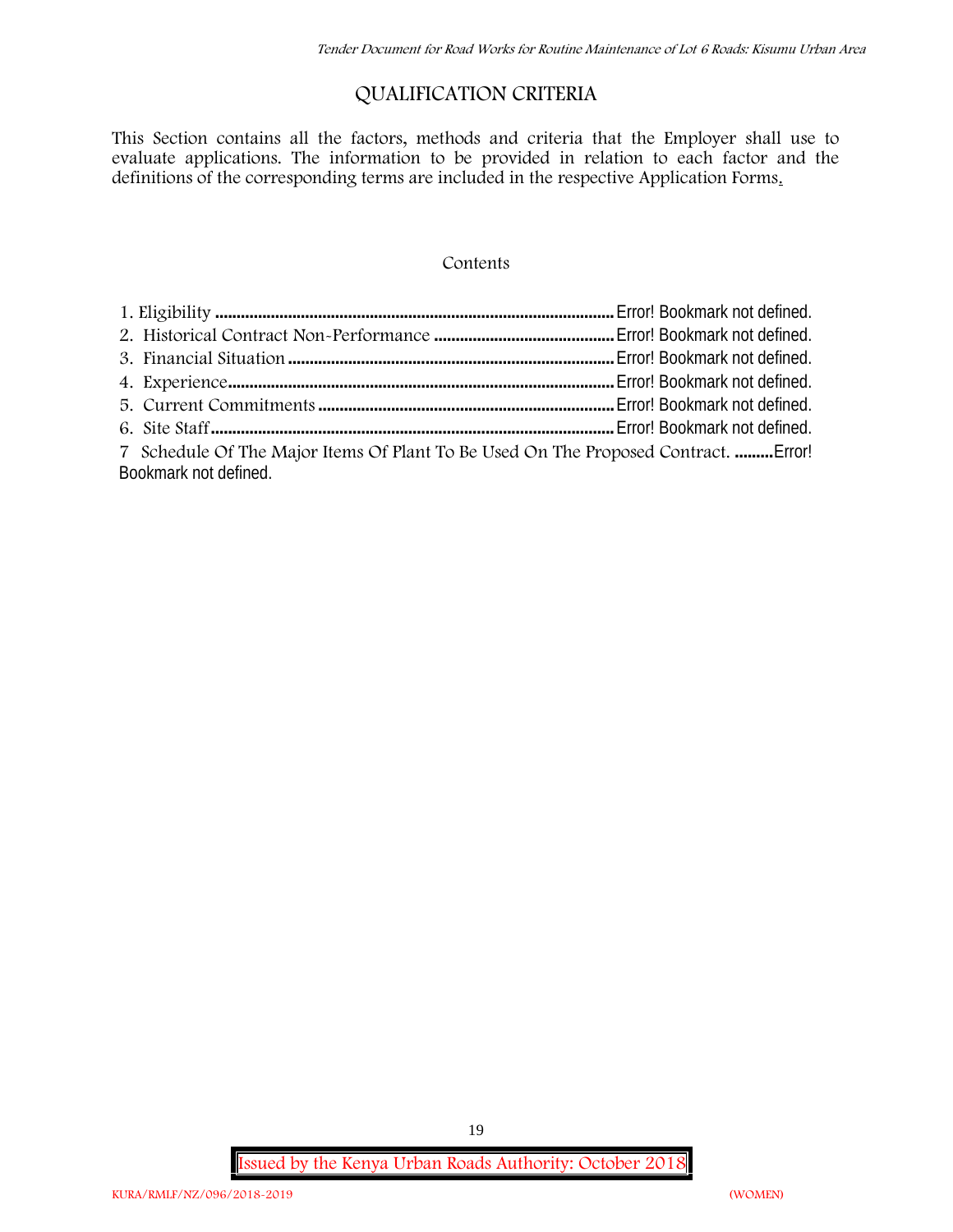# QUALIFICATION CRITERIA

This Section contains all the factors, methods and criteria that the Employer shall use to evaluate applications. The information to be provided in relation to each factor and the definitions of the corresponding terms are included in the respective Application Forms.

Contents

1. Eligibility ............................................................................................ Error! Bookmark not defined.
2. Historical Contract Non-Performance .......................................... Error! Bookmark not defined.
3. Financial Situation ........................................................................... Error! Bookmark not defined.
4. Experience......................................................................................... Error! Bookmark not defined.
5. Current Commitments .................................................................... Error! Bookmark not defined.
6. Site Staff ............................................................................................ Error! Bookmark not defined.
7. Schedule Of The Major Items Of Plant To Be Used On The Proposed Contract. .........Error! Bookmark not defined.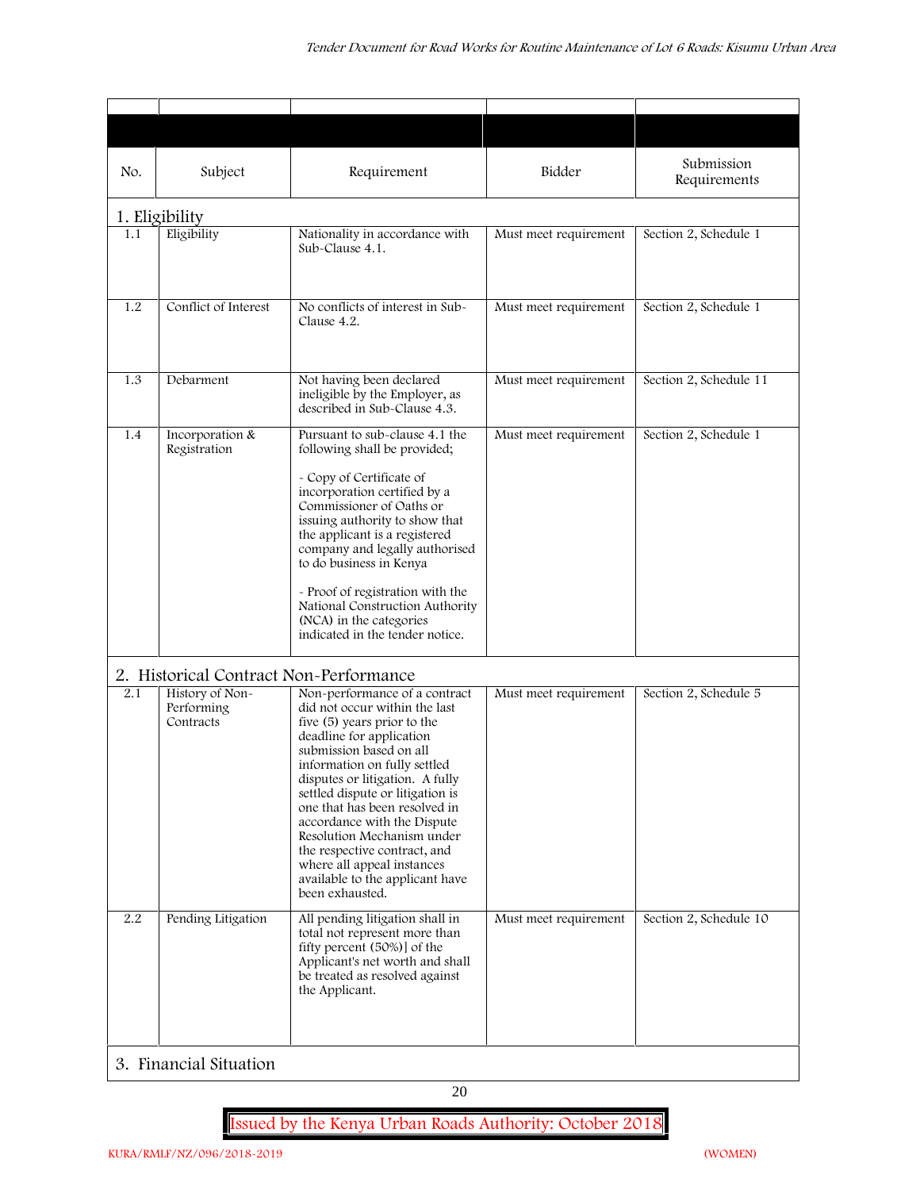| No. | Subject | Requirement | Bidder | Submission Requirements |
|---|---|---|---|---|
| **1. Eligibility** | | | | |
| 1.1 | Eligibility | Nationality in accordance with Sub-Clause 4.1. | Must meet requirement | Section 2, Schedule 1 |
| 1.2 | Conflict of Interest | No conflicts of interest in Sub-Clause 4.2. | Must meet requirement | Section 2, Schedule 1 |
| 1.3 | Debarment | Not having been declared ineligible by the Employer, as described in Sub-Clause 4.3. | Must meet requirement | Section 2, Schedule 11 |
| 1.4 | Incorporation & Registration | Pursuant to sub-clause 4.1 the following shall be provided;<br><br>- Copy of Certificate of incorporation certified by a Commissioner of Oaths or issuing authority to show that the applicant is a registered company and legally authorised to do business in Kenya<br><br>- Proof of registration with the National Construction Authority (NCA) in the categories indicated in the tender notice. | Must meet requirement | Section 2, Schedule 1 |
| **2. Historical Contract Non-Performance** | | | | |
| 2.1 | History of Non-Performing Contracts | Non-performance of a contract did not occur within the last five (5) years prior to the deadline for application submission based on all information on fully settled disputes or litigation. A fully settled dispute or litigation is one that has been resolved in accordance with the Dispute Resolution Mechanism under the respective contract, and where all appeal instances available to the applicant have been exhausted. | Must meet requirement | Section 2, Schedule 5 |
| 2.2 | Pending Litigation | All pending litigation shall in total not represent more than fifty percent (50%)] of the Applicant's net worth and shall be treated as resolved against the Applicant. | Must meet requirement | Section 2, Schedule 10 |
| **3. Financial Situation** | | | | |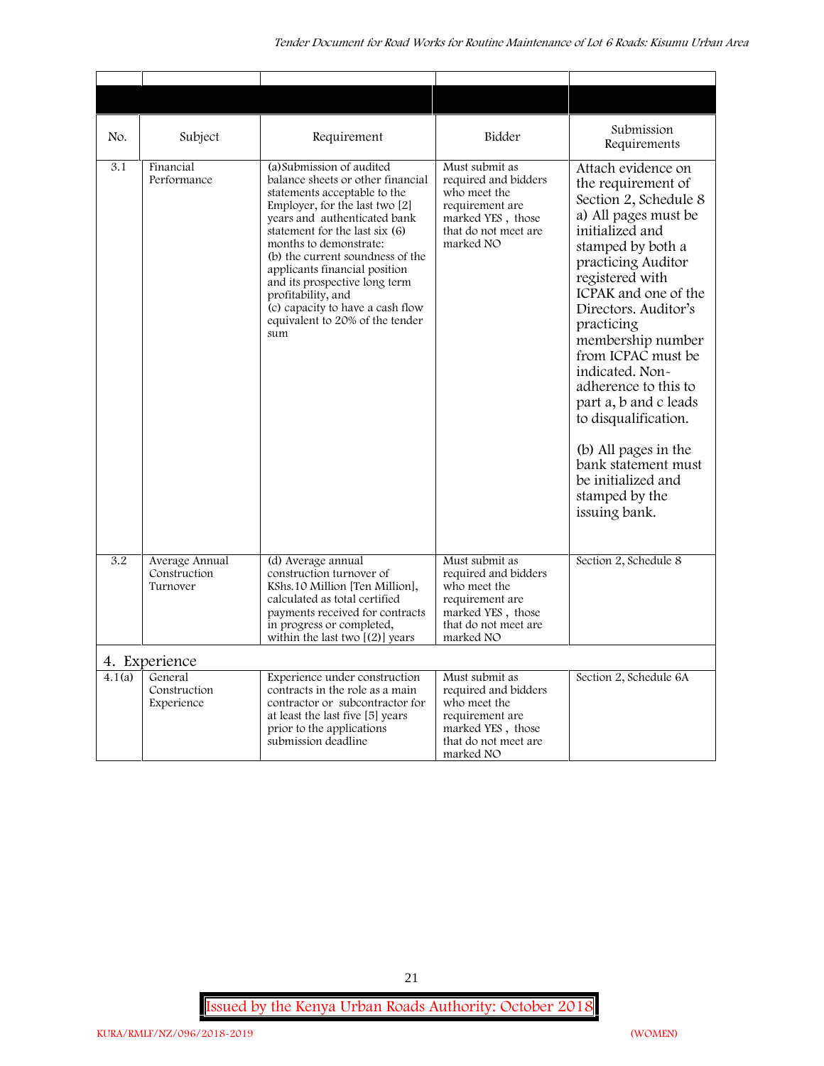| No. | Subject | Requirement | Bidder | Submission Requirements |
|---|---|---|---|---|
| 3.1 | Financial Performance | (a)Submission of audited balance sheets or other financial statements acceptable to the Employer, for the last two [2] years and authenticated bank statement for the last six (6) months to demonstrate:<br>(b) the current soundness of the applicants financial position and its prospective long term profitability, and<br>(c) capacity to have a cash flow equivalent to 20% of the tender sum | Must submit as required and bidders who meet the requirement are marked YES , those that do not meet are marked NO | Attach evidence on the requirement of Section 2, Schedule 8<br>a) All pages must be initialized and stamped by both a practicing Auditor registered with ICPAK and one of the Directors. Auditor's practicing membership number from ICPAC must be indicated. Non-adherence to this to part a, b and c leads to disqualification.<br><br>(b) All pages in the bank statement must be initialized and stamped by the issuing bank. |
| 3.2 | Average Annual Construction Turnover | (d) Average annual construction turnover of KShs.10 Million [Ten Million], calculated as total certified payments received for contracts in progress or completed, within the last two [(2)] years | Must submit as required and bidders who meet the requirement are marked YES , those that do not meet are marked NO | Section 2, Schedule 8 |
| **4. Experience** | | | | |
| 4.1(a) | General Construction Experience | Experience under construction contracts in the role as a main contractor or subcontractor for at least the last five [5] years prior to the applications submission deadline | Must submit as required and bidders who meet the requirement are marked YES , those that do not meet are marked NO | Section 2, Schedule 6A |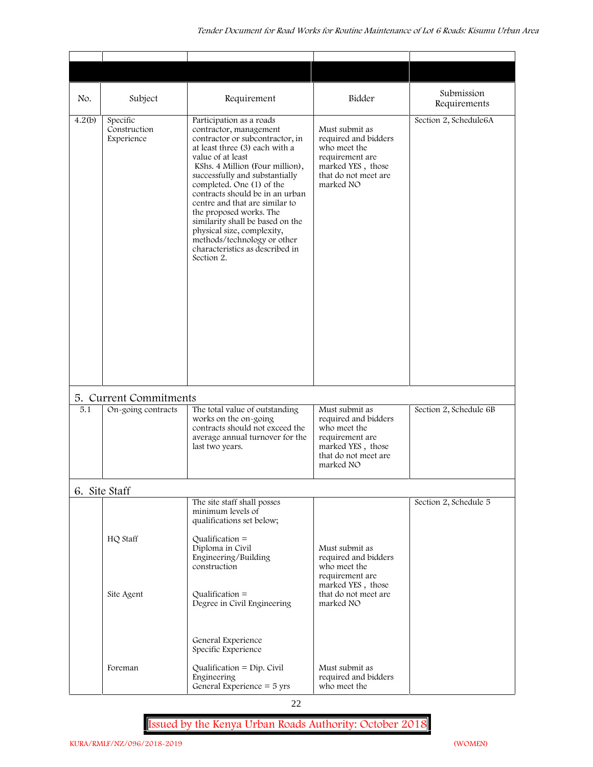| No. | Subject | Requirement | Bidder | Submission Requirements |
|---|---|---|---|---|
| 4.2(b) | Specific Construction Experience | Participation as a roads contractor, management contractor or subcontractor, in at least three (3) each with a value of at least KShs. 4 Million (Four million), successfully and substantially completed. One (1) of the contracts should be in an urban centre and that are similar to the proposed works. The similarity shall be based on the physical size, complexity, methods/technology or other characteristics as described in Section 2. | Must submit as required and bidders who meet the requirement are marked YES , those that do not meet are marked NO | Section 2, Schedule6A |
| **5. Current Commitments** | | | | |
| 5.1 | On-going contracts | The total value of outstanding works on the on-going contracts should not exceed the average annual turnover for the last two years. | Must submit as required and bidders who meet the requirement are marked YES , those that do not meet are marked NO | Section 2, Schedule 6B |
| **6. Site Staff** | | | | |
| | | The site staff shall posses minimum levels of qualifications set below; | | Section 2, Schedule 5 |
| | HQ Staff | Qualification = Diploma in Civil Engineering/Building construction | Must submit as required and bidders who meet the requirement are marked YES , those that do not meet are marked NO | |
| | Site Agent | Qualification = Degree in Civil Engineering<br><br>General Experience<br>Specific Experience | | |
| | Foreman | Qualification = Dip. Civil Engineering<br>General Experience = 5 yrs | Must submit as required and bidders who meet the | |

Issued by the Kenya Urban Roads Authority: October 2018

KURA/RMLF/NZ/096/2018-2019 (WOMEN)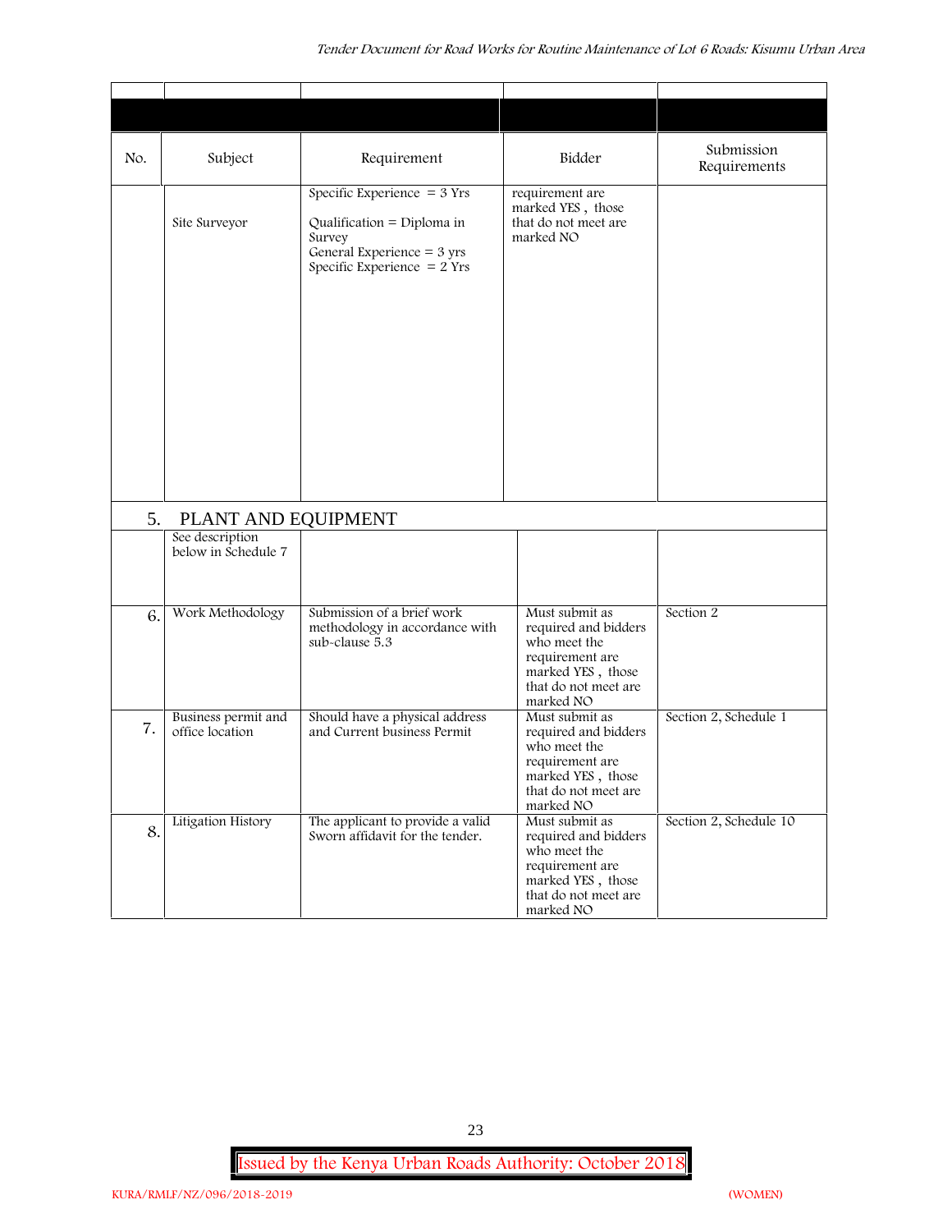| No. | Subject | Requirement | Bidder | Submission Requirements |
|---|---|---|---|---|
| | Site Surveyor | Specific Experience = 3 Yrs<br>Qualification = Diploma in Survey<br>General Experience = 3 yrs<br>Specific Experience = 2 Yrs | requirement are marked YES , those that do not meet are marked NO | |
| 5. | PLANT AND EQUIPMENT | | | |
| | See description below in Schedule 7 | | | |
| 6. | Work Methodology | Submission of a brief work methodology in accordance with sub-clause 5.3 | Must submit as required and bidders who meet the requirement are marked YES , those that do not meet are marked NO | Section 2 |
| 7. | Business permit and office location | Should have a physical address and Current business Permit | Must submit as required and bidders who meet the requirement are marked YES , those that do not meet are marked NO | Section 2, Schedule 1 |
| 8. | Litigation History | The applicant to provide a valid Sworn affidavit for the tender. | Must submit as required and bidders who meet the requirement are marked YES , those that do not meet are marked NO | Section 2, Schedule 10 |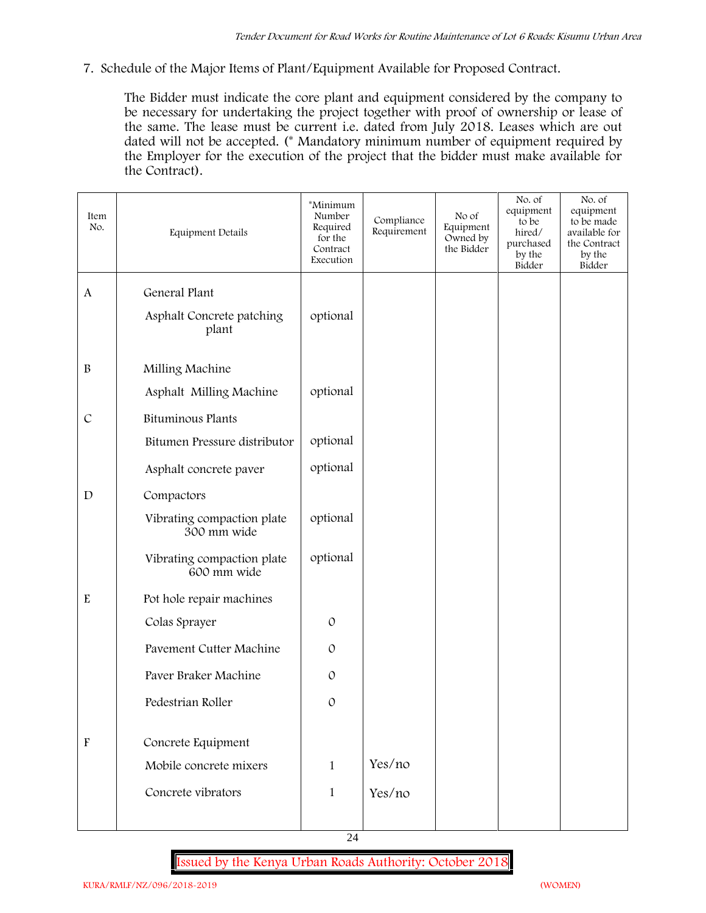7. Schedule of the Major Items of Plant/Equipment Available for Proposed Contract.

The Bidder must indicate the core plant and equipment considered by the company to be necessary for undertaking the project together with proof of ownership or lease of the same. The lease must be current i.e. dated from July 2018. Leases which are out dated will not be accepted. (* Mandatory minimum number of equipment required by the Employer for the execution of the project that the bidder must make available for the Contract).

| Item No. | Equipment Details | *Minimum Number Required for the Contract Execution | Compliance Requirement | No of Equipment Owned by the Bidder | No. of equipment to be hired/ purchased by the Bidder | No. of equipment to be made available for the Contract by the Bidder |
|---|---|---|---|---|---|---|
| A | General Plant | | | | | |
| | Asphalt Concrete patching plant | optional | | | | |
| B | Milling Machine | | | | | |
| | Asphalt Milling Machine | optional | | | | |
| C | Bituminous Plants | | | | | |
| | Bitumen Pressure distributor | optional | | | | |
| | Asphalt concrete paver | optional | | | | |
| D | Compactors | | | | | |
| | Vibrating compaction plate 300 mm wide | optional | | | | |
| | Vibrating compaction plate 600 mm wide | optional | | | | |
| E | Pot hole repair machines | | | | | |
| | Colas Sprayer | 0 | | | | |
| | Pavement Cutter Machine | 0 | | | | |
| | Paver Braker Machine | 0 | | | | |
| | Pedestrian Roller | 0 | | | | |
| F | Concrete Equipment | | | | | |
| | Mobile concrete mixers | 1 | Yes/no | | | |
| | Concrete vibrators | 1 | Yes/no | | | |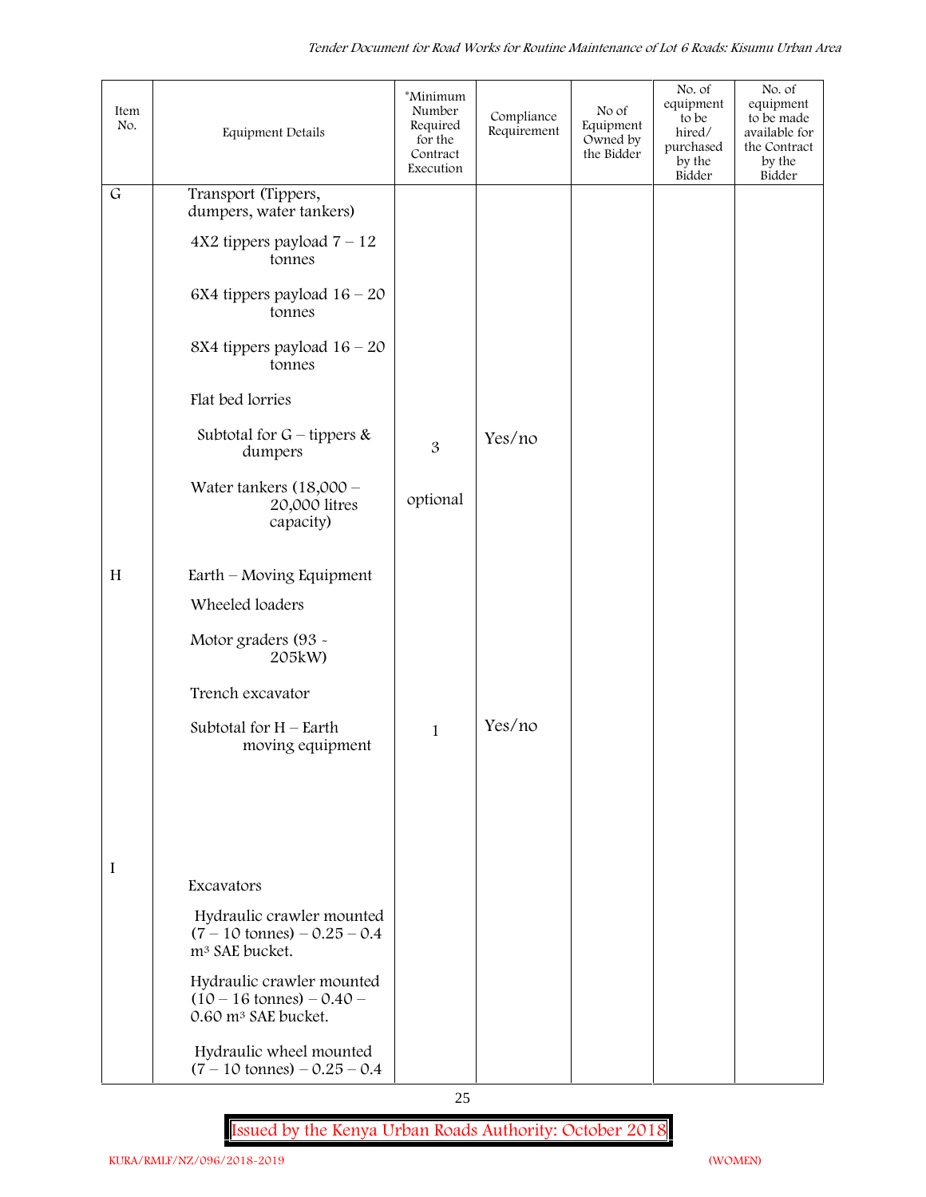| Item No. | Equipment Details | *Minimum Number Required for the Contract Execution | Compliance Requirement | No of Equipment Owned by the Bidder | No. of equipment to be hired/ purchased by the Bidder | No. of equipment to be made available for the Contract by the Bidder |
|---|---|---|---|---|---|---|
| G | Transport (Tippers, dumpers, water tankers) | | | | | |
| | 4X2 tippers payload 7 – 12 tonnes | | | | | |
| | 6X4 tippers payload 16 – 20 tonnes | | | | | |
| | 8X4 tippers payload 16 – 20 tonnes | | | | | |
| | Flat bed lorries | | | | | |
| | Subtotal for G – tippers & dumpers | 3 | Yes/no | | | |
| | Water tankers (18,000 – 20,000 litres capacity) | optional | | | | |
| H | Earth – Moving Equipment | | | | | |
| | Wheeled loaders | | | | | |
| | Motor graders (93 - 205kW) | | | | | |
| | Trench excavator | | | | | |
| | Subtotal for H – Earth moving equipment | 1 | Yes/no | | | |
| I | Excavators | | | | | |
| | Hydraulic crawler mounted (7 – 10 tonnes) – 0.25 – 0.4 m³ SAE bucket. | | | | | |
| | Hydraulic crawler mounted (10 – 16 tonnes) – 0.40 – 0.60 m³ SAE bucket. | | | | | |
| | Hydraulic wheel mounted (7 – 10 tonnes) – 0.25 – 0.4 | | | | | |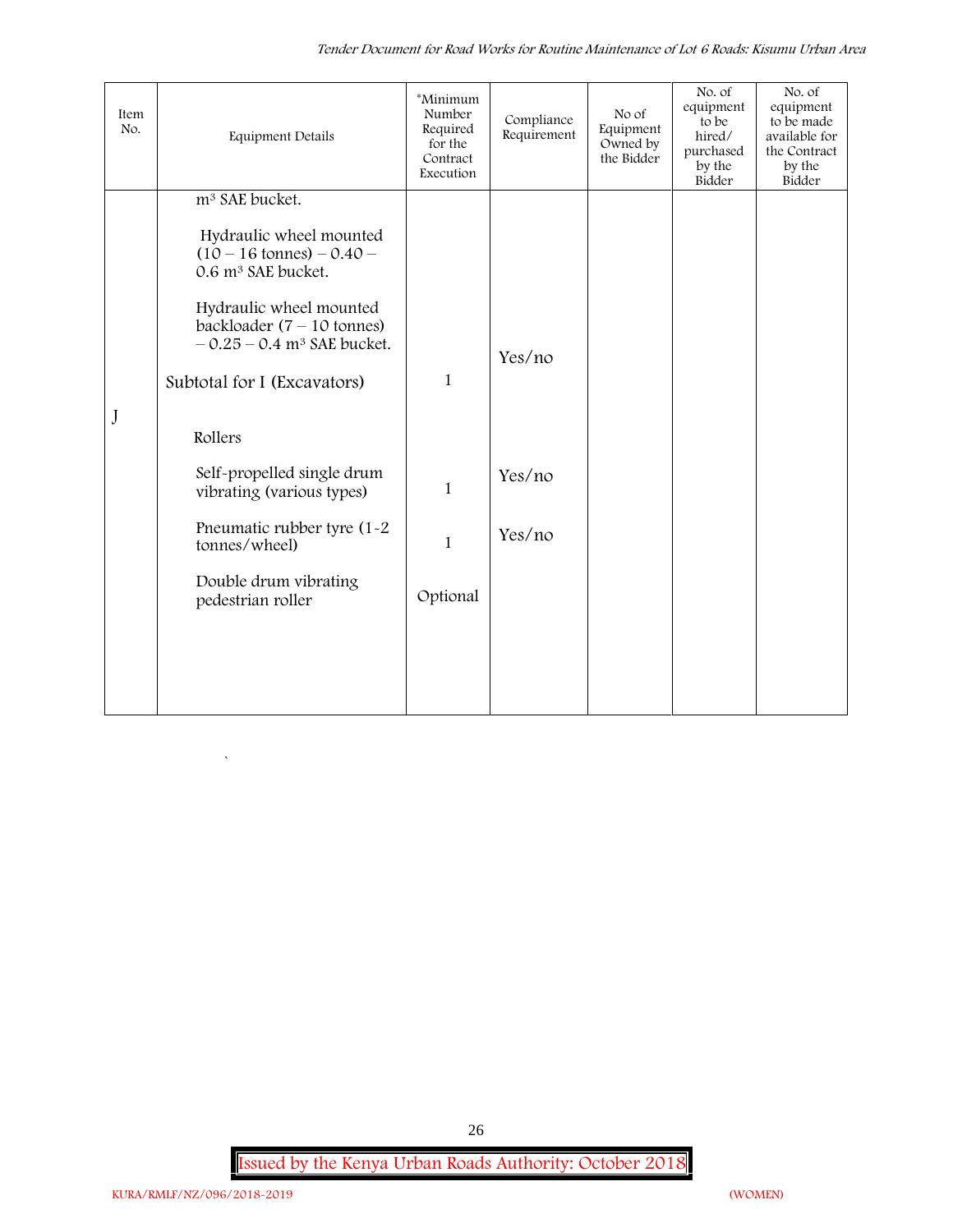| Item No. | Equipment Details | *Minimum Number Required for the Contract Execution | Compliance Requirement | No of Equipment Owned by the Bidder | No. of equipment to be hired/ purchased by the Bidder | No. of equipment to be made available for the Contract by the Bidder |
|---|---|---|---|---|---|---|
| | $m^3$ SAE bucket. | | | | | |
| | Hydraulic wheel mounted (10 – 16 tonnes) – 0.40 – 0.6 $m^3$ SAE bucket. | | | | | |
| | Hydraulic wheel mounted backloader (7 – 10 tonnes) – 0.25 – 0.4 $m^3$ SAE bucket. | | Yes/no | | | |
| | Subtotal for I (Excavators) | 1 | | | | |
| J | Rollers | | | | | |
| | Self-propelled single drum vibrating (various types) | 1 | Yes/no | | | |
| | Pneumatic rubber tyre (1-2 tonnes/wheel) | 1 | Yes/no | | | |
| | Double drum vibrating pedestrian roller | Optional | | | | |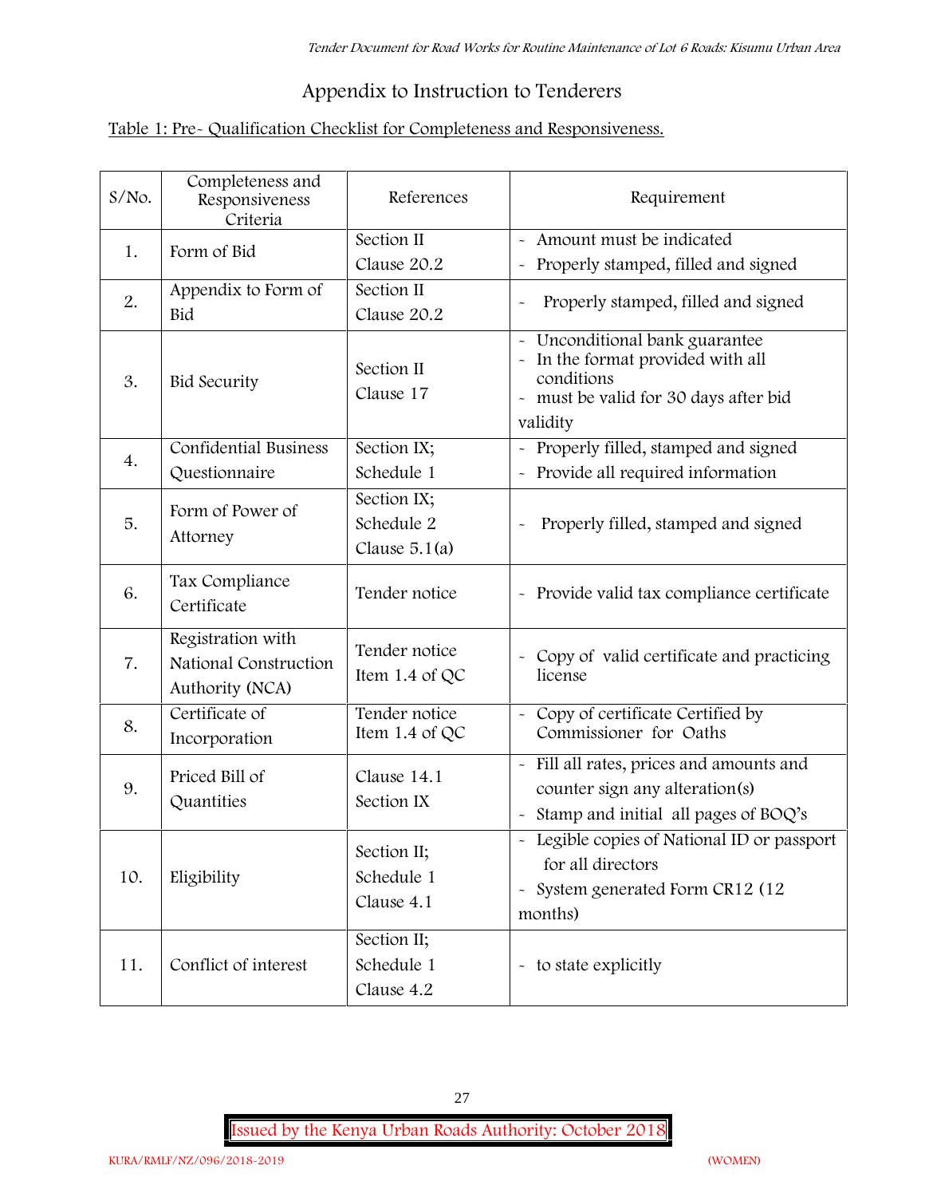# Appendix to Instruction to Tenderers

Table 1: Pre- Qualification Checklist for Completeness and Responsiveness.

| S/No. | Completeness and Responsiveness Criteria | References | Requirement |
|---|---|---|---|
| 1. | Form of Bid | Section II Clause 20.2 | - Amount must be indicated<br>- Properly stamped, filled and signed |
| 2. | Appendix to Form of Bid | Section II Clause 20.2 | - Properly stamped, filled and signed |
| 3. | Bid Security | Section II Clause 17 | - Unconditional bank guarantee<br>- In the format provided with all conditions<br>- must be valid for 30 days after bid validity |
| 4. | Confidential Business Questionnaire | Section IX; Schedule 1 | - Properly filled, stamped and signed<br>- Provide all required information |
| 5. | Form of Power of Attorney | Section IX; Schedule 2 Clause 5.1(a) | - Properly filled, stamped and signed |
| 6. | Tax Compliance Certificate | Tender notice | - Provide valid tax compliance certificate |
| 7. | Registration with National Construction Authority (NCA) | Tender notice Item 1.4 of QC | - Copy of valid certificate and practicing license |
| 8. | Certificate of Incorporation | Tender notice Item 1.4 of QC | - Copy of certificate Certified by Commissioner for Oaths |
| 9. | Priced Bill of Quantities | Clause 14.1 Section IX | - Fill all rates, prices and amounts and counter sign any alteration(s)<br>- Stamp and initial all pages of BOQ's |
| 10. | Eligibility | Section II; Schedule 1 Clause 4.1 | - Legible copies of National ID or passport for all directors<br>- System generated Form CR12 (12 months) |
| 11. | Conflict of interest | Section II; Schedule 1 Clause 4.2 | - to state explicitly |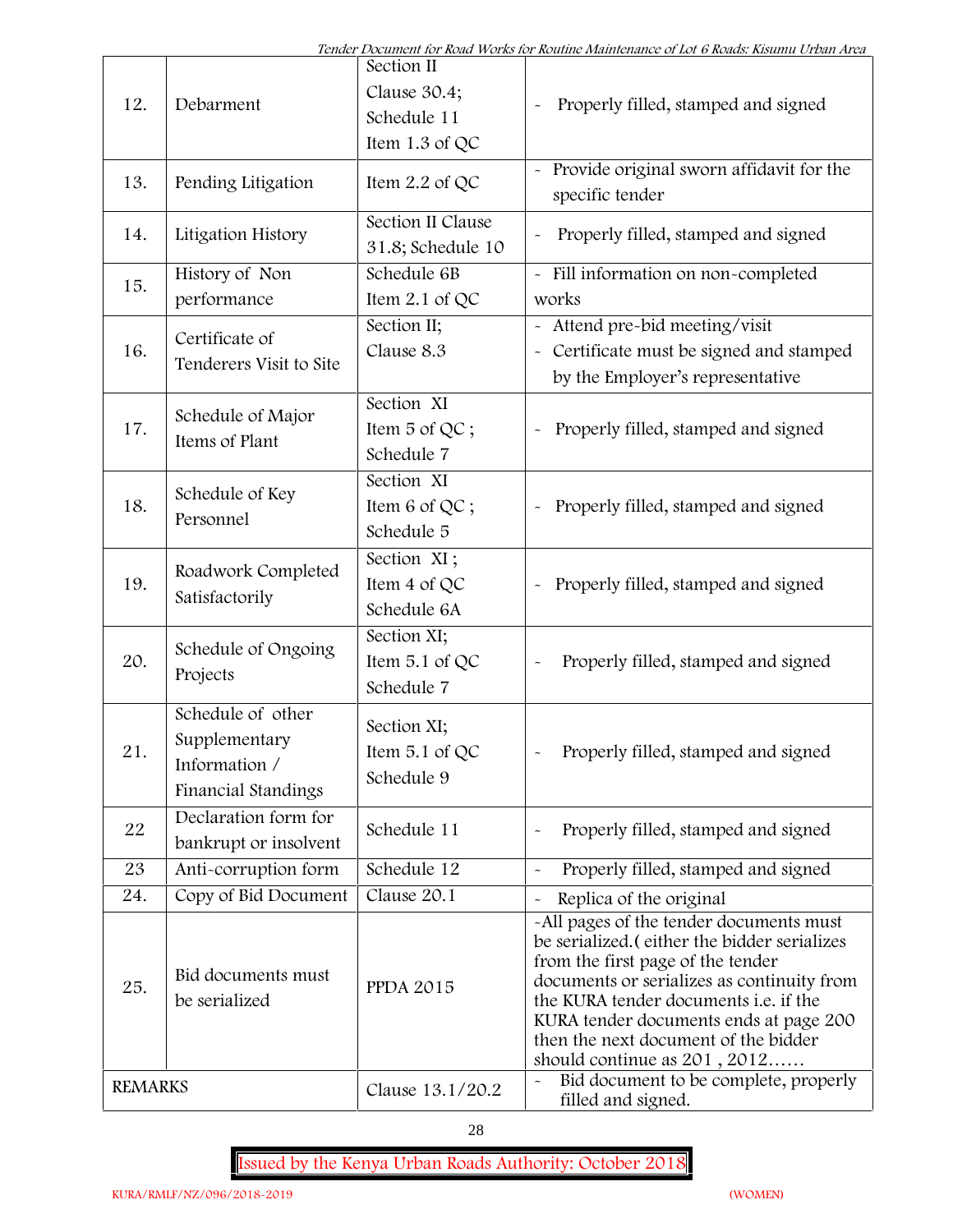| 12. | Debarment | Section II Clause 30.4; Schedule 11 Item 1.3 of QC | - Properly filled, stamped and signed |
|---|---|---|---|
| 13. | Pending Litigation | Item 2.2 of QC | - Provide original sworn affidavit for the specific tender |
| 14. | Litigation History | Section II Clause 31.8; Schedule 10 | - Properly filled, stamped and signed |
| 15. | History of Non performance | Schedule 6B Item 2.1 of QC | - Fill information on non-completed works |
| 16. | Certificate of Tenderers Visit to Site | Section II; Clause 8.3 | - Attend pre-bid meeting/visit<br>- Certificate must be signed and stamped by the Employer's representative |
| 17. | Schedule of Major Items of Plant | Section XI Item 5 of QC ; Schedule 7 | - Properly filled, stamped and signed |
| 18. | Schedule of Key Personnel | Section XI Item 6 of QC ; Schedule 5 | - Properly filled, stamped and signed |
| 19. | Roadwork Completed Satisfactorily | Section XI ; Item 4 of QC Schedule 6A | - Properly filled, stamped and signed |
| 20. | Schedule of Ongoing Projects | Section XI; Item 5.1 of QC Schedule 7 | - Properly filled, stamped and signed |
| 21. | Schedule of other Supplementary Information / Financial Standings | Section XI; Item 5.1 of QC Schedule 9 | - Properly filled, stamped and signed |
| 22 | Declaration form for bankrupt or insolvent | Schedule 11 | - Properly filled, stamped and signed |
| 23 | Anti-corruption form | Schedule 12 | - Properly filled, stamped and signed |
| 24. | Copy of Bid Document | Clause 20.1 | - Replica of the original |
| 25. | Bid documents must be serialized | PPDA 2015 | -All pages of the tender documents must be serialized.( either the bidder serializes from the first page of the tender documents or serializes as continuity from the KURA tender documents i.e. if the KURA tender documents ends at page 200 then the next document of the bidder should continue as 201 , 2012…… |
| REMARKS | | Clause 13.1/20.2 | - Bid document to be complete, properly filled and signed. |

KURA/RMLF/NZ/096/2018-2019 (WOMEN)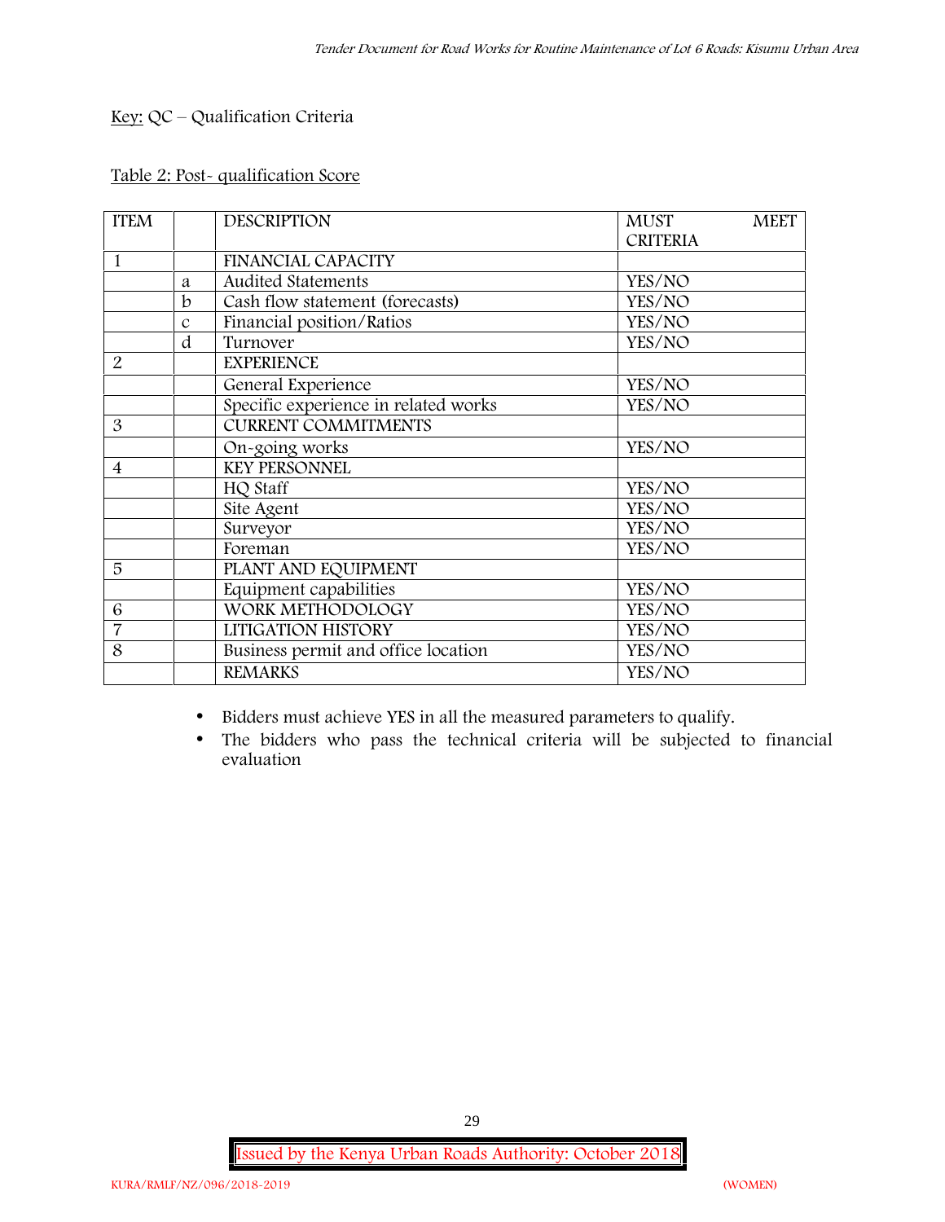Key: QC – Qualification Criteria

Table 2: Post- qualification Score

| ITEM | | DESCRIPTION | MUST MEET CRITERIA |
|---|---|---|---|
| 1 | | FINANCIAL CAPACITY | |
| | a | Audited Statements | YES/NO |
| | b | Cash flow statement (forecasts) | YES/NO |
| | c | Financial position/Ratios | YES/NO |
| | d | Turnover | YES/NO |
| 2 | | EXPERIENCE | |
| | | General Experience | YES/NO |
| | | Specific experience in related works | YES/NO |
| 3 | | CURRENT COMMITMENTS | |
| | | On-going works | YES/NO |
| 4 | | KEY PERSONNEL | |
| | | HQ Staff | YES/NO |
| | | Site Agent | YES/NO |
| | | Surveyor | YES/NO |
| | | Foreman | YES/NO |
| 5 | | PLANT AND EQUIPMENT | |
| | | Equipment capabilities | YES/NO |
| 6 | | WORK METHODOLOGY | YES/NO |
| 7 | | LITIGATION HISTORY | YES/NO |
| 8 | | Business permit and office location | YES/NO |
| | | REMARKS | YES/NO |

- Bidders must achieve YES in all the measured parameters to qualify.
- The bidders who pass the technical criteria will be subjected to financial evaluation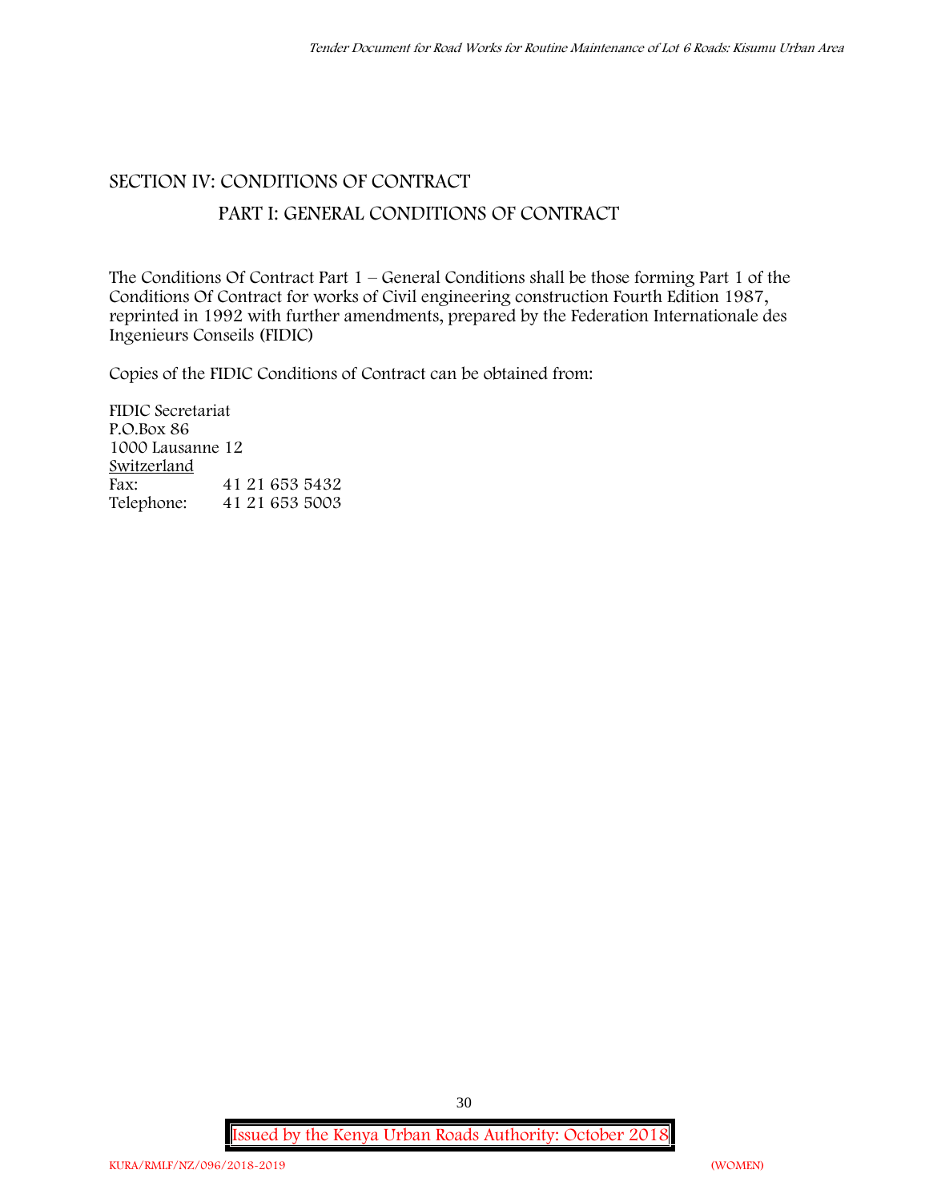## SECTION IV: CONDITIONS OF CONTRACT

### PART I: GENERAL CONDITIONS OF CONTRACT

The Conditions Of Contract Part 1 – General Conditions shall be those forming Part 1 of the Conditions Of Contract for works of Civil engineering construction Fourth Edition 1987, reprinted in 1992 with further amendments, prepared by the Federation Internationale des Ingenieurs Conseils (FIDIC)

Copies of the FIDIC Conditions of Contract can be obtained from:

FIDIC Secretariat
P.O.Box 86
1000 Lausanne 12
Switzerland
Fax: 41 21 653 5432
Telephone: 41 21 653 5003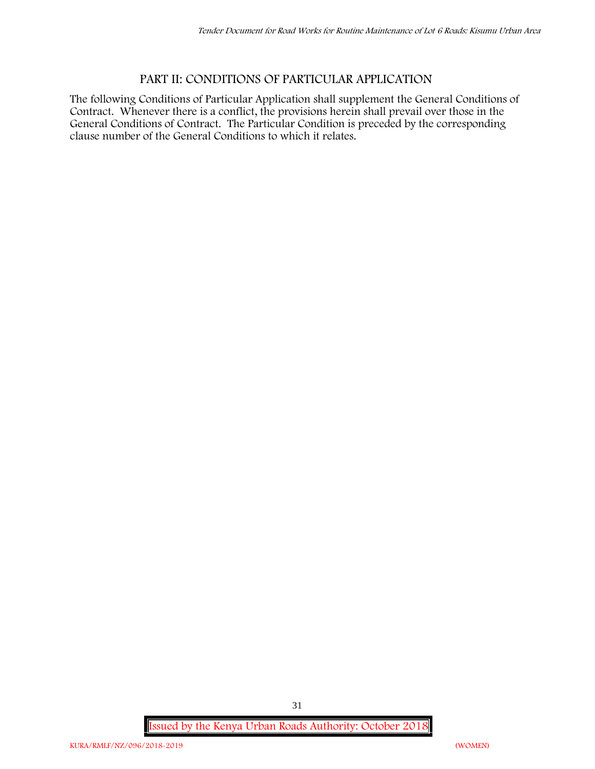## PART II: CONDITIONS OF PARTICULAR APPLICATION

The following Conditions of Particular Application shall supplement the General Conditions of Contract. Whenever there is a conflict, the provisions herein shall prevail over those in the General Conditions of Contract. The Particular Condition is preceded by the corresponding clause number of the General Conditions to which it relates.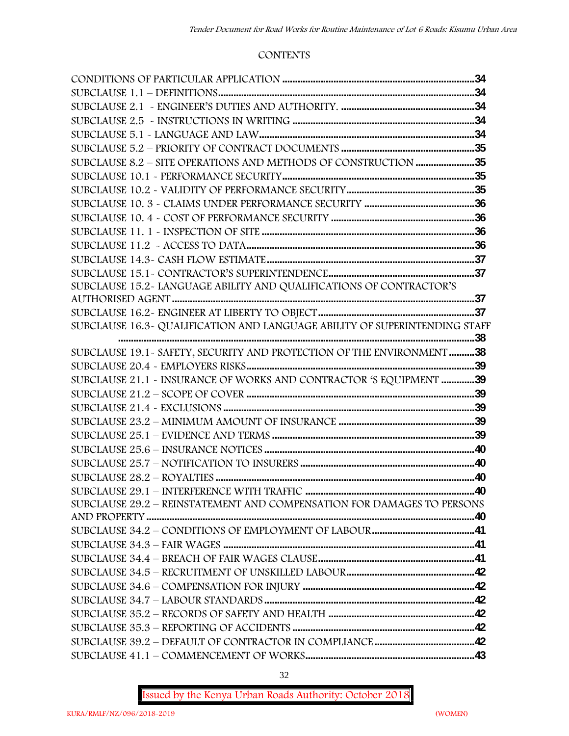# CONTENTS

| | |
|---|---|
| CONDITIONS OF PARTICULAR APPLICATION | 34 |
| SUBCLAUSE 1.1 – DEFINITIONS | 34 |
| SUBCLAUSE 2.1 - ENGINEER'S DUTIES AND AUTHORITY. | 34 |
| SUBCLAUSE 2.5 - INSTRUCTIONS IN WRITING | 34 |
| SUBCLAUSE 5.1 - LANGUAGE AND LAW | 34 |
| SUBCLAUSE 5.2 – PRIORITY OF CONTRACT DOCUMENTS | 35 |
| SUBCLAUSE 8.2 – SITE OPERATIONS AND METHODS OF CONSTRUCTION | 35 |
| SUBCLAUSE 10.1 - PERFORMANCE SECURITY | 35 |
| SUBCLAUSE 10.2 - VALIDITY OF PERFORMANCE SECURITY | 35 |
| SUBCLAUSE 10. 3 - CLAIMS UNDER PERFORMANCE SECURITY | 36 |
| SUBCLAUSE 10. 4 - COST OF PERFORMANCE SECURITY | 36 |
| SUBCLAUSE 11. 1 - INSPECTION OF SITE | 36 |
| SUBCLAUSE 11.2 - ACCESS TO DATA | 36 |
| SUBCLAUSE 14.3- CASH FLOW ESTIMATE | 37 |
| SUBCLAUSE 15.1- CONTRACTOR'S SUPERINTENDENCE | 37 |
| SUBCLAUSE 15.2- LANGUAGE ABILITY AND QUALIFICATIONS OF CONTRACTOR'S AUTHORISED AGENT | 37 |
| SUBCLAUSE 16.2- ENGINEER AT LIBERTY TO OBJECT | 37 |
| SUBCLAUSE 16.3- QUALIFICATION AND LANGUAGE ABILITY OF SUPERINTENDING STAFF | 38 |
| SUBCLAUSE 19.1- SAFETY, SECURITY AND PROTECTION OF THE ENVIRONMENT | 38 |
| SUBCLAUSE 20.4 - EMPLOYERS RISKS | 39 |
| SUBCLAUSE 21.1 - INSURANCE OF WORKS AND CONTRACTOR 'S EQUIPMENT | 39 |
| SUBCLAUSE 21.2 – SCOPE OF COVER | 39 |
| SUBCLAUSE 21.4 - EXCLUSIONS | 39 |
| SUBCLAUSE 23.2 – MINIMUM AMOUNT OF INSURANCE | 39 |
| SUBCLAUSE 25.1 – EVIDENCE AND TERMS | 39 |
| SUBCLAUSE 25.6 – INSURANCE NOTICES | 40 |
| SUBCLAUSE 25.7 – NOTIFICATION TO INSURERS | 40 |
| SUBCLAUSE 28.2 – ROYALTIES | 40 |
| SUBCLAUSE 29.1 – INTERFERENCE WITH TRAFFIC | 40 |
| SUBCLAUSE 29.2 – REINSTATEMENT AND COMPENSATION FOR DAMAGES TO PERSONS AND PROPERTY | 40 |
| SUBCLAUSE 34.2 – CONDITIONS OF EMPLOYMENT OF LABOUR | 41 |
| SUBCLAUSE 34.3 – FAIR WAGES | 41 |
| SUBCLAUSE 34.4 – BREACH OF FAIR WAGES CLAUSE | 41 |
| SUBCLAUSE 34.5 – RECRUITMENT OF UNSKILLED LABOUR | 42 |
| SUBCLAUSE 34.6 – COMPENSATION FOR INJURY | 42 |
| SUBCLAUSE 34.7 – LABOUR STANDARDS | 42 |
| SUBCLAUSE 35.2 – RECORDS OF SAFETY AND HEALTH | 42 |
| SUBCLAUSE 35.3 – REPORTING OF ACCIDENTS | 42 |
| SUBCLAUSE 39.2 – DEFAULT OF CONTRACTOR IN COMPLIANCE | 42 |
| SUBCLAUSE 41.1 – COMMENCEMENT OF WORKS | 43 |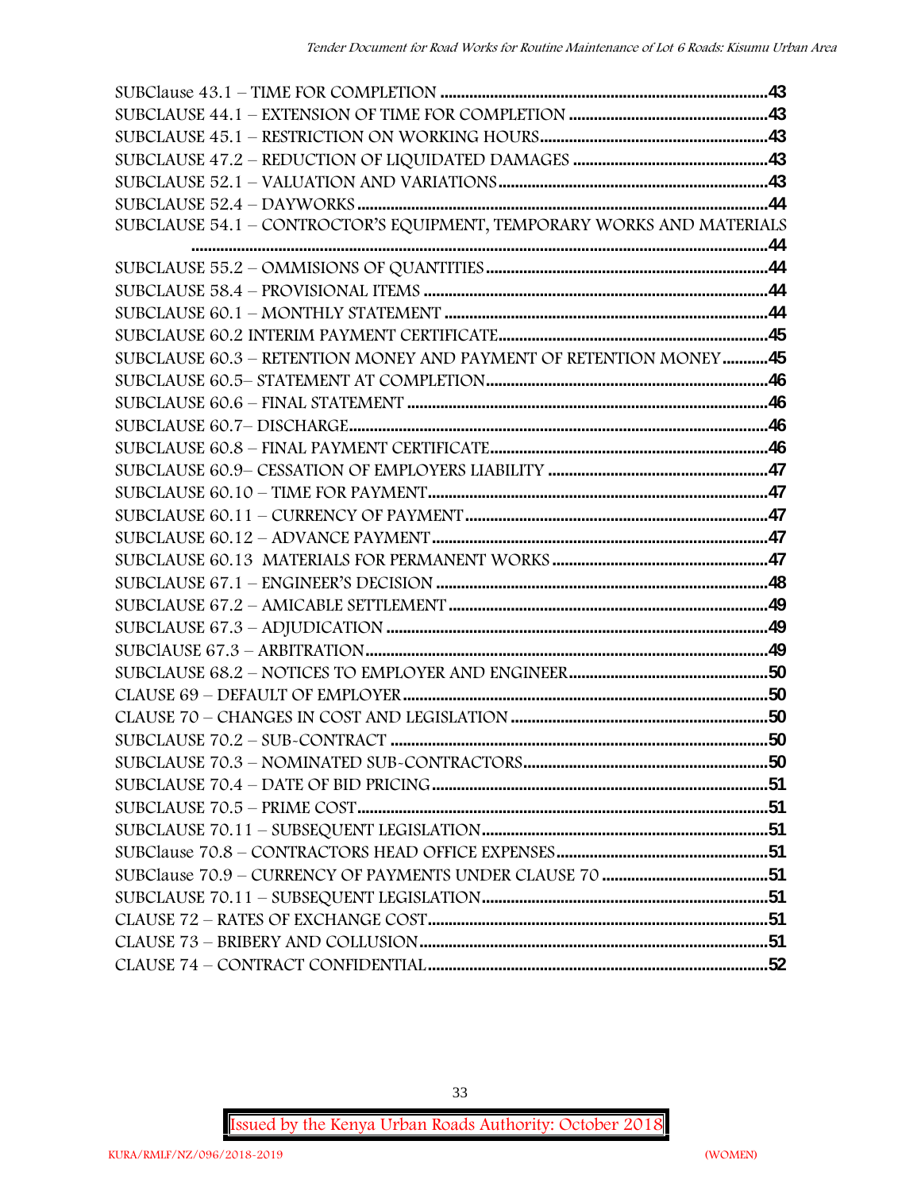SUBClause 43.1 – TIME FOR COMPLETION ....................................................................43
SUBCLAUSE 44.1 – EXTENSION OF TIME FOR COMPLETION ..............................................43
SUBCLAUSE 45.1 – RESTRICTION ON WORKING HOURS.....................................................43
SUBCLAUSE 47.2 – REDUCTION OF LIQUIDATED DAMAGES ..............................................43
SUBCLAUSE 52.1 – VALUATION AND VARIATIONS...............................................................43
SUBCLAUSE 52.4 – DAYWORKS ..................................................................................44
SUBCLAUSE 54.1 – CONTROCTOR'S EQUIPMENT, TEMPORARY WORKS AND MATERIALS ..........................................................................................................................44
SUBCLAUSE 55.2 – OMMISIONS OF QUANTITIES ..................................................................44
SUBCLAUSE 58.4 – PROVISIONAL ITEMS ..................................................................................44
SUBCLAUSE 60.1 – MONTHLY STATEMENT .............................................................................44
SUBCLAUSE 60.2 INTERIM PAYMENT CERTIFICATE.................................................................45
SUBCLAUSE 60.3 – RETENTION MONEY AND PAYMENT OF RETENTION MONEY...........45
SUBCLAUSE 60.5– STATEMENT AT COMPLETION...................................................................46
SUBCLAUSE 60.6 – FINAL STATEMENT .....................................................................................46
SUBCLAUSE 60.7– DISCHARGE....................................................................................................46
SUBCLAUSE 60.8 – FINAL PAYMENT CERTIFICATE..................................................................46
SUBCLAUSE 60.9– CESSATION OF EMPLOYERS LIABILITY ....................................................47
SUBCLAUSE 60.10 – TIME FOR PAYMENT.................................................................................47
SUBCLAUSE 60.11 – CURRENCY OF PAYMENT.........................................................................47
SUBCLAUSE 60.12 – ADVANCE PAYMENT.................................................................................47
SUBCLAUSE 60.13 MATERIALS FOR PERMANENT WORKS ....................................................47
SUBCLAUSE 67.1 – ENGINEER'S DECISION ...............................................................................48
SUBCLAUSE 67.2 – AMICABLE SETTLEMENT............................................................................49
SUBCLAUSE 67.3 – ADJUDICATION ...........................................................................................49
SUBClAUSE 67.3 – ARBITRATION................................................................................................49
SUBCLAUSE 68.2 – NOTICES TO EMPLOYER AND ENGINEER................................................50
CLAUSE 69 – DEFAULT OF EMPLOYER.......................................................................................50
CLAUSE 70 – CHANGES IN COST AND LEGISLATION .............................................................50
SUBCLAUSE 70.2 – SUB-CONTRACT ..........................................................................................50
SUBCLAUSE 70.3 – NOMINATED SUB-CONTRACTORS...........................................................50
SUBCLAUSE 70.4 – DATE OF BID PRICING.................................................................................51
SUBCLAUSE 70.5 – PRIME COST..................................................................................................51
SUBCLAUSE 70.11 – SUBSEQUENT LEGISLATION....................................................................51
SUBClause 70.8 – CONTRACTORS HEAD OFFICE EXPENSES...................................................51
SUBClause 70.9 – CURRENCY OF PAYMENTS UNDER CLAUSE 70 ........................................51
SUBCLAUSE 70.11 – SUBSEQUENT LEGISLATION....................................................................51
CLAUSE 72 – RATES OF EXCHANGE COST.................................................................................51
CLAUSE 73 – BRIBERY AND COLLUSION...................................................................................51
CLAUSE 74 – CONTRACT CONFIDENTIAL.................................................................................52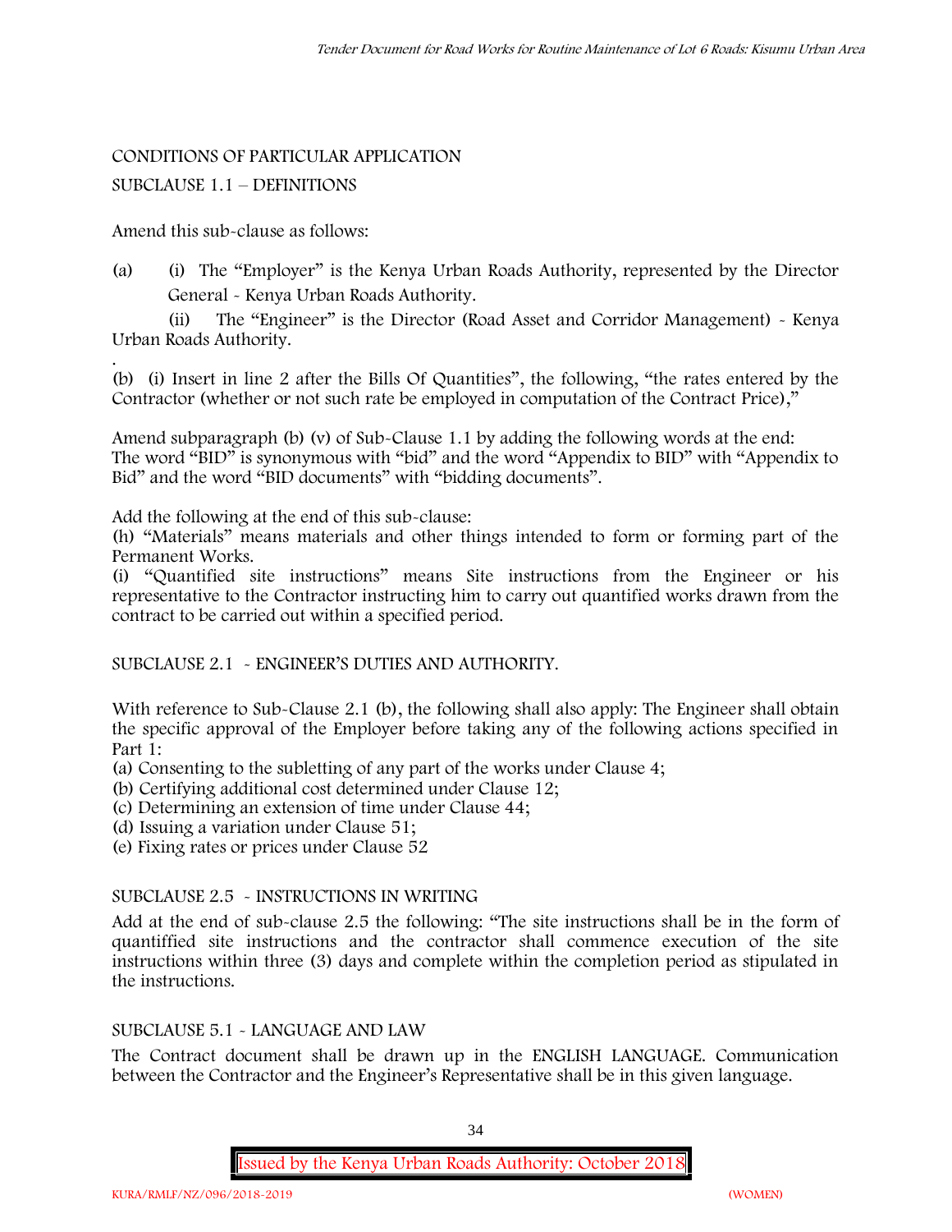## CONDITIONS OF PARTICULAR APPLICATION

### SUBCLAUSE 1.1 – DEFINITIONS

Amend this sub-clause as follows:

(a) (i) The "Employer" is the Kenya Urban Roads Authority, represented by the Director General - Kenya Urban Roads Authority.

(ii) The "Engineer" is the Director (Road Asset and Corridor Management) - Kenya Urban Roads Authority.

.

(b) (i) Insert in line 2 after the Bills Of Quantities", the following, "the rates entered by the Contractor (whether or not such rate be employed in computation of the Contract Price),"

Amend subparagraph (b) (v) of Sub-Clause 1.1 by adding the following words at the end: The word "BID" is synonymous with "bid" and the word "Appendix to BID" with "Appendix to Bid" and the word "BID documents" with "bidding documents".

Add the following at the end of this sub-clause:

(h) "Materials" means materials and other things intended to form or forming part of the Permanent Works.

(i) "Quantified site instructions" means Site instructions from the Engineer or his representative to the Contractor instructing him to carry out quantified works drawn from the contract to be carried out within a specified period.

### SUBCLAUSE 2.1 - ENGINEER'S DUTIES AND AUTHORITY.

With reference to Sub-Clause 2.1 (b), the following shall also apply: The Engineer shall obtain the specific approval of the Employer before taking any of the following actions specified in Part 1:

(a) Consenting to the subletting of any part of the works under Clause 4;
(b) Certifying additional cost determined under Clause 12;
(c) Determining an extension of time under Clause 44;
(d) Issuing a variation under Clause 51;
(e) Fixing rates or prices under Clause 52

### SUBCLAUSE 2.5 - INSTRUCTIONS IN WRITING

Add at the end of sub-clause 2.5 the following: "The site instructions shall be in the form of quantiffied site instructions and the contractor shall commence execution of the site instructions within three (3) days and complete within the completion period as stipulated in the instructions.

### SUBCLAUSE 5.1 - LANGUAGE AND LAW

The Contract document shall be drawn up in the ENGLISH LANGUAGE. Communication between the Contractor and the Engineer's Representative shall be in this given language.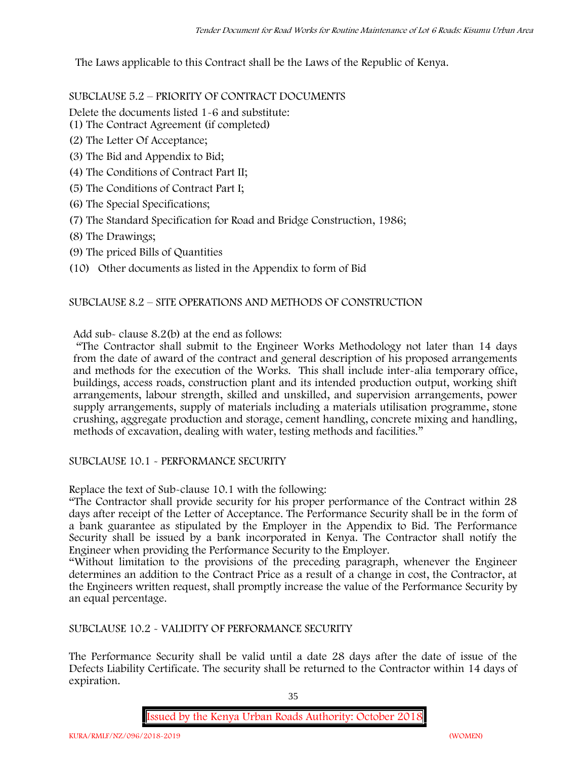The Laws applicable to this Contract shall be the Laws of the Republic of Kenya.

SUBCLAUSE 5.2 – PRIORITY OF CONTRACT DOCUMENTS

Delete the documents listed 1-6 and substitute:

(1) The Contract Agreement (if completed)

(2) The Letter Of Acceptance;

(3) The Bid and Appendix to Bid;

(4) The Conditions of Contract Part II;

(5) The Conditions of Contract Part I;

(6) The Special Specifications;

(7) The Standard Specification for Road and Bridge Construction, 1986;

(8) The Drawings;

(9) The priced Bills of Quantities

(10) Other documents as listed in the Appendix to form of Bid

SUBCLAUSE 8.2 – SITE OPERATIONS AND METHODS OF CONSTRUCTION

Add sub- clause 8.2(b) at the end as follows:

"The Contractor shall submit to the Engineer Works Methodology not later than 14 days from the date of award of the contract and general description of his proposed arrangements and methods for the execution of the Works. This shall include inter-alia temporary office, buildings, access roads, construction plant and its intended production output, working shift arrangements, labour strength, skilled and unskilled, and supervision arrangements, power supply arrangements, supply of materials including a materials utilisation programme, stone crushing, aggregate production and storage, cement handling, concrete mixing and handling, methods of excavation, dealing with water, testing methods and facilities."

SUBCLAUSE 10.1 - PERFORMANCE SECURITY

Replace the text of Sub-clause 10.1 with the following:

"The Contractor shall provide security for his proper performance of the Contract within 28 days after receipt of the Letter of Acceptance. The Performance Security shall be in the form of a bank guarantee as stipulated by the Employer in the Appendix to Bid. The Performance Security shall be issued by a bank incorporated in Kenya. The Contractor shall notify the Engineer when providing the Performance Security to the Employer.

"Without limitation to the provisions of the preceding paragraph, whenever the Engineer determines an addition to the Contract Price as a result of a change in cost, the Contractor, at the Engineers written request, shall promptly increase the value of the Performance Security by an equal percentage.

SUBCLAUSE 10.2 - VALIDITY OF PERFORMANCE SECURITY

The Performance Security shall be valid until a date 28 days after the date of issue of the Defects Liability Certificate. The security shall be returned to the Contractor within 14 days of expiration.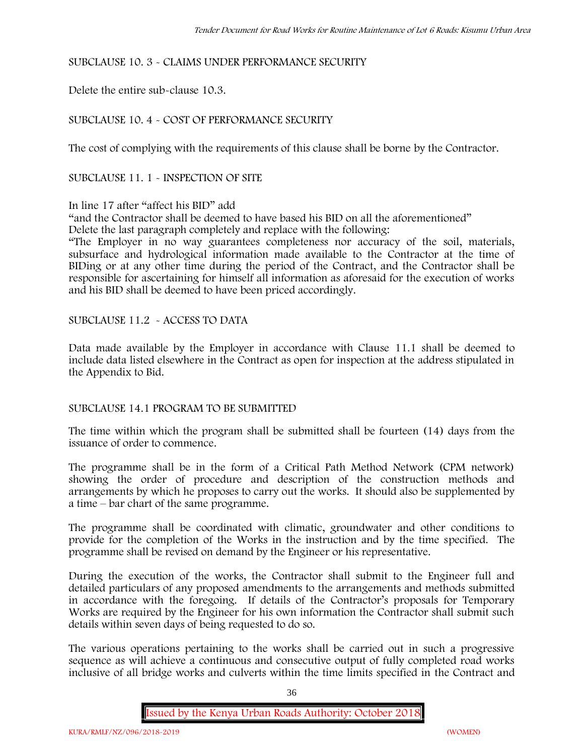SUBCLAUSE 10. 3 - CLAIMS UNDER PERFORMANCE SECURITY

Delete the entire sub-clause 10.3.

SUBCLAUSE 10. 4 - COST OF PERFORMANCE SECURITY

The cost of complying with the requirements of this clause shall be borne by the Contractor.

SUBCLAUSE 11. 1 - INSPECTION OF SITE

In line 17 after "affect his BID" add

"and the Contractor shall be deemed to have based his BID on all the aforementioned"

Delete the last paragraph completely and replace with the following:

"The Employer in no way guarantees completeness nor accuracy of the soil, materials, subsurface and hydrological information made available to the Contractor at the time of BIDing or at any other time during the period of the Contract, and the Contractor shall be responsible for ascertaining for himself all information as aforesaid for the execution of works and his BID shall be deemed to have been priced accordingly.

SUBCLAUSE 11.2 - ACCESS TO DATA

Data made available by the Employer in accordance with Clause 11.1 shall be deemed to include data listed elsewhere in the Contract as open for inspection at the address stipulated in the Appendix to Bid.

SUBCLAUSE 14.1 PROGRAM TO BE SUBMITTED

The time within which the program shall be submitted shall be fourteen (14) days from the issuance of order to commence.

The programme shall be in the form of a Critical Path Method Network (CPM network) showing the order of procedure and description of the construction methods and arrangements by which he proposes to carry out the works. It should also be supplemented by a time – bar chart of the same programme.

The programme shall be coordinated with climatic, groundwater and other conditions to provide for the completion of the Works in the instruction and by the time specified. The programme shall be revised on demand by the Engineer or his representative.

During the execution of the works, the Contractor shall submit to the Engineer full and detailed particulars of any proposed amendments to the arrangements and methods submitted in accordance with the foregoing. If details of the Contractor's proposals for Temporary Works are required by the Engineer for his own information the Contractor shall submit such details within seven days of being requested to do so.

The various operations pertaining to the works shall be carried out in such a progressive sequence as will achieve a continuous and consecutive output of fully completed road works inclusive of all bridge works and culverts within the time limits specified in the Contract and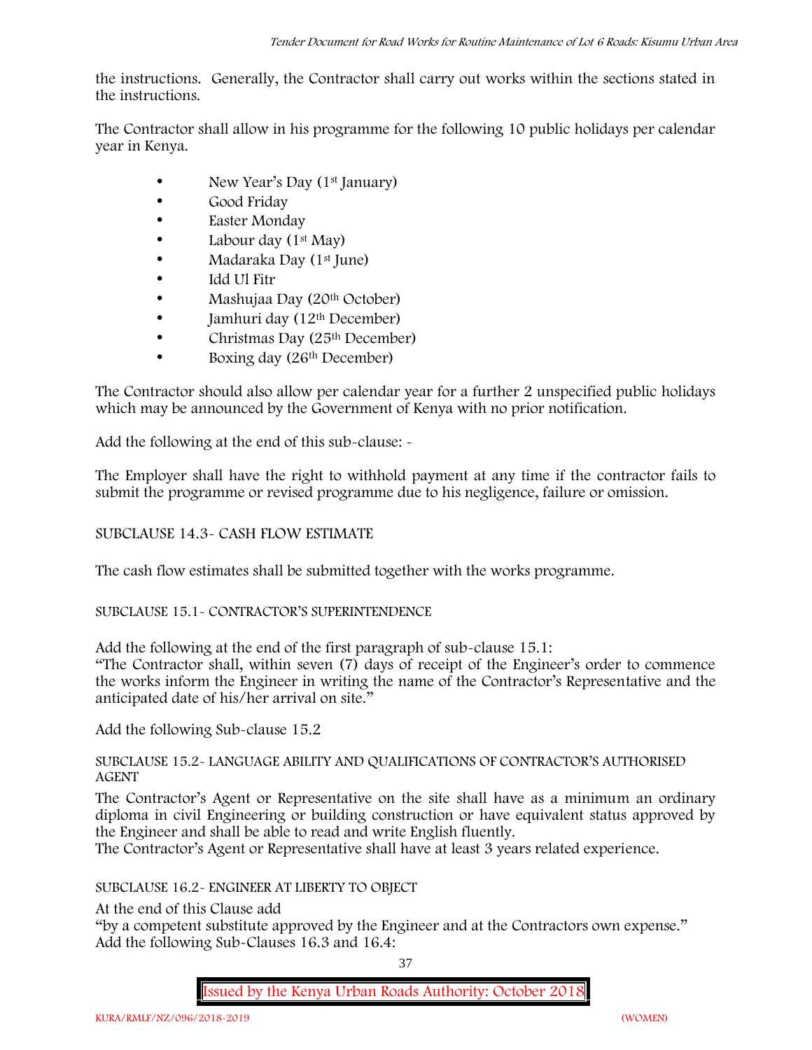the instructions. Generally, the Contractor shall carry out works within the sections stated in the instructions.

The Contractor shall allow in his programme for the following 10 public holidays per calendar year in Kenya.

- New Year's Day (1st January)
- Good Friday
- Easter Monday
- Labour day (1st May)
- Madaraka Day (1st June)
- Idd Ul Fitr
- Mashujaa Day (20th October)
- Jamhuri day (12th December)
- Christmas Day (25th December)
- Boxing day (26th December)

The Contractor should also allow per calendar year for a further 2 unspecified public holidays which may be announced by the Government of Kenya with no prior notification.

Add the following at the end of this sub-clause: -

The Employer shall have the right to withhold payment at any time if the contractor fails to submit the programme or revised programme due to his negligence, failure or omission.

SUBCLAUSE 14.3- CASH FLOW ESTIMATE

The cash flow estimates shall be submitted together with the works programme.

SUBCLAUSE 15.1- CONTRACTOR'S SUPERINTENDENCE

Add the following at the end of the first paragraph of sub-clause 15.1:
"The Contractor shall, within seven (7) days of receipt of the Engineer's order to commence the works inform the Engineer in writing the name of the Contractor's Representative and the anticipated date of his/her arrival on site."

Add the following Sub-clause 15.2

SUBCLAUSE 15.2- LANGUAGE ABILITY AND QUALIFICATIONS OF CONTRACTOR'S AUTHORISED AGENT

The Contractor's Agent or Representative on the site shall have as a minimum an ordinary diploma in civil Engineering or building construction or have equivalent status approved by the Engineer and shall be able to read and write English fluently.
The Contractor's Agent or Representative shall have at least 3 years related experience.

SUBCLAUSE 16.2- ENGINEER AT LIBERTY TO OBJECT

At the end of this Clause add
"by a competent substitute approved by the Engineer and at the Contractors own expense."
Add the following Sub-Clauses 16.3 and 16.4: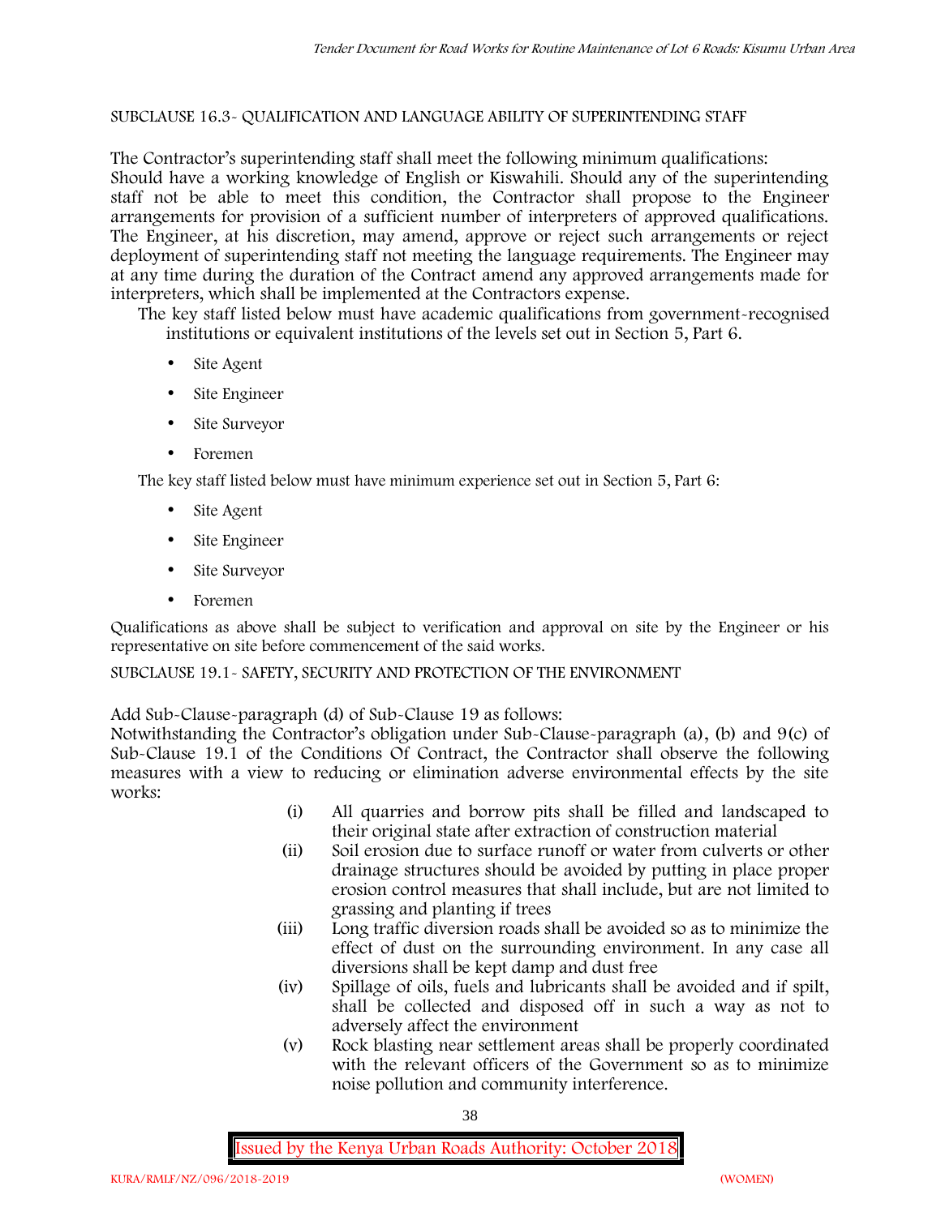SUBCLAUSE 16.3- QUALIFICATION AND LANGUAGE ABILITY OF SUPERINTENDING STAFF

The Contractor's superintending staff shall meet the following minimum qualifications:
Should have a working knowledge of English or Kiswahili. Should any of the superintending staff not be able to meet this condition, the Contractor shall propose to the Engineer arrangements for provision of a sufficient number of interpreters of approved qualifications. The Engineer, at his discretion, may amend, approve or reject such arrangements or reject deployment of superintending staff not meeting the language requirements. The Engineer may at any time during the duration of the Contract amend any approved arrangements made for interpreters, which shall be implemented at the Contractors expense.

The key staff listed below must have academic qualifications from government-recognised institutions or equivalent institutions of the levels set out in Section 5, Part 6.

- Site Agent
- Site Engineer
- Site Surveyor
- Foremen

The key staff listed below must have minimum experience set out in Section 5, Part 6:

- Site Agent
- Site Engineer
- Site Surveyor
- Foremen

Qualifications as above shall be subject to verification and approval on site by the Engineer or his representative on site before commencement of the said works.

SUBCLAUSE 19.1- SAFETY, SECURITY AND PROTECTION OF THE ENVIRONMENT

Add Sub-Clause-paragraph (d) of Sub-Clause 19 as follows:
Notwithstanding the Contractor's obligation under Sub-Clause-paragraph (a), (b) and 9(c) of Sub-Clause 19.1 of the Conditions Of Contract, the Contractor shall observe the following measures with a view to reducing or elimination adverse environmental effects by the site works:

(i) All quarries and borrow pits shall be filled and landscaped to their original state after extraction of construction material

(ii) Soil erosion due to surface runoff or water from culverts or other drainage structures should be avoided by putting in place proper erosion control measures that shall include, but are not limited to grassing and planting if trees

(iii) Long traffic diversion roads shall be avoided so as to minimize the effect of dust on the surrounding environment. In any case all diversions shall be kept damp and dust free

(iv) Spillage of oils, fuels and lubricants shall be avoided and if spilt, shall be collected and disposed off in such a way as not to adversely affect the environment

(v) Rock blasting near settlement areas shall be properly coordinated with the relevant officers of the Government so as to minimize noise pollution and community interference.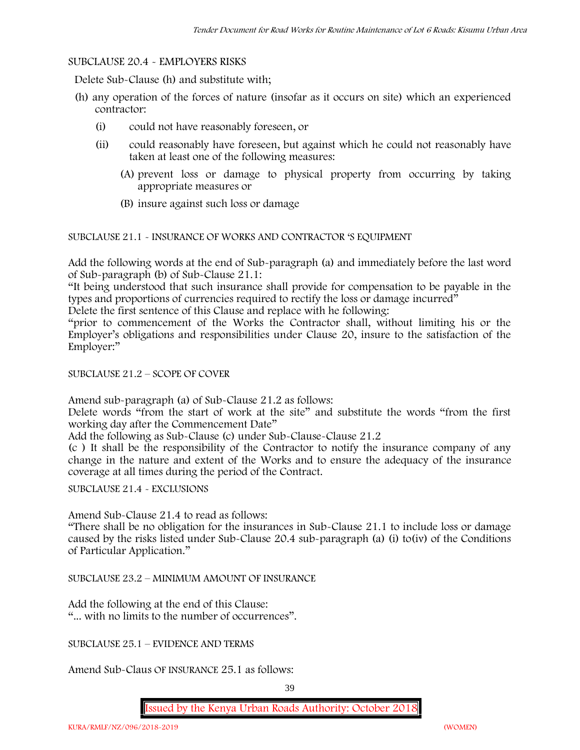SUBCLAUSE 20.4 - EMPLOYERS RISKS

Delete Sub-Clause (h) and substitute with;

(h) any operation of the forces of nature (insofar as it occurs on site) which an experienced contractor:

  (i) could not have reasonably foreseen, or

  (ii) could reasonably have foreseen, but against which he could not reasonably have taken at least one of the following measures:

    (A) prevent loss or damage to physical property from occurring by taking appropriate measures or

    (B) insure against such loss or damage

SUBCLAUSE 21.1 - INSURANCE OF WORKS AND CONTRACTOR 'S EQUIPMENT

Add the following words at the end of Sub-paragraph (a) and immediately before the last word of Sub-paragraph (b) of Sub-Clause 21.1:

"It being understood that such insurance shall provide for compensation to be payable in the types and proportions of currencies required to rectify the loss or damage incurred"

Delete the first sentence of this Clause and replace with he following:

"prior to commencement of the Works the Contractor shall, without limiting his or the Employer's obligations and responsibilities under Clause 20, insure to the satisfaction of the Employer:"

SUBCLAUSE 21.2 – SCOPE OF COVER

Amend sub-paragraph (a) of Sub-Clause 21.2 as follows:

Delete words "from the start of work at the site" and substitute the words "from the first working day after the Commencement Date"

Add the following as Sub-Clause (c) under Sub-Clause-Clause 21.2

(c ) It shall be the responsibility of the Contractor to notify the insurance company of any change in the nature and extent of the Works and to ensure the adequacy of the insurance coverage at all times during the period of the Contract.

SUBCLAUSE 21.4 - EXCLUSIONS

Amend Sub-Clause 21.4 to read as follows:

"There shall be no obligation for the insurances in Sub-Clause 21.1 to include loss or damage caused by the risks listed under Sub-Clause 20.4 sub-paragraph (a) (i) to(iv) of the Conditions of Particular Application."

SUBCLAUSE 23.2 – MINIMUM AMOUNT OF INSURANCE

Add the following at the end of this Clause:

"... with no limits to the number of occurrences".

SUBCLAUSE 25.1 – EVIDENCE AND TERMS

Amend Sub-Claus OF INSURANCE 25.1 as follows: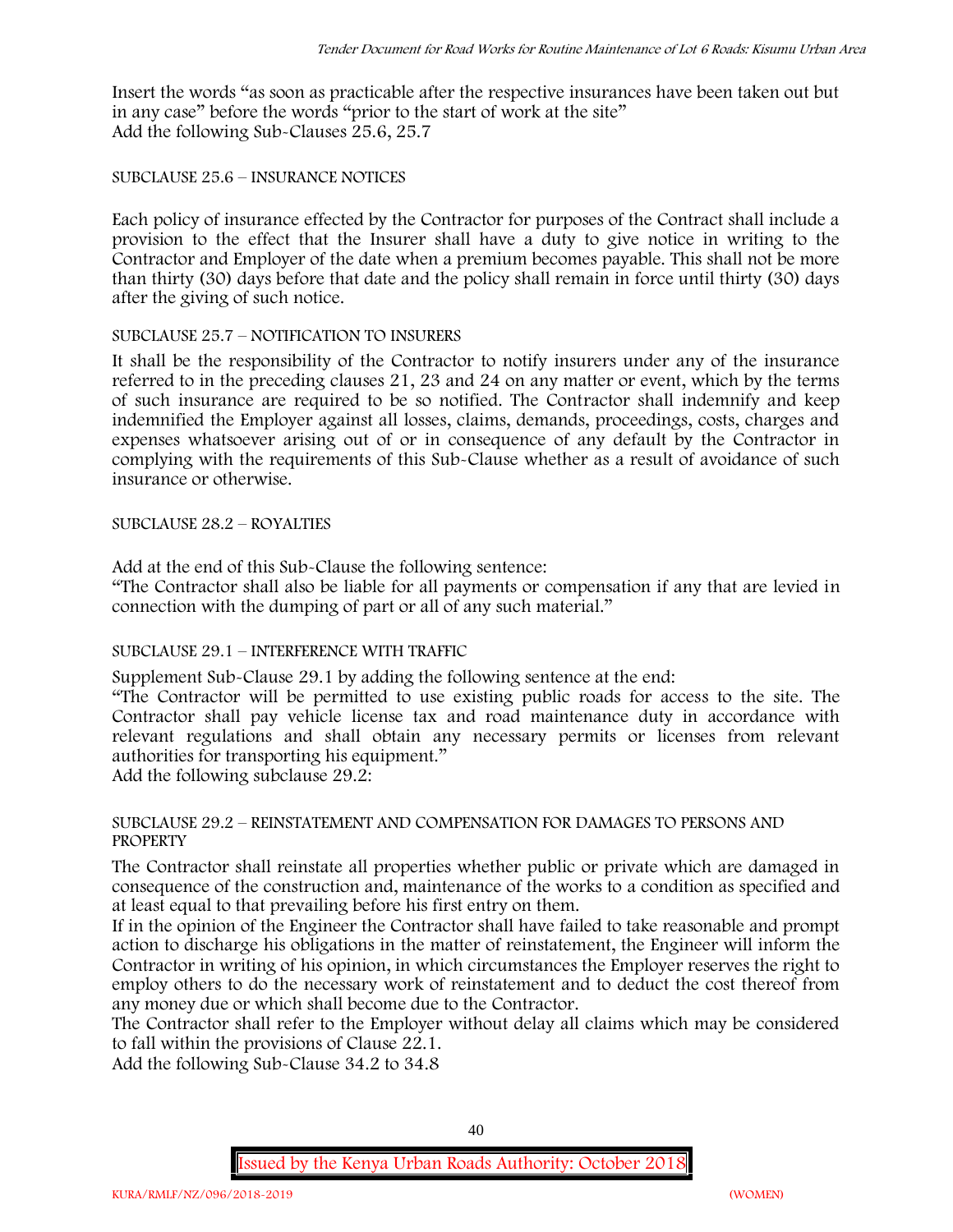Insert the words "as soon as practicable after the respective insurances have been taken out but in any case" before the words "prior to the start of work at the site"
Add the following Sub-Clauses 25.6, 25.7

SUBCLAUSE 25.6 – INSURANCE NOTICES

Each policy of insurance effected by the Contractor for purposes of the Contract shall include a provision to the effect that the Insurer shall have a duty to give notice in writing to the Contractor and Employer of the date when a premium becomes payable. This shall not be more than thirty (30) days before that date and the policy shall remain in force until thirty (30) days after the giving of such notice.

SUBCLAUSE 25.7 – NOTIFICATION TO INSURERS

It shall be the responsibility of the Contractor to notify insurers under any of the insurance referred to in the preceding clauses 21, 23 and 24 on any matter or event, which by the terms of such insurance are required to be so notified. The Contractor shall indemnify and keep indemnified the Employer against all losses, claims, demands, proceedings, costs, charges and expenses whatsoever arising out of or in consequence of any default by the Contractor in complying with the requirements of this Sub-Clause whether as a result of avoidance of such insurance or otherwise.

SUBCLAUSE 28.2 – ROYALTIES

Add at the end of this Sub-Clause the following sentence:
"The Contractor shall also be liable for all payments or compensation if any that are levied in connection with the dumping of part or all of any such material."

SUBCLAUSE 29.1 – INTERFERENCE WITH TRAFFIC

Supplement Sub-Clause 29.1 by adding the following sentence at the end:
"The Contractor will be permitted to use existing public roads for access to the site. The Contractor shall pay vehicle license tax and road maintenance duty in accordance with relevant regulations and shall obtain any necessary permits or licenses from relevant authorities for transporting his equipment."
Add the following subclause 29.2:

SUBCLAUSE 29.2 – REINSTATEMENT AND COMPENSATION FOR DAMAGES TO PERSONS AND PROPERTY

The Contractor shall reinstate all properties whether public or private which are damaged in consequence of the construction and, maintenance of the works to a condition as specified and at least equal to that prevailing before his first entry on them.
If in the opinion of the Engineer the Contractor shall have failed to take reasonable and prompt action to discharge his obligations in the matter of reinstatement, the Engineer will inform the Contractor in writing of his opinion, in which circumstances the Employer reserves the right to employ others to do the necessary work of reinstatement and to deduct the cost thereof from any money due or which shall become due to the Contractor.
The Contractor shall refer to the Employer without delay all claims which may be considered to fall within the provisions of Clause 22.1.
Add the following Sub-Clause 34.2 to 34.8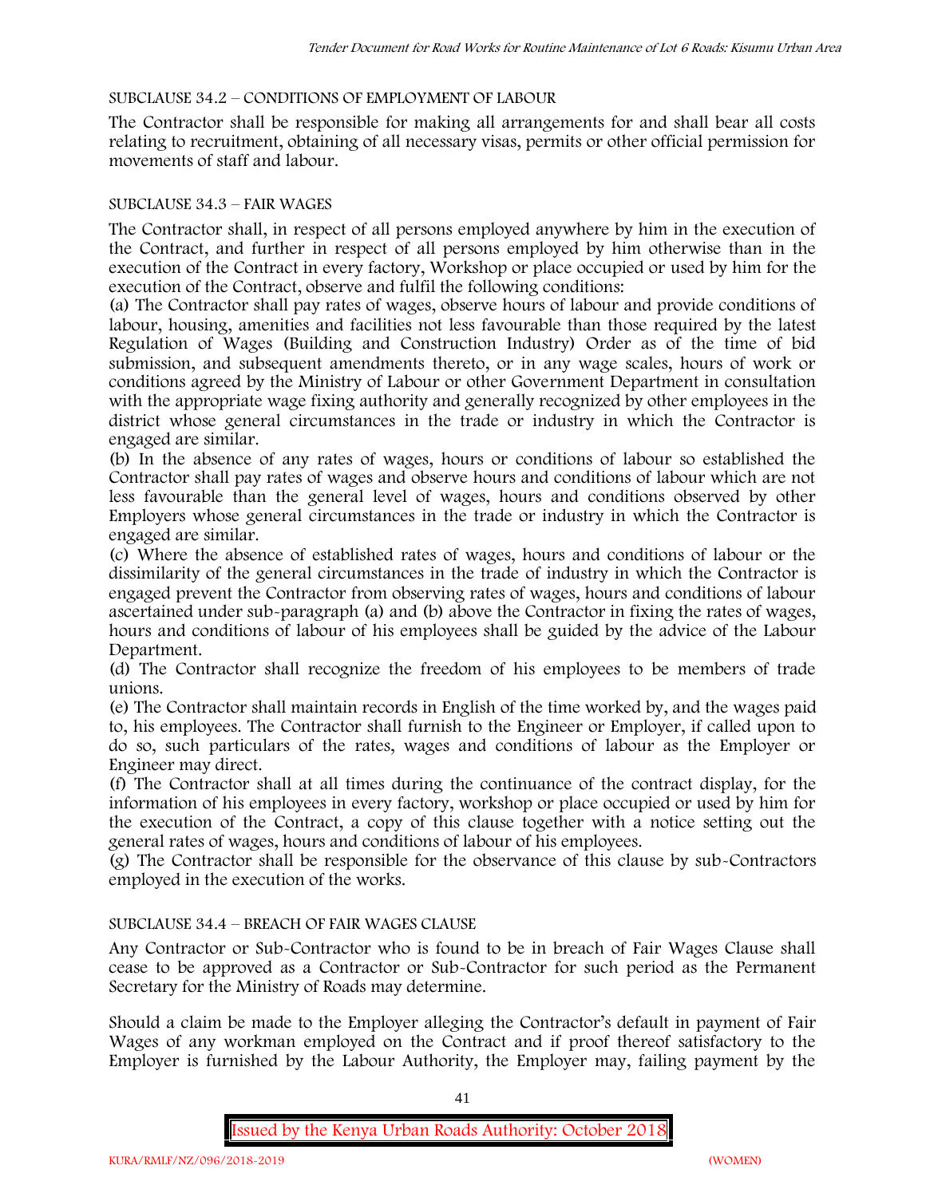SUBCLAUSE 34.2 – CONDITIONS OF EMPLOYMENT OF LABOUR

The Contractor shall be responsible for making all arrangements for and shall bear all costs relating to recruitment, obtaining of all necessary visas, permits or other official permission for movements of staff and labour.

SUBCLAUSE 34.3 – FAIR WAGES

The Contractor shall, in respect of all persons employed anywhere by him in the execution of the Contract, and further in respect of all persons employed by him otherwise than in the execution of the Contract in every factory, Workshop or place occupied or used by him for the execution of the Contract, observe and fulfil the following conditions:

(a) The Contractor shall pay rates of wages, observe hours of labour and provide conditions of labour, housing, amenities and facilities not less favourable than those required by the latest Regulation of Wages (Building and Construction Industry) Order as of the time of bid submission, and subsequent amendments thereto, or in any wage scales, hours of work or conditions agreed by the Ministry of Labour or other Government Department in consultation with the appropriate wage fixing authority and generally recognized by other employees in the district whose general circumstances in the trade or industry in which the Contractor is engaged are similar.

(b) In the absence of any rates of wages, hours or conditions of labour so established the Contractor shall pay rates of wages and observe hours and conditions of labour which are not less favourable than the general level of wages, hours and conditions observed by other Employers whose general circumstances in the trade or industry in which the Contractor is engaged are similar.

(c) Where the absence of established rates of wages, hours and conditions of labour or the dissimilarity of the general circumstances in the trade of industry in which the Contractor is engaged prevent the Contractor from observing rates of wages, hours and conditions of labour ascertained under sub-paragraph (a) and (b) above the Contractor in fixing the rates of wages, hours and conditions of labour of his employees shall be guided by the advice of the Labour Department.

(d) The Contractor shall recognize the freedom of his employees to be members of trade unions.

(e) The Contractor shall maintain records in English of the time worked by, and the wages paid to, his employees. The Contractor shall furnish to the Engineer or Employer, if called upon to do so, such particulars of the rates, wages and conditions of labour as the Employer or Engineer may direct.

(f) The Contractor shall at all times during the continuance of the contract display, for the information of his employees in every factory, workshop or place occupied or used by him for the execution of the Contract, a copy of this clause together with a notice setting out the general rates of wages, hours and conditions of labour of his employees.

(g) The Contractor shall be responsible for the observance of this clause by sub-Contractors employed in the execution of the works.

SUBCLAUSE 34.4 – BREACH OF FAIR WAGES CLAUSE

Any Contractor or Sub-Contractor who is found to be in breach of Fair Wages Clause shall cease to be approved as a Contractor or Sub-Contractor for such period as the Permanent Secretary for the Ministry of Roads may determine.

Should a claim be made to the Employer alleging the Contractor's default in payment of Fair Wages of any workman employed on the Contract and if proof thereof satisfactory to the Employer is furnished by the Labour Authority, the Employer may, failing payment by the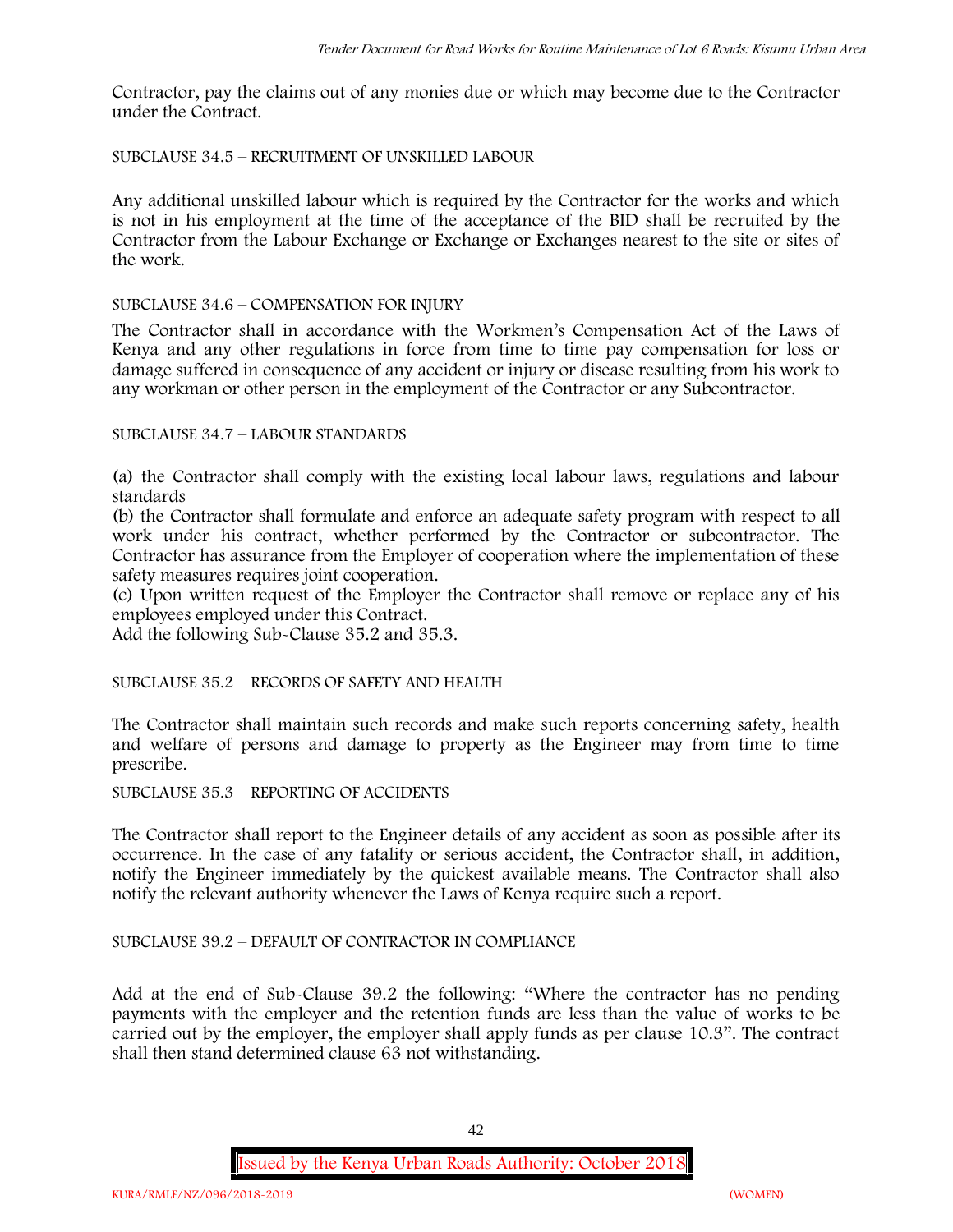Contractor, pay the claims out of any monies due or which may become due to the Contractor under the Contract.

SUBCLAUSE 34.5 – RECRUITMENT OF UNSKILLED LABOUR

Any additional unskilled labour which is required by the Contractor for the works and which is not in his employment at the time of the acceptance of the BID shall be recruited by the Contractor from the Labour Exchange or Exchange or Exchanges nearest to the site or sites of the work.

SUBCLAUSE 34.6 – COMPENSATION FOR INJURY

The Contractor shall in accordance with the Workmen's Compensation Act of the Laws of Kenya and any other regulations in force from time to time pay compensation for loss or damage suffered in consequence of any accident or injury or disease resulting from his work to any workman or other person in the employment of the Contractor or any Subcontractor.

SUBCLAUSE 34.7 – LABOUR STANDARDS

(a) the Contractor shall comply with the existing local labour laws, regulations and labour standards
(b) the Contractor shall formulate and enforce an adequate safety program with respect to all work under his contract, whether performed by the Contractor or subcontractor. The Contractor has assurance from the Employer of cooperation where the implementation of these safety measures requires joint cooperation.
(c) Upon written request of the Employer the Contractor shall remove or replace any of his employees employed under this Contract.
Add the following Sub-Clause 35.2 and 35.3.

SUBCLAUSE 35.2 – RECORDS OF SAFETY AND HEALTH

The Contractor shall maintain such records and make such reports concerning safety, health and welfare of persons and damage to property as the Engineer may from time to time prescribe.

SUBCLAUSE 35.3 – REPORTING OF ACCIDENTS

The Contractor shall report to the Engineer details of any accident as soon as possible after its occurrence. In the case of any fatality or serious accident, the Contractor shall, in addition, notify the Engineer immediately by the quickest available means. The Contractor shall also notify the relevant authority whenever the Laws of Kenya require such a report.

SUBCLAUSE 39.2 – DEFAULT OF CONTRACTOR IN COMPLIANCE

Add at the end of Sub-Clause 39.2 the following: "Where the contractor has no pending payments with the employer and the retention funds are less than the value of works to be carried out by the employer, the employer shall apply funds as per clause 10.3". The contract shall then stand determined clause 63 not withstanding.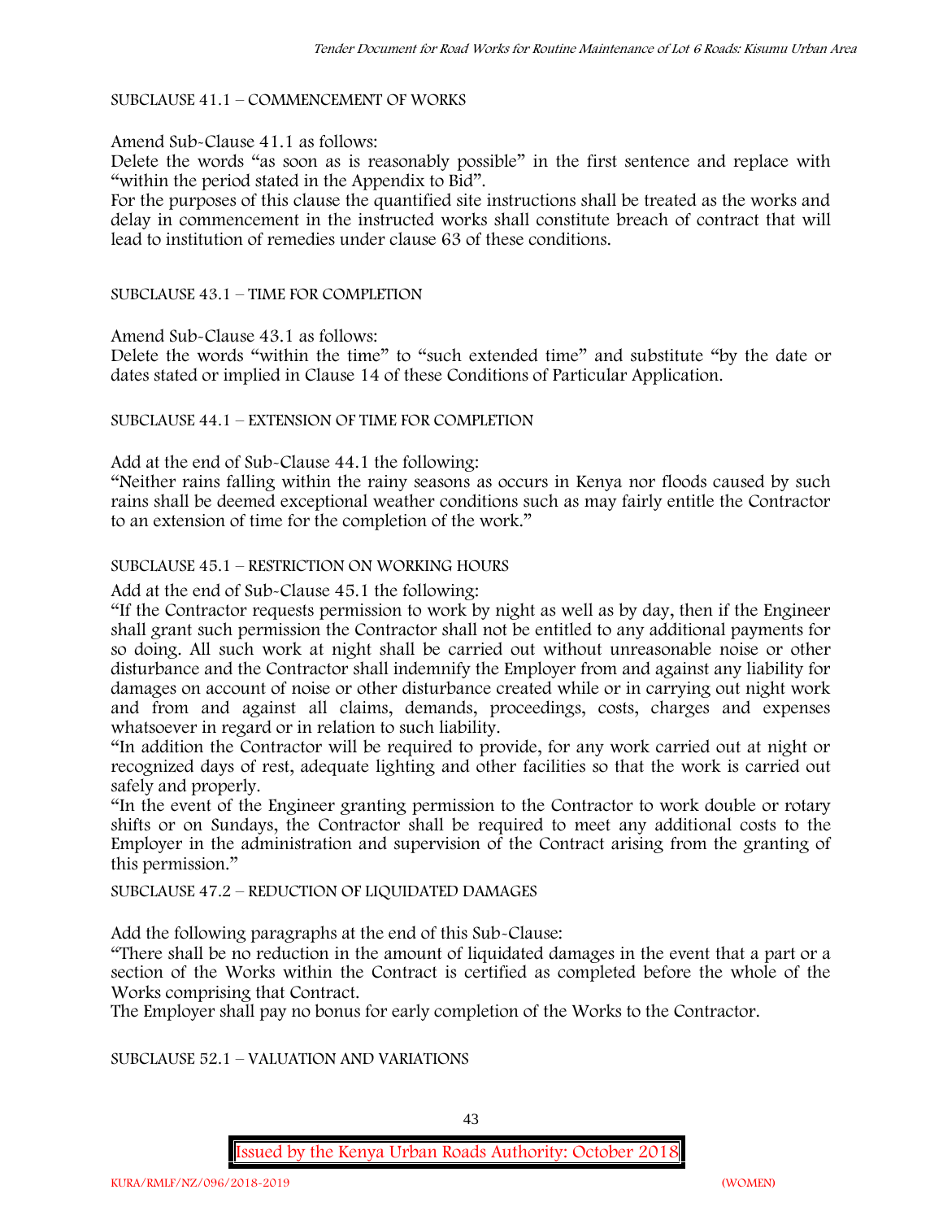SUBCLAUSE 41.1 – COMMENCEMENT OF WORKS

Amend Sub-Clause 41.1 as follows:

Delete the words "as soon as is reasonably possible" in the first sentence and replace with "within the period stated in the Appendix to Bid".

For the purposes of this clause the quantified site instructions shall be treated as the works and delay in commencement in the instructed works shall constitute breach of contract that will lead to institution of remedies under clause 63 of these conditions.

SUBCLAUSE 43.1 – TIME FOR COMPLETION

Amend Sub-Clause 43.1 as follows:

Delete the words "within the time" to "such extended time" and substitute "by the date or dates stated or implied in Clause 14 of these Conditions of Particular Application.

SUBCLAUSE 44.1 – EXTENSION OF TIME FOR COMPLETION

Add at the end of Sub-Clause 44.1 the following:

"Neither rains falling within the rainy seasons as occurs in Kenya nor floods caused by such rains shall be deemed exceptional weather conditions such as may fairly entitle the Contractor to an extension of time for the completion of the work."

SUBCLAUSE 45.1 – RESTRICTION ON WORKING HOURS

Add at the end of Sub-Clause 45.1 the following:

"If the Contractor requests permission to work by night as well as by day, then if the Engineer shall grant such permission the Contractor shall not be entitled to any additional payments for so doing. All such work at night shall be carried out without unreasonable noise or other disturbance and the Contractor shall indemnify the Employer from and against any liability for damages on account of noise or other disturbance created while or in carrying out night work and from and against all claims, demands, proceedings, costs, charges and expenses whatsoever in regard or in relation to such liability.

"In addition the Contractor will be required to provide, for any work carried out at night or recognized days of rest, adequate lighting and other facilities so that the work is carried out safely and properly.

"In the event of the Engineer granting permission to the Contractor to work double or rotary shifts or on Sundays, the Contractor shall be required to meet any additional costs to the Employer in the administration and supervision of the Contract arising from the granting of this permission."

SUBCLAUSE 47.2 – REDUCTION OF LIQUIDATED DAMAGES

Add the following paragraphs at the end of this Sub-Clause:

"There shall be no reduction in the amount of liquidated damages in the event that a part or a section of the Works within the Contract is certified as completed before the whole of the Works comprising that Contract.

The Employer shall pay no bonus for early completion of the Works to the Contractor.

SUBCLAUSE 52.1 – VALUATION AND VARIATIONS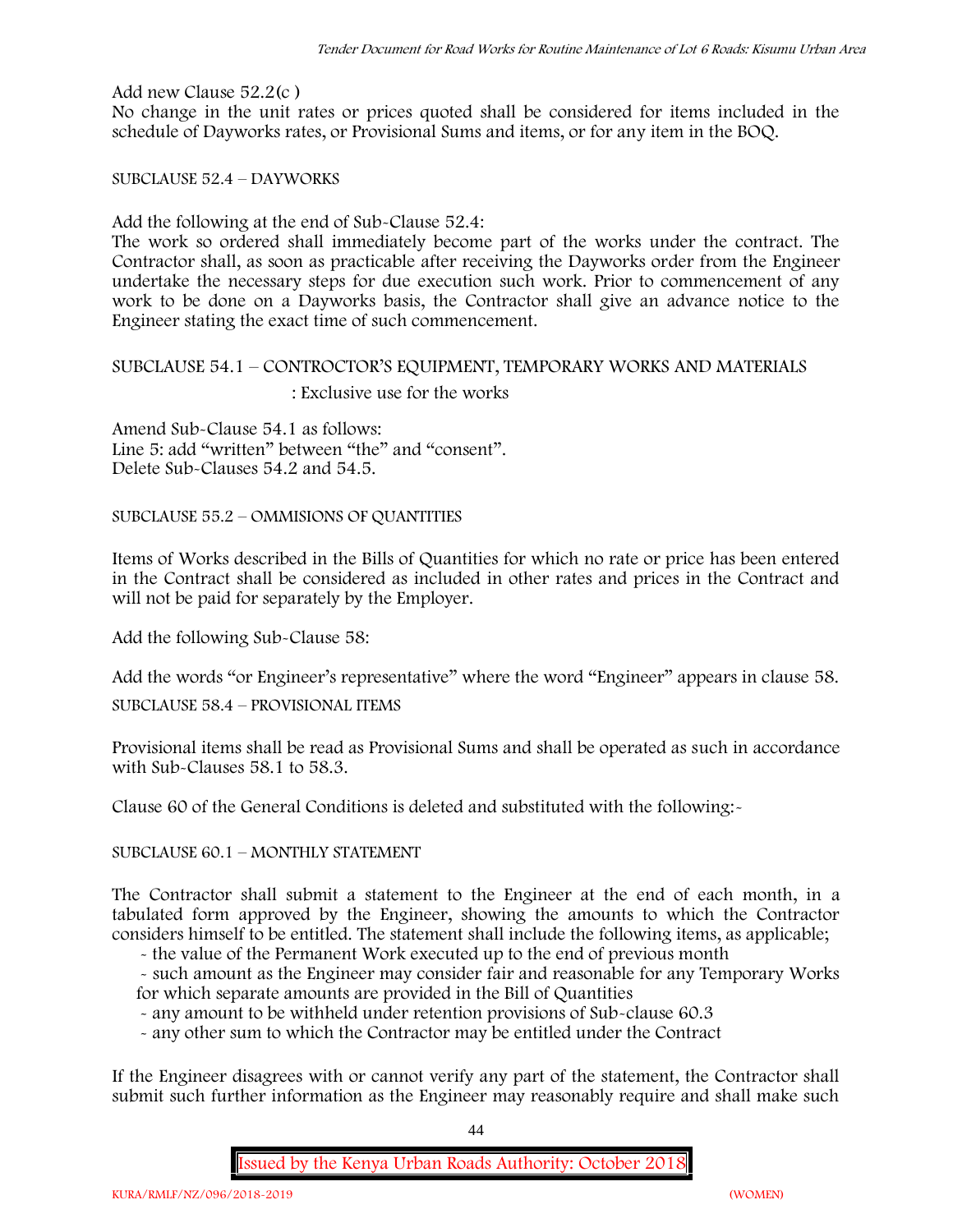Add new Clause 52.2(c )
No change in the unit rates or prices quoted shall be considered for items included in the schedule of Dayworks rates, or Provisional Sums and items, or for any item in the BOQ.

SUBCLAUSE 52.4 – DAYWORKS

Add the following at the end of Sub-Clause 52.4:
The work so ordered shall immediately become part of the works under the contract. The Contractor shall, as soon as practicable after receiving the Dayworks order from the Engineer undertake the necessary steps for due execution such work. Prior to commencement of any work to be done on a Dayworks basis, the Contractor shall give an advance notice to the Engineer stating the exact time of such commencement.

SUBCLAUSE 54.1 – CONTRACTOR'S EQUIPMENT, TEMPORARY WORKS AND MATERIALS
: Exclusive use for the works

Amend Sub-Clause 54.1 as follows:
Line 5: add "written" between "the" and "consent".
Delete Sub-Clauses 54.2 and 54.5.

SUBCLAUSE 55.2 – OMMISIONS OF QUANTITIES

Items of Works described in the Bills of Quantities for which no rate or price has been entered in the Contract shall be considered as included in other rates and prices in the Contract and will not be paid for separately by the Employer.

Add the following Sub-Clause 58:

Add the words "or Engineer's representative" where the word "Engineer" appears in clause 58.

SUBCLAUSE 58.4 – PROVISIONAL ITEMS

Provisional items shall be read as Provisional Sums and shall be operated as such in accordance with Sub-Clauses 58.1 to 58.3.

Clause 60 of the General Conditions is deleted and substituted with the following:-

SUBCLAUSE 60.1 – MONTHLY STATEMENT

The Contractor shall submit a statement to the Engineer at the end of each month, in a tabulated form approved by the Engineer, showing the amounts to which the Contractor considers himself to be entitled. The statement shall include the following items, as applicable;

- the value of the Permanent Work executed up to the end of previous month
- such amount as the Engineer may consider fair and reasonable for any Temporary Works for which separate amounts are provided in the Bill of Quantities
- any amount to be withheld under retention provisions of Sub-clause 60.3
- any other sum to which the Contractor may be entitled under the Contract

If the Engineer disagrees with or cannot verify any part of the statement, the Contractor shall submit such further information as the Engineer may reasonably require and shall make such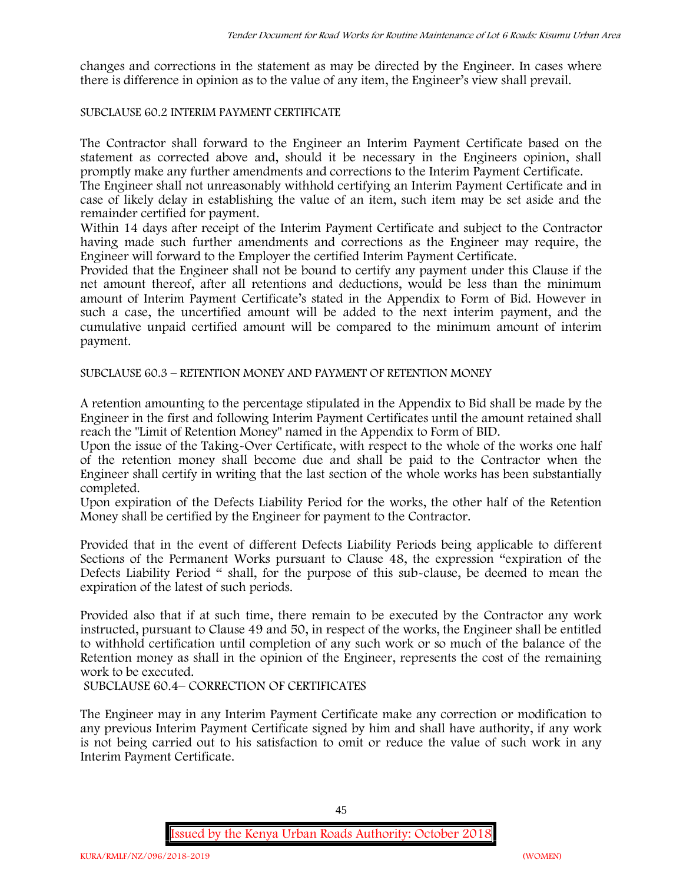changes and corrections in the statement as may be directed by the Engineer. In cases where there is difference in opinion as to the value of any item, the Engineer's view shall prevail.

SUBCLAUSE 60.2 INTERIM PAYMENT CERTIFICATE

The Contractor shall forward to the Engineer an Interim Payment Certificate based on the statement as corrected above and, should it be necessary in the Engineers opinion, shall promptly make any further amendments and corrections to the Interim Payment Certificate.

The Engineer shall not unreasonably withhold certifying an Interim Payment Certificate and in case of likely delay in establishing the value of an item, such item may be set aside and the remainder certified for payment.

Within 14 days after receipt of the Interim Payment Certificate and subject to the Contractor having made such further amendments and corrections as the Engineer may require, the Engineer will forward to the Employer the certified Interim Payment Certificate.

Provided that the Engineer shall not be bound to certify any payment under this Clause if the net amount thereof, after all retentions and deductions, would be less than the minimum amount of Interim Payment Certificate's stated in the Appendix to Form of Bid. However in such a case, the uncertified amount will be added to the next interim payment, and the cumulative unpaid certified amount will be compared to the minimum amount of interim payment.

SUBCLAUSE 60.3 – RETENTION MONEY AND PAYMENT OF RETENTION MONEY

A retention amounting to the percentage stipulated in the Appendix to Bid shall be made by the Engineer in the first and following Interim Payment Certificates until the amount retained shall reach the "Limit of Retention Money" named in the Appendix to Form of BID.

Upon the issue of the Taking-Over Certificate, with respect to the whole of the works one half of the retention money shall become due and shall be paid to the Contractor when the Engineer shall certify in writing that the last section of the whole works has been substantially completed.

Upon expiration of the Defects Liability Period for the works, the other half of the Retention Money shall be certified by the Engineer for payment to the Contractor.

Provided that in the event of different Defects Liability Periods being applicable to different Sections of the Permanent Works pursuant to Clause 48, the expression "expiration of the Defects Liability Period " shall, for the purpose of this sub-clause, be deemed to mean the expiration of the latest of such periods.

Provided also that if at such time, there remain to be executed by the Contractor any work instructed, pursuant to Clause 49 and 50, in respect of the works, the Engineer shall be entitled to withhold certification until completion of any such work or so much of the balance of the Retention money as shall in the opinion of the Engineer, represents the cost of the remaining work to be executed.

SUBCLAUSE 60.4– CORRECTION OF CERTIFICATES

The Engineer may in any Interim Payment Certificate make any correction or modification to any previous Interim Payment Certificate signed by him and shall have authority, if any work is not being carried out to his satisfaction to omit or reduce the value of such work in any Interim Payment Certificate.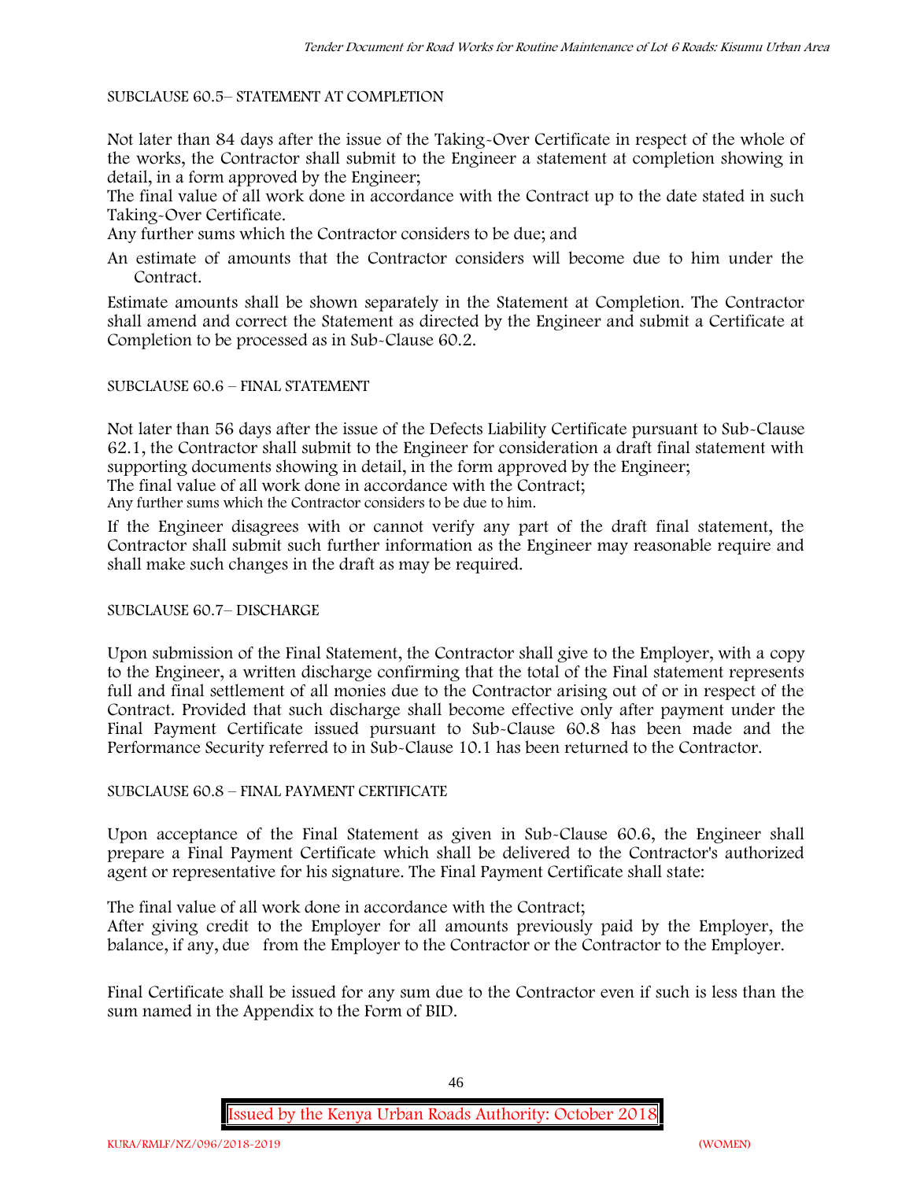SUBCLAUSE 60.5– STATEMENT AT COMPLETION

Not later than 84 days after the issue of the Taking-Over Certificate in respect of the whole of the works, the Contractor shall submit to the Engineer a statement at completion showing in detail, in a form approved by the Engineer;

The final value of all work done in accordance with the Contract up to the date stated in such Taking-Over Certificate.

Any further sums which the Contractor considers to be due; and

An estimate of amounts that the Contractor considers will become due to him under the Contract.

Estimate amounts shall be shown separately in the Statement at Completion. The Contractor shall amend and correct the Statement as directed by the Engineer and submit a Certificate at Completion to be processed as in Sub-Clause 60.2.

SUBCLAUSE 60.6 – FINAL STATEMENT

Not later than 56 days after the issue of the Defects Liability Certificate pursuant to Sub-Clause 62.1, the Contractor shall submit to the Engineer for consideration a draft final statement with supporting documents showing in detail, in the form approved by the Engineer;

The final value of all work done in accordance with the Contract;

Any further sums which the Contractor considers to be due to him.

If the Engineer disagrees with or cannot verify any part of the draft final statement, the Contractor shall submit such further information as the Engineer may reasonable require and shall make such changes in the draft as may be required.

SUBCLAUSE 60.7– DISCHARGE

Upon submission of the Final Statement, the Contractor shall give to the Employer, with a copy to the Engineer, a written discharge confirming that the total of the Final statement represents full and final settlement of all monies due to the Contractor arising out of or in respect of the Contract. Provided that such discharge shall become effective only after payment under the Final Payment Certificate issued pursuant to Sub-Clause 60.8 has been made and the Performance Security referred to in Sub-Clause 10.1 has been returned to the Contractor.

SUBCLAUSE 60.8 – FINAL PAYMENT CERTIFICATE

Upon acceptance of the Final Statement as given in Sub-Clause 60.6, the Engineer shall prepare a Final Payment Certificate which shall be delivered to the Contractor's authorized agent or representative for his signature. The Final Payment Certificate shall state:

The final value of all work done in accordance with the Contract;

After giving credit to the Employer for all amounts previously paid by the Employer, the balance, if any, due from the Employer to the Contractor or the Contractor to the Employer.

Final Certificate shall be issued for any sum due to the Contractor even if such is less than the sum named in the Appendix to the Form of BID.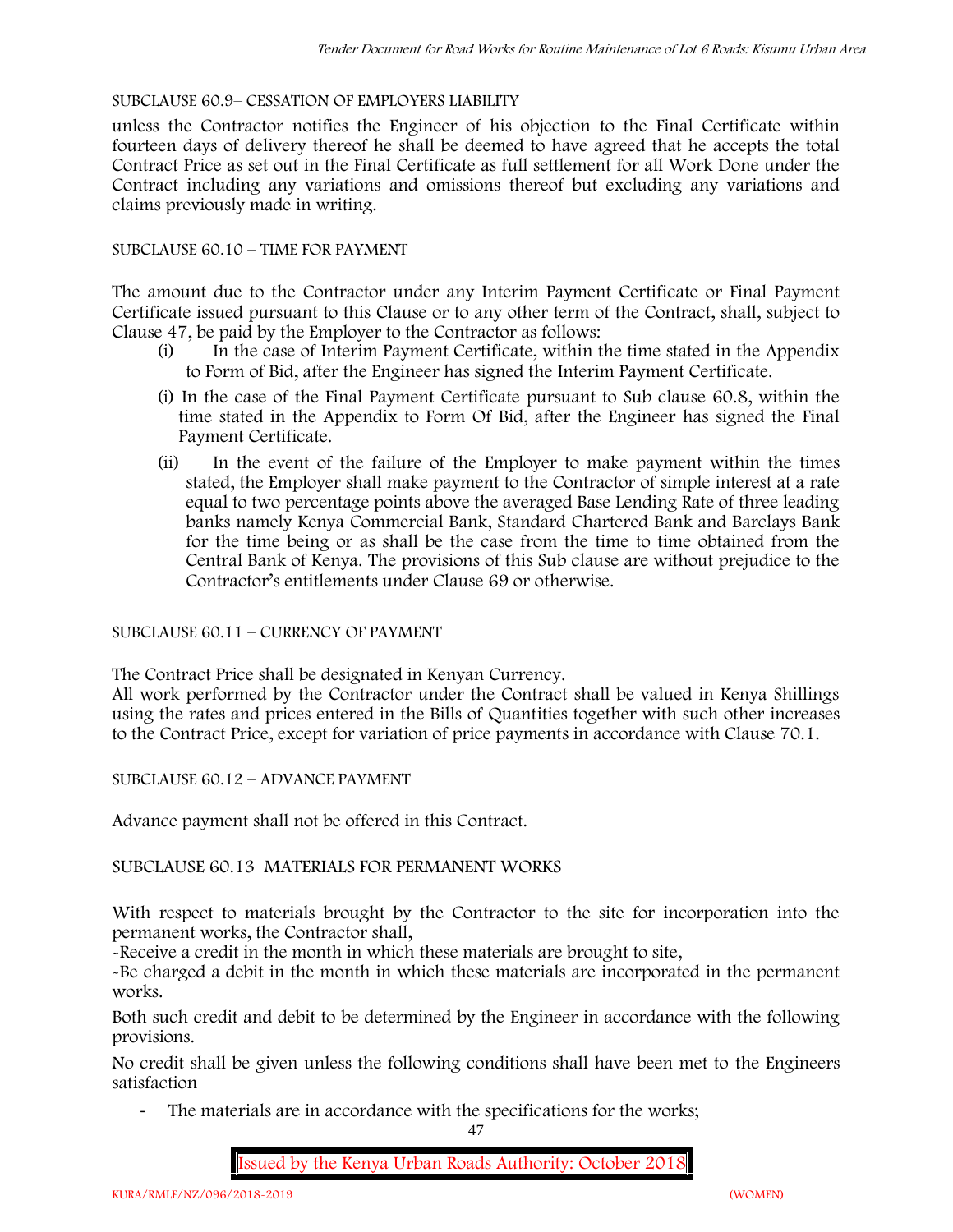SUBCLAUSE 60.9– CESSATION OF EMPLOYERS LIABILITY

unless the Contractor notifies the Engineer of his objection to the Final Certificate within fourteen days of delivery thereof he shall be deemed to have agreed that he accepts the total Contract Price as set out in the Final Certificate as full settlement for all Work Done under the Contract including any variations and omissions thereof but excluding any variations and claims previously made in writing.

SUBCLAUSE 60.10 – TIME FOR PAYMENT

The amount due to the Contractor under any Interim Payment Certificate or Final Payment Certificate issued pursuant to this Clause or to any other term of the Contract, shall, subject to Clause 47, be paid by the Employer to the Contractor as follows:

(i) In the case of Interim Payment Certificate, within the time stated in the Appendix to Form of Bid, after the Engineer has signed the Interim Payment Certificate.

(i) In the case of the Final Payment Certificate pursuant to Sub clause 60.8, within the time stated in the Appendix to Form Of Bid, after the Engineer has signed the Final Payment Certificate.

(ii) In the event of the failure of the Employer to make payment within the times stated, the Employer shall make payment to the Contractor of simple interest at a rate equal to two percentage points above the averaged Base Lending Rate of three leading banks namely Kenya Commercial Bank, Standard Chartered Bank and Barclays Bank for the time being or as shall be the case from the time to time obtained from the Central Bank of Kenya. The provisions of this Sub clause are without prejudice to the Contractor's entitlements under Clause 69 or otherwise.

SUBCLAUSE 60.11 – CURRENCY OF PAYMENT

The Contract Price shall be designated in Kenyan Currency.

All work performed by the Contractor under the Contract shall be valued in Kenya Shillings using the rates and prices entered in the Bills of Quantities together with such other increases to the Contract Price, except for variation of price payments in accordance with Clause 70.1.

SUBCLAUSE 60.12 – ADVANCE PAYMENT

Advance payment shall not be offered in this Contract.

SUBCLAUSE 60.13 MATERIALS FOR PERMANENT WORKS

With respect to materials brought by the Contractor to the site for incorporation into the permanent works, the Contractor shall,

-Receive a credit in the month in which these materials are brought to site,

-Be charged a debit in the month in which these materials are incorporated in the permanent works.

Both such credit and debit to be determined by the Engineer in accordance with the following provisions.

No credit shall be given unless the following conditions shall have been met to the Engineers satisfaction

- The materials are in accordance with the specifications for the works;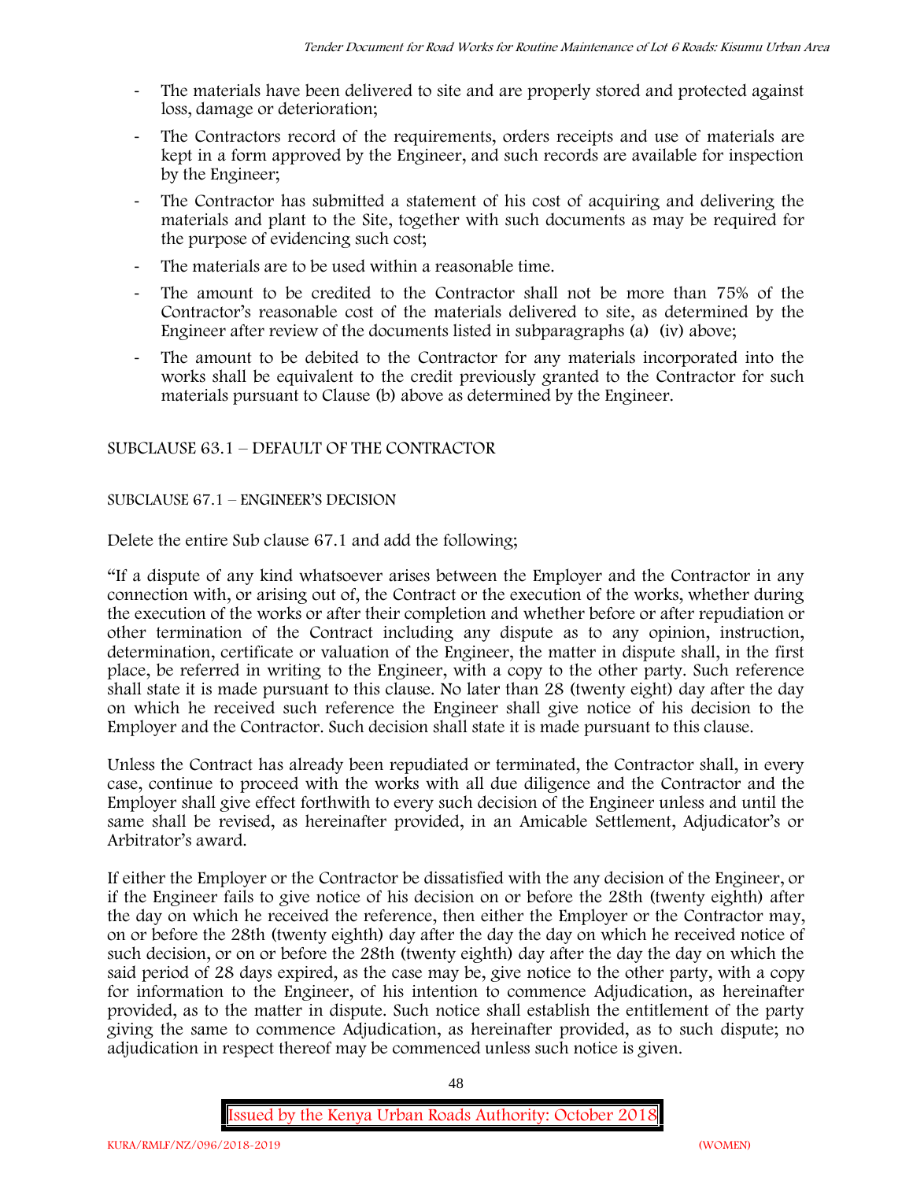- The materials have been delivered to site and are properly stored and protected against loss, damage or deterioration;
- The Contractors record of the requirements, orders receipts and use of materials are kept in a form approved by the Engineer, and such records are available for inspection by the Engineer;
- The Contractor has submitted a statement of his cost of acquiring and delivering the materials and plant to the Site, together with such documents as may be required for the purpose of evidencing such cost;
- The materials are to be used within a reasonable time.
- The amount to be credited to the Contractor shall not be more than 75% of the Contractor's reasonable cost of the materials delivered to site, as determined by the Engineer after review of the documents listed in subparagraphs (a) (iv) above;
- The amount to be debited to the Contractor for any materials incorporated into the works shall be equivalent to the credit previously granted to the Contractor for such materials pursuant to Clause (b) above as determined by the Engineer.

SUBCLAUSE 63.1 – DEFAULT OF THE CONTRACTOR

SUBCLAUSE 67.1 – ENGINEER'S DECISION

Delete the entire Sub clause 67.1 and add the following;

"If a dispute of any kind whatsoever arises between the Employer and the Contractor in any connection with, or arising out of, the Contract or the execution of the works, whether during the execution of the works or after their completion and whether before or after repudiation or other termination of the Contract including any dispute as to any opinion, instruction, determination, certificate or valuation of the Engineer, the matter in dispute shall, in the first place, be referred in writing to the Engineer, with a copy to the other party. Such reference shall state it is made pursuant to this clause. No later than 28 (twenty eight) day after the day on which he received such reference the Engineer shall give notice of his decision to the Employer and the Contractor. Such decision shall state it is made pursuant to this clause.

Unless the Contract has already been repudiated or terminated, the Contractor shall, in every case, continue to proceed with the works with all due diligence and the Contractor and the Employer shall give effect forthwith to every such decision of the Engineer unless and until the same shall be revised, as hereinafter provided, in an Amicable Settlement, Adjudicator's or Arbitrator's award.

If either the Employer or the Contractor be dissatisfied with the any decision of the Engineer, or if the Engineer fails to give notice of his decision on or before the 28th (twenty eighth) after the day on which he received the reference, then either the Employer or the Contractor may, on or before the 28th (twenty eighth) day after the day the day on which he received notice of such decision, or on or before the 28th (twenty eighth) day after the day the day on which the said period of 28 days expired, as the case may be, give notice to the other party, with a copy for information to the Engineer, of his intention to commence Adjudication, as hereinafter provided, as to the matter in dispute. Such notice shall establish the entitlement of the party giving the same to commence Adjudication, as hereinafter provided, as to such dispute; no adjudication in respect thereof may be commenced unless such notice is given.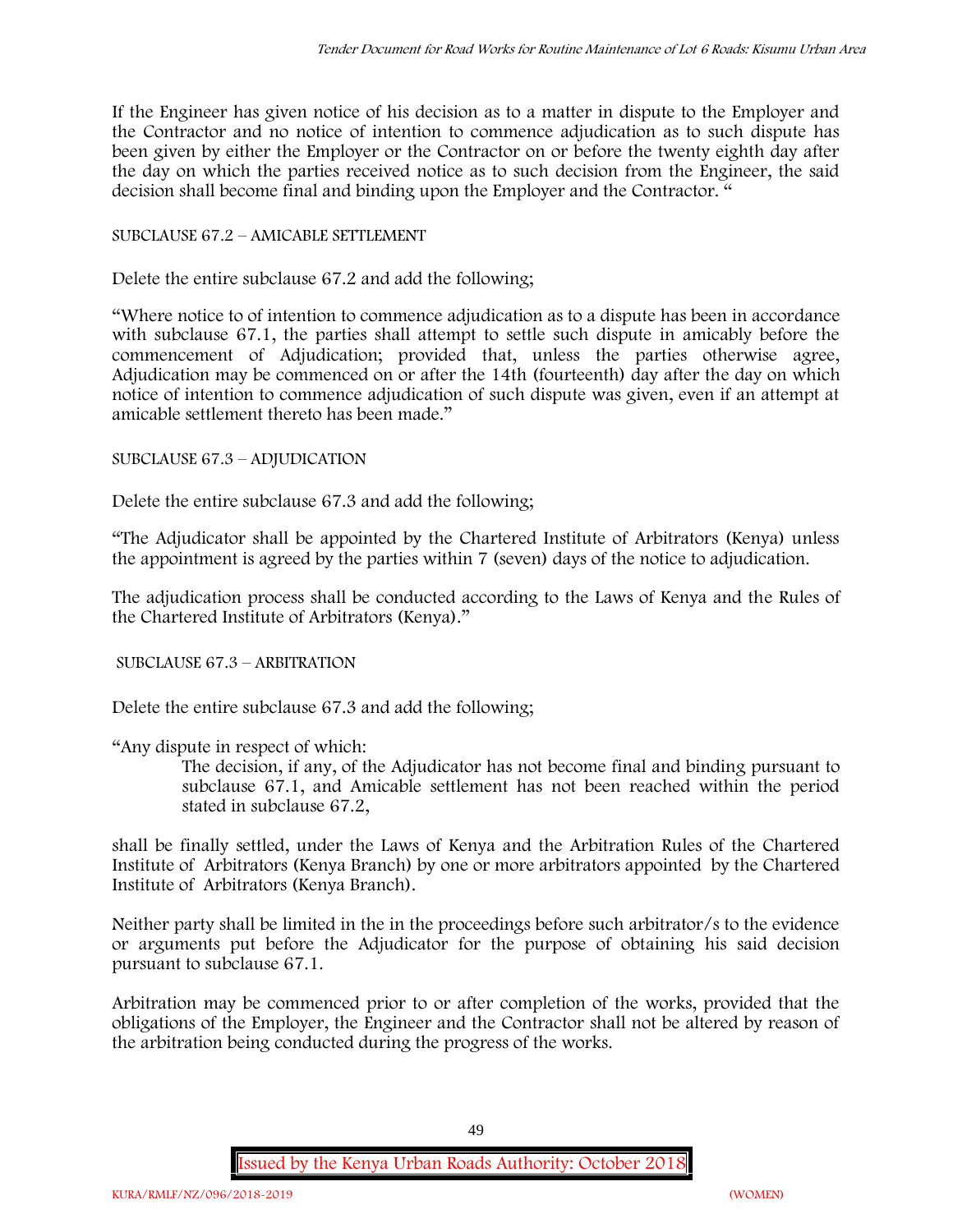If the Engineer has given notice of his decision as to a matter in dispute to the Employer and the Contractor and no notice of intention to commence adjudication as to such dispute has been given by either the Employer or the Contractor on or before the twenty eighth day after the day on which the parties received notice as to such decision from the Engineer, the said decision shall become final and binding upon the Employer and the Contractor. "

SUBCLAUSE 67.2 – AMICABLE SETTLEMENT

Delete the entire subclause 67.2 and add the following;

"Where notice to of intention to commence adjudication as to a dispute has been in accordance with subclause 67.1, the parties shall attempt to settle such dispute in amicably before the commencement of Adjudication; provided that, unless the parties otherwise agree, Adjudication may be commenced on or after the 14th (fourteenth) day after the day on which notice of intention to commence adjudication of such dispute was given, even if an attempt at amicable settlement thereto has been made."

SUBCLAUSE 67.3 – ADJUDICATION

Delete the entire subclause 67.3 and add the following;

"The Adjudicator shall be appointed by the Chartered Institute of Arbitrators (Kenya) unless the appointment is agreed by the parties within 7 (seven) days of the notice to adjudication.

The adjudication process shall be conducted according to the Laws of Kenya and the Rules of the Chartered Institute of Arbitrators (Kenya)."

SUBCLAUSE 67.3 – ARBITRATION

Delete the entire subclause 67.3 and add the following;

"Any dispute in respect of which:

> The decision, if any, of the Adjudicator has not become final and binding pursuant to subclause 67.1, and Amicable settlement has not been reached within the period stated in subclause 67.2,

shall be finally settled, under the Laws of Kenya and the Arbitration Rules of the Chartered Institute of Arbitrators (Kenya Branch) by one or more arbitrators appointed by the Chartered Institute of Arbitrators (Kenya Branch).

Neither party shall be limited in the in the proceedings before such arbitrator/s to the evidence or arguments put before the Adjudicator for the purpose of obtaining his said decision pursuant to subclause 67.1.

Arbitration may be commenced prior to or after completion of the works, provided that the obligations of the Employer, the Engineer and the Contractor shall not be altered by reason of the arbitration being conducted during the progress of the works.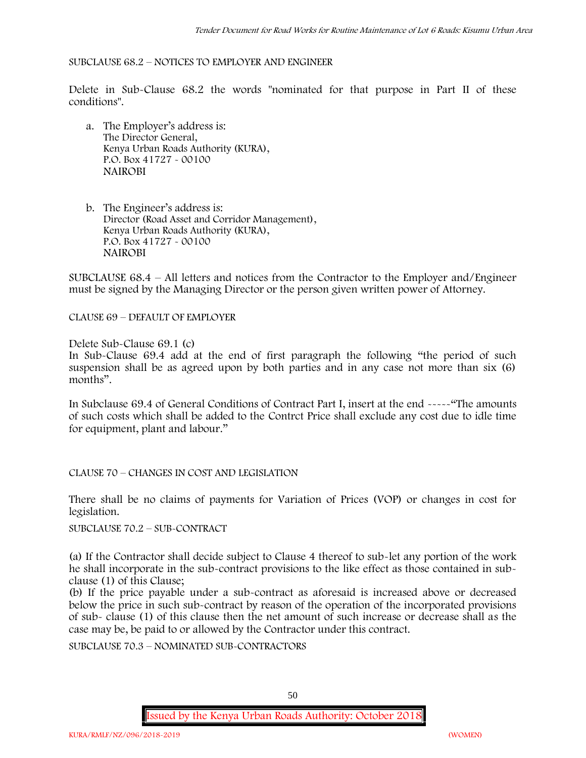SUBCLAUSE 68.2 – NOTICES TO EMPLOYER AND ENGINEER

Delete in Sub-Clause 68.2 the words "nominated for that purpose in Part II of these conditions".

a. The Employer's address is:
   The Director General,
   Kenya Urban Roads Authority (KURA),
   P.O. Box 41727 - 00100
   NAIROBI

b. The Engineer's address is:
   Director (Road Asset and Corridor Management),
   Kenya Urban Roads Authority (KURA),
   P.O. Box 41727 - 00100
   NAIROBI

SUBCLAUSE 68.4 – All letters and notices from the Contractor to the Employer and/Engineer must be signed by the Managing Director or the person given written power of Attorney.

CLAUSE 69 – DEFAULT OF EMPLOYER

Delete Sub-Clause 69.1 (c)

In Sub-Clause 69.4 add at the end of first paragraph the following "the period of such suspension shall be as agreed upon by both parties and in any case not more than six (6) months".

In Subclause 69.4 of General Conditions of Contract Part I, insert at the end -----"The amounts of such costs which shall be added to the Contrct Price shall exclude any cost due to idle time for equipment, plant and labour."

CLAUSE 70 – CHANGES IN COST AND LEGISLATION

There shall be no claims of payments for Variation of Prices (VOP) or changes in cost for legislation.

SUBCLAUSE 70.2 – SUB-CONTRACT

(a) If the Contractor shall decide subject to Clause 4 thereof to sub-let any portion of the work he shall incorporate in the sub-contract provisions to the like effect as those contained in sub-clause (1) of this Clause;

(b) If the price payable under a sub-contract as aforesaid is increased above or decreased below the price in such sub-contract by reason of the operation of the incorporated provisions of sub- clause (1) of this clause then the net amount of such increase or decrease shall as the case may be, be paid to or allowed by the Contractor under this contract.

SUBCLAUSE 70.3 – NOMINATED SUB-CONTRACTORS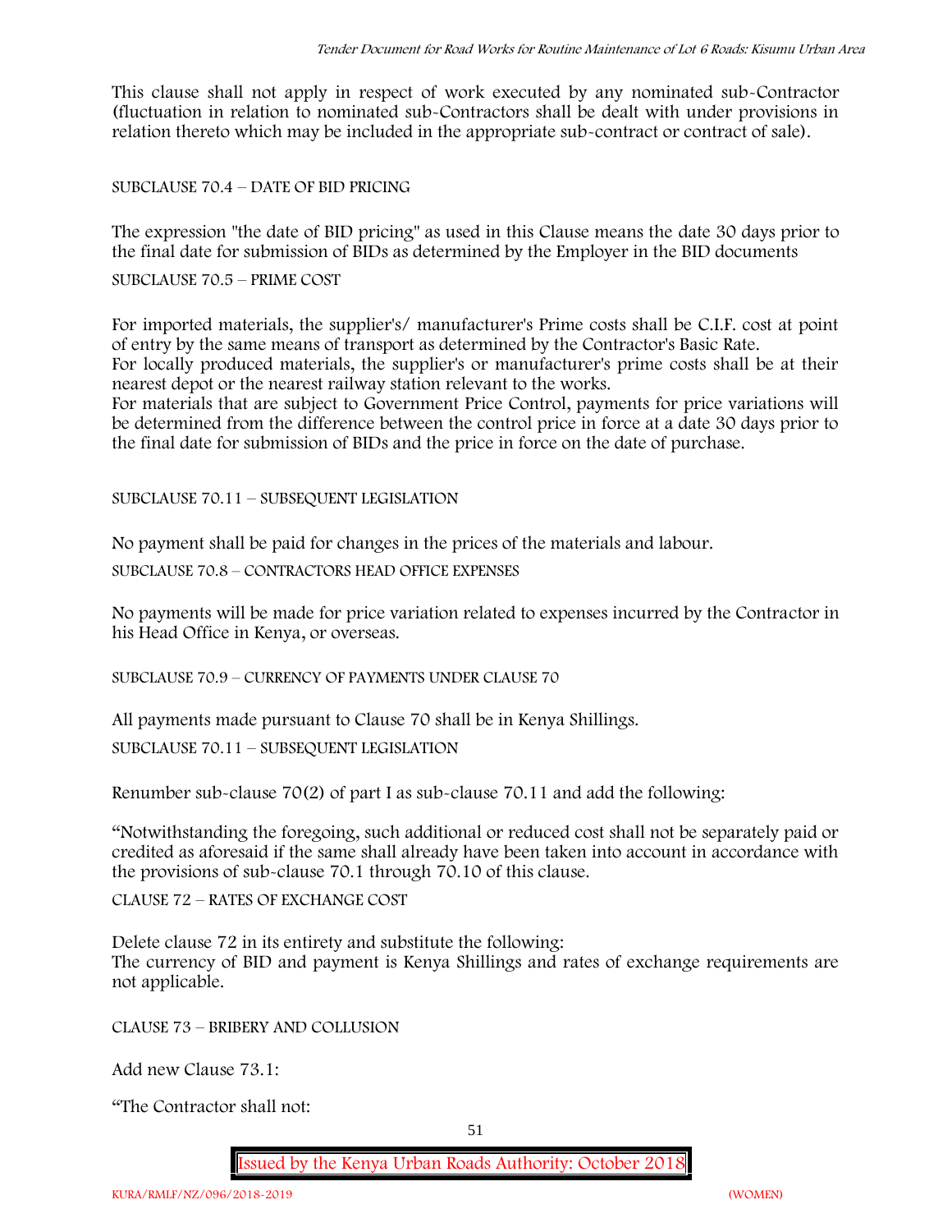This clause shall not apply in respect of work executed by any nominated sub-Contractor (fluctuation in relation to nominated sub-Contractors shall be dealt with under provisions in relation thereto which may be included in the appropriate sub-contract or contract of sale).

SUBCLAUSE 70.4 – DATE OF BID PRICING

The expression "the date of BID pricing" as used in this Clause means the date 30 days prior to the final date for submission of BIDs as determined by the Employer in the BID documents

SUBCLAUSE 70.5 – PRIME COST

For imported materials, the supplier's/ manufacturer's Prime costs shall be C.I.F. cost at point of entry by the same means of transport as determined by the Contractor's Basic Rate.
For locally produced materials, the supplier's or manufacturer's prime costs shall be at their nearest depot or the nearest railway station relevant to the works.
For materials that are subject to Government Price Control, payments for price variations will be determined from the difference between the control price in force at a date 30 days prior to the final date for submission of BIDs and the price in force on the date of purchase.

SUBCLAUSE 70.11 – SUBSEQUENT LEGISLATION

No payment shall be paid for changes in the prices of the materials and labour.

SUBCLAUSE 70.8 – CONTRACTORS HEAD OFFICE EXPENSES

No payments will be made for price variation related to expenses incurred by the Contractor in his Head Office in Kenya, or overseas.

SUBCLAUSE 70.9 – CURRENCY OF PAYMENTS UNDER CLAUSE 70

All payments made pursuant to Clause 70 shall be in Kenya Shillings.

SUBCLAUSE 70.11 – SUBSEQUENT LEGISLATION

Renumber sub-clause 70(2) of part I as sub-clause 70.11 and add the following:

"Notwithstanding the foregoing, such additional or reduced cost shall not be separately paid or credited as aforesaid if the same shall already have been taken into account in accordance with the provisions of sub-clause 70.1 through 70.10 of this clause.

CLAUSE 72 – RATES OF EXCHANGE COST

Delete clause 72 in its entirety and substitute the following:
The currency of BID and payment is Kenya Shillings and rates of exchange requirements are not applicable.

CLAUSE 73 – BRIBERY AND COLLUSION

Add new Clause 73.1:

"The Contractor shall not: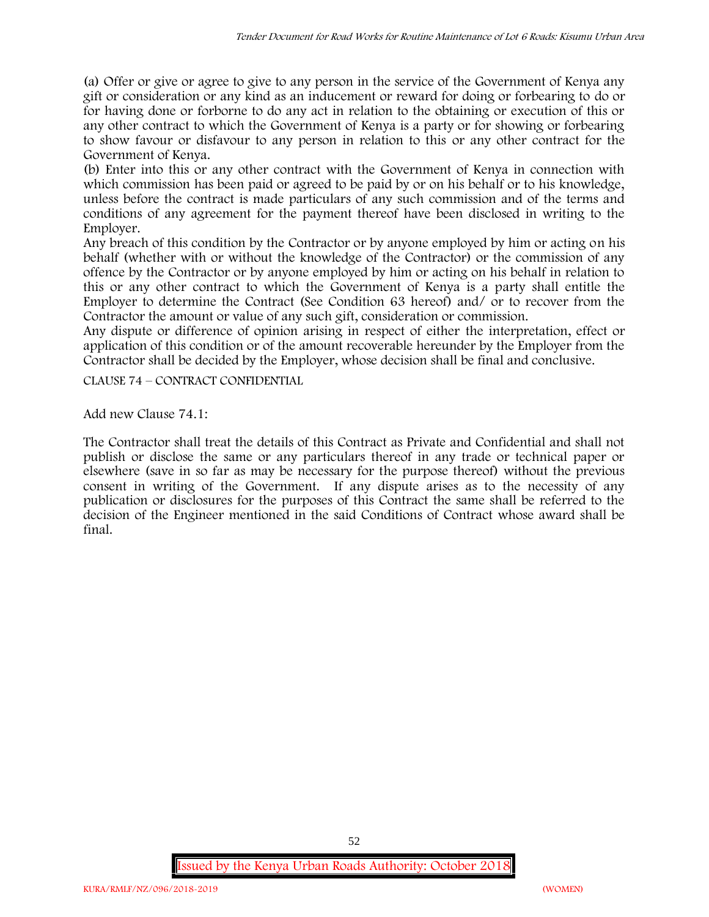(a) Offer or give or agree to give to any person in the service of the Government of Kenya any gift or consideration or any kind as an inducement or reward for doing or forbearing to do or for having done or forborne to do any act in relation to the obtaining or execution of this or any other contract to which the Government of Kenya is a party or for showing or forbearing to show favour or disfavour to any person in relation to this or any other contract for the Government of Kenya.

(b) Enter into this or any other contract with the Government of Kenya in connection with which commission has been paid or agreed to be paid by or on his behalf or to his knowledge, unless before the contract is made particulars of any such commission and of the terms and conditions of any agreement for the payment thereof have been disclosed in writing to the Employer.

Any breach of this condition by the Contractor or by anyone employed by him or acting on his behalf (whether with or without the knowledge of the Contractor) or the commission of any offence by the Contractor or by anyone employed by him or acting on his behalf in relation to this or any other contract to which the Government of Kenya is a party shall entitle the Employer to determine the Contract (See Condition 63 hereof) and/ or to recover from the Contractor the amount or value of any such gift, consideration or commission.

Any dispute or difference of opinion arising in respect of either the interpretation, effect or application of this condition or of the amount recoverable hereunder by the Employer from the Contractor shall be decided by the Employer, whose decision shall be final and conclusive.

CLAUSE 74 – CONTRACT CONFIDENTIAL

Add new Clause 74.1:

The Contractor shall treat the details of this Contract as Private and Confidential and shall not publish or disclose the same or any particulars thereof in any trade or technical paper or elsewhere (save in so far as may be necessary for the purpose thereof) without the previous consent in writing of the Government. If any dispute arises as to the necessity of any publication or disclosures for the purposes of this Contract the same shall be referred to the decision of the Engineer mentioned in the said Conditions of Contract whose award shall be final.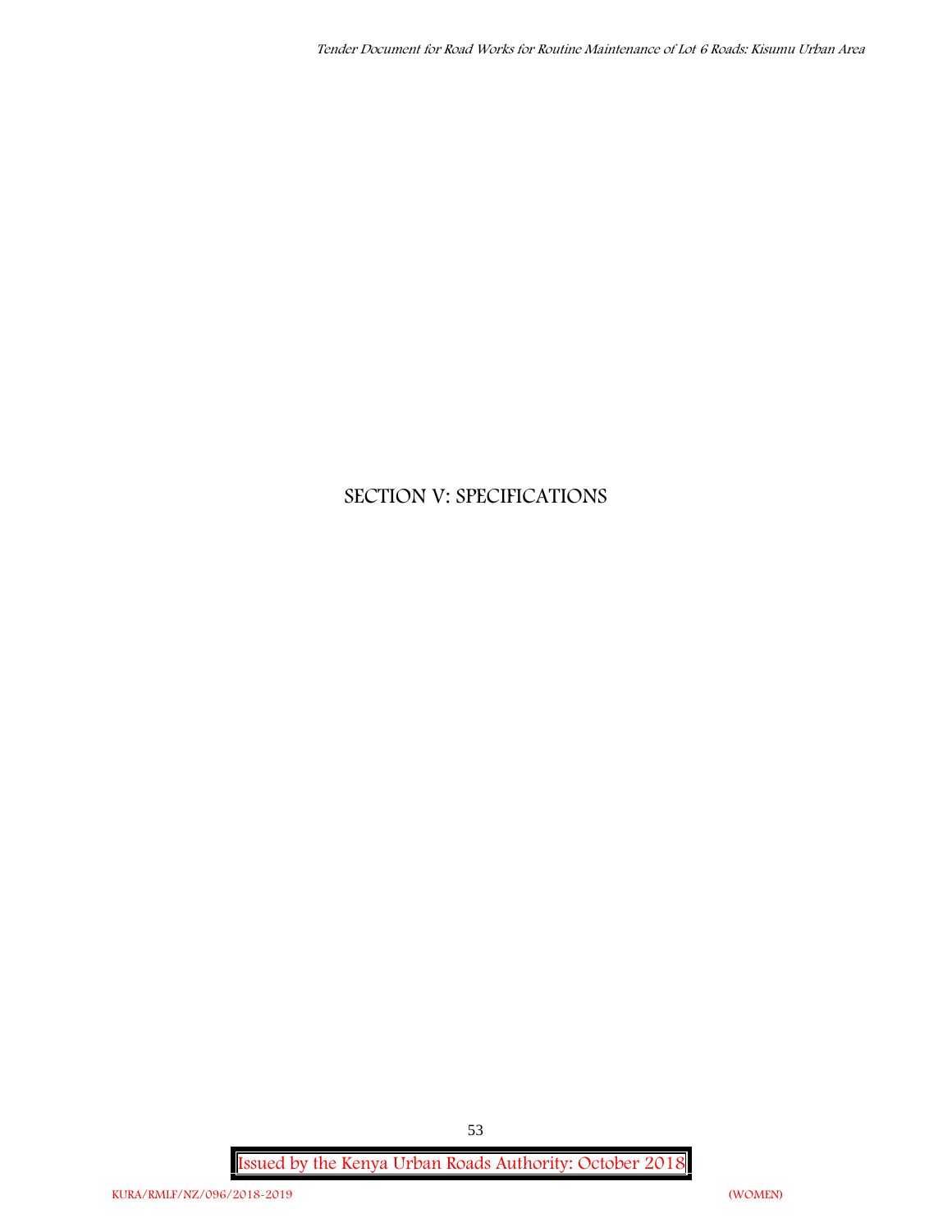# SECTION V: SPECIFICATIONS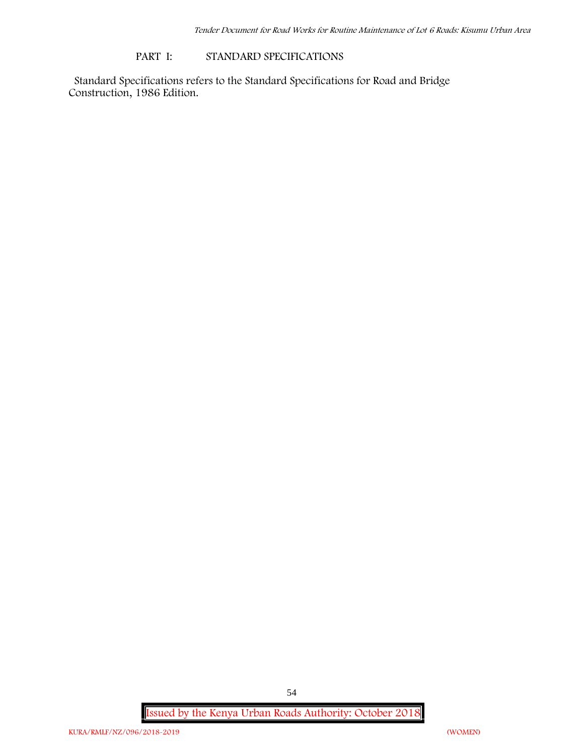## PART I: STANDARD SPECIFICATIONS

Standard Specifications refers to the Standard Specifications for Road and Bridge Construction, 1986 Edition.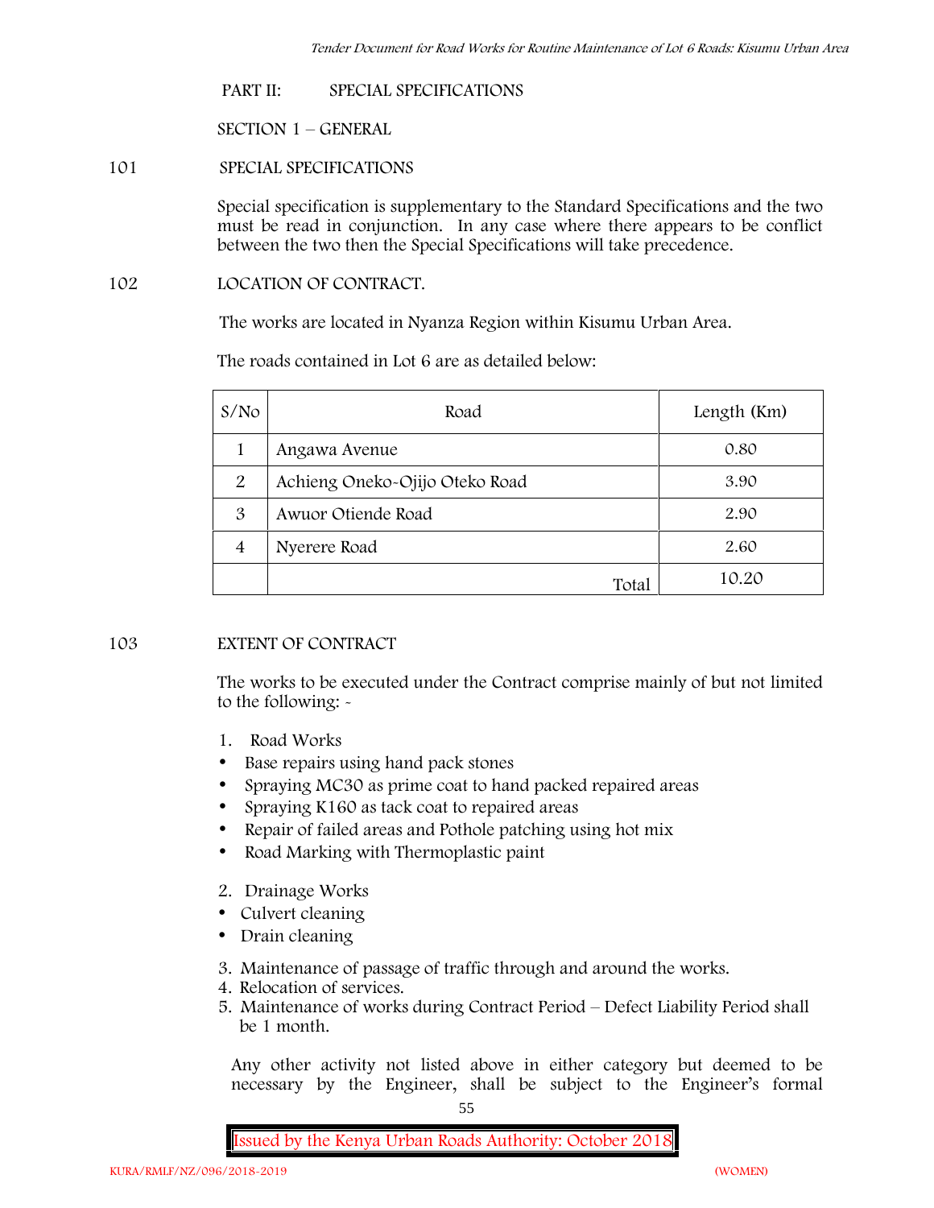PART II: SPECIAL SPECIFICATIONS

SECTION 1 – GENERAL

## 101 SPECIAL SPECIFICATIONS

Special specification is supplementary to the Standard Specifications and the two must be read in conjunction. In any case where there appears to be conflict between the two then the Special Specifications will take precedence.

## 102 LOCATION OF CONTRACT.

The works are located in Nyanza Region within Kisumu Urban Area.

The roads contained in Lot 6 are as detailed below:

| S/No | Road | Length (Km) |
|---|---|---|
| 1 | Angawa Avenue | 0.80 |
| 2 | Achieng Oneko-Ojijo Oteko Road | 3.90 |
| 3 | Awuor Otiende Road | 2.90 |
| 4 | Nyerere Road | 2.60 |
| | Total | 10.20 |

## 103 EXTENT OF CONTRACT

The works to be executed under the Contract comprise mainly of but not limited to the following: -

1. Road Works
   - Base repairs using hand pack stones
   - Spraying MC30 as prime coat to hand packed repaired areas
   - Spraying K160 as tack coat to repaired areas
   - Repair of failed areas and Pothole patching using hot mix
   - Road Marking with Thermoplastic paint
2. Drainage Works
   - Culvert cleaning
   - Drain cleaning
3. Maintenance of passage of traffic through and around the works.
4. Relocation of services.
5. Maintenance of works during Contract Period – Defect Liability Period shall be 1 month.

Any other activity not listed above in either category but deemed to be necessary by the Engineer, shall be subject to the Engineer's formal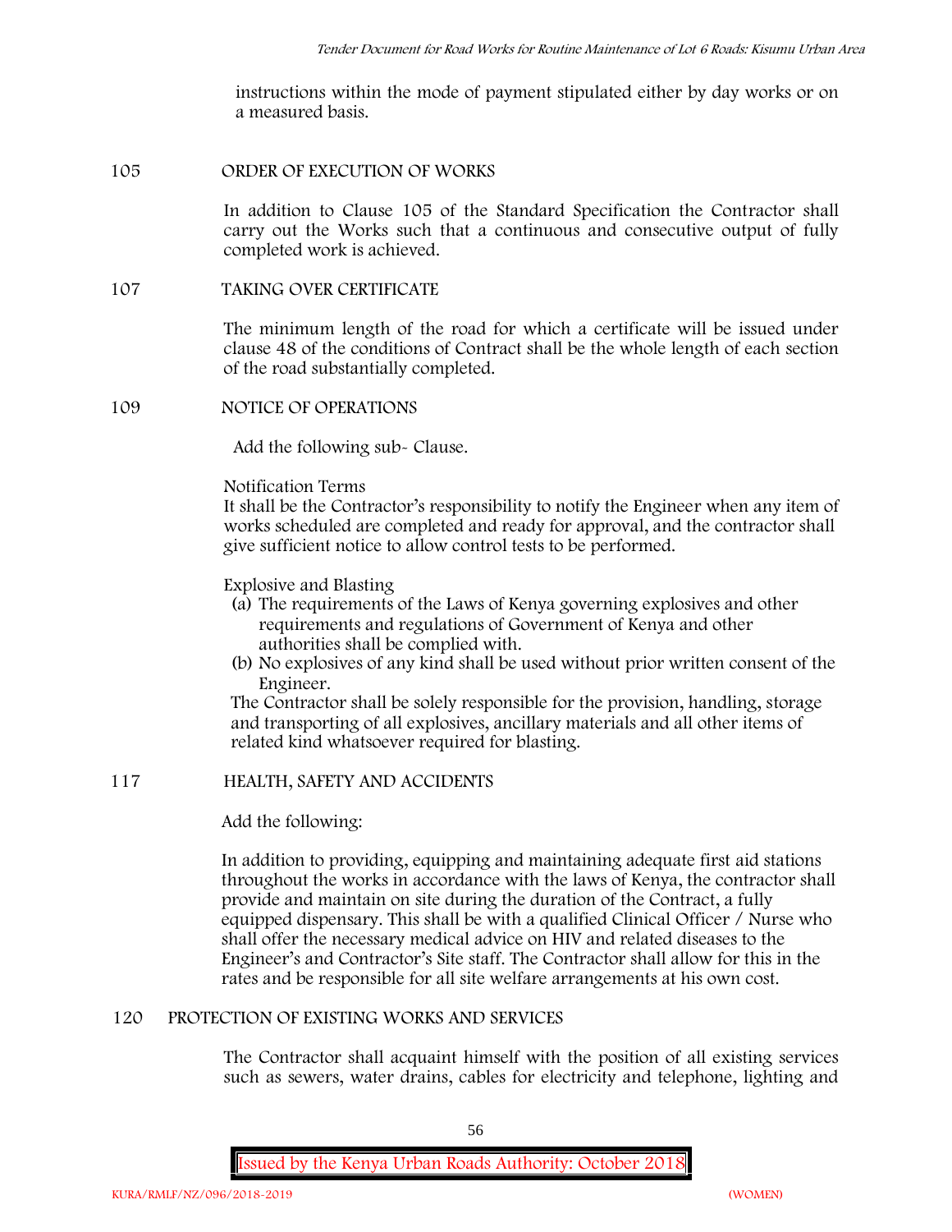instructions within the mode of payment stipulated either by day works or on a measured basis.

## 105 ORDER OF EXECUTION OF WORKS

In addition to Clause 105 of the Standard Specification the Contractor shall carry out the Works such that a continuous and consecutive output of fully completed work is achieved.

## 107 TAKING OVER CERTIFICATE

The minimum length of the road for which a certificate will be issued under clause 48 of the conditions of Contract shall be the whole length of each section of the road substantially completed.

## 109 NOTICE OF OPERATIONS

Add the following sub- Clause.

Notification Terms

It shall be the Contractor's responsibility to notify the Engineer when any item of works scheduled are completed and ready for approval, and the contractor shall give sufficient notice to allow control tests to be performed.

Explosive and Blasting

(a) The requirements of the Laws of Kenya governing explosives and other requirements and regulations of Government of Kenya and other authorities shall be complied with.
(b) No explosives of any kind shall be used without prior written consent of the Engineer.

The Contractor shall be solely responsible for the provision, handling, storage and transporting of all explosives, ancillary materials and all other items of related kind whatsoever required for blasting.

## 117 HEALTH, SAFETY AND ACCIDENTS

Add the following:

In addition to providing, equipping and maintaining adequate first aid stations throughout the works in accordance with the laws of Kenya, the contractor shall provide and maintain on site during the duration of the Contract, a fully equipped dispensary. This shall be with a qualified Clinical Officer / Nurse who shall offer the necessary medical advice on HIV and related diseases to the Engineer's and Contractor's Site staff. The Contractor shall allow for this in the rates and be responsible for all site welfare arrangements at his own cost.

## 120 PROTECTION OF EXISTING WORKS AND SERVICES

The Contractor shall acquaint himself with the position of all existing services such as sewers, water drains, cables for electricity and telephone, lighting and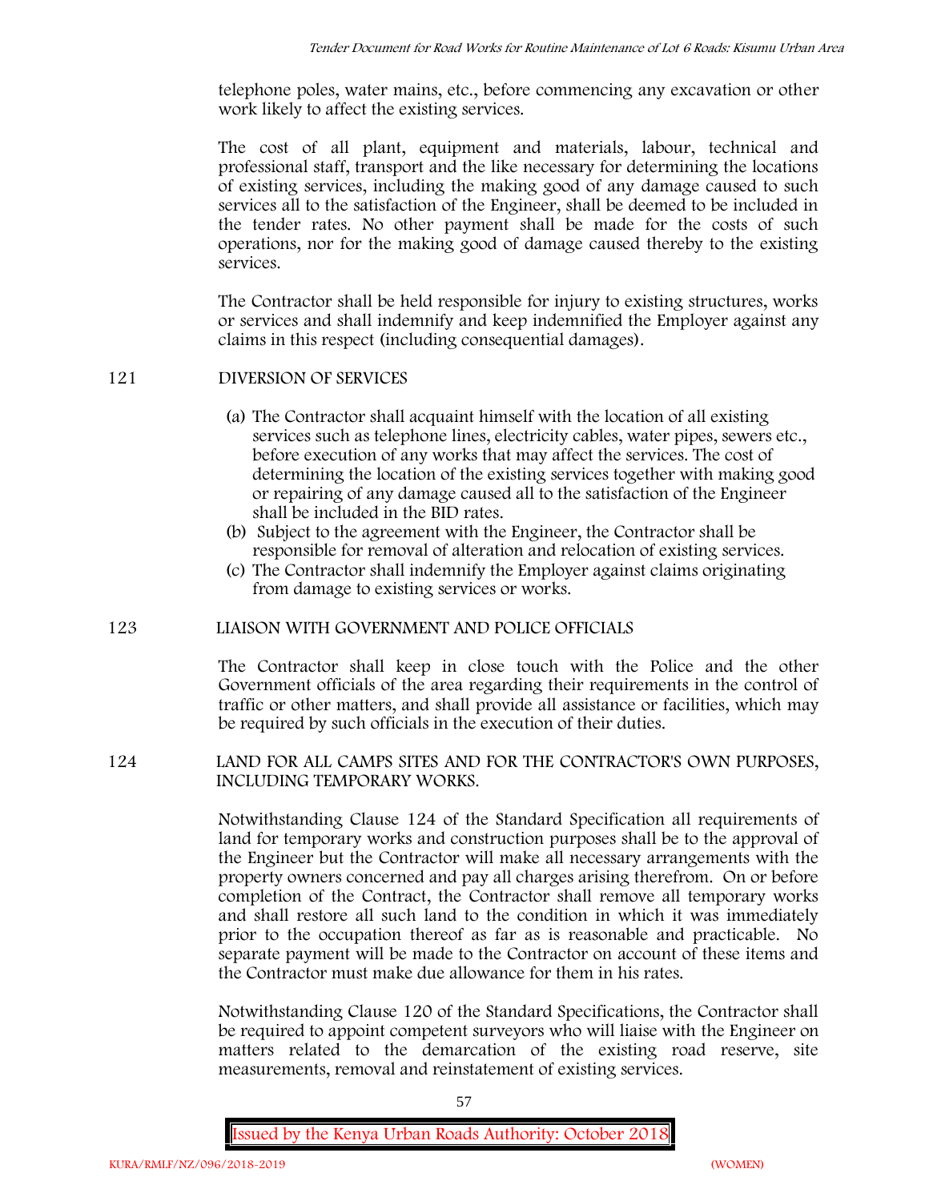telephone poles, water mains, etc., before commencing any excavation or other work likely to affect the existing services.

The cost of all plant, equipment and materials, labour, technical and professional staff, transport and the like necessary for determining the locations of existing services, including the making good of any damage caused to such services all to the satisfaction of the Engineer, shall be deemed to be included in the tender rates. No other payment shall be made for the costs of such operations, nor for the making good of damage caused thereby to the existing services.

The Contractor shall be held responsible for injury to existing structures, works or services and shall indemnify and keep indemnified the Employer against any claims in this respect (including consequential damages).

## 121 DIVERSION OF SERVICES

(a) The Contractor shall acquaint himself with the location of all existing services such as telephone lines, electricity cables, water pipes, sewers etc., before execution of any works that may affect the services. The cost of determining the location of the existing services together with making good or repairing of any damage caused all to the satisfaction of the Engineer shall be included in the BID rates.

(b) Subject to the agreement with the Engineer, the Contractor shall be responsible for removal of alteration and relocation of existing services.

(c) The Contractor shall indemnify the Employer against claims originating from damage to existing services or works.

## 123 LIAISON WITH GOVERNMENT AND POLICE OFFICIALS

The Contractor shall keep in close touch with the Police and the other Government officials of the area regarding their requirements in the control of traffic or other matters, and shall provide all assistance or facilities, which may be required by such officials in the execution of their duties.

## 124 LAND FOR ALL CAMPS SITES AND FOR THE CONTRACTOR'S OWN PURPOSES, INCLUDING TEMPORARY WORKS.

Notwithstanding Clause 124 of the Standard Specification all requirements of land for temporary works and construction purposes shall be to the approval of the Engineer but the Contractor will make all necessary arrangements with the property owners concerned and pay all charges arising therefrom. On or before completion of the Contract, the Contractor shall remove all temporary works and shall restore all such land to the condition in which it was immediately prior to the occupation thereof as far as is reasonable and practicable. No separate payment will be made to the Contractor on account of these items and the Contractor must make due allowance for them in his rates.

Notwithstanding Clause 120 of the Standard Specifications, the Contractor shall be required to appoint competent surveyors who will liaise with the Engineer on matters related to the demarcation of the existing road reserve, site measurements, removal and reinstatement of existing services.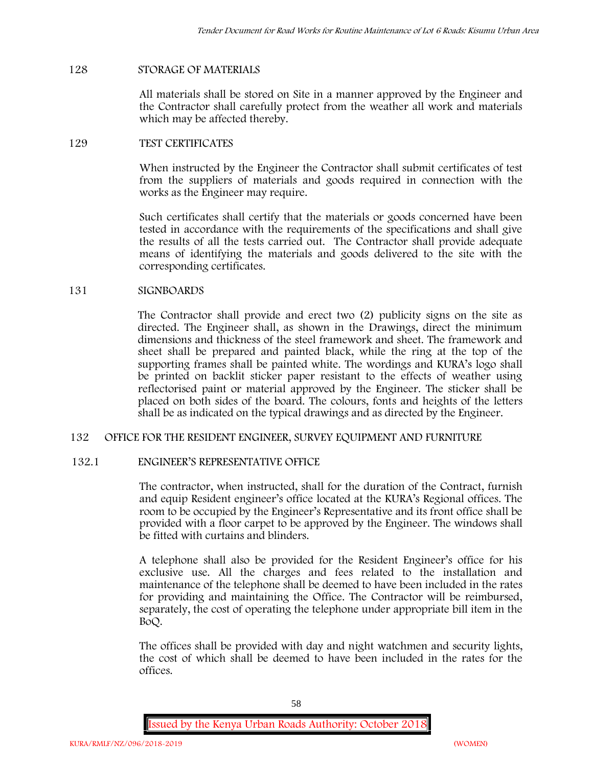## 128 STORAGE OF MATERIALS

All materials shall be stored on Site in a manner approved by the Engineer and the Contractor shall carefully protect from the weather all work and materials which may be affected thereby.

## 129 TEST CERTIFICATES

When instructed by the Engineer the Contractor shall submit certificates of test from the suppliers of materials and goods required in connection with the works as the Engineer may require.

Such certificates shall certify that the materials or goods concerned have been tested in accordance with the requirements of the specifications and shall give the results of all the tests carried out. The Contractor shall provide adequate means of identifying the materials and goods delivered to the site with the corresponding certificates.

## 131 SIGNBOARDS

The Contractor shall provide and erect two (2) publicity signs on the site as directed. The Engineer shall, as shown in the Drawings, direct the minimum dimensions and thickness of the steel framework and sheet. The framework and sheet shall be prepared and painted black, while the ring at the top of the supporting frames shall be painted white. The wordings and KURA's logo shall be printed on backlit sticker paper resistant to the effects of weather using reflectorised paint or material approved by the Engineer. The sticker shall be placed on both sides of the board. The colours, fonts and heights of the letters shall be as indicated on the typical drawings and as directed by the Engineer.

## 132 OFFICE FOR THE RESIDENT ENGINEER, SURVEY EQUIPMENT AND FURNITURE

### 132.1 ENGINEER'S REPRESENTATIVE OFFICE

The contractor, when instructed, shall for the duration of the Contract, furnish and equip Resident engineer's office located at the KURA's Regional offices. The room to be occupied by the Engineer's Representative and its front office shall be provided with a floor carpet to be approved by the Engineer. The windows shall be fitted with curtains and blinders.

A telephone shall also be provided for the Resident Engineer's office for his exclusive use. All the charges and fees related to the installation and maintenance of the telephone shall be deemed to have been included in the rates for providing and maintaining the Office. The Contractor will be reimbursed, separately, the cost of operating the telephone under appropriate bill item in the BoQ.

The offices shall be provided with day and night watchmen and security lights, the cost of which shall be deemed to have been included in the rates for the offices.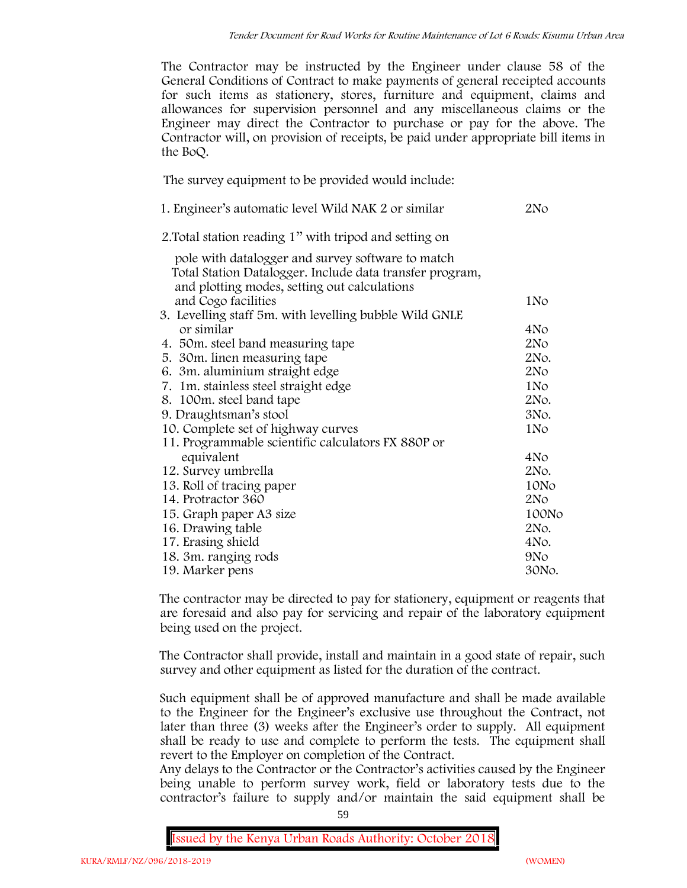The Contractor may be instructed by the Engineer under clause 58 of the General Conditions of Contract to make payments of general receipted accounts for such items as stationery, stores, furniture and equipment, claims and allowances for supervision personnel and any miscellaneous claims or the Engineer may direct the Contractor to purchase or pay for the above. The Contractor will, on provision of receipts, be paid under appropriate bill items in the BoQ.

The survey equipment to be provided would include:

| Item | Quantity |
|---|---|
| 1. Engineer's automatic level Wild NAK 2 or similar | 2No |
| 2. Total station reading 1" with tripod and setting on pole with datalogger and survey software to match Total Station Datalogger. Include data transfer program, and plotting modes, setting out calculations and Cogo facilities | 1No |
| 3. Levelling staff 5m. with levelling bubble Wild GNLE or similar | 4No |
| 4. 50m. steel band measuring tape | 2No |
| 5. 30m. linen measuring tape | 2No. |
| 6. 3m. aluminium straight edge | 2No |
| 7. 1m. stainless steel straight edge | 1No |
| 8. 100m. steel band tape | 2No. |
| 9. Draughtsman's stool | 3No. |
| 10. Complete set of highway curves | 1No |
| 11. Programmable scientific calculators FX 880P or equivalent | 4No |
| 12. Survey umbrella | 2No. |
| 13. Roll of tracing paper | 10No |
| 14. Protractor 360 | 2No |
| 15. Graph paper A3 size | 100No |
| 16. Drawing table | 2No. |
| 17. Erasing shield | 4No. |
| 18. 3m. ranging rods | 9No |
| 19. Marker pens | 30No. |

The contractor may be directed to pay for stationery, equipment or reagents that are foresaid and also pay for servicing and repair of the laboratory equipment being used on the project.

The Contractor shall provide, install and maintain in a good state of repair, such survey and other equipment as listed for the duration of the contract.

Such equipment shall be of approved manufacture and shall be made available to the Engineer for the Engineer's exclusive use throughout the Contract, not later than three (3) weeks after the Engineer's order to supply. All equipment shall be ready to use and complete to perform the tests. The equipment shall revert to the Employer on completion of the Contract.

Any delays to the Contractor or the Contractor's activities caused by the Engineer being unable to perform survey work, field or laboratory tests due to the contractor's failure to supply and/or maintain the said equipment shall be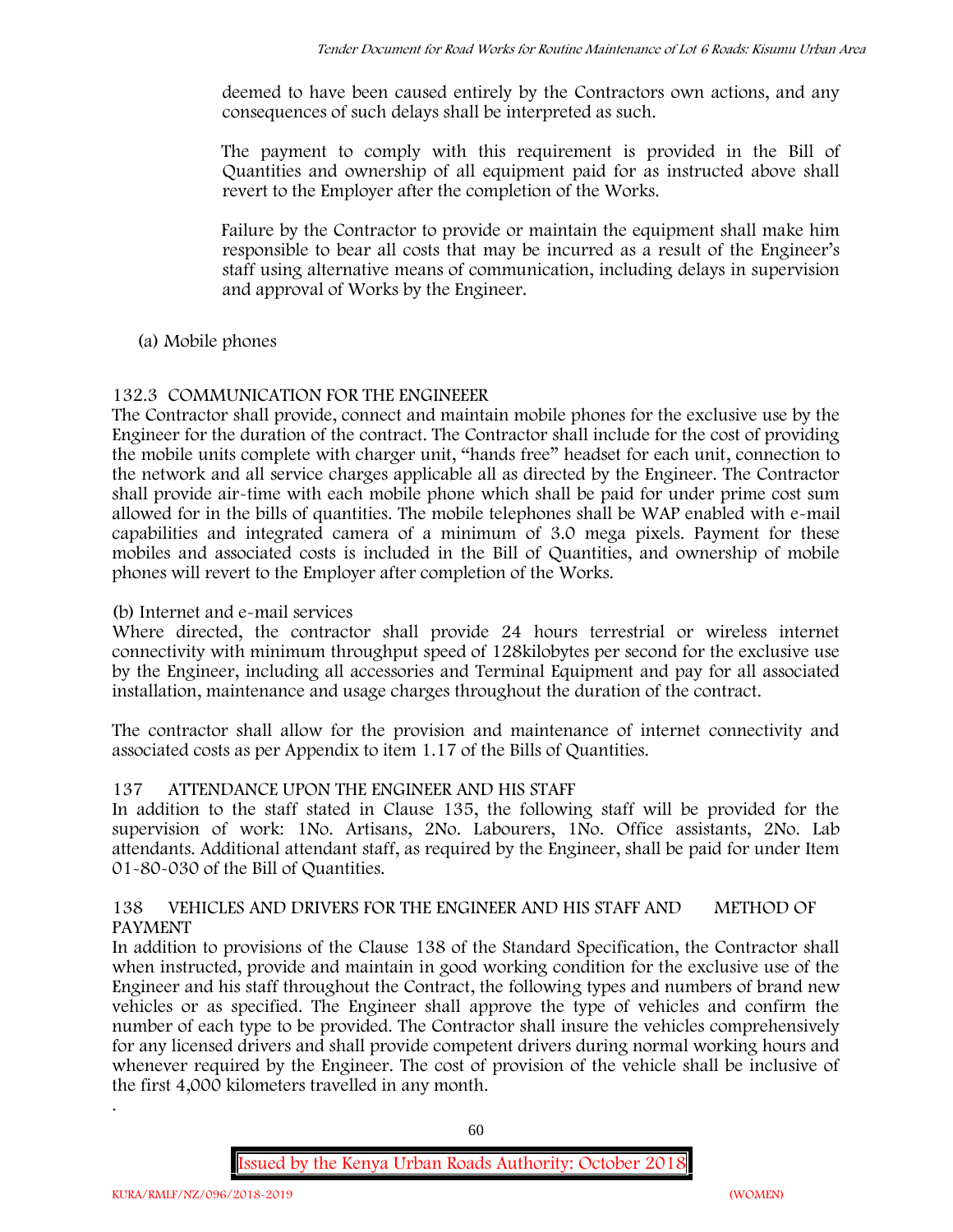deemed to have been caused entirely by the Contractors own actions, and any consequences of such delays shall be interpreted as such.

The payment to comply with this requirement is provided in the Bill of Quantities and ownership of all equipment paid for as instructed above shall revert to the Employer after the completion of the Works.

Failure by the Contractor to provide or maintain the equipment shall make him responsible to bear all costs that may be incurred as a result of the Engineer's staff using alternative means of communication, including delays in supervision and approval of Works by the Engineer.

(a) Mobile phones

### 132.3 COMMUNICATION FOR THE ENGINEEER

The Contractor shall provide, connect and maintain mobile phones for the exclusive use by the Engineer for the duration of the contract. The Contractor shall include for the cost of providing the mobile units complete with charger unit, "hands free" headset for each unit, connection to the network and all service charges applicable all as directed by the Engineer. The Contractor shall provide air-time with each mobile phone which shall be paid for under prime cost sum allowed for in the bills of quantities. The mobile telephones shall be WAP enabled with e-mail capabilities and integrated camera of a minimum of 3.0 mega pixels. Payment for these mobiles and associated costs is included in the Bill of Quantities, and ownership of mobile phones will revert to the Employer after completion of the Works.

(b) Internet and e-mail services

Where directed, the contractor shall provide 24 hours terrestrial or wireless internet connectivity with minimum throughput speed of 128kilobytes per second for the exclusive use by the Engineer, including all accessories and Terminal Equipment and pay for all associated installation, maintenance and usage charges throughout the duration of the contract.

The contractor shall allow for the provision and maintenance of internet connectivity and associated costs as per Appendix to item 1.17 of the Bills of Quantities.

### 137 ATTENDANCE UPON THE ENGINEER AND HIS STAFF

In addition to the staff stated in Clause 135, the following staff will be provided for the supervision of work: 1No. Artisans, 2No. Labourers, 1No. Office assistants, 2No. Lab attendants. Additional attendant staff, as required by the Engineer, shall be paid for under Item 01-80-030 of the Bill of Quantities.

### 138 VEHICLES AND DRIVERS FOR THE ENGINEER AND HIS STAFF AND METHOD OF PAYMENT

In addition to provisions of the Clause 138 of the Standard Specification, the Contractor shall when instructed, provide and maintain in good working condition for the exclusive use of the Engineer and his staff throughout the Contract, the following types and numbers of brand new vehicles or as specified. The Engineer shall approve the type of vehicles and confirm the number of each type to be provided. The Contractor shall insure the vehicles comprehensively for any licensed drivers and shall provide competent drivers during normal working hours and whenever required by the Engineer. The cost of provision of the vehicle shall be inclusive of the first 4,000 kilometers travelled in any month.

.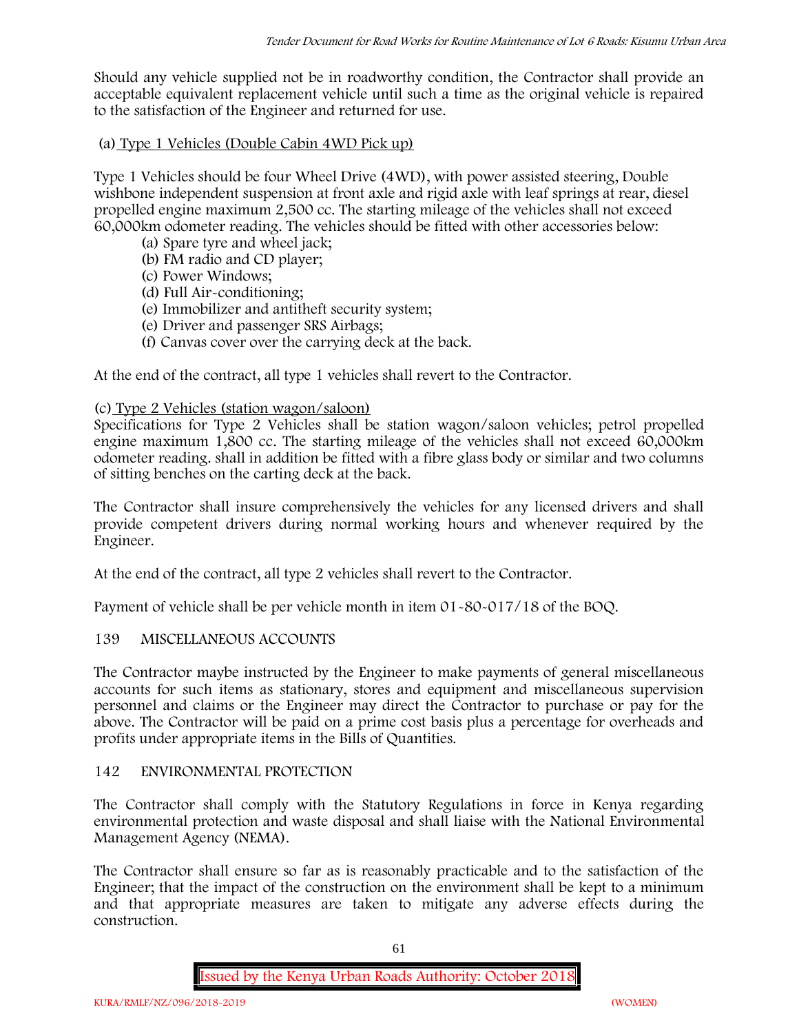Should any vehicle supplied not be in roadworthy condition, the Contractor shall provide an acceptable equivalent replacement vehicle until such a time as the original vehicle is repaired to the satisfaction of the Engineer and returned for use.

(a) Type 1 Vehicles (Double Cabin 4WD Pick up)

Type 1 Vehicles should be four Wheel Drive (4WD), with power assisted steering, Double wishbone independent suspension at front axle and rigid axle with leaf springs at rear, diesel propelled engine maximum 2,500 cc. The starting mileage of the vehicles shall not exceed 60,000km odometer reading. The vehicles should be fitted with other accessories below:

- (a) Spare tyre and wheel jack;
- (b) FM radio and CD player;
- (c) Power Windows;
- (d) Full Air-conditioning;
- (e) Immobilizer and antitheft security system;
- (e) Driver and passenger SRS Airbags;
- (f) Canvas cover over the carrying deck at the back.

At the end of the contract, all type 1 vehicles shall revert to the Contractor.

(c) Type 2 Vehicles (station wagon/saloon)

Specifications for Type 2 Vehicles shall be station wagon/saloon vehicles; petrol propelled engine maximum 1,800 cc. The starting mileage of the vehicles shall not exceed 60,000km odometer reading. shall in addition be fitted with a fibre glass body or similar and two columns of sitting benches on the carting deck at the back.

The Contractor shall insure comprehensively the vehicles for any licensed drivers and shall provide competent drivers during normal working hours and whenever required by the Engineer.

At the end of the contract, all type 2 vehicles shall revert to the Contractor.

Payment of vehicle shall be per vehicle month in item 01-80-017/18 of the BOQ.

## 139 MISCELLANEOUS ACCOUNTS

The Contractor maybe instructed by the Engineer to make payments of general miscellaneous accounts for such items as stationary, stores and equipment and miscellaneous supervision personnel and claims or the Engineer may direct the Contractor to purchase or pay for the above. The Contractor will be paid on a prime cost basis plus a percentage for overheads and profits under appropriate items in the Bills of Quantities.

## 142 ENVIRONMENTAL PROTECTION

The Contractor shall comply with the Statutory Regulations in force in Kenya regarding environmental protection and waste disposal and shall liaise with the National Environmental Management Agency (NEMA).

The Contractor shall ensure so far as is reasonably practicable and to the satisfaction of the Engineer; that the impact of the construction on the environment shall be kept to a minimum and that appropriate measures are taken to mitigate any adverse effects during the construction.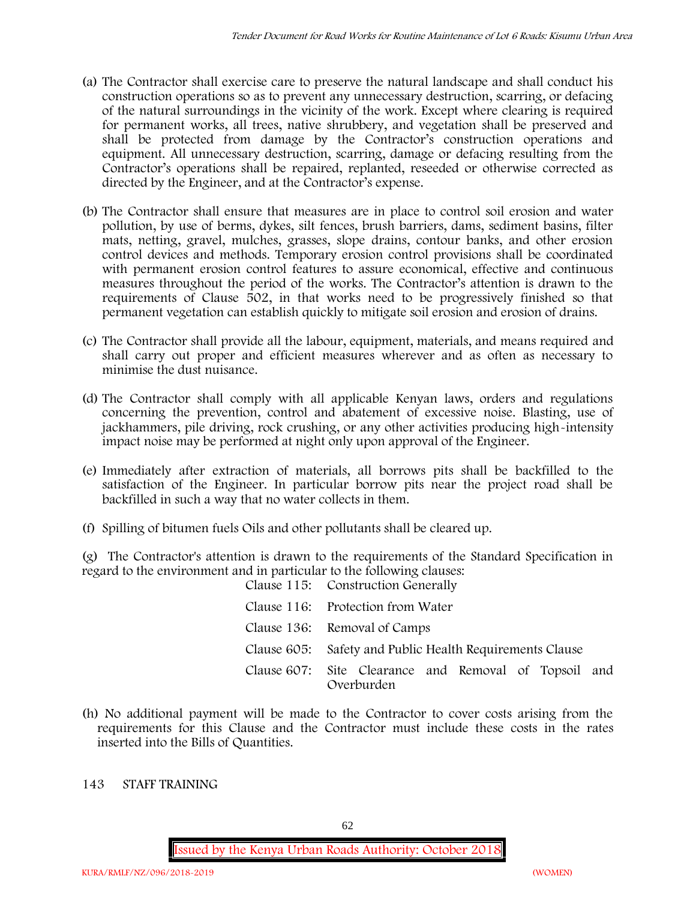(a) The Contractor shall exercise care to preserve the natural landscape and shall conduct his construction operations so as to prevent any unnecessary destruction, scarring, or defacing of the natural surroundings in the vicinity of the work. Except where clearing is required for permanent works, all trees, native shrubbery, and vegetation shall be preserved and shall be protected from damage by the Contractor's construction operations and equipment. All unnecessary destruction, scarring, damage or defacing resulting from the Contractor's operations shall be repaired, replanted, reseeded or otherwise corrected as directed by the Engineer, and at the Contractor's expense.

(b) The Contractor shall ensure that measures are in place to control soil erosion and water pollution, by use of berms, dykes, silt fences, brush barriers, dams, sediment basins, filter mats, netting, gravel, mulches, grasses, slope drains, contour banks, and other erosion control devices and methods. Temporary erosion control provisions shall be coordinated with permanent erosion control features to assure economical, effective and continuous measures throughout the period of the works. The Contractor's attention is drawn to the requirements of Clause 502, in that works need to be progressively finished so that permanent vegetation can establish quickly to mitigate soil erosion and erosion of drains.

(c) The Contractor shall provide all the labour, equipment, materials, and means required and shall carry out proper and efficient measures wherever and as often as necessary to minimise the dust nuisance.

(d) The Contractor shall comply with all applicable Kenyan laws, orders and regulations concerning the prevention, control and abatement of excessive noise. Blasting, use of jackhammers, pile driving, rock crushing, or any other activities producing high-intensity impact noise may be performed at night only upon approval of the Engineer.

(e) Immediately after extraction of materials, all borrows pits shall be backfilled to the satisfaction of the Engineer. In particular borrow pits near the project road shall be backfilled in such a way that no water collects in them.

(f) Spilling of bitumen fuels Oils and other pollutants shall be cleared up.

(g) The Contractor's attention is drawn to the requirements of the Standard Specification in regard to the environment and in particular to the following clauses:

| | |
|---|---|
| Clause 115: | Construction Generally |
| Clause 116: | Protection from Water |
| Clause 136: | Removal of Camps |
| Clause 605: | Safety and Public Health Requirements Clause |
| Clause 607: | Site Clearance and Removal of Topsoil and Overburden |

(h) No additional payment will be made to the Contractor to cover costs arising from the requirements for this Clause and the Contractor must include these costs in the rates inserted into the Bills of Quantities.

## 143 STAFF TRAINING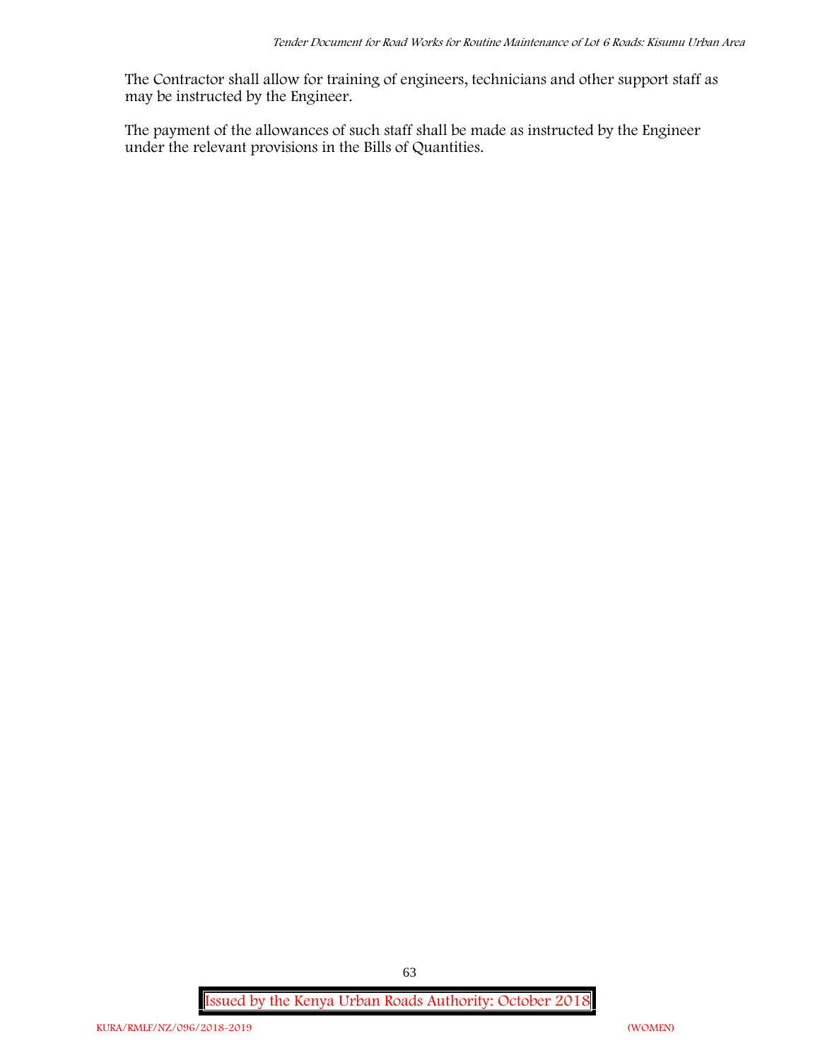The Contractor shall allow for training of engineers, technicians and other support staff as may be instructed by the Engineer.

The payment of the allowances of such staff shall be made as instructed by the Engineer under the relevant provisions in the Bills of Quantities.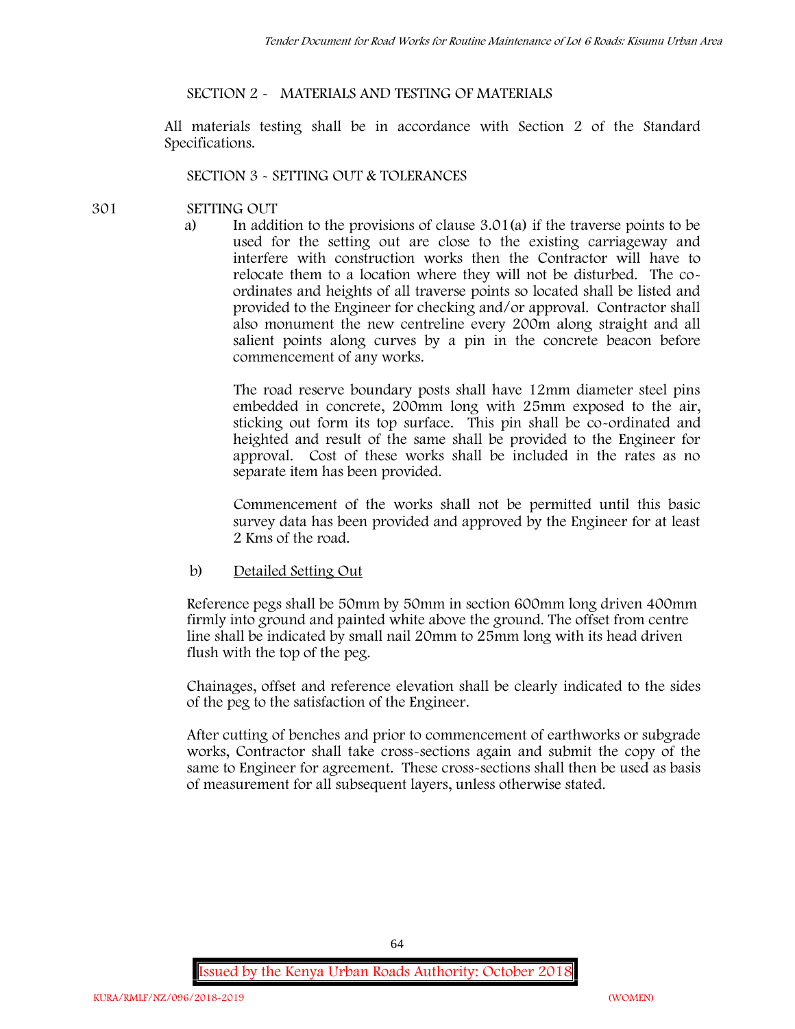## SECTION 2 - MATERIALS AND TESTING OF MATERIALS

All materials testing shall be in accordance with Section 2 of the Standard Specifications.

## SECTION 3 - SETTING OUT & TOLERANCES

### 301 SETTING OUT

a) In addition to the provisions of clause 3.01(a) if the traverse points to be used for the setting out are close to the existing carriageway and interfere with construction works then the Contractor will have to relocate them to a location where they will not be disturbed. The co-ordinates and heights of all traverse points so located shall be listed and provided to the Engineer for checking and/or approval. Contractor shall also monument the new centreline every 200m along straight and all salient points along curves by a pin in the concrete beacon before commencement of any works.

   The road reserve boundary posts shall have 12mm diameter steel pins embedded in concrete, 200mm long with 25mm exposed to the air, sticking out form its top surface. This pin shall be co-ordinated and heighted and result of the same shall be provided to the Engineer for approval. Cost of these works shall be included in the rates as no separate item has been provided.

   Commencement of the works shall not be permitted until this basic survey data has been provided and approved by the Engineer for at least 2 Kms of the road.

b) <u>Detailed Setting Out</u>

Reference pegs shall be 50mm by 50mm in section 600mm long driven 400mm firmly into ground and painted white above the ground. The offset from centre line shall be indicated by small nail 20mm to 25mm long with its head driven flush with the top of the peg.

Chainages, offset and reference elevation shall be clearly indicated to the sides of the peg to the satisfaction of the Engineer.

After cutting of benches and prior to commencement of earthworks or subgrade works, Contractor shall take cross-sections again and submit the copy of the same to Engineer for agreement. These cross-sections shall then be used as basis of measurement for all subsequent layers, unless otherwise stated.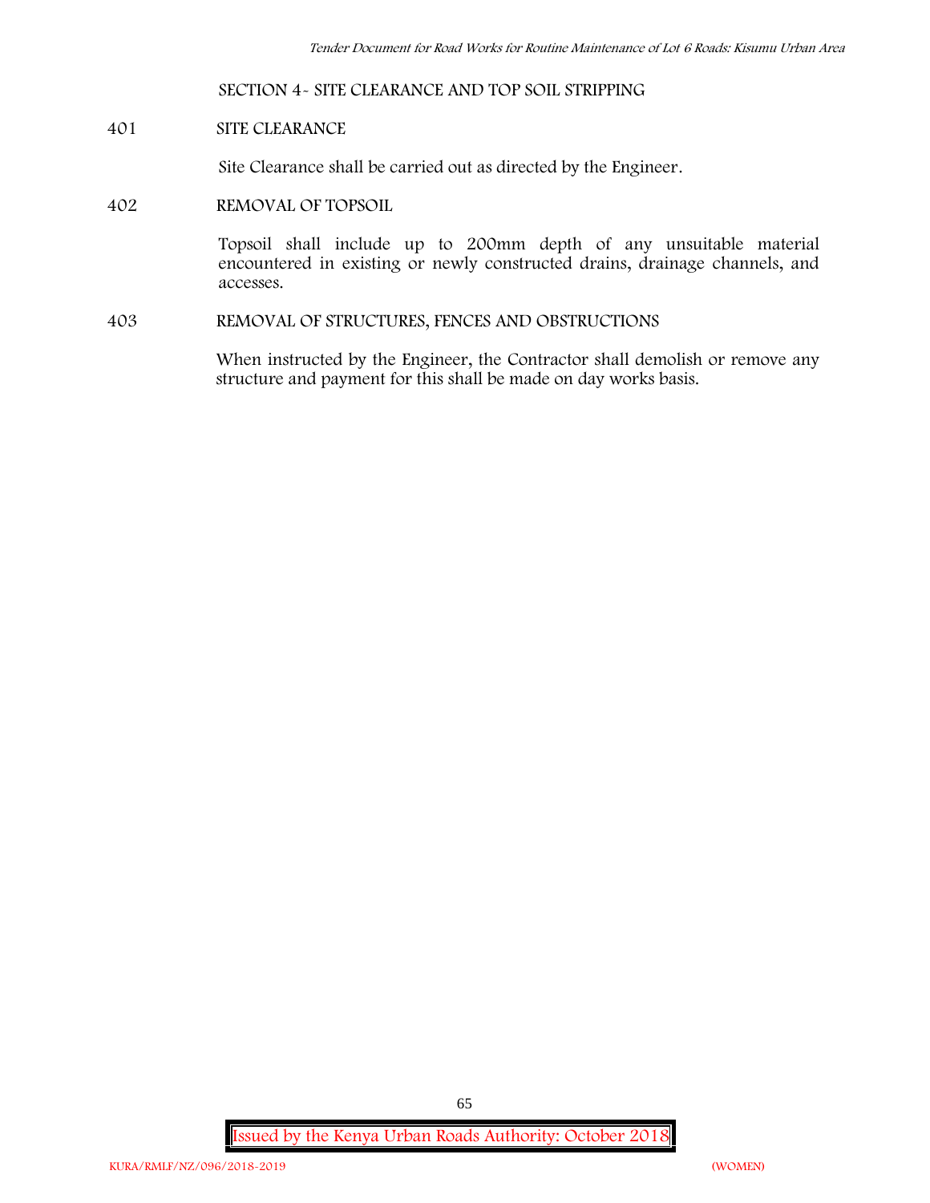## SECTION 4- SITE CLEARANCE AND TOP SOIL STRIPPING

### 401 SITE CLEARANCE

Site Clearance shall be carried out as directed by the Engineer.

### 402 REMOVAL OF TOPSOIL

Topsoil shall include up to 200mm depth of any unsuitable material encountered in existing or newly constructed drains, drainage channels, and accesses.

### 403 REMOVAL OF STRUCTURES, FENCES AND OBSTRUCTIONS

When instructed by the Engineer, the Contractor shall demolish or remove any structure and payment for this shall be made on day works basis.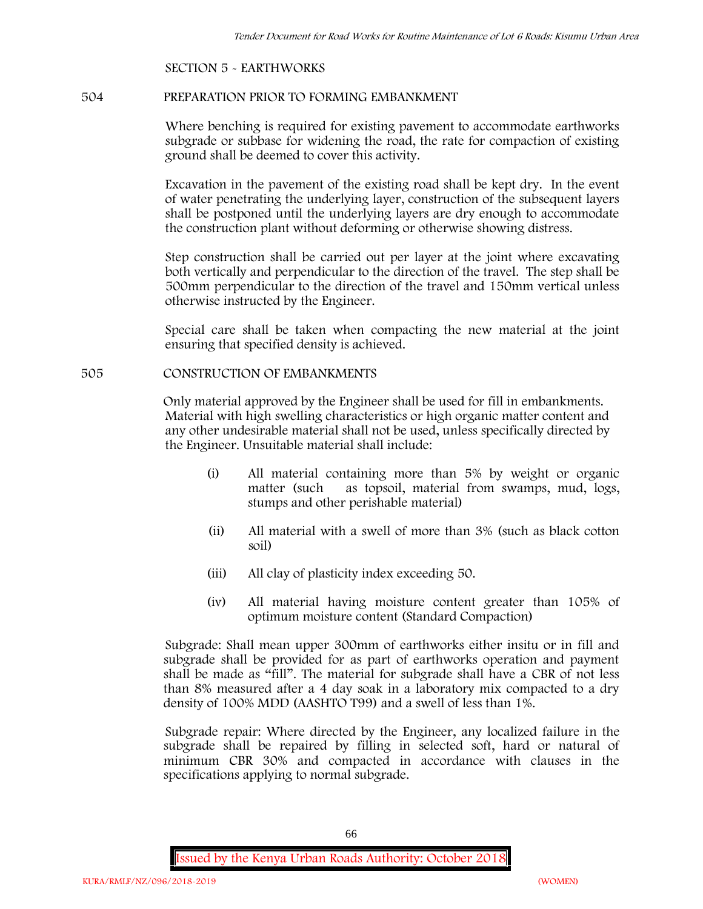## SECTION 5 - EARTHWORKS

### 504 PREPARATION PRIOR TO FORMING EMBANKMENT

Where benching is required for existing pavement to accommodate earthworks subgrade or subbase for widening the road, the rate for compaction of existing ground shall be deemed to cover this activity.

Excavation in the pavement of the existing road shall be kept dry. In the event of water penetrating the underlying layer, construction of the subsequent layers shall be postponed until the underlying layers are dry enough to accommodate the construction plant without deforming or otherwise showing distress.

Step construction shall be carried out per layer at the joint where excavating both vertically and perpendicular to the direction of the travel. The step shall be 500mm perpendicular to the direction of the travel and 150mm vertical unless otherwise instructed by the Engineer.

Special care shall be taken when compacting the new material at the joint ensuring that specified density is achieved.

### 505 CONSTRUCTION OF EMBANKMENTS

Only material approved by the Engineer shall be used for fill in embankments. Material with high swelling characteristics or high organic matter content and any other undesirable material shall not be used, unless specifically directed by the Engineer. Unsuitable material shall include:

- (i) All material containing more than 5% by weight or organic matter (such as topsoil, material from swamps, mud, logs, stumps and other perishable material)
- (ii) All material with a swell of more than 3% (such as black cotton soil)
- (iii) All clay of plasticity index exceeding 50.
- (iv) All material having moisture content greater than 105% of optimum moisture content (Standard Compaction)

Subgrade: Shall mean upper 300mm of earthworks either insitu or in fill and subgrade shall be provided for as part of earthworks operation and payment shall be made as "fill". The material for subgrade shall have a CBR of not less than 8% measured after a 4 day soak in a laboratory mix compacted to a dry density of 100% MDD (AASHTO T99) and a swell of less than 1%.

Subgrade repair: Where directed by the Engineer, any localized failure in the subgrade shall be repaired by filling in selected soft, hard or natural of minimum CBR 30% and compacted in accordance with clauses in the specifications applying to normal subgrade.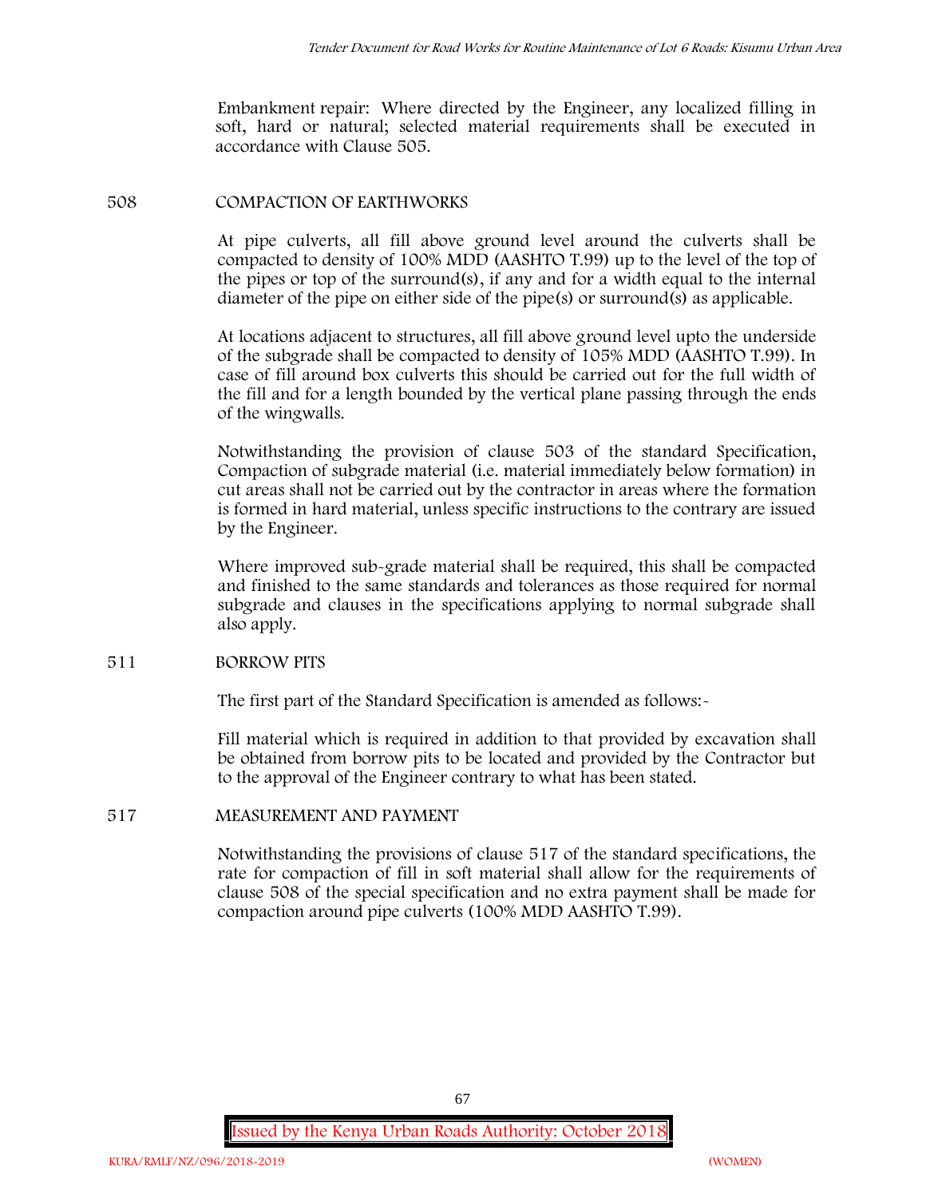Embankment repair: Where directed by the Engineer, any localized filling in soft, hard or natural; selected material requirements shall be executed in accordance with Clause 505.

## 508 COMPACTION OF EARTHWORKS

At pipe culverts, all fill above ground level around the culverts shall be compacted to density of 100% MDD (AASHTO T.99) up to the level of the top of the pipes or top of the surround(s), if any and for a width equal to the internal diameter of the pipe on either side of the pipe(s) or surround(s) as applicable.

At locations adjacent to structures, all fill above ground level upto the underside of the subgrade shall be compacted to density of 105% MDD (AASHTO T.99). In case of fill around box culverts this should be carried out for the full width of the fill and for a length bounded by the vertical plane passing through the ends of the wingwalls.

Notwithstanding the provision of clause 503 of the standard Specification, Compaction of subgrade material (i.e. material immediately below formation) in cut areas shall not be carried out by the contractor in areas where the formation is formed in hard material, unless specific instructions to the contrary are issued by the Engineer.

Where improved sub-grade material shall be required, this shall be compacted and finished to the same standards and tolerances as those required for normal subgrade and clauses in the specifications applying to normal subgrade shall also apply.

## 511 BORROW PITS

The first part of the Standard Specification is amended as follows:-

Fill material which is required in addition to that provided by excavation shall be obtained from borrow pits to be located and provided by the Contractor but to the approval of the Engineer contrary to what has been stated.

## 517 MEASUREMENT AND PAYMENT

Notwithstanding the provisions of clause 517 of the standard specifications, the rate for compaction of fill in soft material shall allow for the requirements of clause 508 of the special specification and no extra payment shall be made for compaction around pipe culverts (100% MDD AASHTO T.99).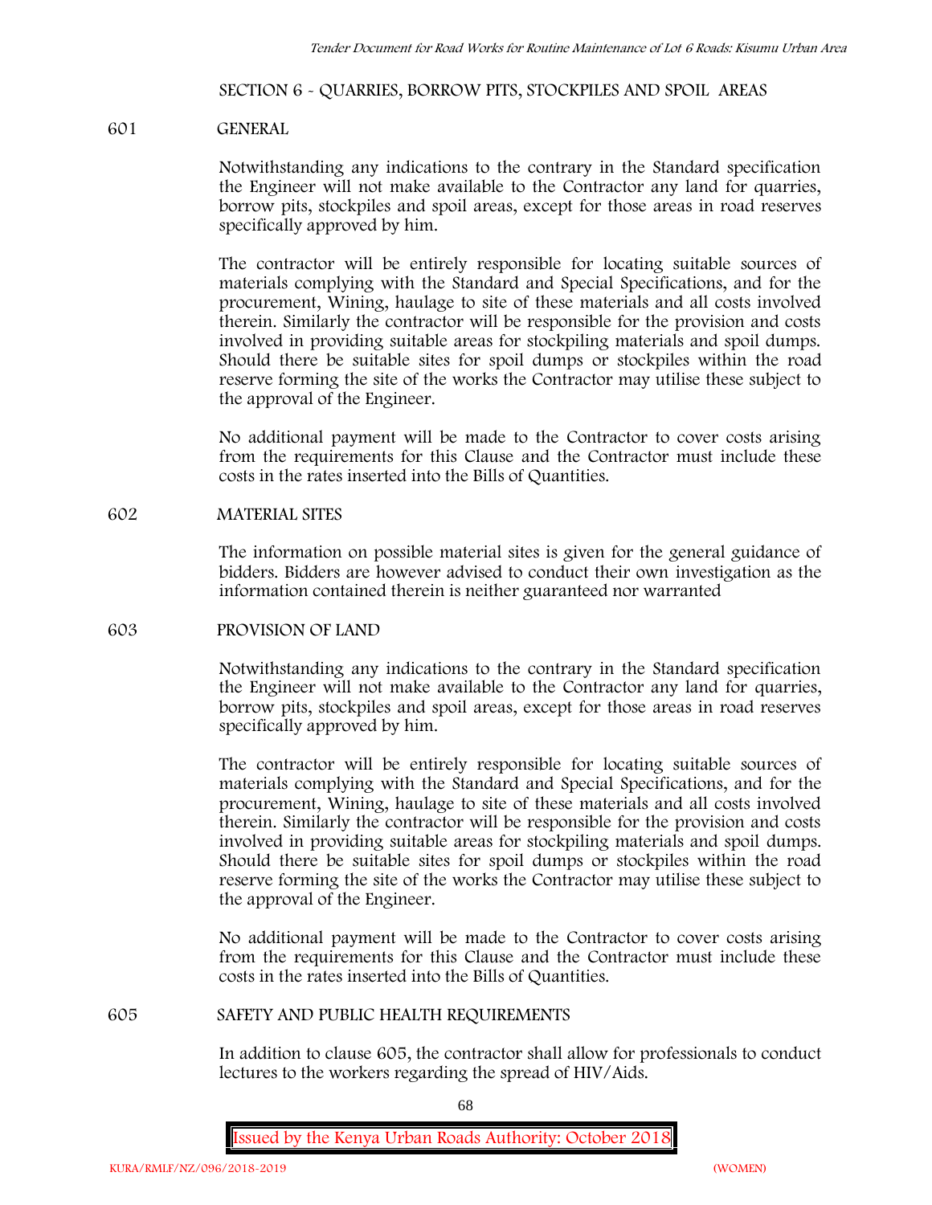## SECTION 6 - QUARRIES, BORROW PITS, STOCKPILES AND SPOIL AREAS

### 601 GENERAL

Notwithstanding any indications to the contrary in the Standard specification the Engineer will not make available to the Contractor any land for quarries, borrow pits, stockpiles and spoil areas, except for those areas in road reserves specifically approved by him.

The contractor will be entirely responsible for locating suitable sources of materials complying with the Standard and Special Specifications, and for the procurement, Wining, haulage to site of these materials and all costs involved therein. Similarly the contractor will be responsible for the provision and costs involved in providing suitable areas for stockpiling materials and spoil dumps. Should there be suitable sites for spoil dumps or stockpiles within the road reserve forming the site of the works the Contractor may utilise these subject to the approval of the Engineer.

No additional payment will be made to the Contractor to cover costs arising from the requirements for this Clause and the Contractor must include these costs in the rates inserted into the Bills of Quantities.

### 602 MATERIAL SITES

The information on possible material sites is given for the general guidance of bidders. Bidders are however advised to conduct their own investigation as the information contained therein is neither guaranteed nor warranted

### 603 PROVISION OF LAND

Notwithstanding any indications to the contrary in the Standard specification the Engineer will not make available to the Contractor any land for quarries, borrow pits, stockpiles and spoil areas, except for those areas in road reserves specifically approved by him.

The contractor will be entirely responsible for locating suitable sources of materials complying with the Standard and Special Specifications, and for the procurement, Wining, haulage to site of these materials and all costs involved therein. Similarly the contractor will be responsible for the provision and costs involved in providing suitable areas for stockpiling materials and spoil dumps. Should there be suitable sites for spoil dumps or stockpiles within the road reserve forming the site of the works the Contractor may utilise these subject to the approval of the Engineer.

No additional payment will be made to the Contractor to cover costs arising from the requirements for this Clause and the Contractor must include these costs in the rates inserted into the Bills of Quantities.

### 605 SAFETY AND PUBLIC HEALTH REQUIREMENTS

In addition to clause 605, the contractor shall allow for professionals to conduct lectures to the workers regarding the spread of HIV/Aids.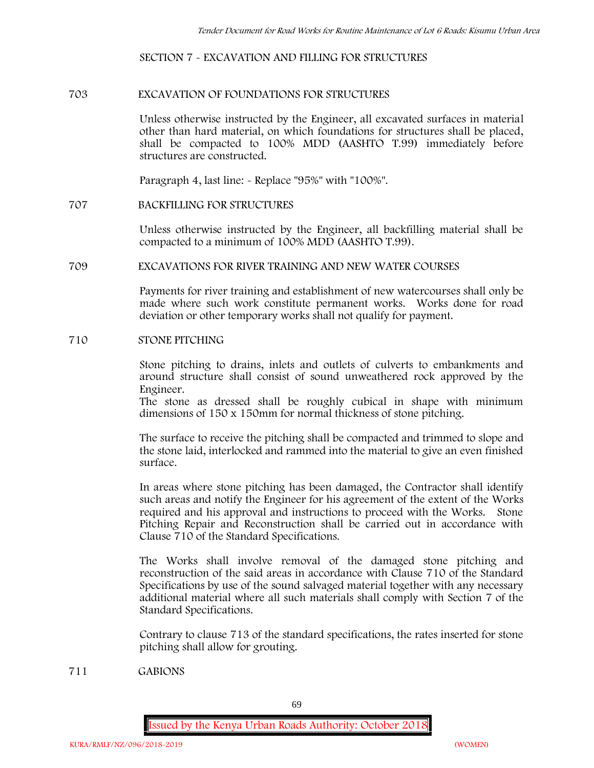## SECTION 7 - EXCAVATION AND FILLING FOR STRUCTURES

### 703 EXCAVATION OF FOUNDATIONS FOR STRUCTURES

Unless otherwise instructed by the Engineer, all excavated surfaces in material other than hard material, on which foundations for structures shall be placed, shall be compacted to 100% MDD (AASHTO T.99) immediately before structures are constructed.

Paragraph 4, last line: - Replace "95%" with "100%".

### 707 BACKFILLING FOR STRUCTURES

Unless otherwise instructed by the Engineer, all backfilling material shall be compacted to a minimum of 100% MDD (AASHTO T.99).

### 709 EXCAVATIONS FOR RIVER TRAINING AND NEW WATER COURSES

Payments for river training and establishment of new watercourses shall only be made where such work constitute permanent works. Works done for road deviation or other temporary works shall not qualify for payment.

### 710 STONE PITCHING

Stone pitching to drains, inlets and outlets of culverts to embankments and around structure shall consist of sound unweathered rock approved by the Engineer.
The stone as dressed shall be roughly cubical in shape with minimum dimensions of 150 x 150mm for normal thickness of stone pitching.

The surface to receive the pitching shall be compacted and trimmed to slope and the stone laid, interlocked and rammed into the material to give an even finished surface.

In areas where stone pitching has been damaged, the Contractor shall identify such areas and notify the Engineer for his agreement of the extent of the Works required and his approval and instructions to proceed with the Works. Stone Pitching Repair and Reconstruction shall be carried out in accordance with Clause 710 of the Standard Specifications.

The Works shall involve removal of the damaged stone pitching and reconstruction of the said areas in accordance with Clause 710 of the Standard Specifications by use of the sound salvaged material together with any necessary additional material where all such materials shall comply with Section 7 of the Standard Specifications.

Contrary to clause 713 of the standard specifications, the rates inserted for stone pitching shall allow for grouting.

### 711 GABIONS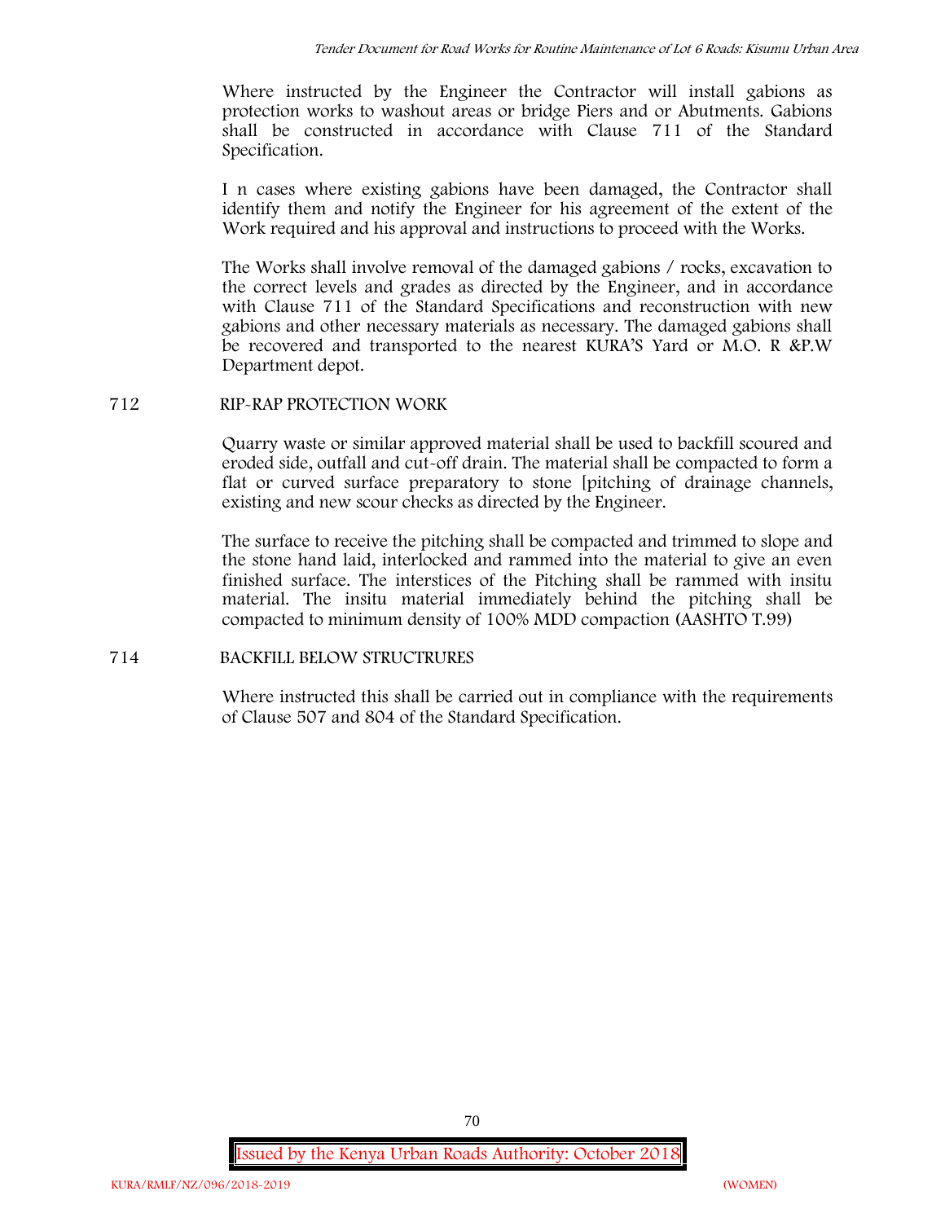Where instructed by the Engineer the Contractor will install gabions as protection works to washout areas or bridge Piers and or Abutments. Gabions shall be constructed in accordance with Clause 711 of the Standard Specification.

I n cases where existing gabions have been damaged, the Contractor shall identify them and notify the Engineer for his agreement of the extent of the Work required and his approval and instructions to proceed with the Works.

The Works shall involve removal of the damaged gabions / rocks, excavation to the correct levels and grades as directed by the Engineer, and in accordance with Clause 711 of the Standard Specifications and reconstruction with new gabions and other necessary materials as necessary. The damaged gabions shall be recovered and transported to the nearest KURA'S Yard or M.O. R &P.W Department depot.

## 712 RIP-RAP PROTECTION WORK

Quarry waste or similar approved material shall be used to backfill scoured and eroded side, outfall and cut-off drain. The material shall be compacted to form a flat or curved surface preparatory to stone [pitching of drainage channels, existing and new scour checks as directed by the Engineer.

The surface to receive the pitching shall be compacted and trimmed to slope and the stone hand laid, interlocked and rammed into the material to give an even finished surface. The interstices of the Pitching shall be rammed with insitu material. The insitu material immediately behind the pitching shall be compacted to minimum density of 100% MDD compaction (AASHTO T.99)

## 714 BACKFILL BELOW STRUCTRURES

Where instructed this shall be carried out in compliance with the requirements of Clause 507 and 804 of the Standard Specification.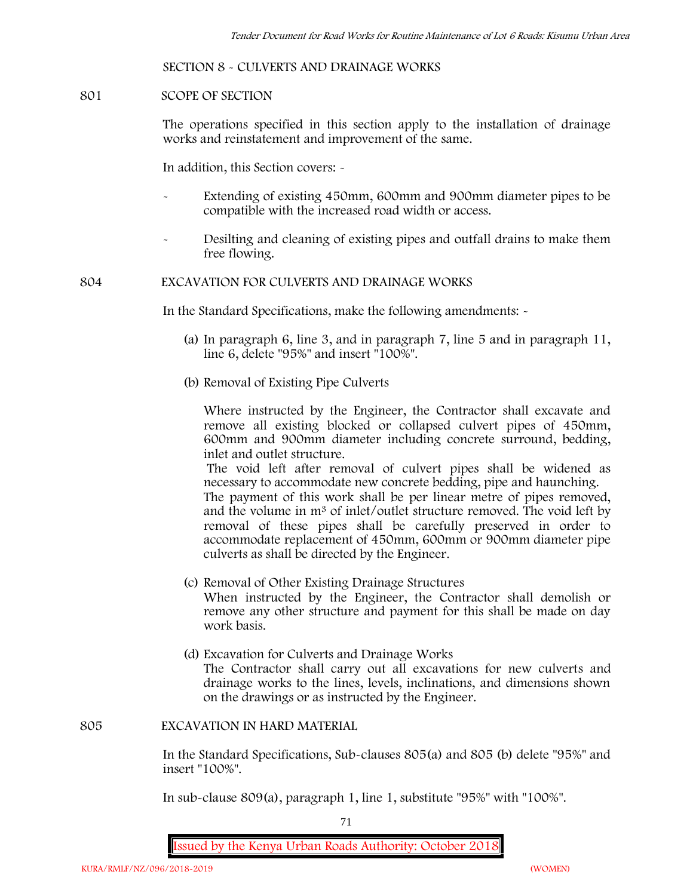## SECTION 8 - CULVERTS AND DRAINAGE WORKS

### 801 SCOPE OF SECTION

The operations specified in this section apply to the installation of drainage works and reinstatement and improvement of the same.

In addition, this Section covers: -

- Extending of existing 450mm, 600mm and 900mm diameter pipes to be compatible with the increased road width or access.
- Desilting and cleaning of existing pipes and outfall drains to make them free flowing.

### 804 EXCAVATION FOR CULVERTS AND DRAINAGE WORKS

In the Standard Specifications, make the following amendments: -

(a) In paragraph 6, line 3, and in paragraph 7, line 5 and in paragraph 11, line 6, delete "95%" and insert "100%".

(b) Removal of Existing Pipe Culverts

Where instructed by the Engineer, the Contractor shall excavate and remove all existing blocked or collapsed culvert pipes of 450mm, 600mm and 900mm diameter including concrete surround, bedding, inlet and outlet structure.

The void left after removal of culvert pipes shall be widened as necessary to accommodate new concrete bedding, pipe and haunching.

The payment of this work shall be per linear metre of pipes removed, and the volume in $m^3$ of inlet/outlet structure removed. The void left by removal of these pipes shall be carefully preserved in order to accommodate replacement of 450mm, 600mm or 900mm diameter pipe culverts as shall be directed by the Engineer.

(c) Removal of Other Existing Drainage Structures

When instructed by the Engineer, the Contractor shall demolish or remove any other structure and payment for this shall be made on day work basis.

(d) Excavation for Culverts and Drainage Works

The Contractor shall carry out all excavations for new culverts and drainage works to the lines, levels, inclinations, and dimensions shown on the drawings or as instructed by the Engineer.

### 805 EXCAVATION IN HARD MATERIAL

In the Standard Specifications, Sub-clauses 805(a) and 805 (b) delete "95%" and insert "100%".

In sub-clause 809(a), paragraph 1, line 1, substitute "95%" with "100%".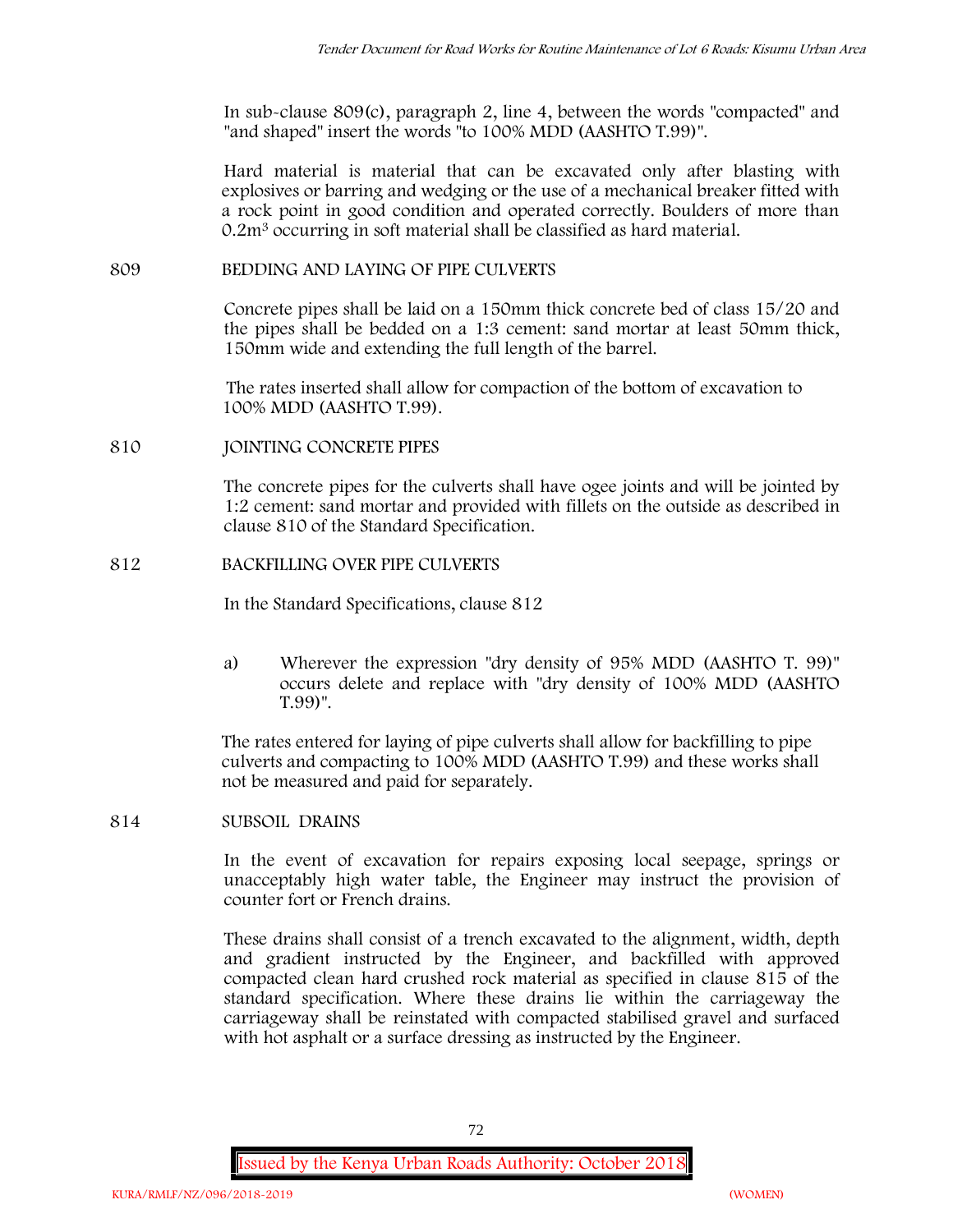In sub-clause 809(c), paragraph 2, line 4, between the words "compacted" and "and shaped" insert the words "to 100% MDD (AASHTO T.99)".

Hard material is material that can be excavated only after blasting with explosives or barring and wedging or the use of a mechanical breaker fitted with a rock point in good condition and operated correctly. Boulders of more than $0.2m^3$ occurring in soft material shall be classified as hard material.

## 809 BEDDING AND LAYING OF PIPE CULVERTS

Concrete pipes shall be laid on a 150mm thick concrete bed of class 15/20 and the pipes shall be bedded on a 1:3 cement: sand mortar at least 50mm thick, 150mm wide and extending the full length of the barrel.

The rates inserted shall allow for compaction of the bottom of excavation to 100% MDD (AASHTO T.99).

## 810 JOINTING CONCRETE PIPES

The concrete pipes for the culverts shall have ogee joints and will be jointed by 1:2 cement: sand mortar and provided with fillets on the outside as described in clause 810 of the Standard Specification.

## 812 BACKFILLING OVER PIPE CULVERTS

In the Standard Specifications, clause 812

a) Wherever the expression "dry density of 95% MDD (AASHTO T. 99)" occurs delete and replace with "dry density of 100% MDD (AASHTO T.99)".

The rates entered for laying of pipe culverts shall allow for backfilling to pipe culverts and compacting to 100% MDD (AASHTO T.99) and these works shall not be measured and paid for separately.

## 814 SUBSOIL DRAINS

In the event of excavation for repairs exposing local seepage, springs or unacceptably high water table, the Engineer may instruct the provision of counter fort or French drains.

These drains shall consist of a trench excavated to the alignment, width, depth and gradient instructed by the Engineer, and backfilled with approved compacted clean hard crushed rock material as specified in clause 815 of the standard specification. Where these drains lie within the carriageway the carriageway shall be reinstated with compacted stabilised gravel and surfaced with hot asphalt or a surface dressing as instructed by the Engineer.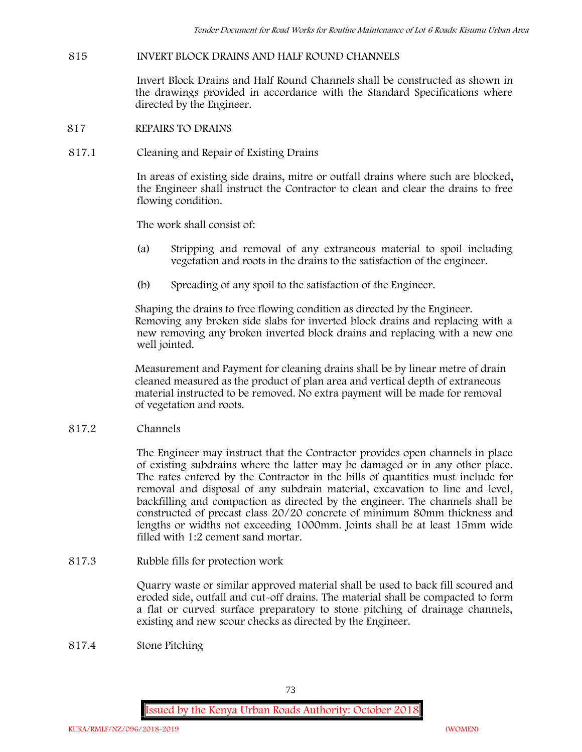## 815 INVERT BLOCK DRAINS AND HALF ROUND CHANNELS

Invert Block Drains and Half Round Channels shall be constructed as shown in the drawings provided in accordance with the Standard Specifications where directed by the Engineer.

## 817 REPAIRS TO DRAINS

### 817.1 Cleaning and Repair of Existing Drains

In areas of existing side drains, mitre or outfall drains where such are blocked, the Engineer shall instruct the Contractor to clean and clear the drains to free flowing condition.

The work shall consist of:

(a) Stripping and removal of any extraneous material to spoil including vegetation and roots in the drains to the satisfaction of the engineer.

(b) Spreading of any spoil to the satisfaction of the Engineer.

Shaping the drains to free flowing condition as directed by the Engineer. Removing any broken side slabs for inverted block drains and replacing with a new removing any broken inverted block drains and replacing with a new one well jointed.

Measurement and Payment for cleaning drains shall be by linear metre of drain cleaned measured as the product of plan area and vertical depth of extraneous material instructed to be removed. No extra payment will be made for removal of vegetation and roots.

### 817.2 Channels

The Engineer may instruct that the Contractor provides open channels in place of existing subdrains where the latter may be damaged or in any other place. The rates entered by the Contractor in the bills of quantities must include for removal and disposal of any subdrain material, excavation to line and level, backfilling and compaction as directed by the engineer. The channels shall be constructed of precast class 20/20 concrete of minimum 80mm thickness and lengths or widths not exceeding 1000mm. Joints shall be at least 15mm wide filled with 1:2 cement sand mortar.

### 817.3 Rubble fills for protection work

Quarry waste or similar approved material shall be used to back fill scoured and eroded side, outfall and cut-off drains. The material shall be compacted to form a flat or curved surface preparatory to stone pitching of drainage channels, existing and new scour checks as directed by the Engineer.

### 817.4 Stone Pitching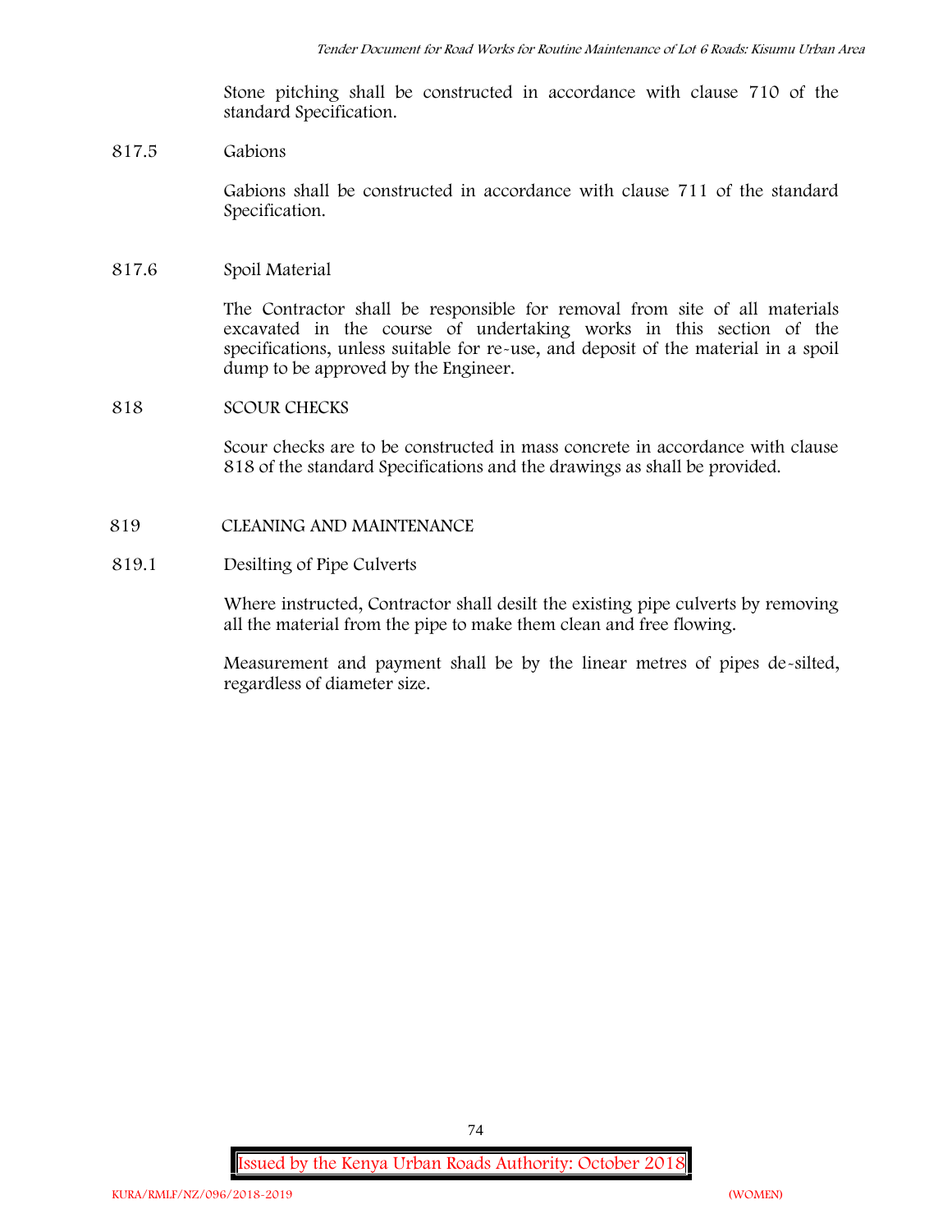Stone pitching shall be constructed in accordance with clause 710 of the standard Specification.

817.5 Gabions

Gabions shall be constructed in accordance with clause 711 of the standard Specification.

817.6 Spoil Material

The Contractor shall be responsible for removal from site of all materials excavated in the course of undertaking works in this section of the specifications, unless suitable for re-use, and deposit of the material in a spoil dump to be approved by the Engineer.

818 SCOUR CHECKS

Scour checks are to be constructed in mass concrete in accordance with clause 818 of the standard Specifications and the drawings as shall be provided.

819 CLEANING AND MAINTENANCE

819.1 Desilting of Pipe Culverts

Where instructed, Contractor shall desilt the existing pipe culverts by removing all the material from the pipe to make them clean and free flowing.

Measurement and payment shall be by the linear metres of pipes de-silted, regardless of diameter size.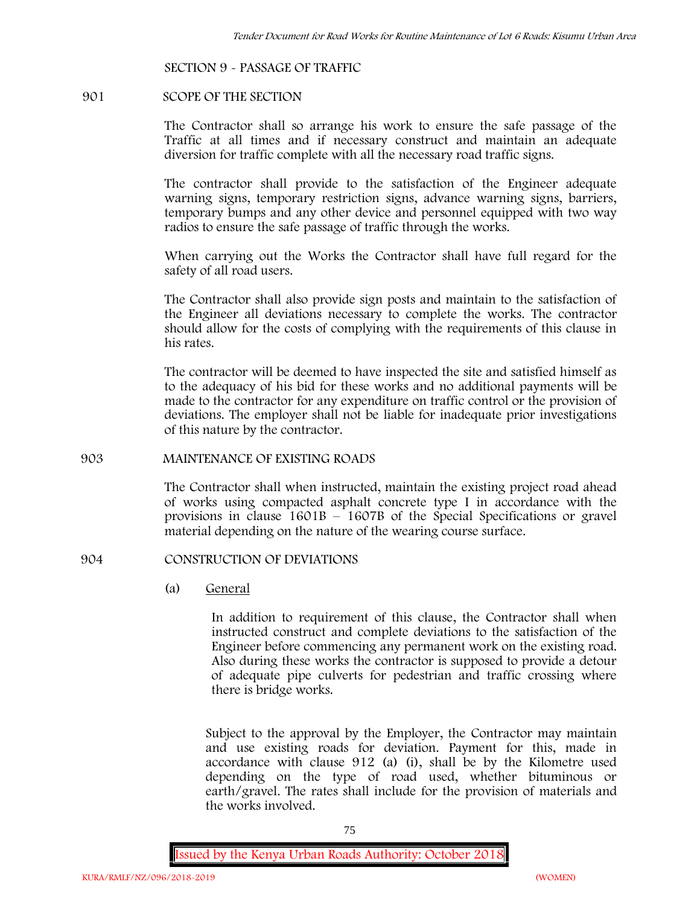## SECTION 9 - PASSAGE OF TRAFFIC

### 901 SCOPE OF THE SECTION

The Contractor shall so arrange his work to ensure the safe passage of the Traffic at all times and if necessary construct and maintain an adequate diversion for traffic complete with all the necessary road traffic signs.

The contractor shall provide to the satisfaction of the Engineer adequate warning signs, temporary restriction signs, advance warning signs, barriers, temporary bumps and any other device and personnel equipped with two way radios to ensure the safe passage of traffic through the works.

When carrying out the Works the Contractor shall have full regard for the safety of all road users.

The Contractor shall also provide sign posts and maintain to the satisfaction of the Engineer all deviations necessary to complete the works. The contractor should allow for the costs of complying with the requirements of this clause in his rates.

The contractor will be deemed to have inspected the site and satisfied himself as to the adequacy of his bid for these works and no additional payments will be made to the contractor for any expenditure on traffic control or the provision of deviations. The employer shall not be liable for inadequate prior investigations of this nature by the contractor.

### 903 MAINTENANCE OF EXISTING ROADS

The Contractor shall when instructed, maintain the existing project road ahead of works using compacted asphalt concrete type I in accordance with the provisions in clause 1601B – 1607B of the Special Specifications or gravel material depending on the nature of the wearing course surface.

### 904 CONSTRUCTION OF DEVIATIONS

(a) General

In addition to requirement of this clause, the Contractor shall when instructed construct and complete deviations to the satisfaction of the Engineer before commencing any permanent work on the existing road. Also during these works the contractor is supposed to provide a detour of adequate pipe culverts for pedestrian and traffic crossing where there is bridge works.

Subject to the approval by the Employer, the Contractor may maintain and use existing roads for deviation. Payment for this, made in accordance with clause 912 (a) (i), shall be by the Kilometre used depending on the type of road used, whether bituminous or earth/gravel. The rates shall include for the provision of materials and the works involved.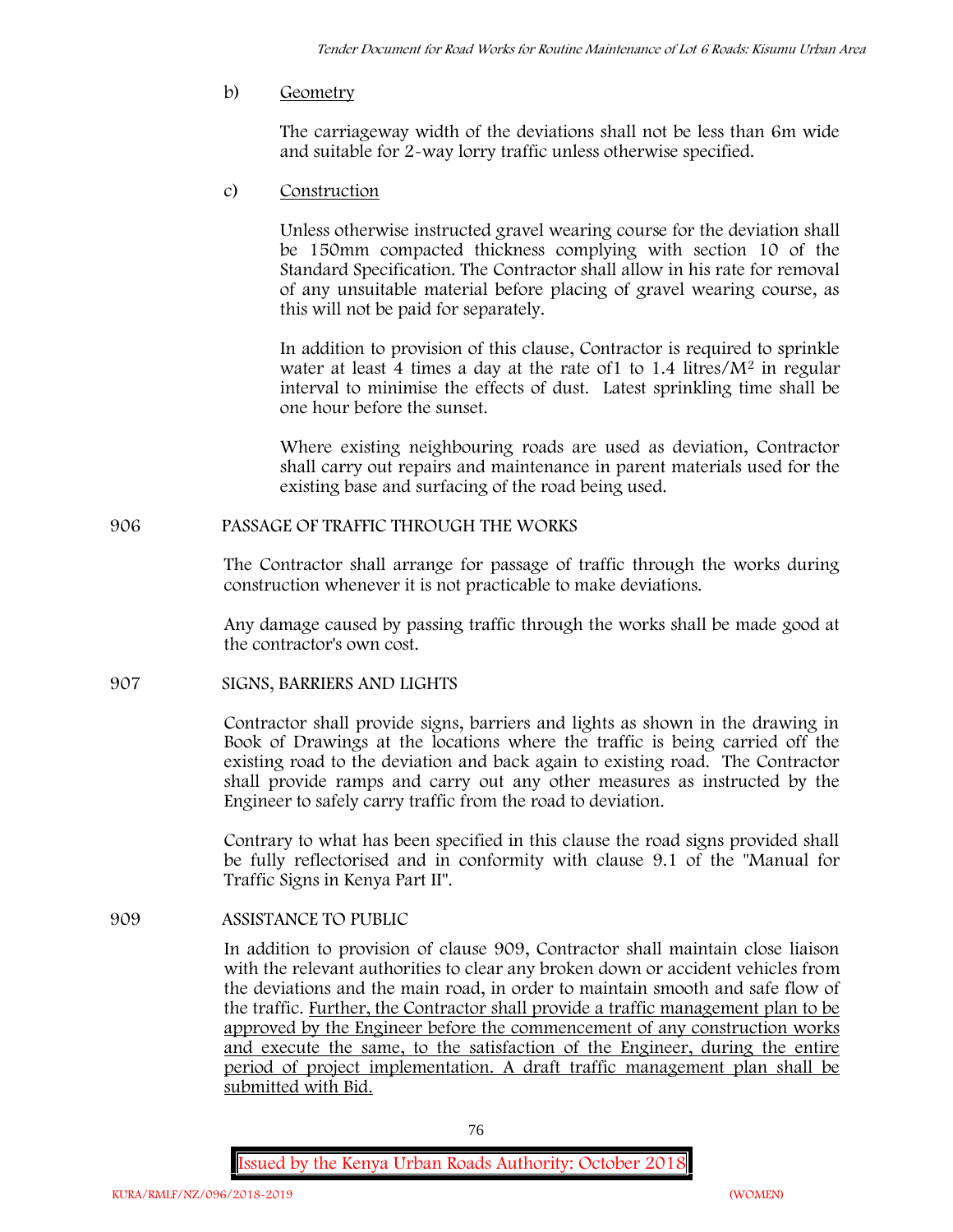b) Geometry

The carriageway width of the deviations shall not be less than 6m wide and suitable for 2-way lorry traffic unless otherwise specified.

c) Construction

Unless otherwise instructed gravel wearing course for the deviation shall be 150mm compacted thickness complying with section 10 of the Standard Specification. The Contractor shall allow in his rate for removal of any unsuitable material before placing of gravel wearing course, as this will not be paid for separately.

In addition to provision of this clause, Contractor is required to sprinkle water at least 4 times a day at the rate of1 to 1.4 litres/$M^2$ in regular interval to minimise the effects of dust. Latest sprinkling time shall be one hour before the sunset.

Where existing neighbouring roads are used as deviation, Contractor shall carry out repairs and maintenance in parent materials used for the existing base and surfacing of the road being used.

906 PASSAGE OF TRAFFIC THROUGH THE WORKS

The Contractor shall arrange for passage of traffic through the works during construction whenever it is not practicable to make deviations.

Any damage caused by passing traffic through the works shall be made good at the contractor's own cost.

907 SIGNS, BARRIERS AND LIGHTS

Contractor shall provide signs, barriers and lights as shown in the drawing in Book of Drawings at the locations where the traffic is being carried off the existing road to the deviation and back again to existing road. The Contractor shall provide ramps and carry out any other measures as instructed by the Engineer to safely carry traffic from the road to deviation.

Contrary to what has been specified in this clause the road signs provided shall be fully reflectorised and in conformity with clause 9.1 of the "Manual for Traffic Signs in Kenya Part II".

909 ASSISTANCE TO PUBLIC

In addition to provision of clause 909, Contractor shall maintain close liaison with the relevant authorities to clear any broken down or accident vehicles from the deviations and the main road, in order to maintain smooth and safe flow of the traffic. Further, the Contractor shall provide a traffic management plan to be approved by the Engineer before the commencement of any construction works and execute the same, to the satisfaction of the Engineer, during the entire period of project implementation. A draft traffic management plan shall be submitted with Bid.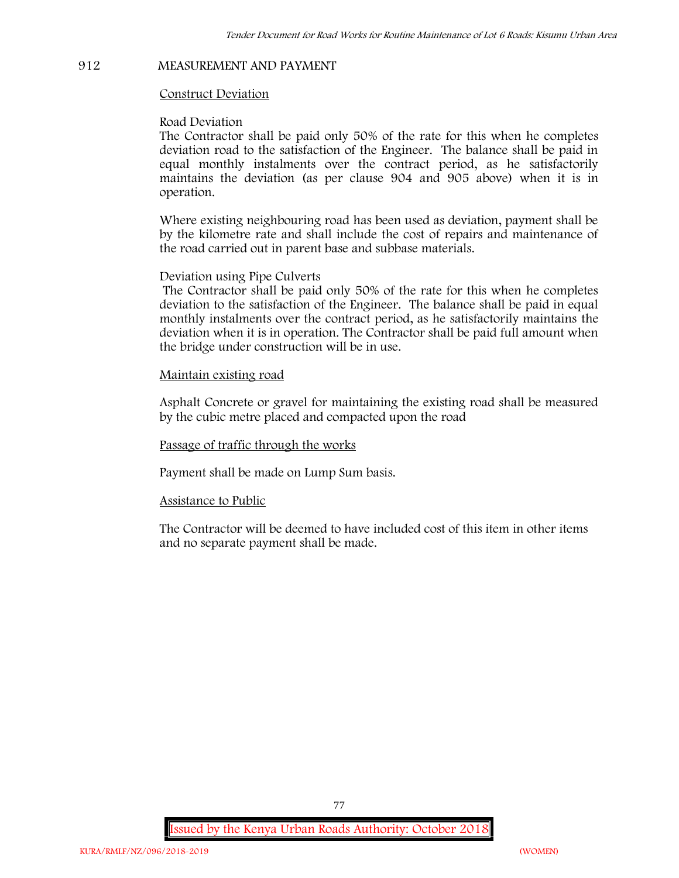## 912 MEASUREMENT AND PAYMENT

Construct Deviation

Road Deviation

The Contractor shall be paid only 50% of the rate for this when he completes deviation road to the satisfaction of the Engineer. The balance shall be paid in equal monthly instalments over the contract period, as he satisfactorily maintains the deviation (as per clause 904 and 905 above) when it is in operation.

Where existing neighbouring road has been used as deviation, payment shall be by the kilometre rate and shall include the cost of repairs and maintenance of the road carried out in parent base and subbase materials.

Deviation using Pipe Culverts

The Contractor shall be paid only 50% of the rate for this when he completes deviation to the satisfaction of the Engineer. The balance shall be paid in equal monthly instalments over the contract period, as he satisfactorily maintains the deviation when it is in operation. The Contractor shall be paid full amount when the bridge under construction will be in use.

Maintain existing road

Asphalt Concrete or gravel for maintaining the existing road shall be measured by the cubic metre placed and compacted upon the road

Passage of traffic through the works

Payment shall be made on Lump Sum basis.

Assistance to Public

The Contractor will be deemed to have included cost of this item in other items and no separate payment shall be made.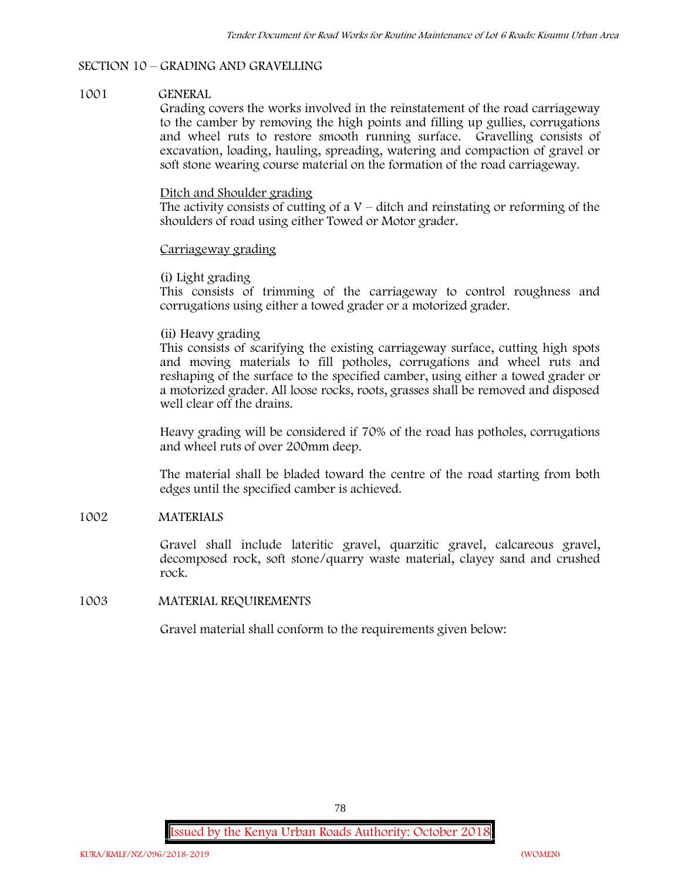## SECTION 10 – GRADING AND GRAVELLING

### 1001 GENERAL

Grading covers the works involved in the reinstatement of the road carriageway to the camber by removing the high points and filling up gullies, corrugations and wheel ruts to restore smooth running surface. Gravelling consists of excavation, loading, hauling, spreading, watering and compaction of gravel or soft stone wearing course material on the formation of the road carriageway.

<u>Ditch and Shoulder grading</u>

The activity consists of cutting of a V – ditch and reinstating or reforming of the shoulders of road using either Towed or Motor grader.

<u>Carriageway grading</u>

(i) Light grading

This consists of trimming of the carriageway to control roughness and corrugations using either a towed grader or a motorized grader.

(ii) Heavy grading

This consists of scarifying the existing carriageway surface, cutting high spots and moving materials to fill potholes, corrugations and wheel ruts and reshaping of the surface to the specified camber, using either a towed grader or a motorized grader. All loose rocks, roots, grasses shall be removed and disposed well clear off the drains.

Heavy grading will be considered if 70% of the road has potholes, corrugations and wheel ruts of over 200mm deep.

The material shall be bladed toward the centre of the road starting from both edges until the specified camber is achieved.

### 1002 MATERIALS

Gravel shall include lateritic gravel, quarzitic gravel, calcareous gravel, decomposed rock, soft stone/quarry waste material, clayey sand and crushed rock.

### 1003 MATERIAL REQUIREMENTS

Gravel material shall conform to the requirements given below: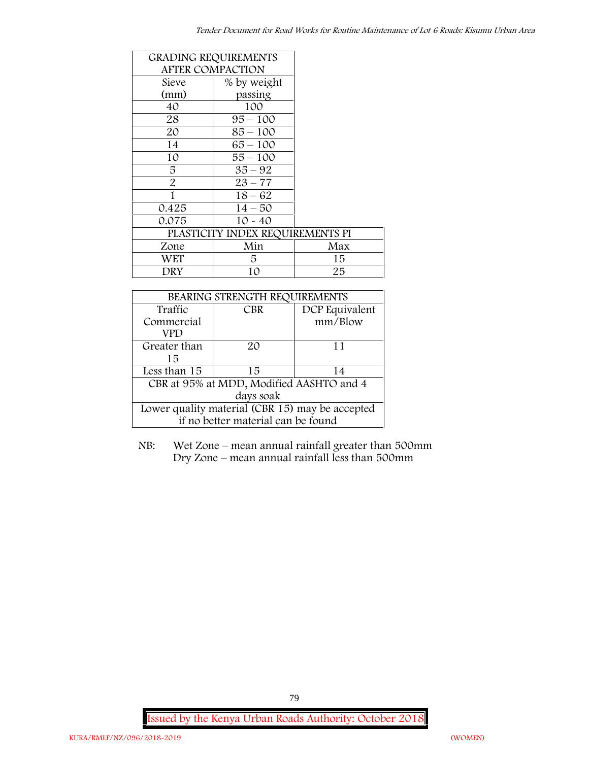| GRADING REQUIREMENTS AFTER COMPACTION | |
|---|---|
| Sieve (mm) | % by weight passing |
| 40 | 100 |
| 28 | 95 – 100 |
| 20 | 85 – 100 |
| 14 | 65 – 100 |
| 10 | 55 – 100 |
| 5 | 35 – 92 |
| 2 | 23 – 77 |
| 1 | 18 – 62 |
| 0.425 | 14 – 50 |
| 0.075 | 10 - 40 |

| PLASTICITY INDEX REQUIREMENTS PI | | |
|---|---|---|
| Zone | Min | Max |
| WET | 5 | 15 |
| DRY | 10 | 25 |

| BEARING STRENGTH REQUIREMENTS | | |
|---|---|---|
| Traffic Commercial VPD | CBR | DCP Equivalent mm/Blow |
| Greater than 15 | 20 | 11 |
| Less than 15 | 15 | 14 |
| CBR at 95% at MDD, Modified AASHTO and 4 days soak | | |
| Lower quality material (CBR 15) may be accepted if no better material can be found | | |

NB: Wet Zone – mean annual rainfall greater than 500mm
Dry Zone – mean annual rainfall less than 500mm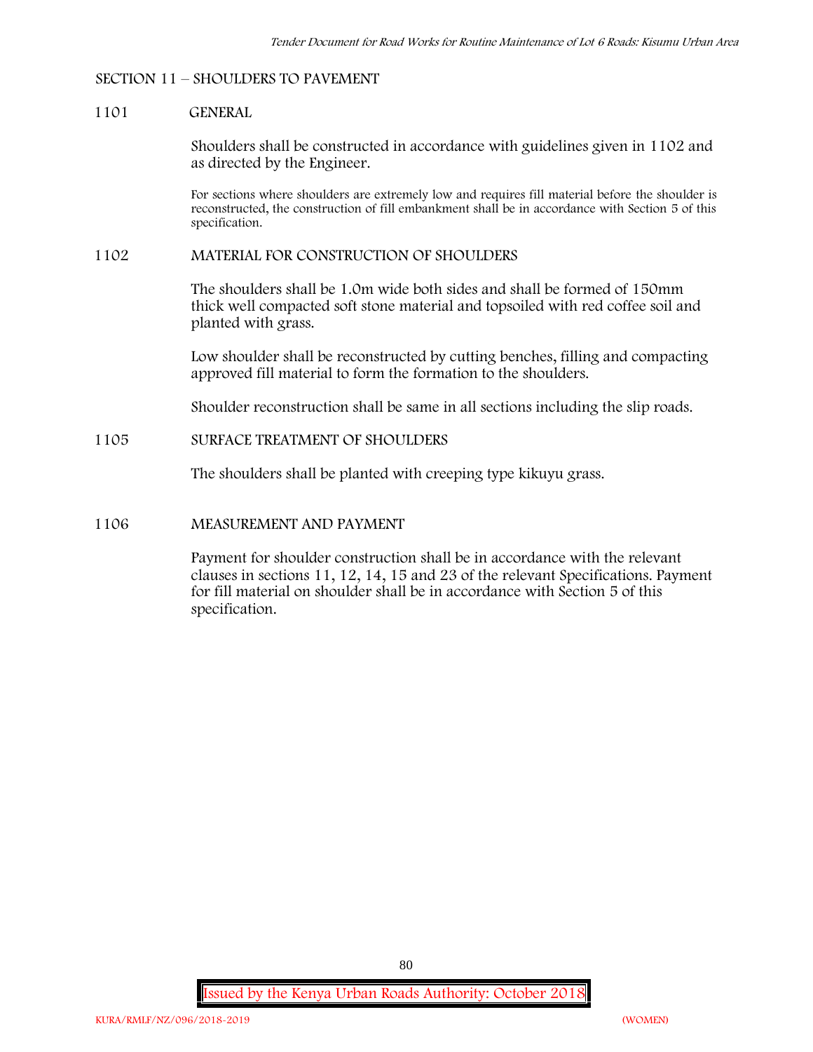## SECTION 11 – SHOULDERS TO PAVEMENT

### 1101 GENERAL

Shoulders shall be constructed in accordance with guidelines given in 1102 and as directed by the Engineer.

For sections where shoulders are extremely low and requires fill material before the shoulder is reconstructed, the construction of fill embankment shall be in accordance with Section 5 of this specification.

### 1102 MATERIAL FOR CONSTRUCTION OF SHOULDERS

The shoulders shall be 1.0m wide both sides and shall be formed of 150mm thick well compacted soft stone material and topsoiled with red coffee soil and planted with grass.

Low shoulder shall be reconstructed by cutting benches, filling and compacting approved fill material to form the formation to the shoulders.

Shoulder reconstruction shall be same in all sections including the slip roads.

### 1105 SURFACE TREATMENT OF SHOULDERS

The shoulders shall be planted with creeping type kikuyu grass.

### 1106 MEASUREMENT AND PAYMENT

Payment for shoulder construction shall be in accordance with the relevant clauses in sections 11, 12, 14, 15 and 23 of the relevant Specifications. Payment for fill material on shoulder shall be in accordance with Section 5 of this specification.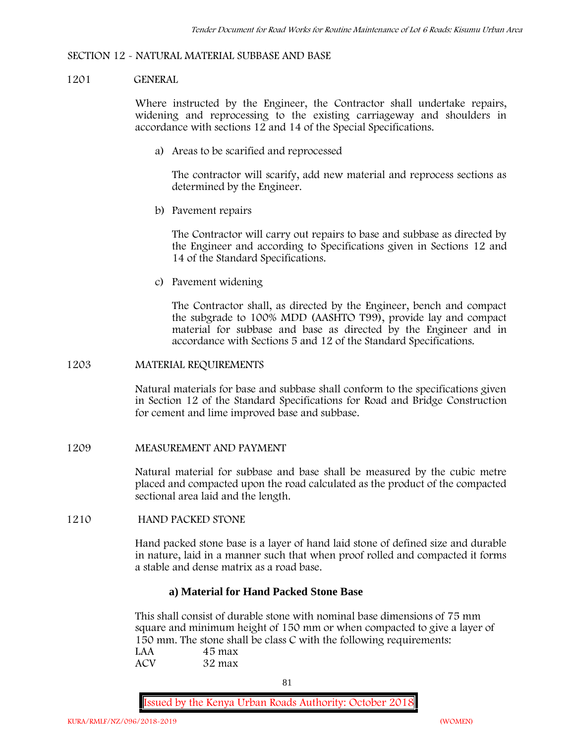## SECTION 12 - NATURAL MATERIAL SUBBASE AND BASE

### 1201 GENERAL

Where instructed by the Engineer, the Contractor shall undertake repairs, widening and reprocessing to the existing carriageway and shoulders in accordance with sections 12 and 14 of the Special Specifications.

a) Areas to be scarified and reprocessed

The contractor will scarify, add new material and reprocess sections as determined by the Engineer.

b) Pavement repairs

The Contractor will carry out repairs to base and subbase as directed by the Engineer and according to Specifications given in Sections 12 and 14 of the Standard Specifications.

c) Pavement widening

The Contractor shall, as directed by the Engineer, bench and compact the subgrade to 100% MDD (AASHTO T99), provide lay and compact material for subbase and base as directed by the Engineer and in accordance with Sections 5 and 12 of the Standard Specifications.

### 1203 MATERIAL REQUIREMENTS

Natural materials for base and subbase shall conform to the specifications given in Section 12 of the Standard Specifications for Road and Bridge Construction for cement and lime improved base and subbase.

### 1209 MEASUREMENT AND PAYMENT

Natural material for subbase and base shall be measured by the cubic metre placed and compacted upon the road calculated as the product of the compacted sectional area laid and the length.

### 1210 HAND PACKED STONE

Hand packed stone base is a layer of hand laid stone of defined size and durable in nature, laid in a manner such that when proof rolled and compacted it forms a stable and dense matrix as a road base.

**a) Material for Hand Packed Stone Base**

This shall consist of durable stone with nominal base dimensions of 75 mm square and minimum height of 150 mm or when compacted to give a layer of 150 mm. The stone shall be class C with the following requirements:

LAA 45 max
ACV 32 max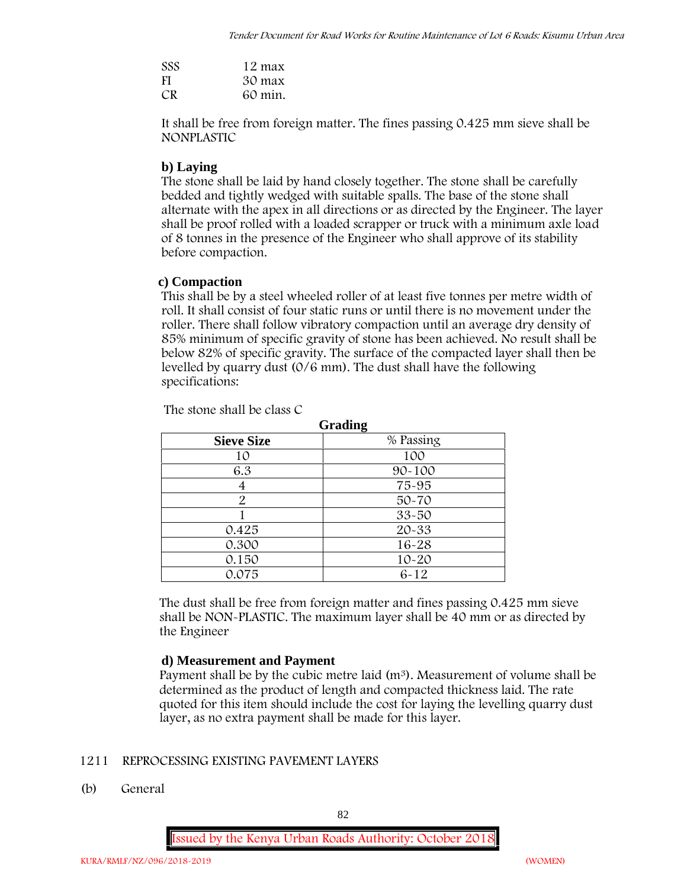| | |
|---|---|
| SSS | 12 max |
| FI | 30 max |
| CR | 60 min. |

It shall be free from foreign matter. The fines passing 0.425 mm sieve shall be NONPLASTIC

**b) Laying**

The stone shall be laid by hand closely together. The stone shall be carefully bedded and tightly wedged with suitable spalls. The base of the stone shall alternate with the apex in all directions or as directed by the Engineer. The layer shall be proof rolled with a loaded scrapper or truck with a minimum axle load of 8 tonnes in the presence of the Engineer who shall approve of its stability before compaction.

**c) Compaction**

This shall be by a steel wheeled roller of at least five tonnes per metre width of roll. It shall consist of four static runs or until there is no movement under the roller. There shall follow vibratory compaction until an average dry density of 85% minimum of specific gravity of stone has been achieved. No result shall be below 82% of specific gravity. The surface of the compacted layer shall then be levelled by quarry dust (0/6 mm). The dust shall have the following specifications:

The stone shall be class C

**Grading**

| Sieve Size | % Passing |
|---|---|
| 10 | 100 |
| 6.3 | 90-100 |
| 4 | 75-95 |
| 2 | 50-70 |
| 1 | 33-50 |
| 0.425 | 20-33 |
| 0.300 | 16-28 |
| 0.150 | 10-20 |
| 0.075 | 6-12 |

The dust shall be free from foreign matter and fines passing 0.425 mm sieve shall be NON-PLASTIC. The maximum layer shall be 40 mm or as directed by the Engineer

**d) Measurement and Payment**

Payment shall be by the cubic metre laid ($m^3$). Measurement of volume shall be determined as the product of length and compacted thickness laid. The rate quoted for this item should include the cost for laying the levelling quarry dust layer, as no extra payment shall be made for this layer.

1211 REPROCESSING EXISTING PAVEMENT LAYERS

(b) General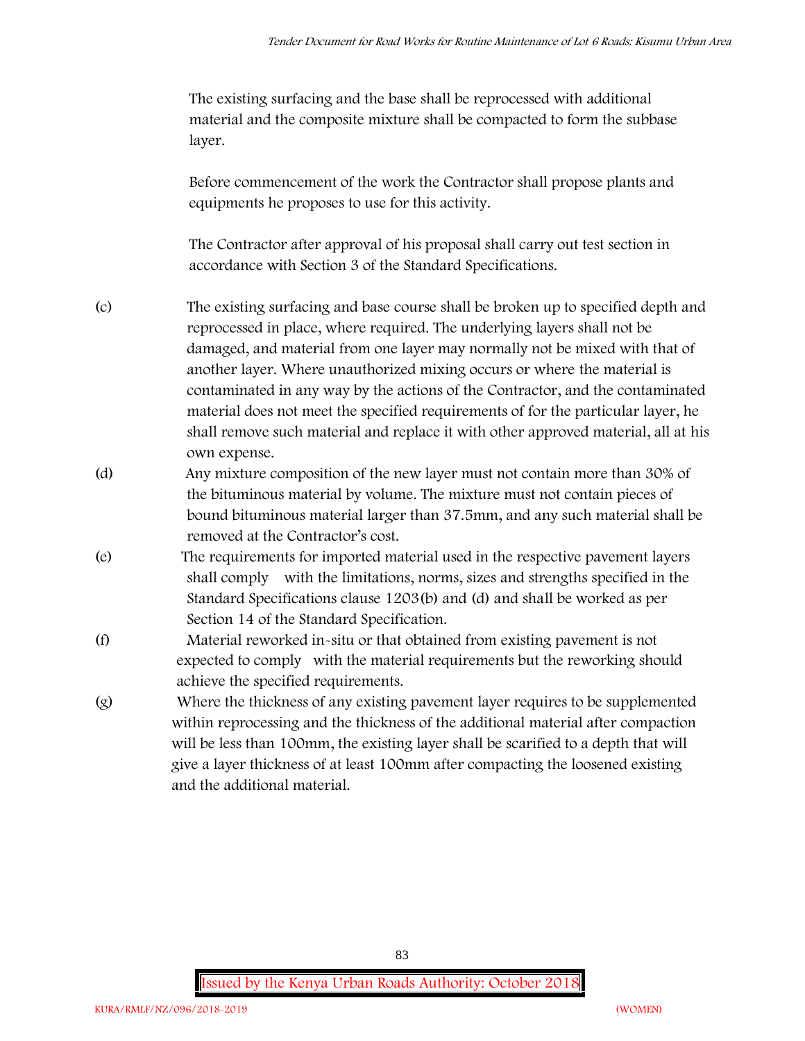The existing surfacing and the base shall be reprocessed with additional material and the composite mixture shall be compacted to form the subbase layer.

Before commencement of the work the Contractor shall propose plants and equipments he proposes to use for this activity.

The Contractor after approval of his proposal shall carry out test section in accordance with Section 3 of the Standard Specifications.

(c) The existing surfacing and base course shall be broken up to specified depth and reprocessed in place, where required. The underlying layers shall not be damaged, and material from one layer may normally not be mixed with that of another layer. Where unauthorized mixing occurs or where the material is contaminated in any way by the actions of the Contractor, and the contaminated material does not meet the specified requirements of for the particular layer, he shall remove such material and replace it with other approved material, all at his own expense.

(d) Any mixture composition of the new layer must not contain more than 30% of the bituminous material by volume. The mixture must not contain pieces of bound bituminous material larger than 37.5mm, and any such material shall be removed at the Contractor's cost.

(e) The requirements for imported material used in the respective pavement layers shall comply with the limitations, norms, sizes and strengths specified in the Standard Specifications clause 1203(b) and (d) and shall be worked as per Section 14 of the Standard Specification.

(f) Material reworked in-situ or that obtained from existing pavement is not expected to comply with the material requirements but the reworking should achieve the specified requirements.

(g) Where the thickness of any existing pavement layer requires to be supplemented within reprocessing and the thickness of the additional material after compaction will be less than 100mm, the existing layer shall be scarified to a depth that will give a layer thickness of at least 100mm after compacting the loosened existing and the additional material.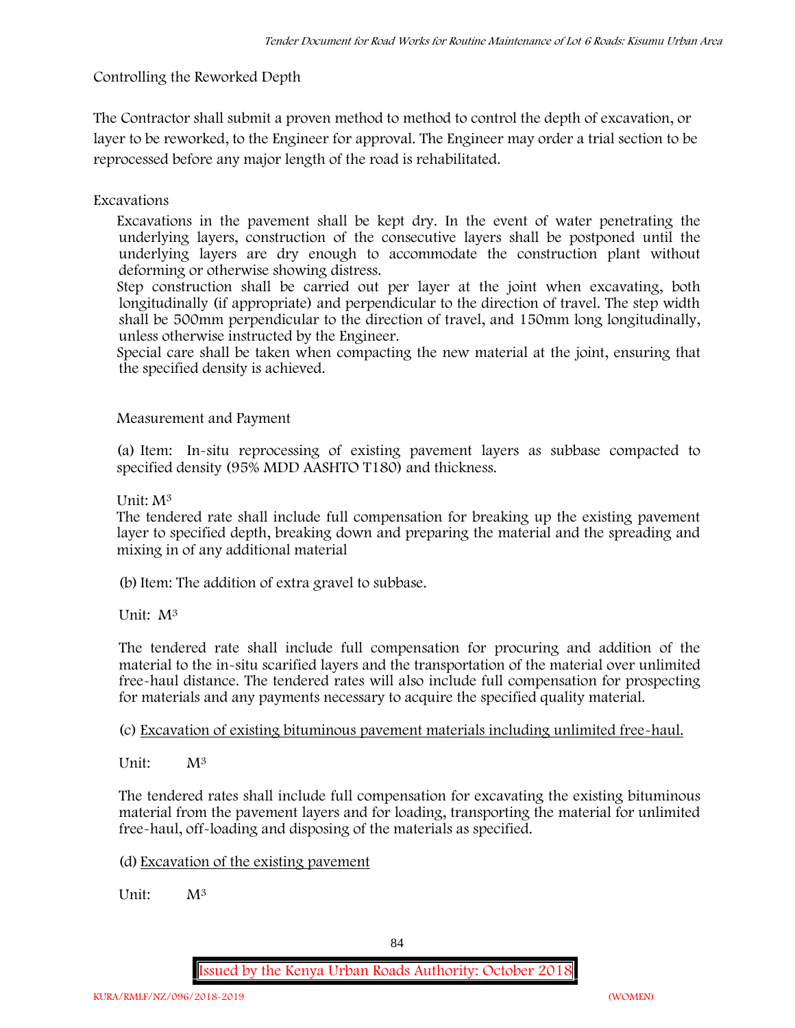Controlling the Reworked Depth

The Contractor shall submit a proven method to method to control the depth of excavation, or layer to be reworked, to the Engineer for approval. The Engineer may order a trial section to be reprocessed before any major length of the road is rehabilitated.

Excavations

Excavations in the pavement shall be kept dry. In the event of water penetrating the underlying layers, construction of the consecutive layers shall be postponed until the underlying layers are dry enough to accommodate the construction plant without deforming or otherwise showing distress.

Step construction shall be carried out per layer at the joint when excavating, both longitudinally (if appropriate) and perpendicular to the direction of travel. The step width shall be 500mm perpendicular to the direction of travel, and 150mm long longitudinally, unless otherwise instructed by the Engineer.

Special care shall be taken when compacting the new material at the joint, ensuring that the specified density is achieved.

Measurement and Payment

(a) Item: In-situ reprocessing of existing pavement layers as subbase compacted to specified density (95% MDD AASHTO T180) and thickness.

Unit: $M^3$

The tendered rate shall include full compensation for breaking up the existing pavement layer to specified depth, breaking down and preparing the material and the spreading and mixing in of any additional material

(b) Item: The addition of extra gravel to subbase.

Unit: $M^3$

The tendered rate shall include full compensation for procuring and addition of the material to the in-situ scarified layers and the transportation of the material over unlimited free-haul distance. The tendered rates will also include full compensation for prospecting for materials and any payments necessary to acquire the specified quality material.

(c) Excavation of existing bituminous pavement materials including unlimited free-haul.

Unit: $M^3$

The tendered rates shall include full compensation for excavating the existing bituminous material from the pavement layers and for loading, transporting the material for unlimited free-haul, off-loading and disposing of the materials as specified.

(d) Excavation of the existing pavement

Unit: $M^3$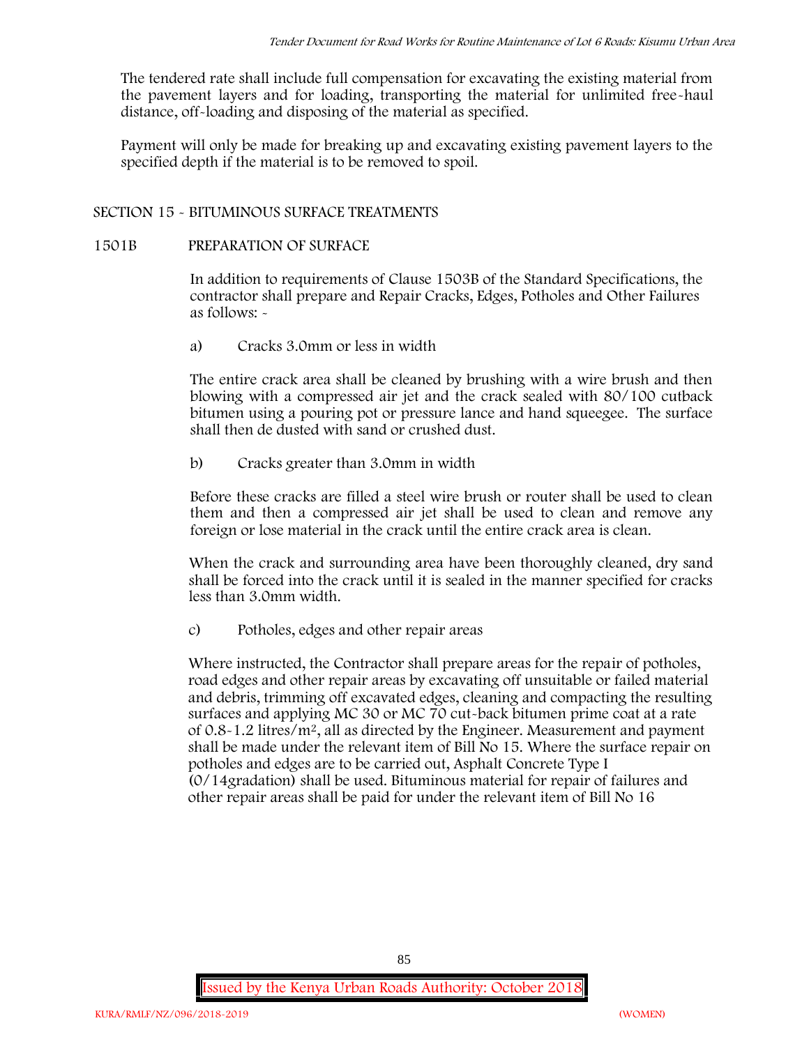The tendered rate shall include full compensation for excavating the existing material from the pavement layers and for loading, transporting the material for unlimited free-haul distance, off-loading and disposing of the material as specified.

Payment will only be made for breaking up and excavating existing pavement layers to the specified depth if the material is to be removed to spoil.

## SECTION 15 - BITUMINOUS SURFACE TREATMENTS

### 1501B PREPARATION OF SURFACE

In addition to requirements of Clause 1503B of the Standard Specifications, the contractor shall prepare and Repair Cracks, Edges, Potholes and Other Failures as follows: -

a) Cracks 3.0mm or less in width

The entire crack area shall be cleaned by brushing with a wire brush and then blowing with a compressed air jet and the crack sealed with 80/100 cutback bitumen using a pouring pot or pressure lance and hand squeegee. The surface shall then de dusted with sand or crushed dust.

b) Cracks greater than 3.0mm in width

Before these cracks are filled a steel wire brush or router shall be used to clean them and then a compressed air jet shall be used to clean and remove any foreign or lose material in the crack until the entire crack area is clean.

When the crack and surrounding area have been thoroughly cleaned, dry sand shall be forced into the crack until it is sealed in the manner specified for cracks less than 3.0mm width.

c) Potholes, edges and other repair areas

Where instructed, the Contractor shall prepare areas for the repair of potholes, road edges and other repair areas by excavating off unsuitable or failed material and debris, trimming off excavated edges, cleaning and compacting the resulting surfaces and applying MC 30 or MC 70 cut-back bitumen prime coat at a rate of 0.8-1.2 litres/m$^2$, all as directed by the Engineer. Measurement and payment shall be made under the relevant item of Bill No 15. Where the surface repair on potholes and edges are to be carried out, Asphalt Concrete Type I (0/14gradation) shall be used. Bituminous material for repair of failures and other repair areas shall be paid for under the relevant item of Bill No 16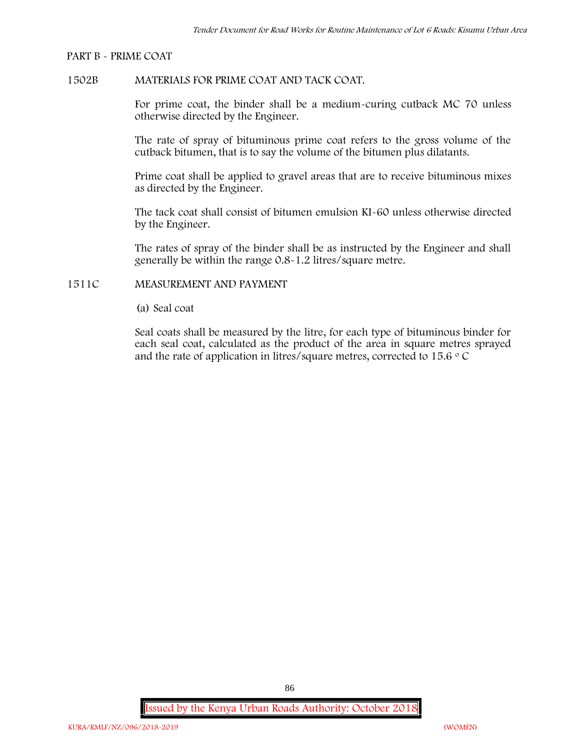PART B - PRIME COAT

1502B MATERIALS FOR PRIME COAT AND TACK COAT.

For prime coat, the binder shall be a medium-curing cutback MC 70 unless otherwise directed by the Engineer.

The rate of spray of bituminous prime coat refers to the gross volume of the cutback bitumen, that is to say the volume of the bitumen plus dilatants.

Prime coat shall be applied to gravel areas that are to receive bituminous mixes as directed by the Engineer.

The tack coat shall consist of bitumen emulsion KI-60 unless otherwise directed by the Engineer.

The rates of spray of the binder shall be as instructed by the Engineer and shall generally be within the range 0.8-1.2 litres/square metre.

1511C MEASUREMENT AND PAYMENT

(a) Seal coat

Seal coats shall be measured by the litre, for each type of bituminous binder for each seal coat, calculated as the product of the area in square metres sprayed and the rate of application in litres/square metres, corrected to 15.6 $^{o}$ C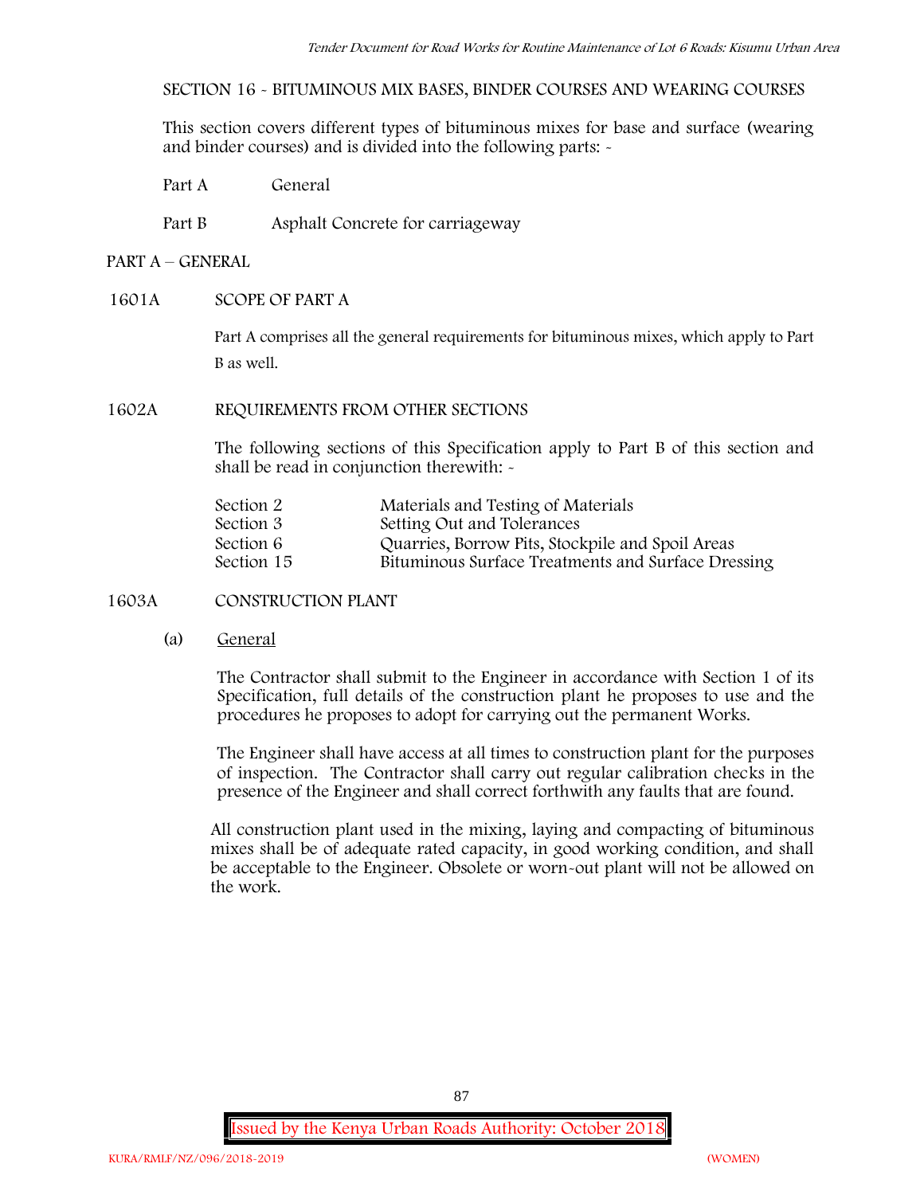## SECTION 16 - BITUMINOUS MIX BASES, BINDER COURSES AND WEARING COURSES

This section covers different types of bituminous mixes for base and surface (wearing and binder courses) and is divided into the following parts: -

| | |
|---|---|
| Part A | General |
| Part B | Asphalt Concrete for carriageway |

### PART A – GENERAL

#### 1601A SCOPE OF PART A

Part A comprises all the general requirements for bituminous mixes, which apply to Part B as well.

#### 1602A REQUIREMENTS FROM OTHER SECTIONS

The following sections of this Specification apply to Part B of this section and shall be read in conjunction therewith: -

| | |
|---|---|
| Section 2 | Materials and Testing of Materials |
| Section 3 | Setting Out and Tolerances |
| Section 6 | Quarries, Borrow Pits, Stockpile and Spoil Areas |
| Section 15 | Bituminous Surface Treatments and Surface Dressing |

#### 1603A CONSTRUCTION PLANT

(a) General

The Contractor shall submit to the Engineer in accordance with Section 1 of its Specification, full details of the construction plant he proposes to use and the procedures he proposes to adopt for carrying out the permanent Works.

The Engineer shall have access at all times to construction plant for the purposes of inspection. The Contractor shall carry out regular calibration checks in the presence of the Engineer and shall correct forthwith any faults that are found.

All construction plant used in the mixing, laying and compacting of bituminous mixes shall be of adequate rated capacity, in good working condition, and shall be acceptable to the Engineer. Obsolete or worn-out plant will not be allowed on the work.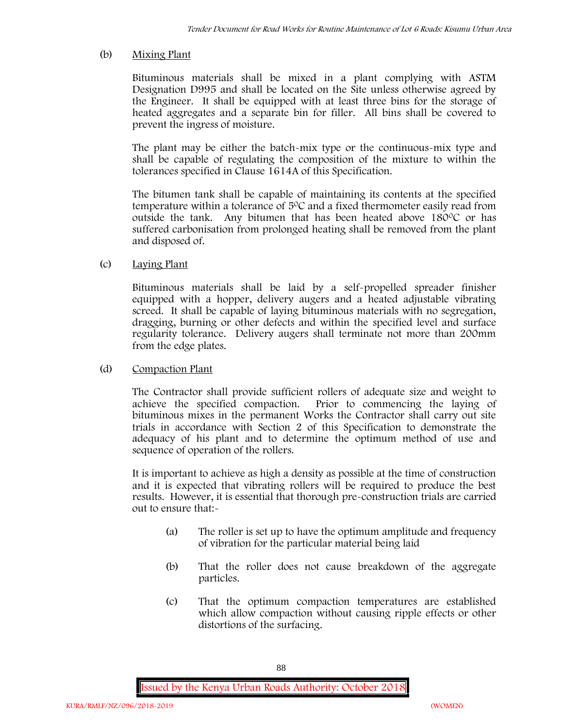(b) Mixing Plant

Bituminous materials shall be mixed in a plant complying with ASTM Designation D995 and shall be located on the Site unless otherwise agreed by the Engineer. It shall be equipped with at least three bins for the storage of heated aggregates and a separate bin for filler. All bins shall be covered to prevent the ingress of moisture.

The plant may be either the batch-mix type or the continuous-mix type and shall be capable of regulating the composition of the mixture to within the tolerances specified in Clause 1614A of this Specification.

The bitumen tank shall be capable of maintaining its contents at the specified temperature within a tolerance of $5^0C$ and a fixed thermometer easily read from outside the tank. Any bitumen that has been heated above $180^0C$ or has suffered carbonisation from prolonged heating shall be removed from the plant and disposed of.

(c) Laying Plant

Bituminous materials shall be laid by a self-propelled spreader finisher equipped with a hopper, delivery augers and a heated adjustable vibrating screed. It shall be capable of laying bituminous materials with no segregation, dragging, burning or other defects and within the specified level and surface regularity tolerance. Delivery augers shall terminate not more than 200mm from the edge plates.

(d) Compaction Plant

The Contractor shall provide sufficient rollers of adequate size and weight to achieve the specified compaction. Prior to commencing the laying of bituminous mixes in the permanent Works the Contractor shall carry out site trials in accordance with Section 2 of this Specification to demonstrate the adequacy of his plant and to determine the optimum method of use and sequence of operation of the rollers.

It is important to achieve as high a density as possible at the time of construction and it is expected that vibrating rollers will be required to produce the best results. However, it is essential that thorough pre-construction trials are carried out to ensure that:-

(a) The roller is set up to have the optimum amplitude and frequency of vibration for the particular material being laid

(b) That the roller does not cause breakdown of the aggregate particles.

(c) That the optimum compaction temperatures are established which allow compaction without causing ripple effects or other distortions of the surfacing.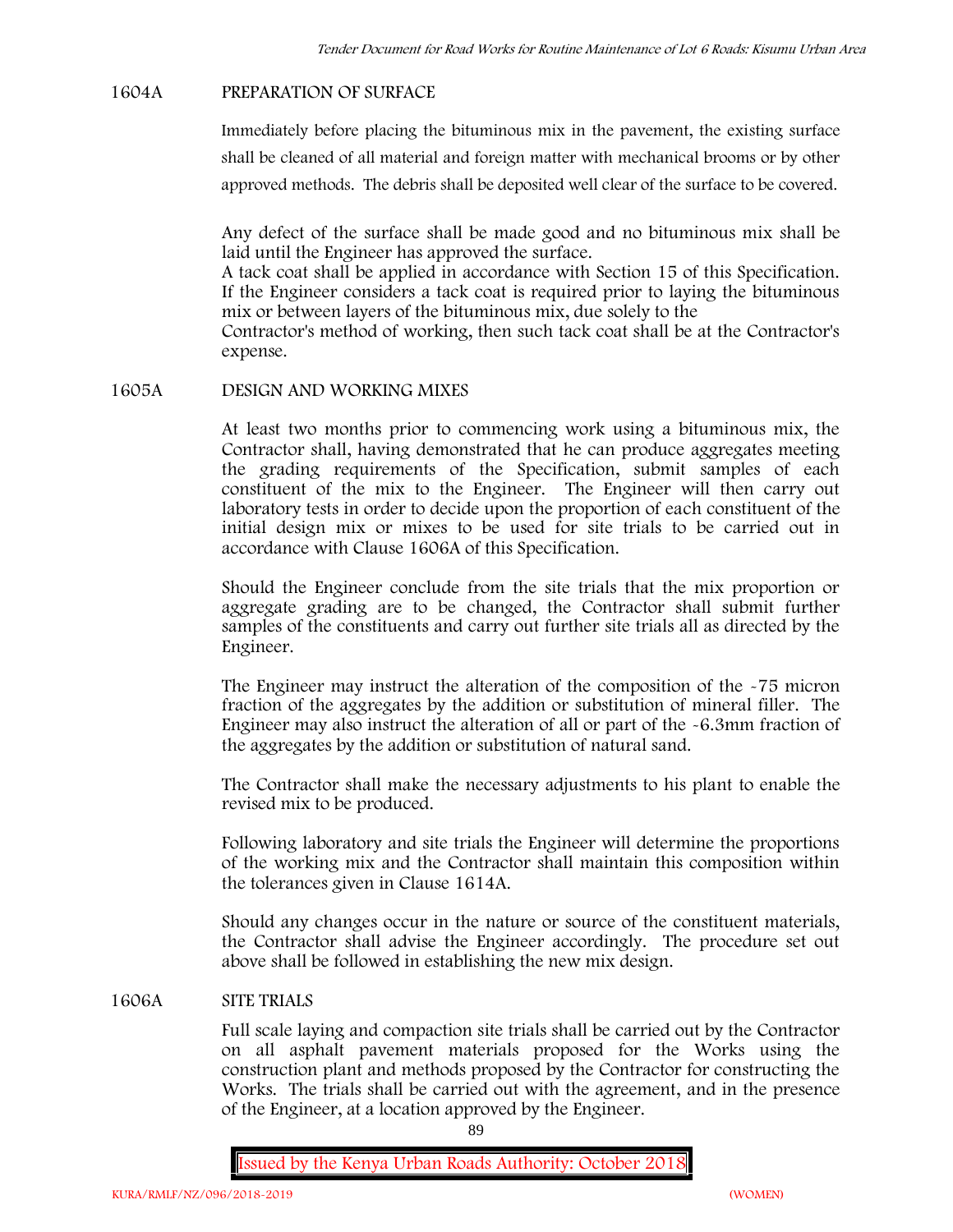## 1604A PREPARATION OF SURFACE

Immediately before placing the bituminous mix in the pavement, the existing surface shall be cleaned of all material and foreign matter with mechanical brooms or by other approved methods. The debris shall be deposited well clear of the surface to be covered.

Any defect of the surface shall be made good and no bituminous mix shall be laid until the Engineer has approved the surface.

A tack coat shall be applied in accordance with Section 15 of this Specification. If the Engineer considers a tack coat is required prior to laying the bituminous mix or between layers of the bituminous mix, due solely to the Contractor's method of working, then such tack coat shall be at the Contractor's expense.

## 1605A DESIGN AND WORKING MIXES

At least two months prior to commencing work using a bituminous mix, the Contractor shall, having demonstrated that he can produce aggregates meeting the grading requirements of the Specification, submit samples of each constituent of the mix to the Engineer. The Engineer will then carry out laboratory tests in order to decide upon the proportion of each constituent of the initial design mix or mixes to be used for site trials to be carried out in accordance with Clause 1606A of this Specification.

Should the Engineer conclude from the site trials that the mix proportion or aggregate grading are to be changed, the Contractor shall submit further samples of the constituents and carry out further site trials all as directed by the Engineer.

The Engineer may instruct the alteration of the composition of the -75 micron fraction of the aggregates by the addition or substitution of mineral filler. The Engineer may also instruct the alteration of all or part of the -6.3mm fraction of the aggregates by the addition or substitution of natural sand.

The Contractor shall make the necessary adjustments to his plant to enable the revised mix to be produced.

Following laboratory and site trials the Engineer will determine the proportions of the working mix and the Contractor shall maintain this composition within the tolerances given in Clause 1614A.

Should any changes occur in the nature or source of the constituent materials, the Contractor shall advise the Engineer accordingly. The procedure set out above shall be followed in establishing the new mix design.

## 1606A SITE TRIALS

Full scale laying and compaction site trials shall be carried out by the Contractor on all asphalt pavement materials proposed for the Works using the construction plant and methods proposed by the Contractor for constructing the Works. The trials shall be carried out with the agreement, and in the presence of the Engineer, at a location approved by the Engineer.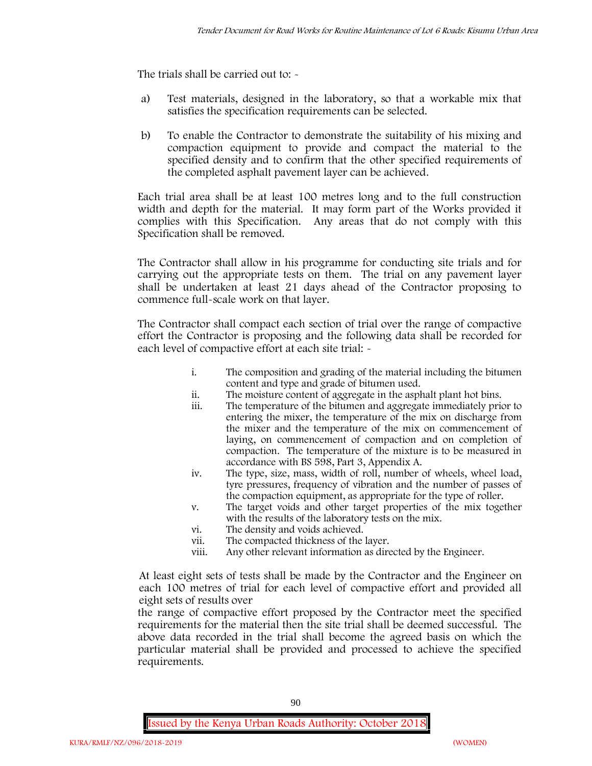The trials shall be carried out to: -

a) Test materials, designed in the laboratory, so that a workable mix that satisfies the specification requirements can be selected.

b) To enable the Contractor to demonstrate the suitability of his mixing and compaction equipment to provide and compact the material to the specified density and to confirm that the other specified requirements of the completed asphalt pavement layer can be achieved.

Each trial area shall be at least 100 metres long and to the full construction width and depth for the material. It may form part of the Works provided it complies with this Specification. Any areas that do not comply with this Specification shall be removed.

The Contractor shall allow in his programme for conducting site trials and for carrying out the appropriate tests on them. The trial on any pavement layer shall be undertaken at least 21 days ahead of the Contractor proposing to commence full-scale work on that layer.

The Contractor shall compact each section of trial over the range of compactive effort the Contractor is proposing and the following data shall be recorded for each level of compactive effort at each site trial: -

i. The composition and grading of the material including the bitumen content and type and grade of bitumen used.
ii. The moisture content of aggregate in the asphalt plant hot bins.
iii. The temperature of the bitumen and aggregate immediately prior to entering the mixer, the temperature of the mix on discharge from the mixer and the temperature of the mix on commencement of laying, on commencement of compaction and on completion of compaction. The temperature of the mixture is to be measured in accordance with BS 598, Part 3, Appendix A.
iv. The type, size, mass, width of roll, number of wheels, wheel load, tyre pressures, frequency of vibration and the number of passes of the compaction equipment, as appropriate for the type of roller.
v. The target voids and other target properties of the mix together with the results of the laboratory tests on the mix.
vi. The density and voids achieved.
vii. The compacted thickness of the layer.
viii. Any other relevant information as directed by the Engineer.

At least eight sets of tests shall be made by the Contractor and the Engineer on each 100 metres of trial for each level of compactive effort and provided all eight sets of results over the range of compactive effort proposed by the Contractor meet the specified requirements for the material then the site trial shall be deemed successful. The above data recorded in the trial shall become the agreed basis on which the particular material shall be provided and processed to achieve the specified requirements.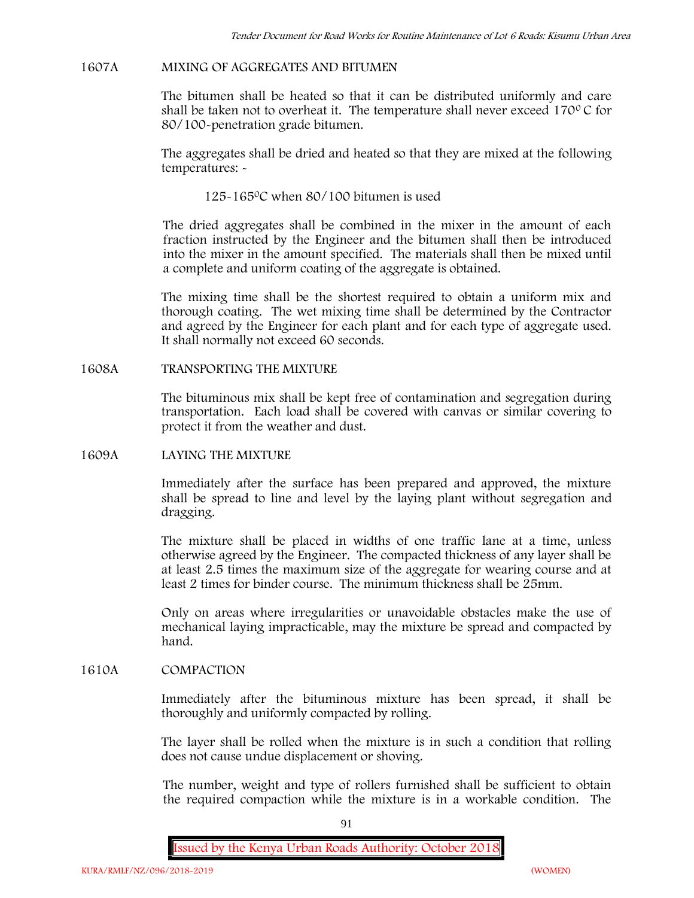## 1607A MIXING OF AGGREGATES AND BITUMEN

The bitumen shall be heated so that it can be distributed uniformly and care shall be taken not to overheat it. The temperature shall never exceed 170$^{0}$ C for 80/100-penetration grade bitumen.

The aggregates shall be dried and heated so that they are mixed at the following temperatures: -

125-165$^{0}$C when 80/100 bitumen is used

The dried aggregates shall be combined in the mixer in the amount of each fraction instructed by the Engineer and the bitumen shall then be introduced into the mixer in the amount specified. The materials shall then be mixed until a complete and uniform coating of the aggregate is obtained.

The mixing time shall be the shortest required to obtain a uniform mix and thorough coating. The wet mixing time shall be determined by the Contractor and agreed by the Engineer for each plant and for each type of aggregate used. It shall normally not exceed 60 seconds.

## 1608A TRANSPORTING THE MIXTURE

The bituminous mix shall be kept free of contamination and segregation during transportation. Each load shall be covered with canvas or similar covering to protect it from the weather and dust.

## 1609A LAYING THE MIXTURE

Immediately after the surface has been prepared and approved, the mixture shall be spread to line and level by the laying plant without segregation and dragging.

The mixture shall be placed in widths of one traffic lane at a time, unless otherwise agreed by the Engineer. The compacted thickness of any layer shall be at least 2.5 times the maximum size of the aggregate for wearing course and at least 2 times for binder course. The minimum thickness shall be 25mm.

Only on areas where irregularities or unavoidable obstacles make the use of mechanical laying impracticable, may the mixture be spread and compacted by hand.

## 1610A COMPACTION

Immediately after the bituminous mixture has been spread, it shall be thoroughly and uniformly compacted by rolling.

The layer shall be rolled when the mixture is in such a condition that rolling does not cause undue displacement or shoving.

The number, weight and type of rollers furnished shall be sufficient to obtain the required compaction while the mixture is in a workable condition. The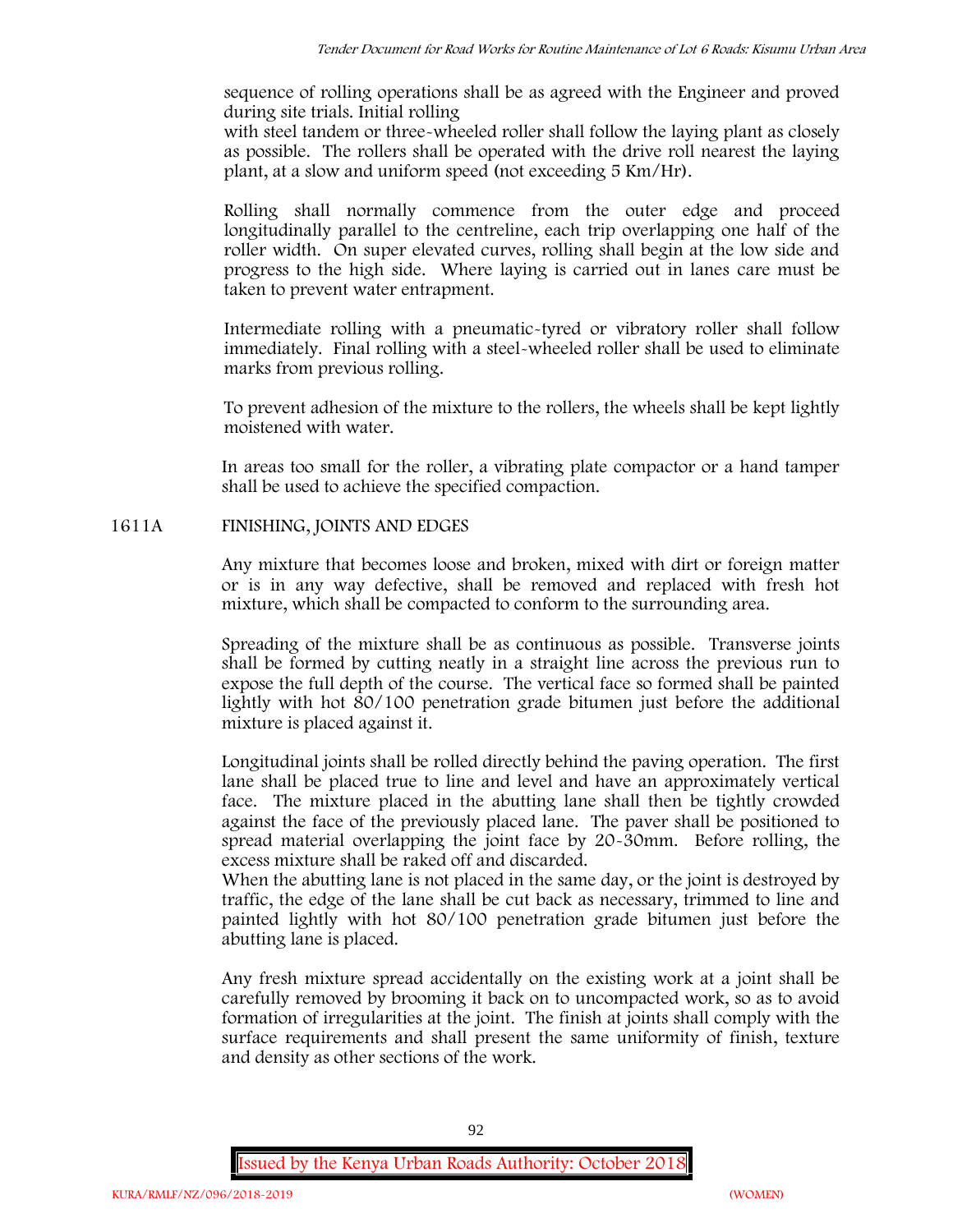sequence of rolling operations shall be as agreed with the Engineer and proved during site trials. Initial rolling with steel tandem or three-wheeled roller shall follow the laying plant as closely as possible. The rollers shall be operated with the drive roll nearest the laying plant, at a slow and uniform speed (not exceeding 5 Km/Hr).

Rolling shall normally commence from the outer edge and proceed longitudinally parallel to the centreline, each trip overlapping one half of the roller width. On super elevated curves, rolling shall begin at the low side and progress to the high side. Where laying is carried out in lanes care must be taken to prevent water entrapment.

Intermediate rolling with a pneumatic-tyred or vibratory roller shall follow immediately. Final rolling with a steel-wheeled roller shall be used to eliminate marks from previous rolling.

To prevent adhesion of the mixture to the rollers, the wheels shall be kept lightly moistened with water.

In areas too small for the roller, a vibrating plate compactor or a hand tamper shall be used to achieve the specified compaction.

## 1611A FINISHING, JOINTS AND EDGES

Any mixture that becomes loose and broken, mixed with dirt or foreign matter or is in any way defective, shall be removed and replaced with fresh hot mixture, which shall be compacted to conform to the surrounding area.

Spreading of the mixture shall be as continuous as possible. Transverse joints shall be formed by cutting neatly in a straight line across the previous run to expose the full depth of the course. The vertical face so formed shall be painted lightly with hot 80/100 penetration grade bitumen just before the additional mixture is placed against it.

Longitudinal joints shall be rolled directly behind the paving operation. The first lane shall be placed true to line and level and have an approximately vertical face. The mixture placed in the abutting lane shall then be tightly crowded against the face of the previously placed lane. The paver shall be positioned to spread material overlapping the joint face by 20-30mm. Before rolling, the excess mixture shall be raked off and discarded.
When the abutting lane is not placed in the same day, or the joint is destroyed by traffic, the edge of the lane shall be cut back as necessary, trimmed to line and painted lightly with hot 80/100 penetration grade bitumen just before the abutting lane is placed.

Any fresh mixture spread accidentally on the existing work at a joint shall be carefully removed by brooming it back on to uncompacted work, so as to avoid formation of irregularities at the joint. The finish at joints shall comply with the surface requirements and shall present the same uniformity of finish, texture and density as other sections of the work.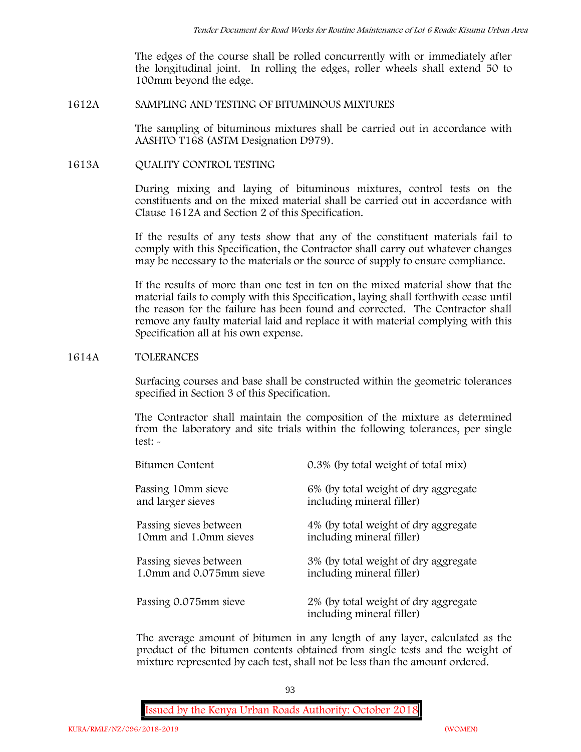The edges of the course shall be rolled concurrently with or immediately after the longitudinal joint. In rolling the edges, roller wheels shall extend 50 to 100mm beyond the edge.

## 1612A SAMPLING AND TESTING OF BITUMINOUS MIXTURES

The sampling of bituminous mixtures shall be carried out in accordance with AASHTO T168 (ASTM Designation D979).

## 1613A QUALITY CONTROL TESTING

During mixing and laying of bituminous mixtures, control tests on the constituents and on the mixed material shall be carried out in accordance with Clause 1612A and Section 2 of this Specification.

If the results of any tests show that any of the constituent materials fail to comply with this Specification, the Contractor shall carry out whatever changes may be necessary to the materials or the source of supply to ensure compliance.

If the results of more than one test in ten on the mixed material show that the material fails to comply with this Specification, laying shall forthwith cease until the reason for the failure has been found and corrected. The Contractor shall remove any faulty material laid and replace it with material complying with this Specification all at his own expense.

## 1614A TOLERANCES

Surfacing courses and base shall be constructed within the geometric tolerances specified in Section 3 of this Specification.

The Contractor shall maintain the composition of the mixture as determined from the laboratory and site trials within the following tolerances, per single test: -

| | |
|---|---|
| Bitumen Content | 0.3% (by total weight of total mix) |
| Passing 10mm sieve and larger sieves | 6% (by total weight of dry aggregate including mineral filler) |
| Passing sieves between 10mm and 1.0mm sieves | 4% (by total weight of dry aggregate including mineral filler) |
| Passing sieves between 1.0mm and 0.075mm sieve | 3% (by total weight of dry aggregate including mineral filler) |
| Passing 0.075mm sieve | 2% (by total weight of dry aggregate including mineral filler) |

The average amount of bitumen in any length of any layer, calculated as the product of the bitumen contents obtained from single tests and the weight of mixture represented by each test, shall not be less than the amount ordered.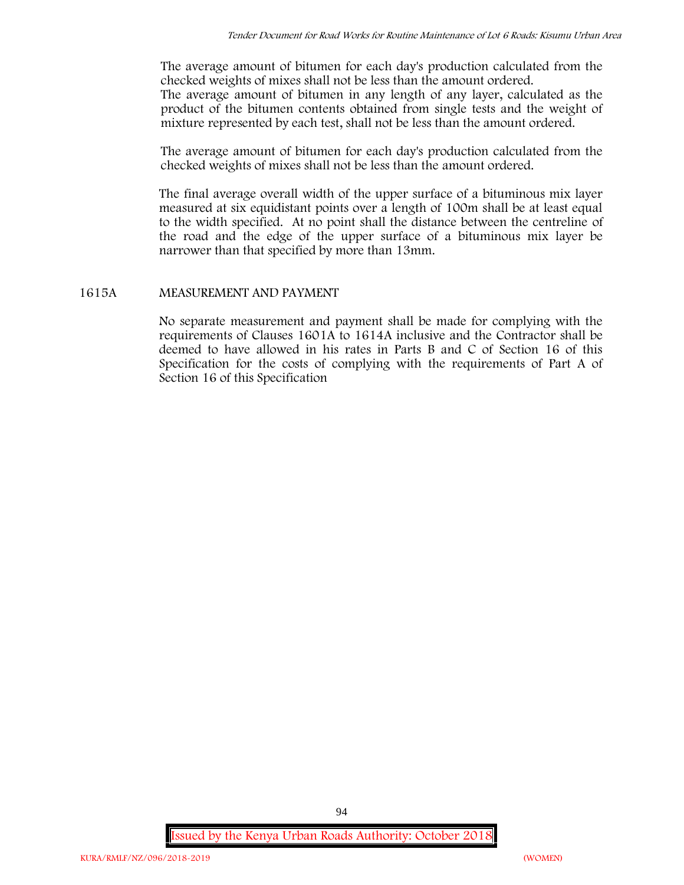The average amount of bitumen for each day's production calculated from the checked weights of mixes shall not be less than the amount ordered.
The average amount of bitumen in any length of any layer, calculated as the product of the bitumen contents obtained from single tests and the weight of mixture represented by each test, shall not be less than the amount ordered.

The average amount of bitumen for each day's production calculated from the checked weights of mixes shall not be less than the amount ordered.

The final average overall width of the upper surface of a bituminous mix layer measured at six equidistant points over a length of 100m shall be at least equal to the width specified. At no point shall the distance between the centreline of the road and the edge of the upper surface of a bituminous mix layer be narrower than that specified by more than 13mm.

## 1615A MEASUREMENT AND PAYMENT

No separate measurement and payment shall be made for complying with the requirements of Clauses 1601A to 1614A inclusive and the Contractor shall be deemed to have allowed in his rates in Parts B and C of Section 16 of this Specification for the costs of complying with the requirements of Part A of Section 16 of this Specification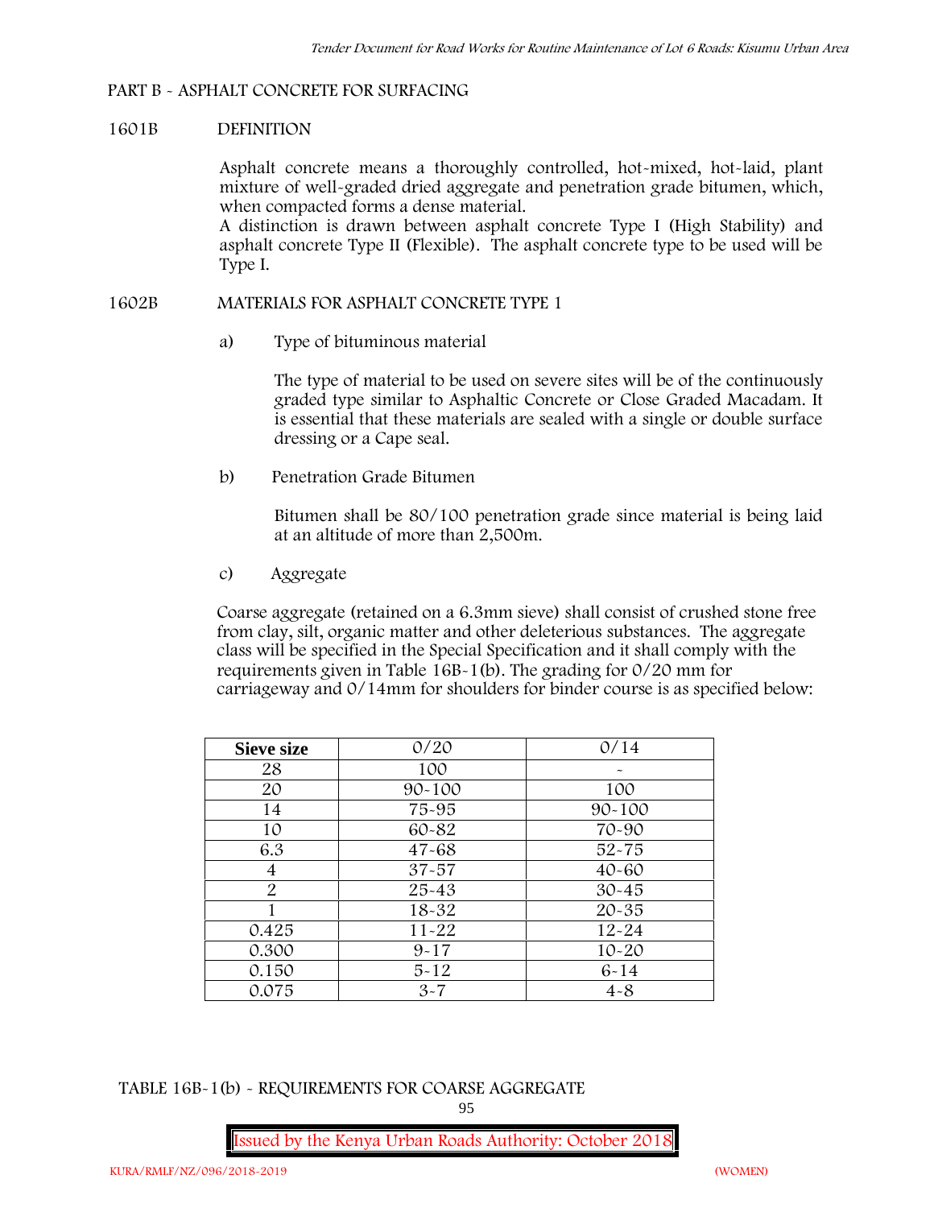## PART B - ASPHALT CONCRETE FOR SURFACING

### 1601B DEFINITION

Asphalt concrete means a thoroughly controlled, hot-mixed, hot-laid, plant mixture of well-graded dried aggregate and penetration grade bitumen, which, when compacted forms a dense material.
A distinction is drawn between asphalt concrete Type I (High Stability) and asphalt concrete Type II (Flexible). The asphalt concrete type to be used will be Type I.

### 1602B MATERIALS FOR ASPHALT CONCRETE TYPE 1

a) Type of bituminous material

The type of material to be used on severe sites will be of the continuously graded type similar to Asphaltic Concrete or Close Graded Macadam. It is essential that these materials are sealed with a single or double surface dressing or a Cape seal.

b) Penetration Grade Bitumen

Bitumen shall be 80/100 penetration grade since material is being laid at an altitude of more than 2,500m.

c) Aggregate

Coarse aggregate (retained on a 6.3mm sieve) shall consist of crushed stone free from clay, silt, organic matter and other deleterious substances. The aggregate class will be specified in the Special Specification and it shall comply with the requirements given in Table 16B-1(b). The grading for 0/20 mm for carriageway and 0/14mm for shoulders for binder course is as specified below:

| Sieve size | 0/20 | 0/14 |
|---|---|---|
| 28 | 100 | - |
| 20 | 90-100 | 100 |
| 14 | 75-95 | 90-100 |
| 10 | 60-82 | 70-90 |
| 6.3 | 47-68 | 52-75 |
| 4 | 37-57 | 40-60 |
| 2 | 25-43 | 30-45 |
| 1 | 18-32 | 20-35 |
| 0.425 | 11-22 | 12-24 |
| 0.300 | 9-17 | 10-20 |
| 0.150 | 5-12 | 6-14 |
| 0.075 | 3-7 | 4-8 |

TABLE 16B-1(b) - REQUIREMENTS FOR COARSE AGGREGATE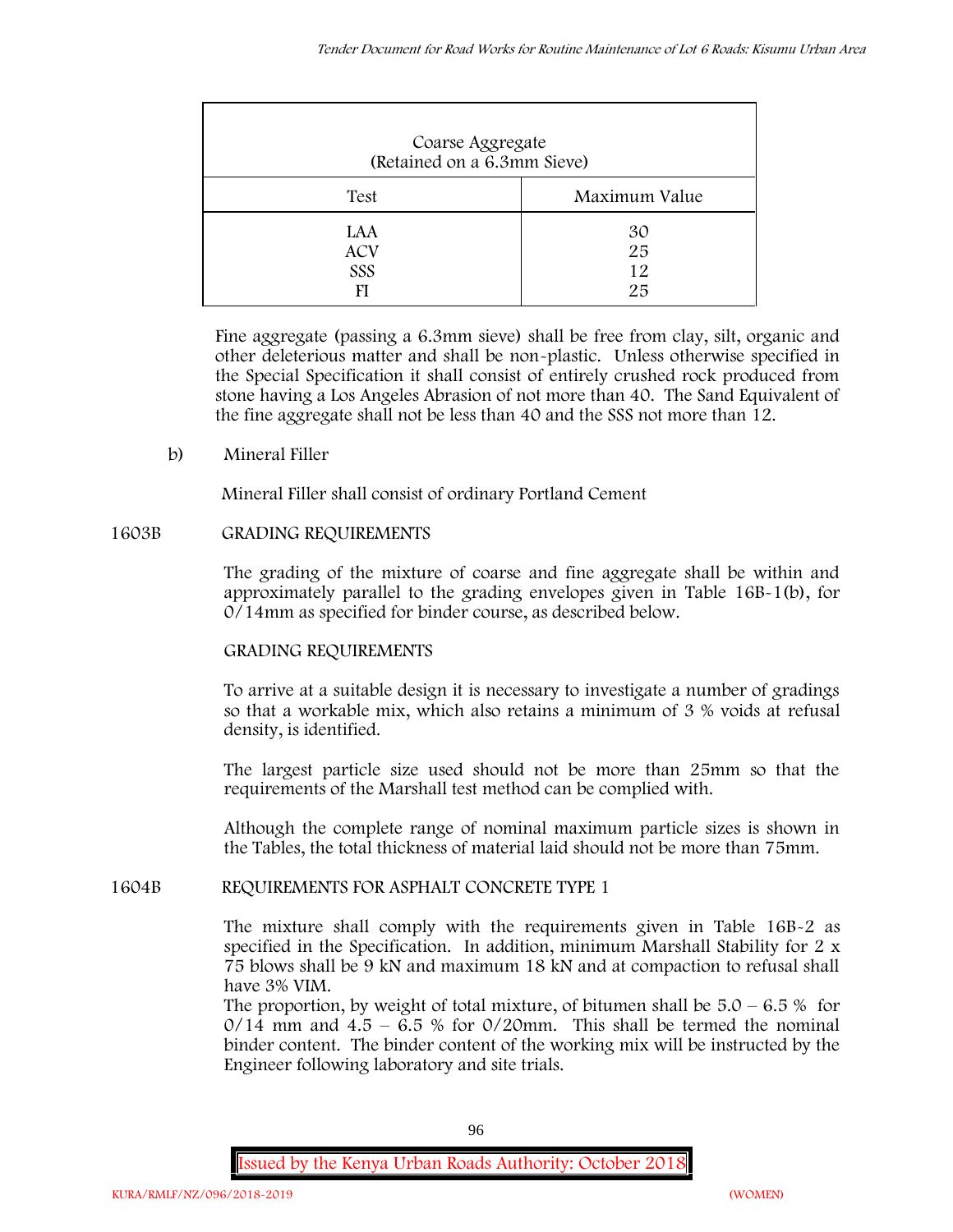| Coarse Aggregate (Retained on a 6.3mm Sieve) | |
|---|---|
| Test | Maximum Value |
| LAA | 30 |
| ACV | 25 |
| SSS | 12 |
| FI | 25 |

Fine aggregate (passing a 6.3mm sieve) shall be free from clay, silt, organic and other deleterious matter and shall be non-plastic. Unless otherwise specified in the Special Specification it shall consist of entirely crushed rock produced from stone having a Los Angeles Abrasion of not more than 40. The Sand Equivalent of the fine aggregate shall not be less than 40 and the SSS not more than 12.

b) Mineral Filler

Mineral Filler shall consist of ordinary Portland Cement

## 1603B GRADING REQUIREMENTS

The grading of the mixture of coarse and fine aggregate shall be within and approximately parallel to the grading envelopes given in Table 16B-1(b), for 0/14mm as specified for binder course, as described below.

GRADING REQUIREMENTS

To arrive at a suitable design it is necessary to investigate a number of gradings so that a workable mix, which also retains a minimum of 3 % voids at refusal density, is identified.

The largest particle size used should not be more than 25mm so that the requirements of the Marshall test method can be complied with.

Although the complete range of nominal maximum particle sizes is shown in the Tables, the total thickness of material laid should not be more than 75mm.

## 1604B REQUIREMENTS FOR ASPHALT CONCRETE TYPE 1

The mixture shall comply with the requirements given in Table 16B-2 as specified in the Specification. In addition, minimum Marshall Stability for 2 x 75 blows shall be 9 kN and maximum 18 kN and at compaction to refusal shall have 3% VIM.

The proportion, by weight of total mixture, of bitumen shall be 5.0 – 6.5 % for 0/14 mm and 4.5 – 6.5 % for 0/20mm. This shall be termed the nominal binder content. The binder content of the working mix will be instructed by the Engineer following laboratory and site trials.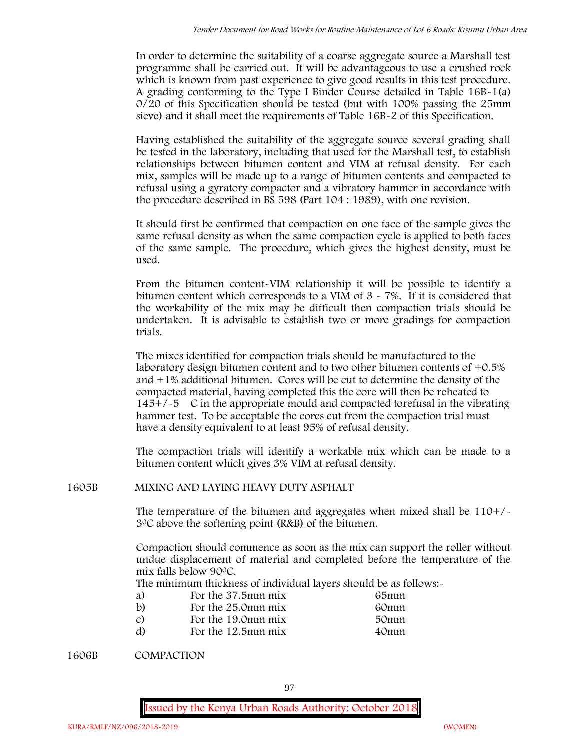In order to determine the suitability of a coarse aggregate source a Marshall test programme shall be carried out. It will be advantageous to use a crushed rock which is known from past experience to give good results in this test procedure. A grading conforming to the Type I Binder Course detailed in Table 16B-1(a) 0/20 of this Specification should be tested (but with 100% passing the 25mm sieve) and it shall meet the requirements of Table 16B-2 of this Specification.

Having established the suitability of the aggregate source several grading shall be tested in the laboratory, including that used for the Marshall test, to establish relationships between bitumen content and VIM at refusal density. For each mix, samples will be made up to a range of bitumen contents and compacted to refusal using a gyratory compactor and a vibratory hammer in accordance with the procedure described in BS 598 (Part 104 : 1989), with one revision.

It should first be confirmed that compaction on one face of the sample gives the same refusal density as when the same compaction cycle is applied to both faces of the same sample. The procedure, which gives the highest density, must be used.

From the bitumen content-VIM relationship it will be possible to identify a bitumen content which corresponds to a VIM of 3 - 7%. If it is considered that the workability of the mix may be difficult then compaction trials should be undertaken. It is advisable to establish two or more gradings for compaction trials.

The mixes identified for compaction trials should be manufactured to the laboratory design bitumen content and to two other bitumen contents of +0.5% and +1% additional bitumen. Cores will be cut to determine the density of the compacted material, having completed this the core will then be reheated to 145+/-5 C in the appropriate mould and compacted torefusal in the vibrating hammer test. To be acceptable the cores cut from the compaction trial must have a density equivalent to at least 95% of refusal density.

The compaction trials will identify a workable mix which can be made to a bitumen content which gives 3% VIM at refusal density.

## 1605B MIXING AND LAYING HEAVY DUTY ASPHALT

The temperature of the bitumen and aggregates when mixed shall be 110+/-3ºC above the softening point (R&B) of the bitumen.

Compaction should commence as soon as the mix can support the roller without undue displacement of material and completed before the temperature of the mix falls below 90ºC.

The minimum thickness of individual layers should be as follows:-

| | | |
|---|---|---|
| a) | For the 37.5mm mix | 65mm |
| b) | For the 25.0mm mix | 60mm |
| c) | For the 19.0mm mix | 50mm |
| d) | For the 12.5mm mix | 40mm |

## 1606B COMPACTION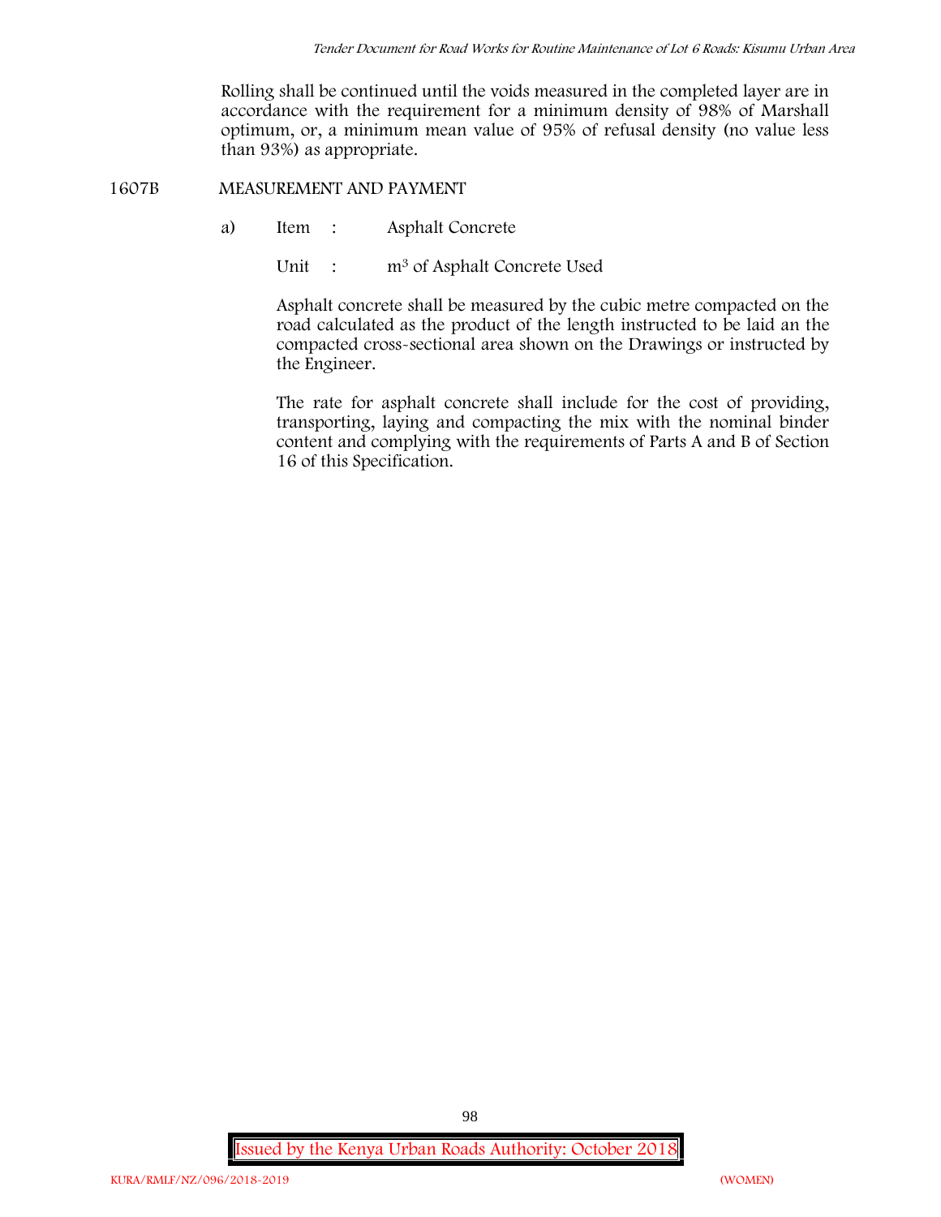Rolling shall be continued until the voids measured in the completed layer are in accordance with the requirement for a minimum density of 98% of Marshall optimum, or, a minimum mean value of 95% of refusal density (no value less than 93%) as appropriate.

## 1607B MEASUREMENT AND PAYMENT

a) Item : Asphalt Concrete

Unit : $m^3$ of Asphalt Concrete Used

Asphalt concrete shall be measured by the cubic metre compacted on the road calculated as the product of the length instructed to be laid an the compacted cross-sectional area shown on the Drawings or instructed by the Engineer.

The rate for asphalt concrete shall include for the cost of providing, transporting, laying and compacting the mix with the nominal binder content and complying with the requirements of Parts A and B of Section 16 of this Specification.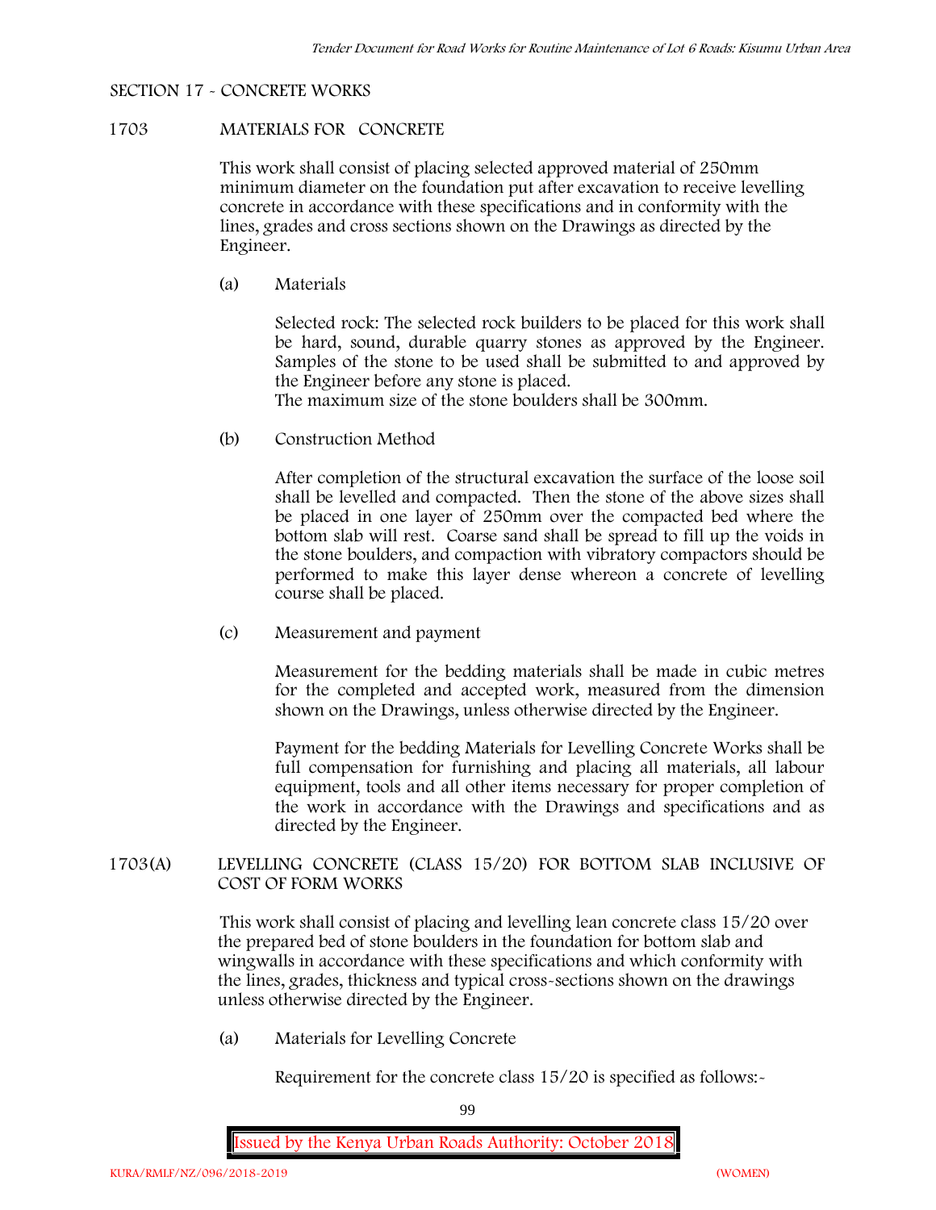## SECTION 17 - CONCRETE WORKS

### 1703 MATERIALS FOR CONCRETE

This work shall consist of placing selected approved material of 250mm minimum diameter on the foundation put after excavation to receive levelling concrete in accordance with these specifications and in conformity with the lines, grades and cross sections shown on the Drawings as directed by the Engineer.

(a) Materials

Selected rock: The selected rock builders to be placed for this work shall be hard, sound, durable quarry stones as approved by the Engineer. Samples of the stone to be used shall be submitted to and approved by the Engineer before any stone is placed.
The maximum size of the stone boulders shall be 300mm.

(b) Construction Method

After completion of the structural excavation the surface of the loose soil shall be levelled and compacted. Then the stone of the above sizes shall be placed in one layer of 250mm over the compacted bed where the bottom slab will rest. Coarse sand shall be spread to fill up the voids in the stone boulders, and compaction with vibratory compactors should be performed to make this layer dense whereon a concrete of levelling course shall be placed.

(c) Measurement and payment

Measurement for the bedding materials shall be made in cubic metres for the completed and accepted work, measured from the dimension shown on the Drawings, unless otherwise directed by the Engineer.

Payment for the bedding Materials for Levelling Concrete Works shall be full compensation for furnishing and placing all materials, all labour equipment, tools and all other items necessary for proper completion of the work in accordance with the Drawings and specifications and as directed by the Engineer.

### 1703(A) LEVELLING CONCRETE (CLASS 15/20) FOR BOTTOM SLAB INCLUSIVE OF COST OF FORM WORKS

This work shall consist of placing and levelling lean concrete class 15/20 over the prepared bed of stone boulders in the foundation for bottom slab and wingwalls in accordance with these specifications and which conformity with the lines, grades, thickness and typical cross-sections shown on the drawings unless otherwise directed by the Engineer.

(a) Materials for Levelling Concrete

Requirement for the concrete class 15/20 is specified as follows:-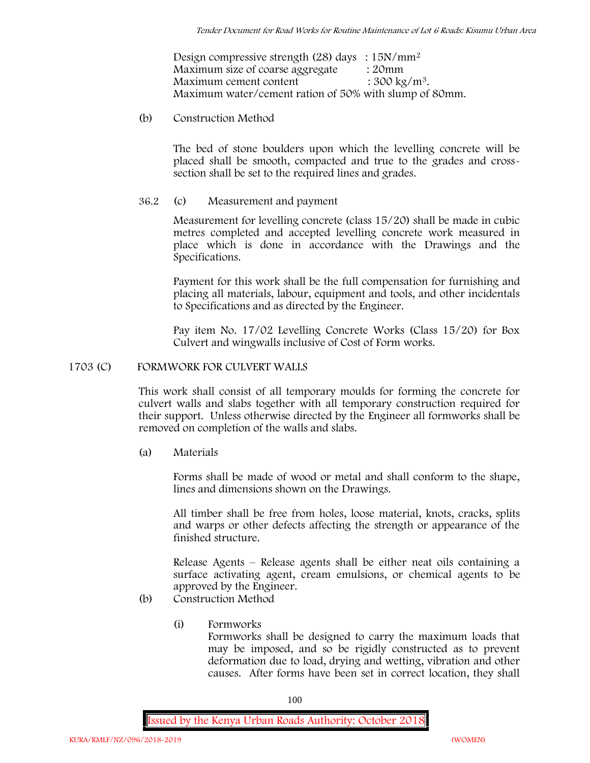Design compressive strength (28) days : $15N/mm^2$
Maximum size of coarse aggregate : 20mm
Maximum cement content : $300 \ kg/m^3$.
Maximum water/cement ration of 50% with slump of 80mm.

(b) Construction Method

The bed of stone boulders upon which the levelling concrete will be placed shall be smooth, compacted and true to the grades and cross-section shall be set to the required lines and grades.

36.2 (c) Measurement and payment

Measurement for levelling concrete (class 15/20) shall be made in cubic metres completed and accepted levelling concrete work measured in place which is done in accordance with the Drawings and the Specifications.

Payment for this work shall be the full compensation for furnishing and placing all materials, labour, equipment and tools, and other incidentals to Specifications and as directed by the Engineer.

Pay item No. 17/02 Levelling Concrete Works (Class 15/20) for Box Culvert and wingwalls inclusive of Cost of Form works.

## 1703 (C) FORMWORK FOR CULVERT WALLS

This work shall consist of all temporary moulds for forming the concrete for culvert walls and slabs together with all temporary construction required for their support. Unless otherwise directed by the Engineer all formworks shall be removed on completion of the walls and slabs.

(a) Materials

Forms shall be made of wood or metal and shall conform to the shape, lines and dimensions shown on the Drawings.

All timber shall be free from holes, loose material, knots, cracks, splits and warps or other defects affecting the strength or appearance of the finished structure.

Release Agents – Release agents shall be either neat oils containing a surface activating agent, cream emulsions, or chemical agents to be approved by the Engineer.

(b) Construction Method

(i) Formworks
Formworks shall be designed to carry the maximum loads that may be imposed, and so be rigidly constructed as to prevent deformation due to load, drying and wetting, vibration and other causes. After forms have been set in correct location, they shall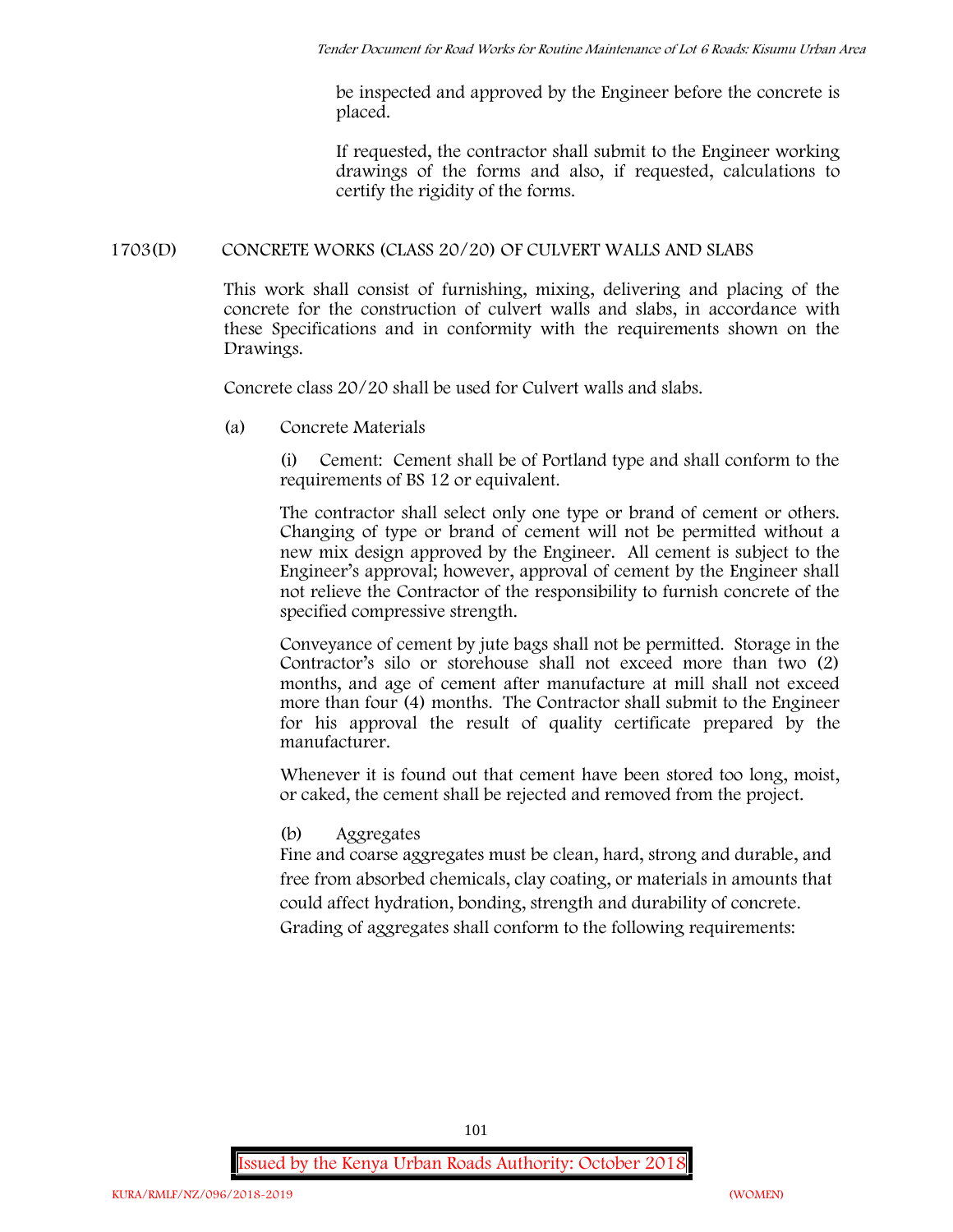be inspected and approved by the Engineer before the concrete is placed.

If requested, the contractor shall submit to the Engineer working drawings of the forms and also, if requested, calculations to certify the rigidity of the forms.

## 1703(D) CONCRETE WORKS (CLASS 20/20) OF CULVERT WALLS AND SLABS

This work shall consist of furnishing, mixing, delivering and placing of the concrete for the construction of culvert walls and slabs, in accordance with these Specifications and in conformity with the requirements shown on the Drawings.

Concrete class 20/20 shall be used for Culvert walls and slabs.

(a) Concrete Materials

(i) Cement: Cement shall be of Portland type and shall conform to the requirements of BS 12 or equivalent.

The contractor shall select only one type or brand of cement or others. Changing of type or brand of cement will not be permitted without a new mix design approved by the Engineer. All cement is subject to the Engineer's approval; however, approval of cement by the Engineer shall not relieve the Contractor of the responsibility to furnish concrete of the specified compressive strength.

Conveyance of cement by jute bags shall not be permitted. Storage in the Contractor's silo or storehouse shall not exceed more than two (2) months, and age of cement after manufacture at mill shall not exceed more than four (4) months. The Contractor shall submit to the Engineer for his approval the result of quality certificate prepared by the manufacturer.

Whenever it is found out that cement have been stored too long, moist, or caked, the cement shall be rejected and removed from the project.

(b) Aggregates

Fine and coarse aggregates must be clean, hard, strong and durable, and free from absorbed chemicals, clay coating, or materials in amounts that could affect hydration, bonding, strength and durability of concrete. Grading of aggregates shall conform to the following requirements: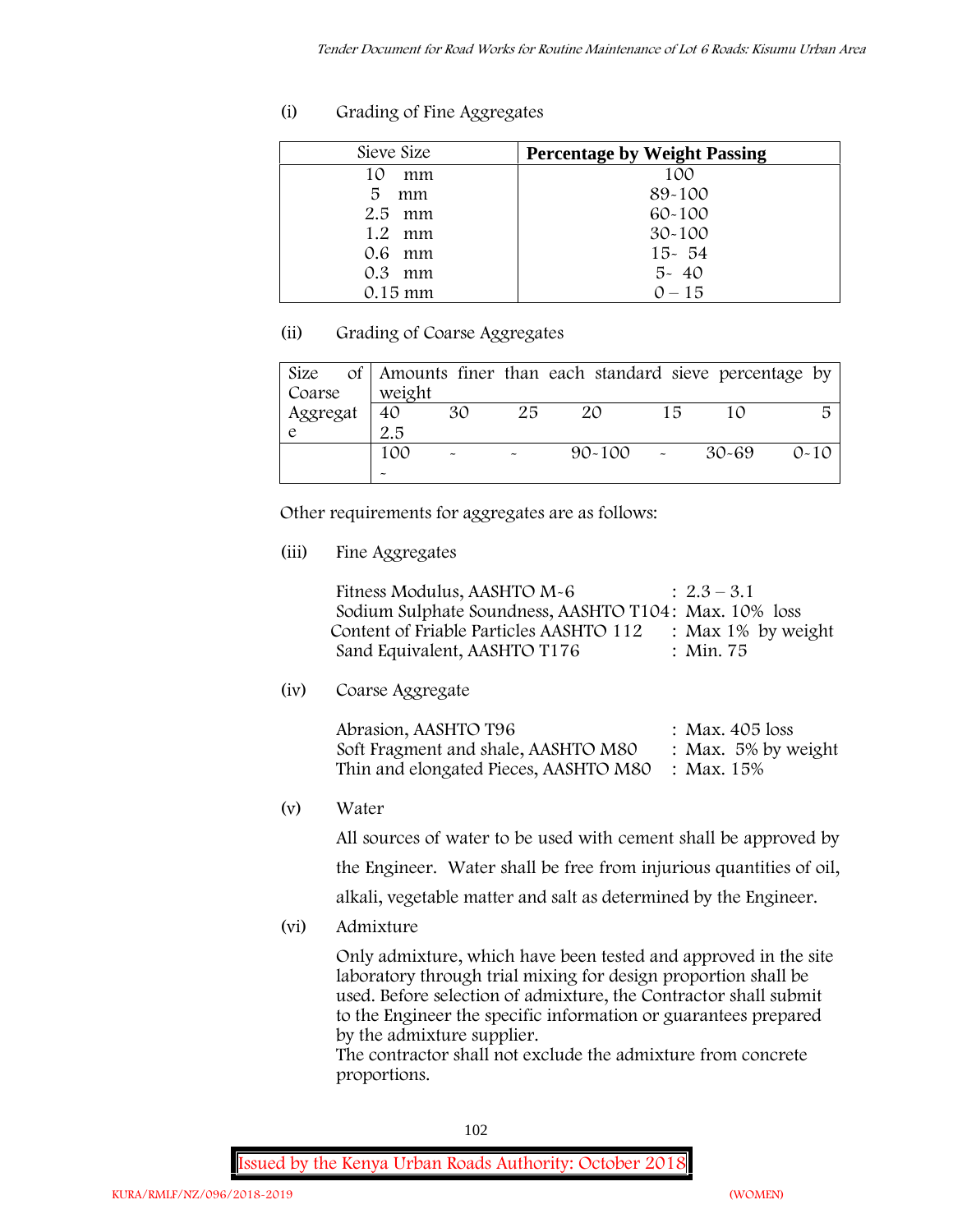(i) Grading of Fine Aggregates

| Sieve Size | **Percentage by Weight Passing** |
|---|---|
| 10 mm | 100 |
| 5 mm | 89-100 |
| 2.5 mm | 60-100 |
| 1.2 mm | 30-100 |
| 0.6 mm | 15- 54 |
| 0.3 mm | 5- 40 |
| 0.15 mm | 0 – 15 |

(ii) Grading of Coarse Aggregates

| Size of Coarse Aggregate | Amounts finer than each standard sieve percentage by weight | | | | | | |
|---|---|---|---|---|---|---|---|
| | 40 2.5 | 30 | 25 | 20 | 15 | 10 | 5 |
| | 100 - | - | - | 90-100 | - | 30-69 | 0-10 |

Other requirements for aggregates are as follows:

(iii) Fine Aggregates

Fitness Modulus, AASHTO M-6 : 2.3 – 3.1
Sodium Sulphate Soundness, AASHTO T104: Max. 10% loss
Content of Friable Particles AASHTO 112 : Max 1% by weight
Sand Equivalent, AASHTO T176 : Min. 75

(iv) Coarse Aggregate

Abrasion, AASHTO T96 : Max. 405 loss
Soft Fragment and shale, AASHTO M80 : Max. 5% by weight
Thin and elongated Pieces, AASHTO M80 : Max. 15%

(v) Water

All sources of water to be used with cement shall be approved by the Engineer. Water shall be free from injurious quantities of oil, alkali, vegetable matter and salt as determined by the Engineer.

(vi) Admixture

Only admixture, which have been tested and approved in the site laboratory through trial mixing for design proportion shall be used. Before selection of admixture, the Contractor shall submit to the Engineer the specific information or guarantees prepared by the admixture supplier.
The contractor shall not exclude the admixture from concrete proportions.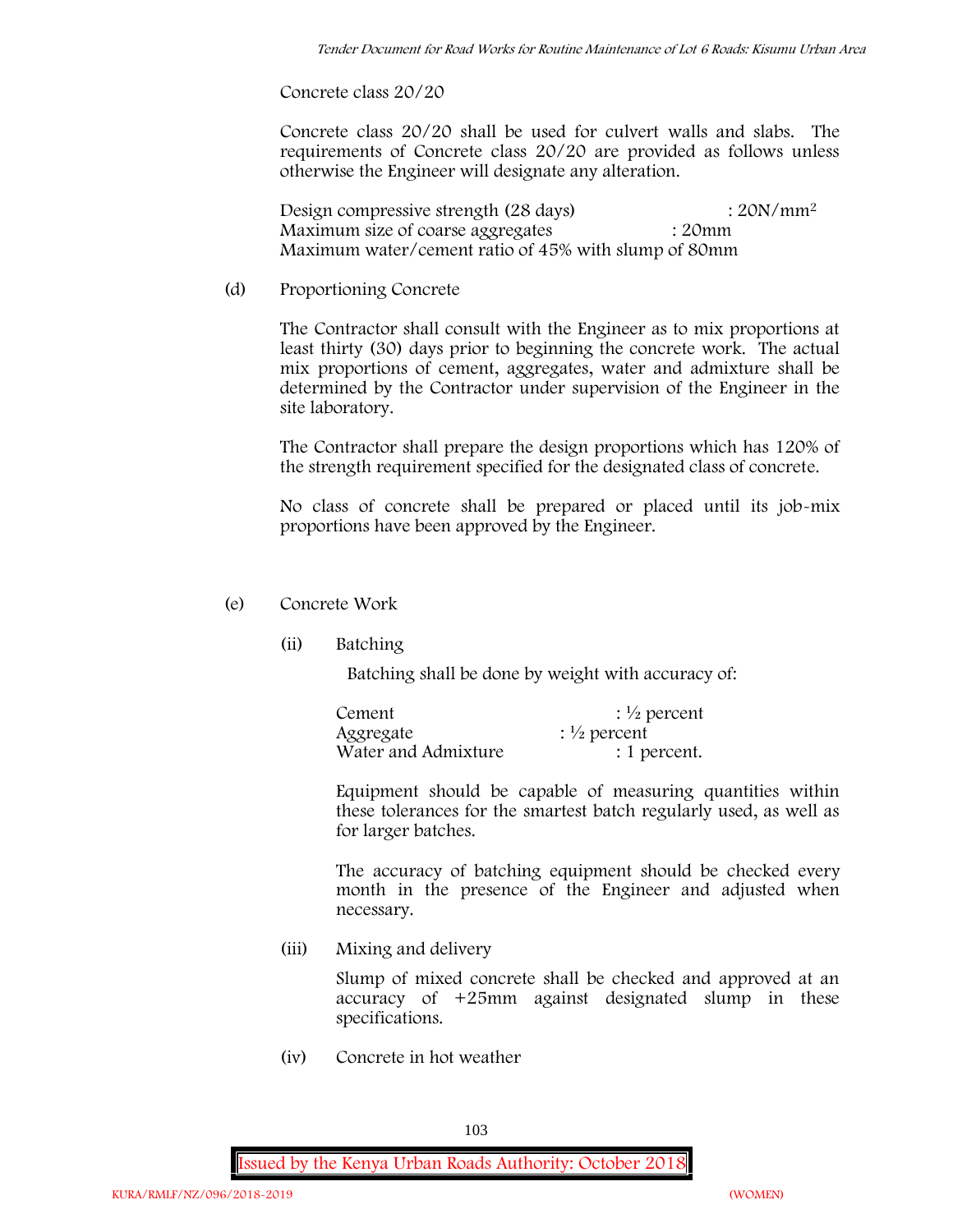Concrete class 20/20

Concrete class 20/20 shall be used for culvert walls and slabs. The requirements of Concrete class 20/20 are provided as follows unless otherwise the Engineer will designate any alteration.

Design compressive strength (28 days) : 20N/mm$^2$
Maximum size of coarse aggregates : 20mm
Maximum water/cement ratio of 45% with slump of 80mm

(d) Proportioning Concrete

The Contractor shall consult with the Engineer as to mix proportions at least thirty (30) days prior to beginning the concrete work. The actual mix proportions of cement, aggregates, water and admixture shall be determined by the Contractor under supervision of the Engineer in the site laboratory.

The Contractor shall prepare the design proportions which has 120% of the strength requirement specified for the designated class of concrete.

No class of concrete shall be prepared or placed until its job-mix proportions have been approved by the Engineer.

(e) Concrete Work

(ii) Batching

Batching shall be done by weight with accuracy of:

Cement : ½ percent
Aggregate : ½ percent
Water and Admixture : 1 percent.

Equipment should be capable of measuring quantities within these tolerances for the smartest batch regularly used, as well as for larger batches.

The accuracy of batching equipment should be checked every month in the presence of the Engineer and adjusted when necessary.

(iii) Mixing and delivery

Slump of mixed concrete shall be checked and approved at an accuracy of +25mm against designated slump in these specifications.

(iv) Concrete in hot weather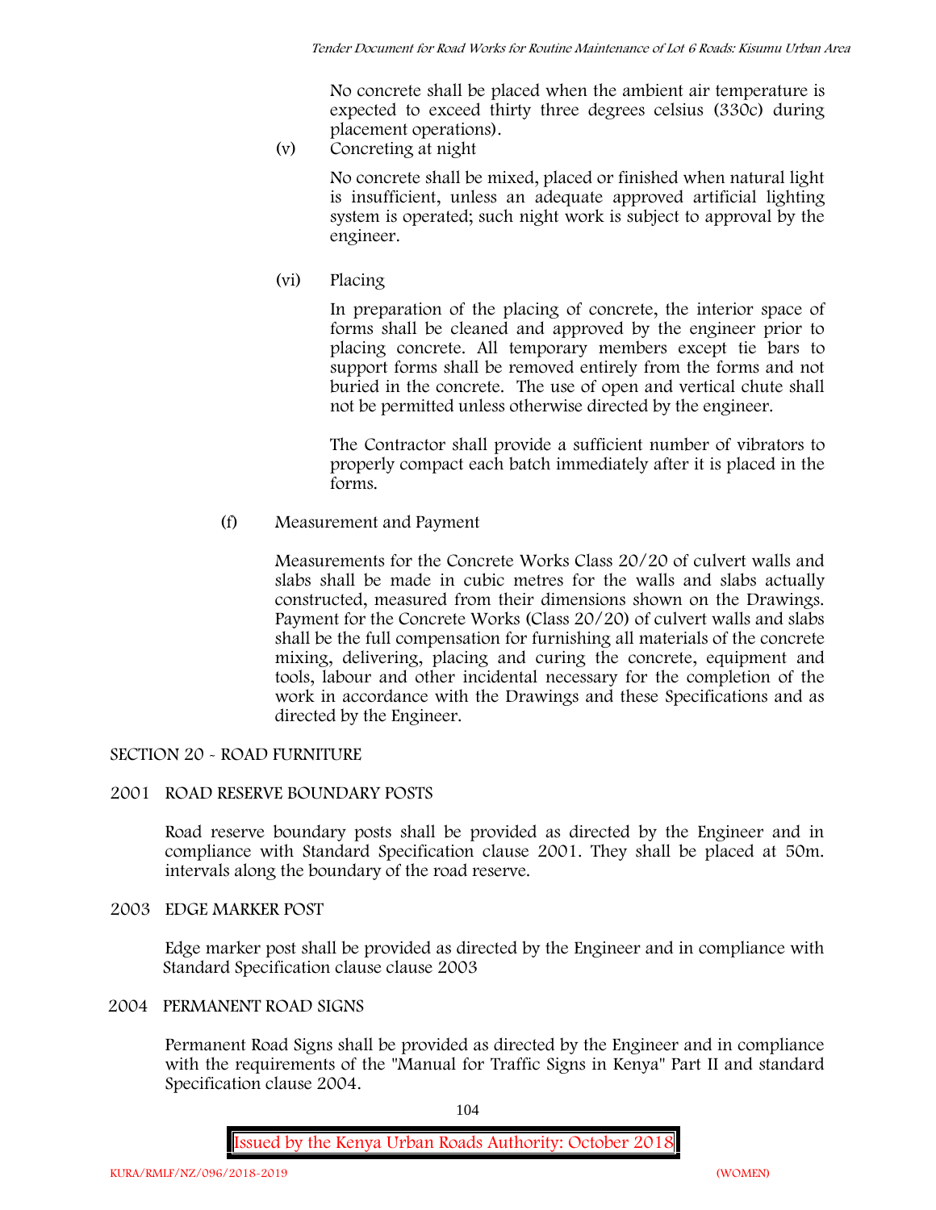No concrete shall be placed when the ambient air temperature is expected to exceed thirty three degrees celsius (330c) during placement operations).

(v) Concreting at night

No concrete shall be mixed, placed or finished when natural light is insufficient, unless an adequate approved artificial lighting system is operated; such night work is subject to approval by the engineer.

(vi) Placing

In preparation of the placing of concrete, the interior space of forms shall be cleaned and approved by the engineer prior to placing concrete. All temporary members except tie bars to support forms shall be removed entirely from the forms and not buried in the concrete. The use of open and vertical chute shall not be permitted unless otherwise directed by the engineer.

The Contractor shall provide a sufficient number of vibrators to properly compact each batch immediately after it is placed in the forms.

(f) Measurement and Payment

Measurements for the Concrete Works Class 20/20 of culvert walls and slabs shall be made in cubic metres for the walls and slabs actually constructed, measured from their dimensions shown on the Drawings. Payment for the Concrete Works (Class 20/20) of culvert walls and slabs shall be the full compensation for furnishing all materials of the concrete mixing, delivering, placing and curing the concrete, equipment and tools, labour and other incidental necessary for the completion of the work in accordance with the Drawings and these Specifications and as directed by the Engineer.

## SECTION 20 - ROAD FURNITURE

### 2001 ROAD RESERVE BOUNDARY POSTS

Road reserve boundary posts shall be provided as directed by the Engineer and in compliance with Standard Specification clause 2001. They shall be placed at 50m. intervals along the boundary of the road reserve.

### 2003 EDGE MARKER POST

Edge marker post shall be provided as directed by the Engineer and in compliance with Standard Specification clause clause 2003

### 2004 PERMANENT ROAD SIGNS

Permanent Road Signs shall be provided as directed by the Engineer and in compliance with the requirements of the "Manual for Traffic Signs in Kenya" Part II and standard Specification clause 2004.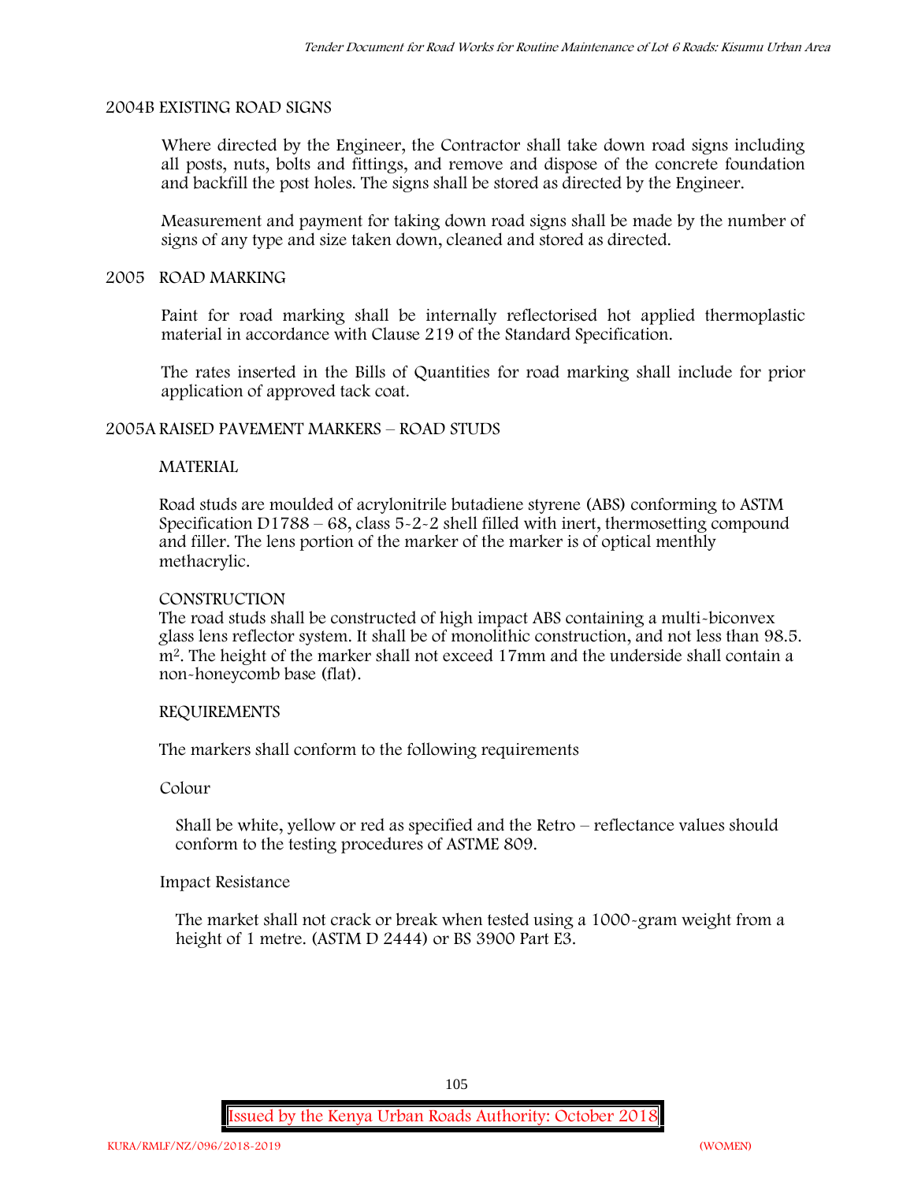## 2004B EXISTING ROAD SIGNS

Where directed by the Engineer, the Contractor shall take down road signs including all posts, nuts, bolts and fittings, and remove and dispose of the concrete foundation and backfill the post holes. The signs shall be stored as directed by the Engineer.

Measurement and payment for taking down road signs shall be made by the number of signs of any type and size taken down, cleaned and stored as directed.

## 2005 ROAD MARKING

Paint for road marking shall be internally reflectorised hot applied thermoplastic material in accordance with Clause 219 of the Standard Specification.

The rates inserted in the Bills of Quantities for road marking shall include for prior application of approved tack coat.

## 2005A RAISED PAVEMENT MARKERS – ROAD STUDS

### MATERIAL

Road studs are moulded of acrylonitrile butadiene styrene (ABS) conforming to ASTM Specification D1788 – 68, class 5-2-2 shell filled with inert, thermosetting compound and filler. The lens portion of the marker of the marker is of optical menthly methacrylic.

### CONSTRUCTION

The road studs shall be constructed of high impact ABS containing a multi-biconvex glass lens reflector system. It shall be of monolithic construction, and not less than 98.5. $m^2$. The height of the marker shall not exceed 17mm and the underside shall contain a non-honeycomb base (flat).

### REQUIREMENTS

The markers shall conform to the following requirements

Colour

Shall be white, yellow or red as specified and the Retro – reflectance values should conform to the testing procedures of ASTME 809.

Impact Resistance

The market shall not crack or break when tested using a 1000-gram weight from a height of 1 metre. (ASTM D 2444) or BS 3900 Part E3.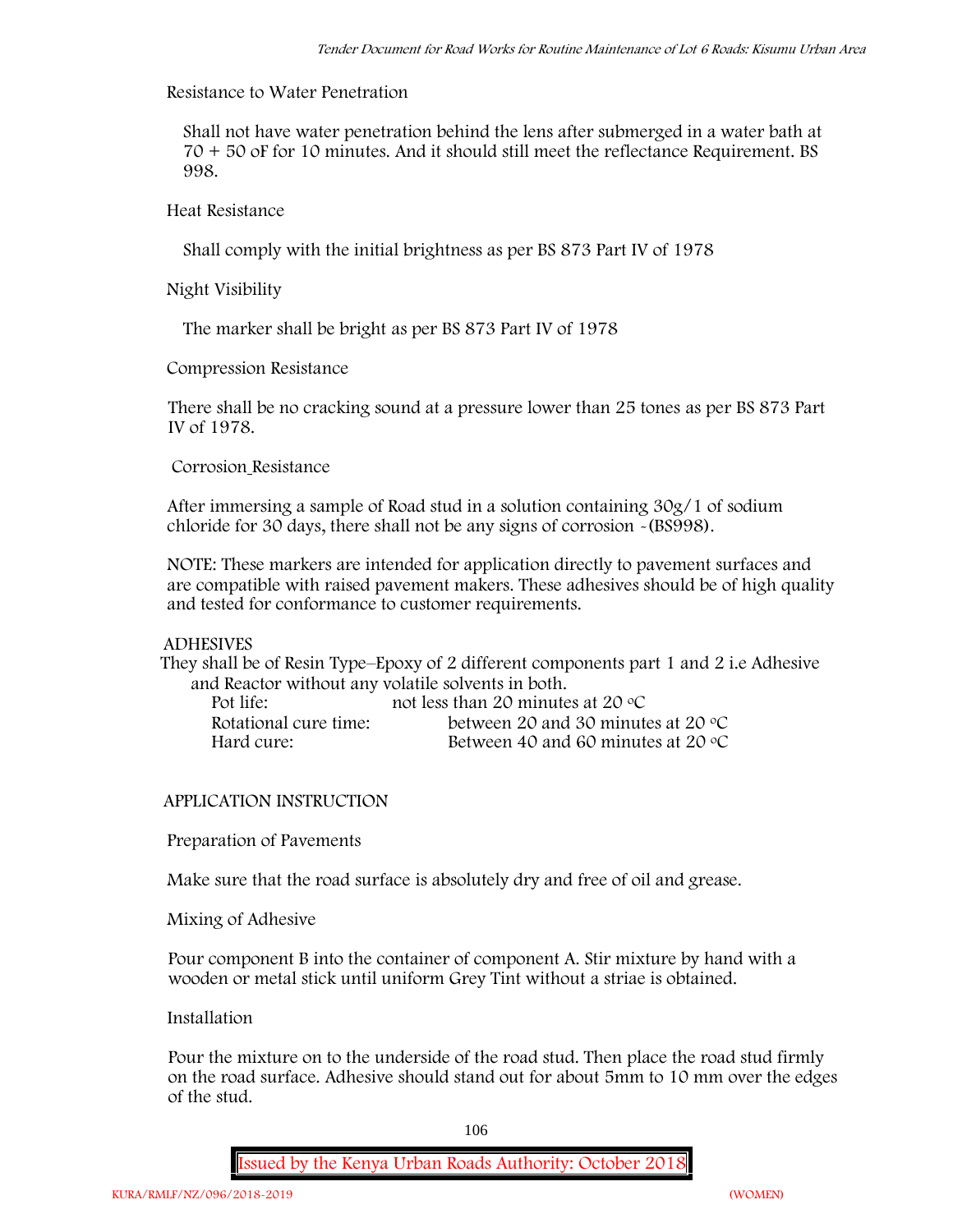Resistance to Water Penetration

Shall not have water penetration behind the lens after submerged in a water bath at 70 + 50 oF for 10 minutes. And it should still meet the reflectance Requirement. BS 998.

Heat Resistance

Shall comply with the initial brightness as per BS 873 Part IV of 1978

Night Visibility

The marker shall be bright as per BS 873 Part IV of 1978

Compression Resistance

There shall be no cracking sound at a pressure lower than 25 tones as per BS 873 Part IV of 1978.

Corrosion_Resistance

After immersing a sample of Road stud in a solution containing 30g/1 of sodium chloride for 30 days, there shall not be any signs of corrosion -(BS998).

NOTE: These markers are intended for application directly to pavement surfaces and are compatible with raised pavement makers. These adhesives should be of high quality and tested for conformance to customer requirements.

ADHESIVES

They shall be of Resin Type–Epoxy of 2 different components part 1 and 2 i.e Adhesive and Reactor without any volatile solvents in both.

| | |
|---|---|
| Pot life: | not less than 20 minutes at 20 °C |
| Rotational cure time: | between 20 and 30 minutes at 20 °C |
| Hard cure: | Between 40 and 60 minutes at 20 °C |

APPLICATION INSTRUCTION

Preparation of Pavements

Make sure that the road surface is absolutely dry and free of oil and grease.

Mixing of Adhesive

Pour component B into the container of component A. Stir mixture by hand with a wooden or metal stick until uniform Grey Tint without a striae is obtained.

Installation

Pour the mixture on to the underside of the road stud. Then place the road stud firmly on the road surface. Adhesive should stand out for about 5mm to 10 mm over the edges of the stud.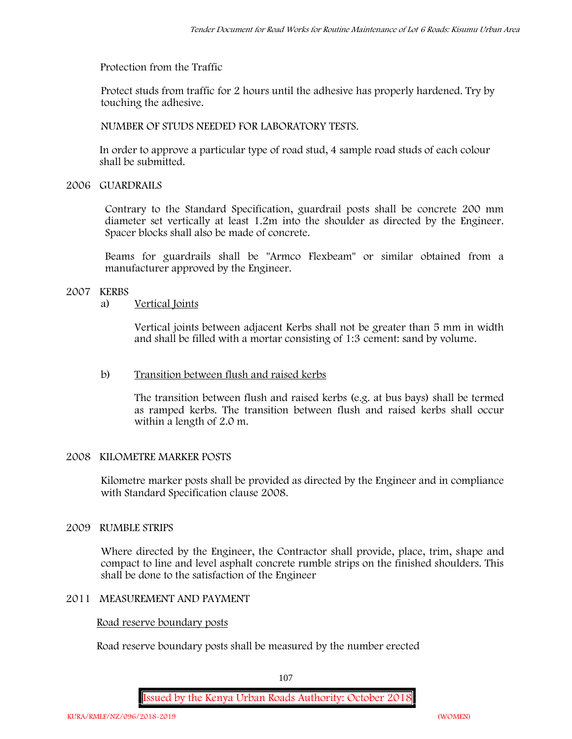Protection from the Traffic

Protect studs from traffic for 2 hours until the adhesive has properly hardened. Try by touching the adhesive.

NUMBER OF STUDS NEEDED FOR LABORATORY TESTS.

In order to approve a particular type of road stud, 4 sample road studs of each colour shall be submitted.

## 2006 GUARDRAILS

Contrary to the Standard Specification, guardrail posts shall be concrete 200 mm diameter set vertically at least 1.2m into the shoulder as directed by the Engineer. Spacer blocks shall also be made of concrete.

Beams for guardrails shall be "Armco Flexbeam" or similar obtained from a manufacturer approved by the Engineer.

## 2007 KERBS

a) Vertical Joints

Vertical joints between adjacent Kerbs shall not be greater than 5 mm in width and shall be filled with a mortar consisting of 1:3 cement: sand by volume.

b) Transition between flush and raised kerbs

The transition between flush and raised kerbs (e.g. at bus bays) shall be termed as ramped kerbs. The transition between flush and raised kerbs shall occur within a length of 2.0 m.

## 2008 KILOMETRE MARKER POSTS

Kilometre marker posts shall be provided as directed by the Engineer and in compliance with Standard Specification clause 2008.

## 2009 RUMBLE STRIPS

Where directed by the Engineer, the Contractor shall provide, place, trim, shape and compact to line and level asphalt concrete rumble strips on the finished shoulders. This shall be done to the satisfaction of the Engineer

## 2011 MEASUREMENT AND PAYMENT

Road reserve boundary posts

Road reserve boundary posts shall be measured by the number erected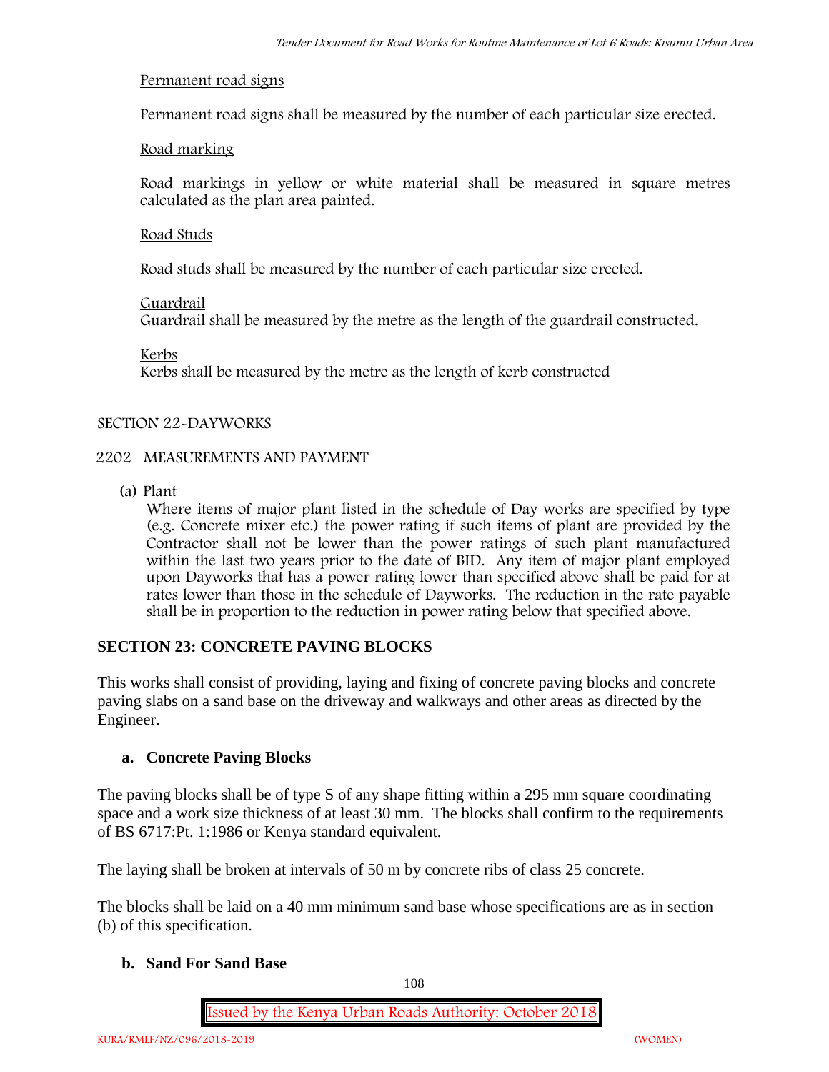Permanent road signs

Permanent road signs shall be measured by the number of each particular size erected.

Road marking

Road markings in yellow or white material shall be measured in square metres calculated as the plan area painted.

Road Studs

Road studs shall be measured by the number of each particular size erected.

Guardrail

Guardrail shall be measured by the metre as the length of the guardrail constructed.

Kerbs

Kerbs shall be measured by the metre as the length of kerb constructed

SECTION 22-DAYWORKS

2202 MEASUREMENTS AND PAYMENT

(a) Plant

Where items of major plant listed in the schedule of Day works are specified by type (e.g. Concrete mixer etc.) the power rating if such items of plant are provided by the Contractor shall not be lower than the power ratings of such plant manufactured within the last two years prior to the date of BID. Any item of major plant employed upon Dayworks that has a power rating lower than specified above shall be paid for at rates lower than those in the schedule of Dayworks. The reduction in the rate payable shall be in proportion to the reduction in power rating below that specified above.

## SECTION 23: CONCRETE PAVING BLOCKS

This works shall consist of providing, laying and fixing of concrete paving blocks and concrete paving slabs on a sand base on the driveway and walkways and other areas as directed by the Engineer.

### a. Concrete Paving Blocks

The paving blocks shall be of type S of any shape fitting within a 295 mm square coordinating space and a work size thickness of at least 30 mm. The blocks shall confirm to the requirements of BS 6717:Pt. 1:1986 or Kenya standard equivalent.

The laying shall be broken at intervals of 50 m by concrete ribs of class 25 concrete.

The blocks shall be laid on a 40 mm minimum sand base whose specifications are as in section (b) of this specification.

### b. Sand For Sand Base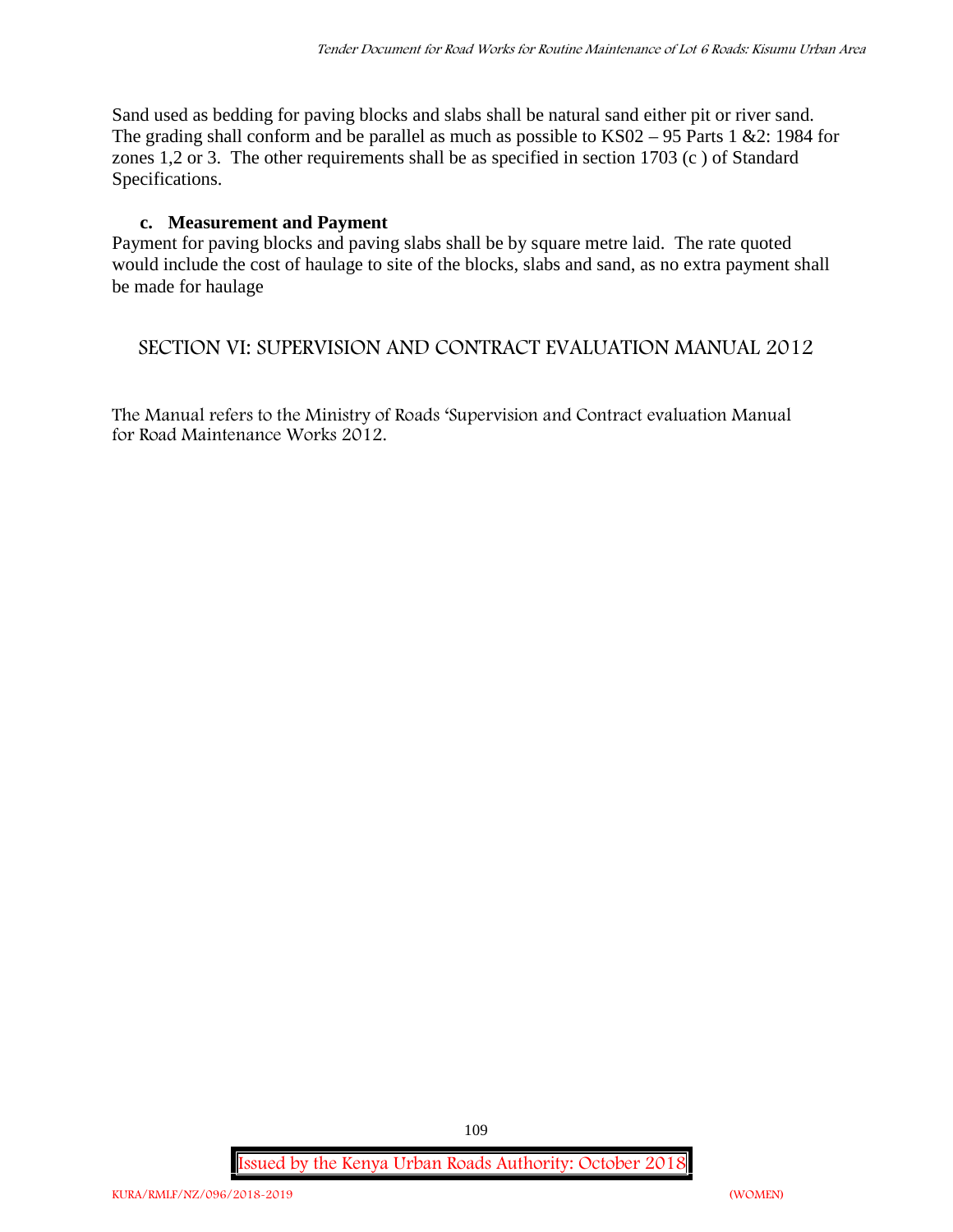Sand used as bedding for paving blocks and slabs shall be natural sand either pit or river sand. The grading shall conform and be parallel as much as possible to KS02 – 95 Parts 1 &2: 1984 for zones 1,2 or 3. The other requirements shall be as specified in section 1703 (c ) of Standard Specifications.

### c. Measurement and Payment

Payment for paving blocks and paving slabs shall be by square metre laid. The rate quoted would include the cost of haulage to site of the blocks, slabs and sand, as no extra payment shall be made for haulage

## SECTION VI: SUPERVISION AND CONTRACT EVALUATION MANUAL 2012

The Manual refers to the Ministry of Roads 'Supervision and Contract evaluation Manual for Road Maintenance Works 2012.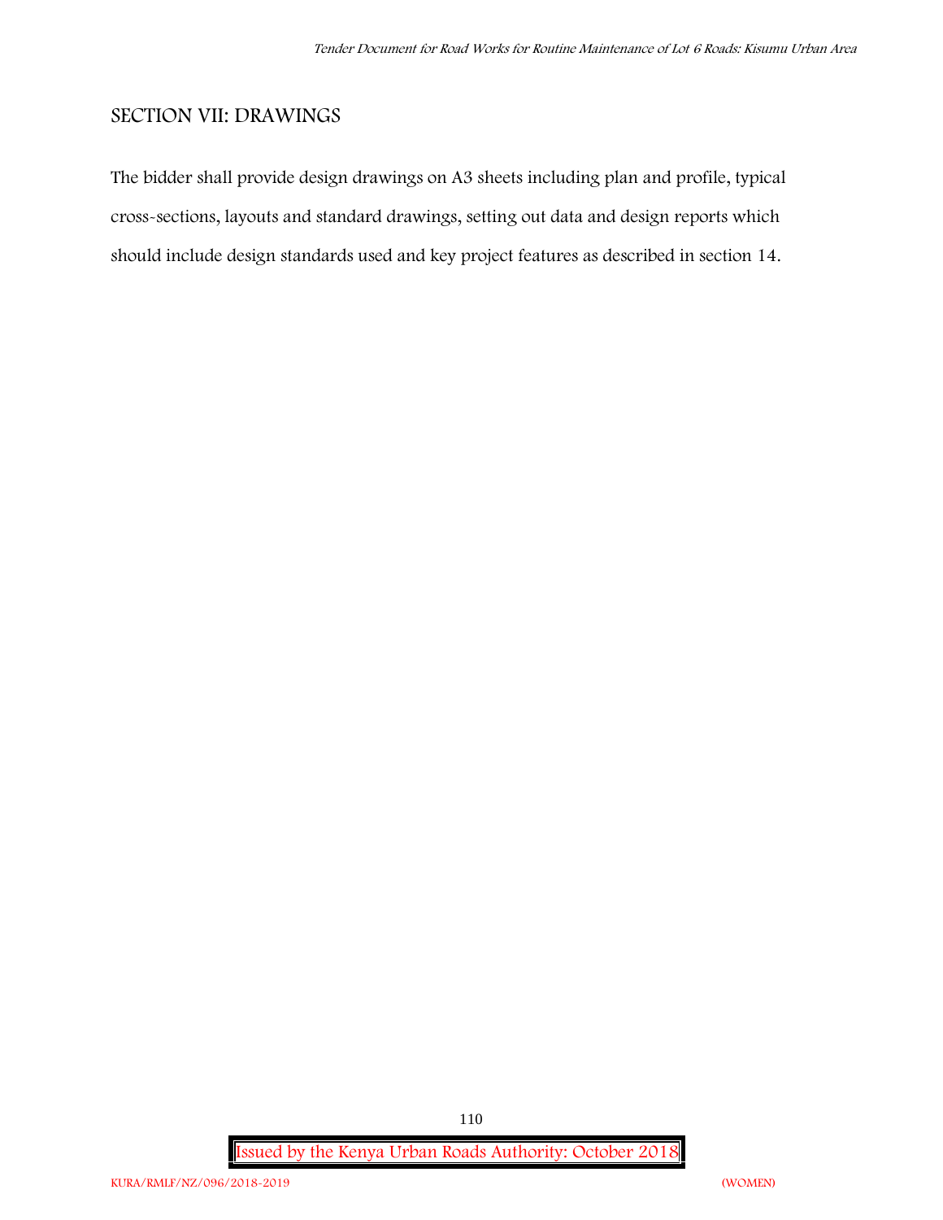## SECTION VII: DRAWINGS

The bidder shall provide design drawings on A3 sheets including plan and profile, typical cross-sections, layouts and standard drawings, setting out data and design reports which should include design standards used and key project features as described in section 14.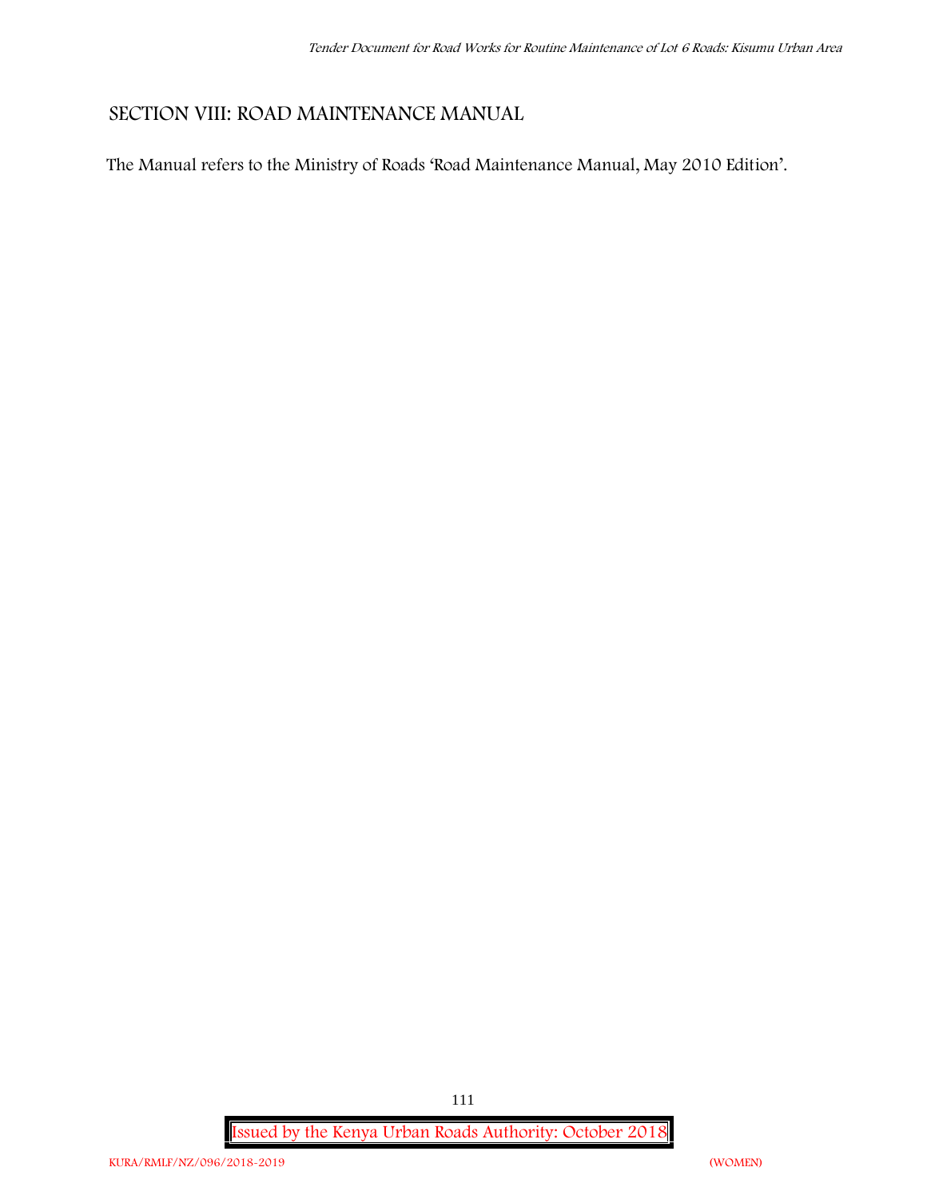## SECTION VIII: ROAD MAINTENANCE MANUAL

The Manual refers to the Ministry of Roads 'Road Maintenance Manual, May 2010 Edition'.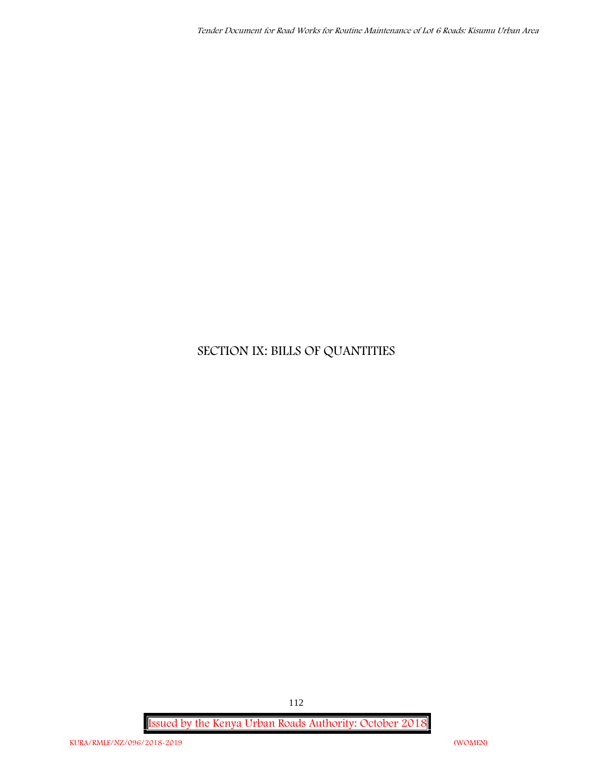# SECTION IX: BILLS OF QUANTITIES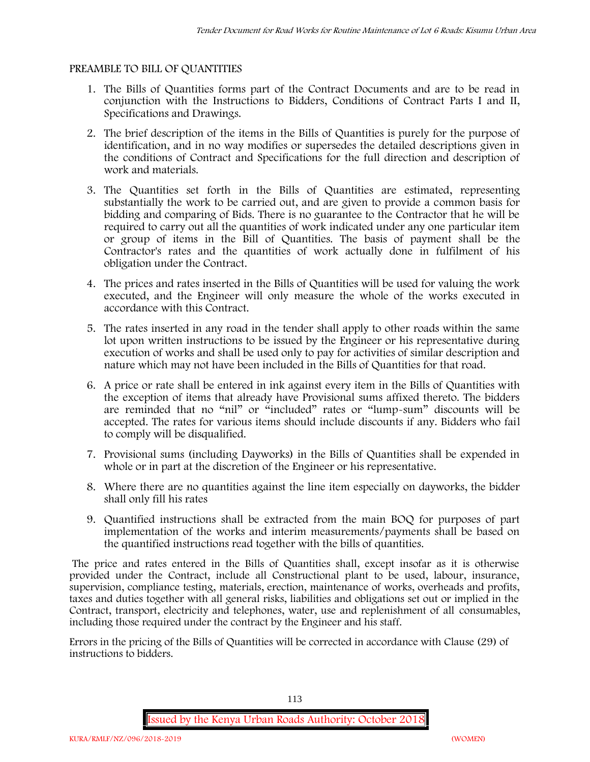PREAMBLE TO BILL OF QUANTITIES

1. The Bills of Quantities forms part of the Contract Documents and are to be read in conjunction with the Instructions to Bidders, Conditions of Contract Parts I and II, Specifications and Drawings.
2. The brief description of the items in the Bills of Quantities is purely for the purpose of identification, and in no way modifies or supersedes the detailed descriptions given in the conditions of Contract and Specifications for the full direction and description of work and materials.
3. The Quantities set forth in the Bills of Quantities are estimated, representing substantially the work to be carried out, and are given to provide a common basis for bidding and comparing of Bids. There is no guarantee to the Contractor that he will be required to carry out all the quantities of work indicated under any one particular item or group of items in the Bill of Quantities. The basis of payment shall be the Contractor's rates and the quantities of work actually done in fulfilment of his obligation under the Contract.
4. The prices and rates inserted in the Bills of Quantities will be used for valuing the work executed, and the Engineer will only measure the whole of the works executed in accordance with this Contract.
5. The rates inserted in any road in the tender shall apply to other roads within the same lot upon written instructions to be issued by the Engineer or his representative during execution of works and shall be used only to pay for activities of similar description and nature which may not have been included in the Bills of Quantities for that road.
6. A price or rate shall be entered in ink against every item in the Bills of Quantities with the exception of items that already have Provisional sums affixed thereto. The bidders are reminded that no "nil" or "included" rates or "lump-sum" discounts will be accepted. The rates for various items should include discounts if any. Bidders who fail to comply will be disqualified.
7. Provisional sums (including Dayworks) in the Bills of Quantities shall be expended in whole or in part at the discretion of the Engineer or his representative.
8. Where there are no quantities against the line item especially on dayworks, the bidder shall only fill his rates
9. Quantified instructions shall be extracted from the main BOQ for purposes of part implementation of the works and interim measurements/payments shall be based on the quantified instructions read together with the bills of quantities.

The price and rates entered in the Bills of Quantities shall, except insofar as it is otherwise provided under the Contract, include all Constructional plant to be used, labour, insurance, supervision, compliance testing, materials, erection, maintenance of works, overheads and profits, taxes and duties together with all general risks, liabilities and obligations set out or implied in the Contract, transport, electricity and telephones, water, use and replenishment of all consumables, including those required under the contract by the Engineer and his staff.

Errors in the pricing of the Bills of Quantities will be corrected in accordance with Clause (29) of instructions to bidders.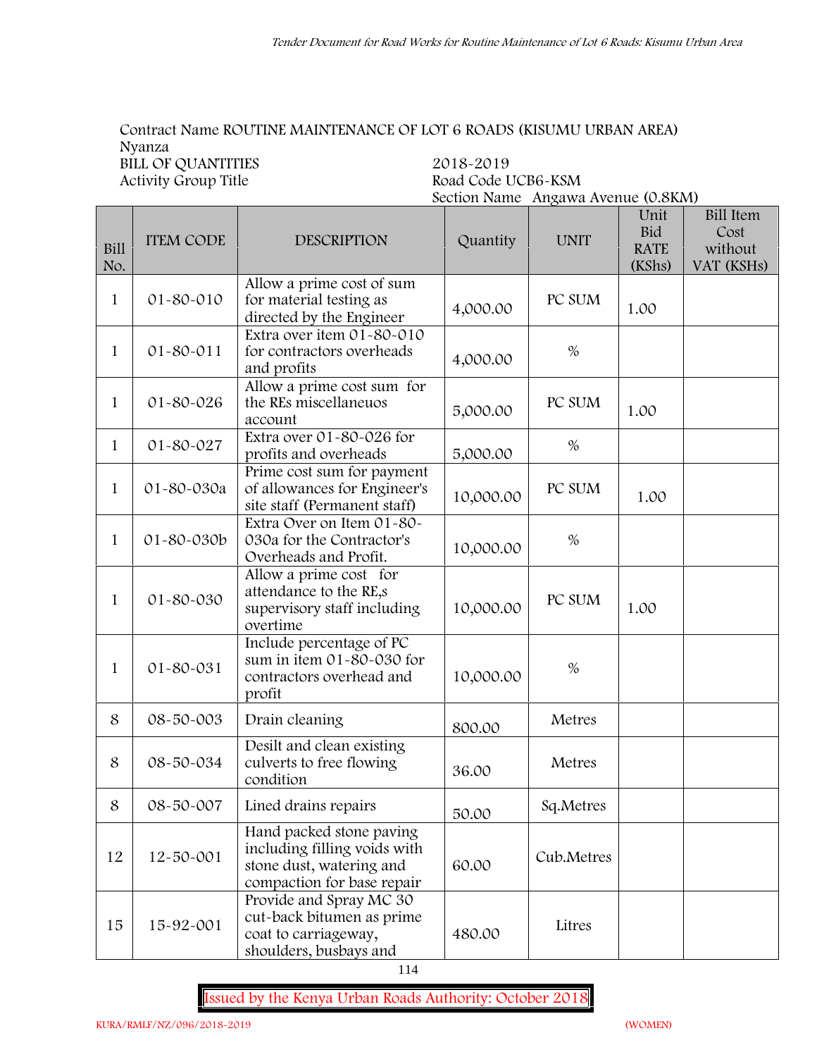Contract Name ROUTINE MAINTENANCE OF LOT 6 ROADS (KISUMU URBAN AREA)
Nyanza
BILL OF QUANTITIES 2018-2019
Activity Group Title Road Code UCB6-KSM
Section Name Angawa Avenue (0.8KM)

| Bill No. | ITEM CODE | DESCRIPTION | Quantity | UNIT | Unit Bid RATE (KShs) | Bill Item Cost without VAT (KSHs) |
|---|---|---|---|---|---|---|
| 1 | 01-80-010 | Allow a prime cost of sum for material testing as directed by the Engineer | 4,000.00 | PC SUM | 1.00 | |
| 1 | 01-80-011 | Extra over item 01-80-010 for contractors overheads and profits | 4,000.00 | % | | |
| 1 | 01-80-026 | Allow a prime cost sum for the REs miscellaneuos account | 5,000.00 | PC SUM | 1.00 | |
| 1 | 01-80-027 | Extra over 01-80-026 for profits and overheads | 5,000.00 | % | | |
| 1 | 01-80-030a | Prime cost sum for payment of allowances for Engineer's site staff (Permanent staff) | 10,000.00 | PC SUM | 1.00 | |
| 1 | 01-80-030b | Extra Over on Item 01-80-030a for the Contractor's Overheads and Profit. | 10,000.00 | % | | |
| 1 | 01-80-030 | Allow a prime cost for attendance to the RE,s supervisory staff including overtime | 10,000.00 | PC SUM | 1.00 | |
| 1 | 01-80-031 | Include percentage of PC sum in item 01-80-030 for contractors overhead and profit | 10,000.00 | % | | |
| 8 | 08-50-003 | Drain cleaning | 800.00 | Metres | | |
| 8 | 08-50-034 | Desilt and clean existing culverts to free flowing condition | 36.00 | Metres | | |
| 8 | 08-50-007 | Lined drains repairs | 50.00 | Sq.Metres | | |
| 12 | 12-50-001 | Hand packed stone paving including filling voids with stone dust, watering and compaction for base repair | 60.00 | Cub.Metres | | |
| 15 | 15-92-001 | Provide and Spray MC 30 cut-back bitumen as prime coat to carriageway, shoulders, busbays and | 480.00 | Litres | | |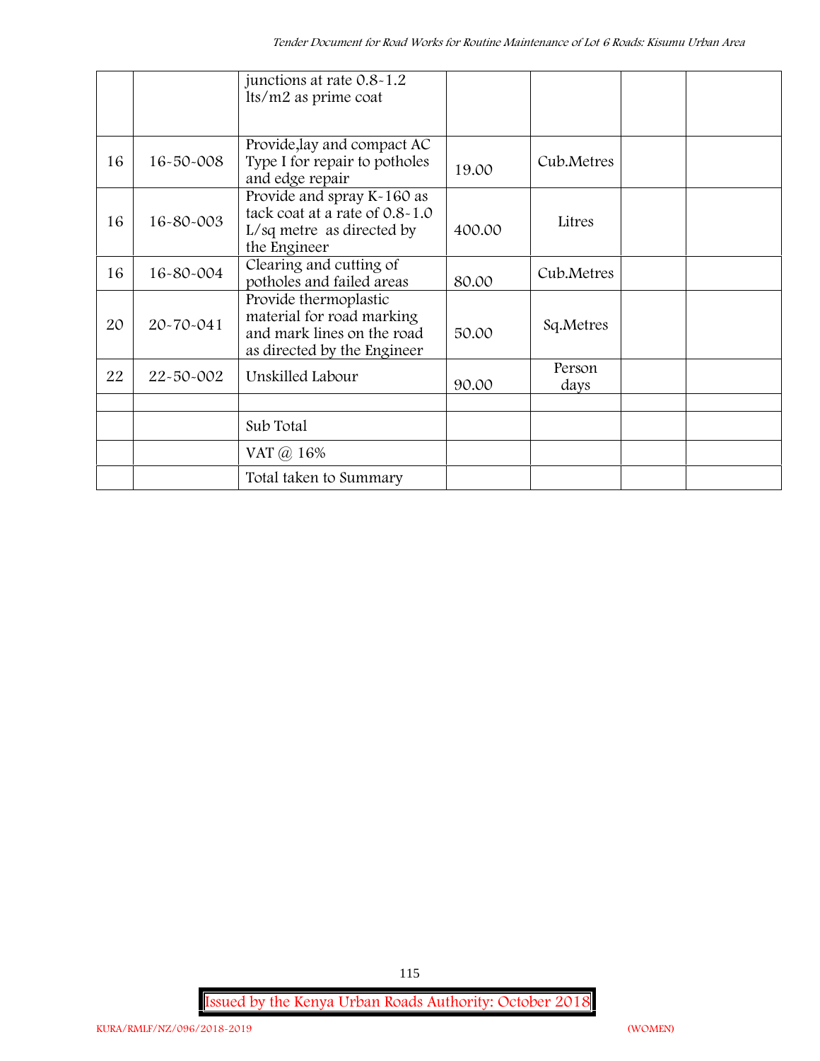| | | | | | | |
|---|---|---|---|---|---|---|
| | | junctions at rate 0.8-1.2 lts/m2 as prime coat | | | | |
| 16 | 16-50-008 | Provide,lay and compact AC Type I for repair to potholes and edge repair | 19.00 | Cub.Metres | | |
| 16 | 16-80-003 | Provide and spray K-160 as tack coat at a rate of 0.8-1.0 L/sq metre as directed by the Engineer | 400.00 | Litres | | |
| 16 | 16-80-004 | Clearing and cutting of potholes and failed areas | 80.00 | Cub.Metres | | |
| 20 | 20-70-041 | Provide thermoplastic material for road marking and mark lines on the road as directed by the Engineer | 50.00 | Sq.Metres | | |
| 22 | 22-50-002 | Unskilled Labour | 90.00 | Person days | | |
| | | | | | | |
| | | Sub Total | | | | |
| | | VAT @ 16% | | | | |
| | | Total taken to Summary | | | | |

Issued by the Kenya Urban Roads Authority: October 2018

KURA/RMLF/NZ/096/2018-2019 (WOMEN)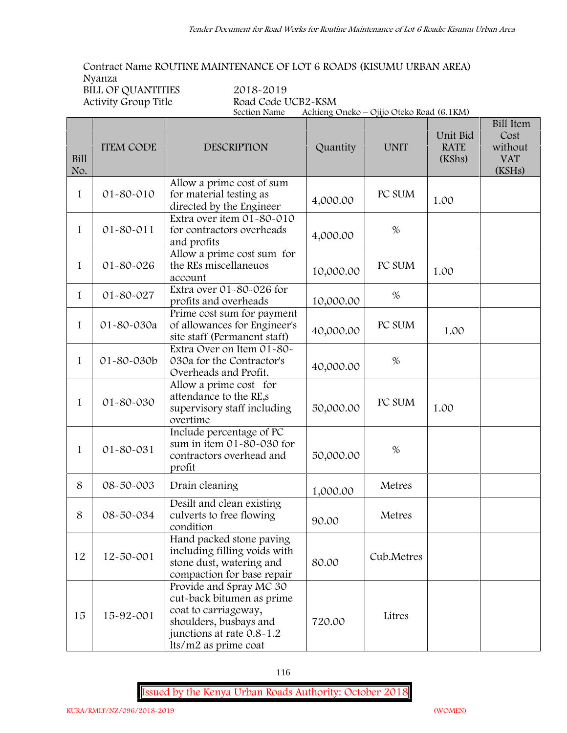Contract Name ROUTINE MAINTENANCE OF LOT 6 ROADS (KISUMU URBAN AREA)
Nyanza

BILL OF QUANTITIES 2018-2019

Activity Group Title Road Code UCB2-KSM

Section Name Achieng Oneko – Ojijo Oteko Road (6.1KM)

| Bill No. | ITEM CODE | DESCRIPTION | Quantity | UNIT | Unit Bid RATE (KShs) | Bill Item Cost without VAT (KSHs) |
|---|---|---|---|---|---|---|
| 1 | 01-80-010 | Allow a prime cost of sum for material testing as directed by the Engineer | 4,000.00 | PC SUM | 1.00 | |
| 1 | 01-80-011 | Extra over item 01-80-010 for contractors overheads and profits | 4,000.00 | % | | |
| 1 | 01-80-026 | Allow a prime cost sum for the REs miscellaneuos account | 10,000.00 | PC SUM | 1.00 | |
| 1 | 01-80-027 | Extra over 01-80-026 for profits and overheads | 10,000.00 | % | | |
| 1 | 01-80-030a | Prime cost sum for payment of allowances for Engineer's site staff (Permanent staff) | 40,000.00 | PC SUM | 1.00 | |
| 1 | 01-80-030b | Extra Over on Item 01-80-030a for the Contractor's Overheads and Profit. | 40,000.00 | % | | |
| 1 | 01-80-030 | Allow a prime cost for attendance to the RE,s supervisory staff including overtime | 50,000.00 | PC SUM | 1.00 | |
| 1 | 01-80-031 | Include percentage of PC sum in item 01-80-030 for contractors overhead and profit | 50,000.00 | % | | |
| 8 | 08-50-003 | Drain cleaning | 1,000.00 | Metres | | |
| 8 | 08-50-034 | Desilt and clean existing culverts to free flowing condition | 90.00 | Metres | | |
| 12 | 12-50-001 | Hand packed stone paving including filling voids with stone dust, watering and compaction for base repair | 80.00 | Cub.Metres | | |
| 15 | 15-92-001 | Provide and Spray MC 30 cut-back bitumen as prime coat to carriageway, shoulders, busbays and junctions at rate 0.8-1.2 lts/m2 as prime coat | 720.00 | Litres | | |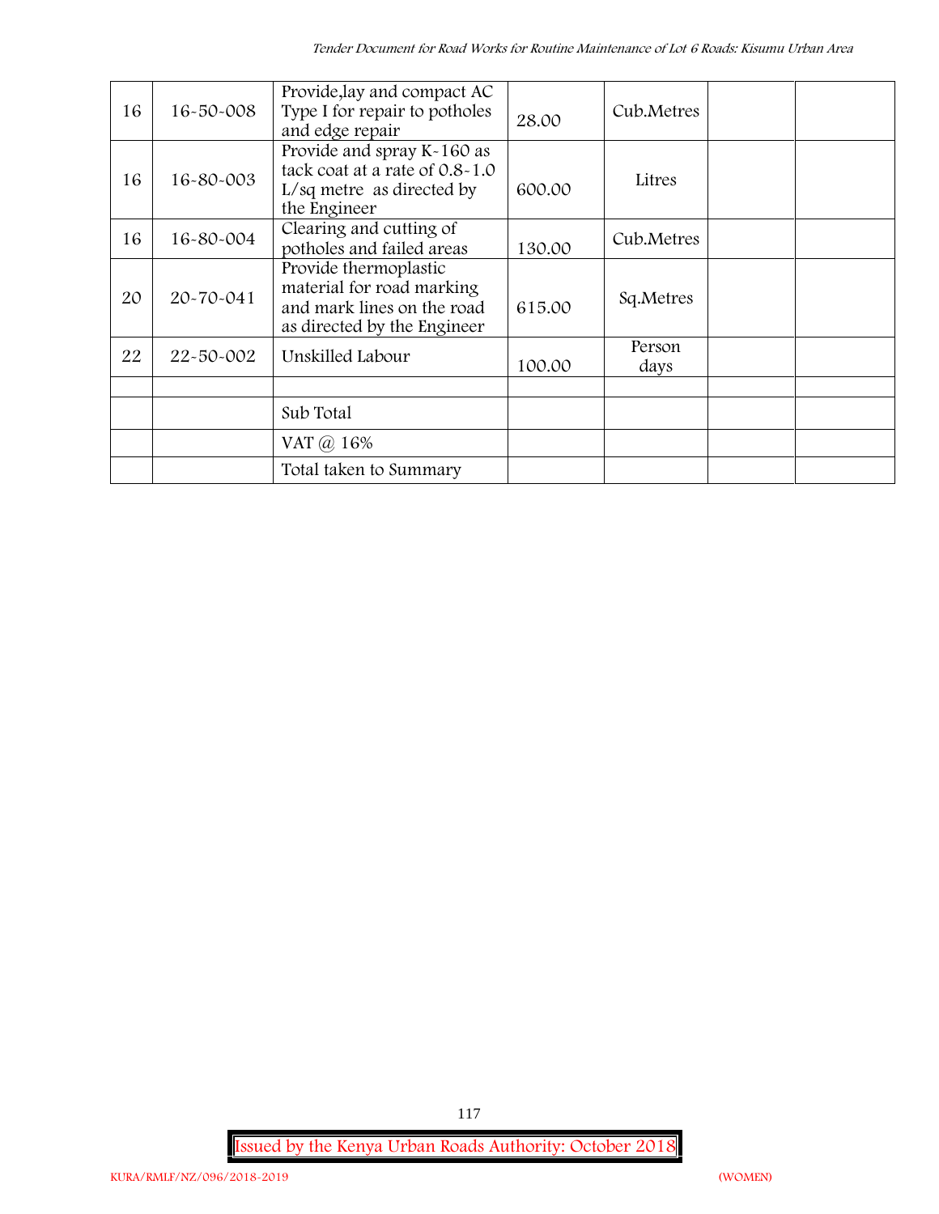| | | | | | | |
|---|---|---|---|---|---|---|
| 16 | 16-50-008 | Provide,lay and compact AC Type I for repair to potholes and edge repair | 28.00 | Cub.Metres | | |
| 16 | 16-80-003 | Provide and spray K-160 as tack coat at a rate of 0.8-1.0 L/sq metre as directed by the Engineer | 600.00 | Litres | | |
| 16 | 16-80-004 | Clearing and cutting of potholes and failed areas | 130.00 | Cub.Metres | | |
| 20 | 20-70-041 | Provide thermoplastic material for road marking and mark lines on the road as directed by the Engineer | 615.00 | Sq.Metres | | |
| 22 | 22-50-002 | Unskilled Labour | 100.00 | Person days | | |
| | | | | | | |
| | | Sub Total | | | | |
| | | VAT @ 16% | | | | |
| | | Total taken to Summary | | | | |

Issued by the Kenya Urban Roads Authority: October 2018

KURA/RMLF/NZ/096/2018-2019 (WOMEN)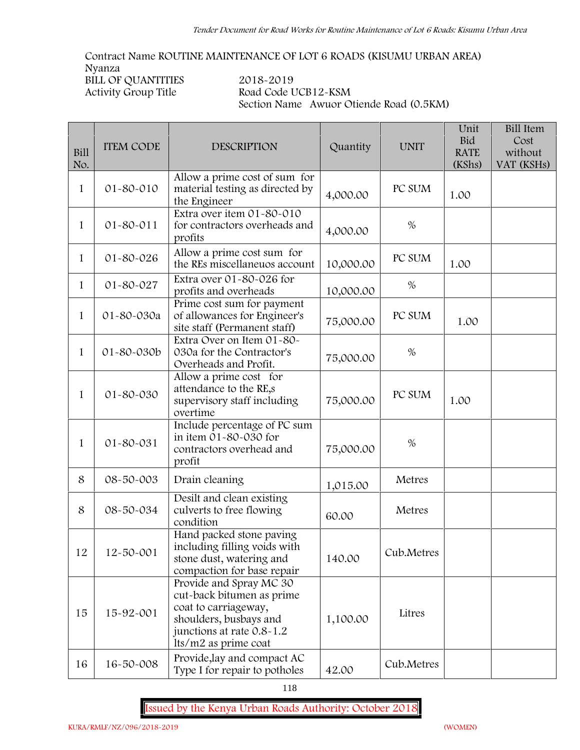Contract Name ROUTINE MAINTENANCE OF LOT 6 ROADS (KISUMU URBAN AREA)
Nyanza
BILL OF QUANTITIES 2018-2019
Activity Group Title Road Code UCB12-KSM
Section Name Awuor Otiende Road (0.5KM)

| Bill No. | ITEM CODE | DESCRIPTION | Quantity | UNIT | Unit Bid RATE (KShs) | Bill Item Cost without VAT (KSHs) |
|---|---|---|---|---|---|---|
| 1 | 01-80-010 | Allow a prime cost of sum for material testing as directed by the Engineer | 4,000.00 | PC SUM | 1.00 | |
| 1 | 01-80-011 | Extra over item 01-80-010 for contractors overheads and profits | 4,000.00 | % | | |
| 1 | 01-80-026 | Allow a prime cost sum for the REs miscellaneuos account | 10,000.00 | PC SUM | 1.00 | |
| 1 | 01-80-027 | Extra over 01-80-026 for profits and overheads | 10,000.00 | % | | |
| 1 | 01-80-030a | Prime cost sum for payment of allowances for Engineer's site staff (Permanent staff) | 75,000.00 | PC SUM | 1.00 | |
| 1 | 01-80-030b | Extra Over on Item 01-80-030a for the Contractor's Overheads and Profit. | 75,000.00 | % | | |
| 1 | 01-80-030 | Allow a prime cost for attendance to the RE,s supervisory staff including overtime | 75,000.00 | PC SUM | 1.00 | |
| 1 | 01-80-031 | Include percentage of PC sum in item 01-80-030 for contractors overhead and profit | 75,000.00 | % | | |
| 8 | 08-50-003 | Drain cleaning | 1,015.00 | Metres | | |
| 8 | 08-50-034 | Desilt and clean existing culverts to free flowing condition | 60.00 | Metres | | |
| 12 | 12-50-001 | Hand packed stone paving including filling voids with stone dust, watering and compaction for base repair | 140.00 | Cub.Metres | | |
| 15 | 15-92-001 | Provide and Spray MC 30 cut-back bitumen as prime coat to carriageway, shoulders, busbays and junctions at rate 0.8-1.2 lts/m2 as prime coat | 1,100.00 | Litres | | |
| 16 | 16-50-008 | Provide,lay and compact AC Type I for repair to potholes | 42.00 | Cub.Metres | | |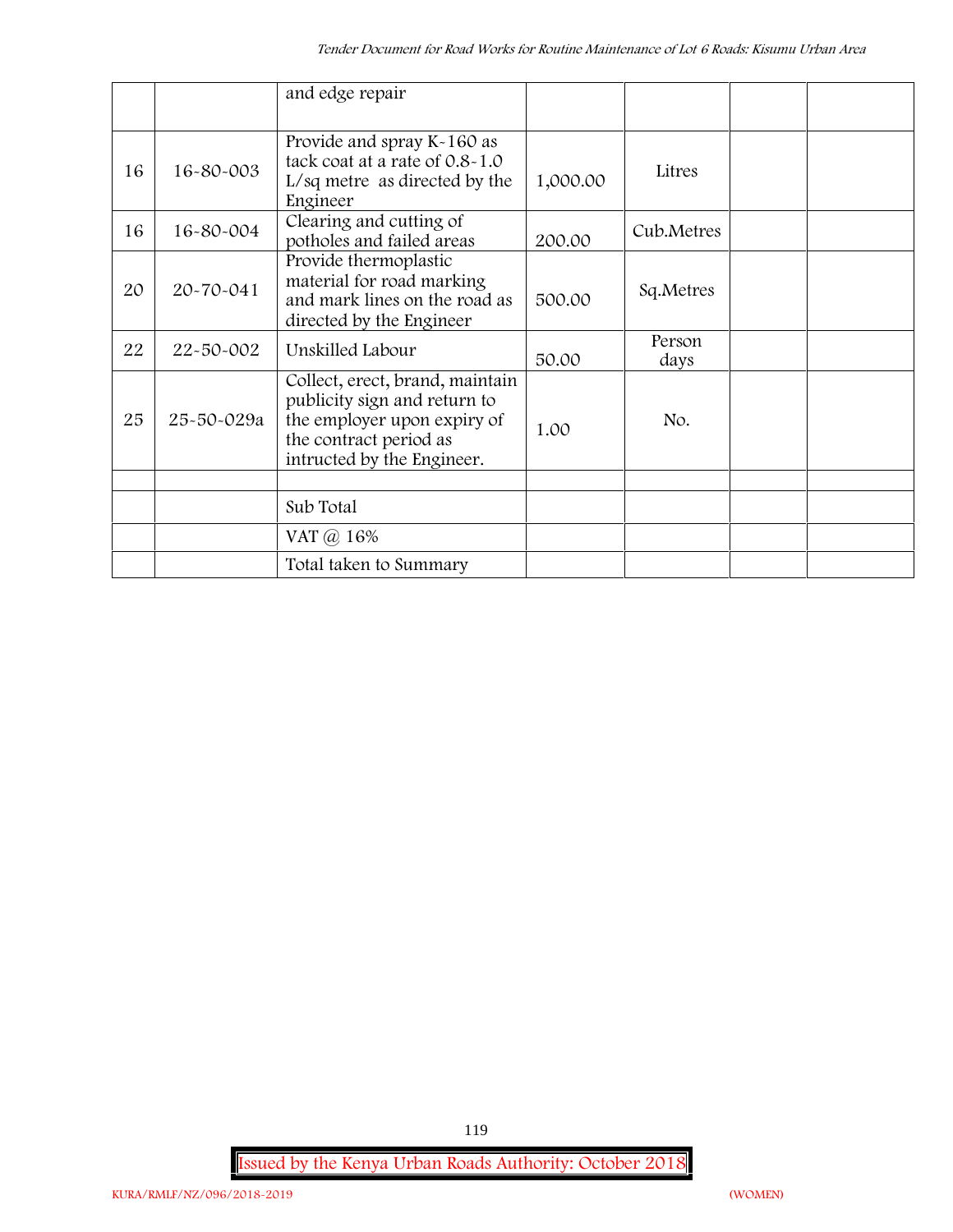| | | and edge repair | | | | |
|---|---|---|---|---|---|---|
| 16 | 16-80-003 | Provide and spray K-160 as tack coat at a rate of 0.8-1.0 L/sq metre as directed by the Engineer | 1,000.00 | Litres | | |
| 16 | 16-80-004 | Clearing and cutting of potholes and failed areas | 200.00 | Cub.Metres | | |
| 20 | 20-70-041 | Provide thermoplastic material for road marking and mark lines on the road as directed by the Engineer | 500.00 | Sq.Metres | | |
| 22 | 22-50-002 | Unskilled Labour | 50.00 | Person days | | |
| 25 | 25-50-029a | Collect, erect, brand, maintain publicity sign and return to the employer upon expiry of the contract period as intructed by the Engineer. | 1.00 | No. | | |
| | | | | | | |
| | | Sub Total | | | | |
| | | VAT @ 16% | | | | |
| | | Total taken to Summary | | | | |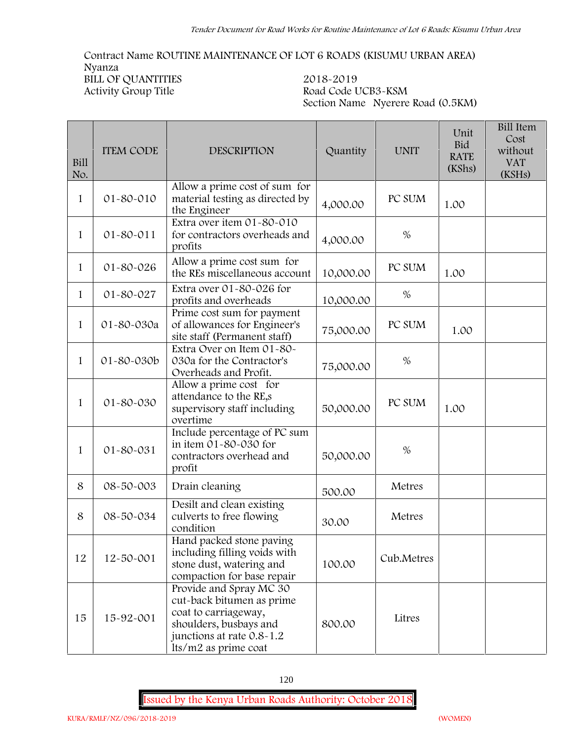Contract Name ROUTINE MAINTENANCE OF LOT 6 ROADS (KISUMU URBAN AREA)
Nyanza
BILL OF QUANTITIES 2018-2019
Activity Group Title Road Code UCB3-KSM
Section Name Nyerere Road (0.5KM)

| Bill No. | ITEM CODE | DESCRIPTION | Quantity | UNIT | Unit Bid RATE (KShs) | Bill Item Cost without VAT (KSHs) |
|---|---|---|---|---|---|---|
| 1 | 01-80-010 | Allow a prime cost of sum for material testing as directed by the Engineer | 4,000.00 | PC SUM | 1.00 | |
| 1 | 01-80-011 | Extra over item 01-80-010 for contractors overheads and profits | 4,000.00 | % | | |
| 1 | 01-80-026 | Allow a prime cost sum for the REs miscellaneous account | 10,000.00 | PC SUM | 1.00 | |
| 1 | 01-80-027 | Extra over 01-80-026 for profits and overheads | 10,000.00 | % | | |
| 1 | 01-80-030a | Prime cost sum for payment of allowances for Engineer's site staff (Permanent staff) | 75,000.00 | PC SUM | 1.00 | |
| 1 | 01-80-030b | Extra Over on Item 01-80-030a for the Contractor's Overheads and Profit. | 75,000.00 | % | | |
| 1 | 01-80-030 | Allow a prime cost for attendance to the RE,s supervisory staff including overtime | 50,000.00 | PC SUM | 1.00 | |
| 1 | 01-80-031 | Include percentage of PC sum in item 01-80-030 for contractors overhead and profit | 50,000.00 | % | | |
| 8 | 08-50-003 | Drain cleaning | 500.00 | Metres | | |
| 8 | 08-50-034 | Desilt and clean existing culverts to free flowing condition | 30.00 | Metres | | |
| 12 | 12-50-001 | Hand packed stone paving including filling voids with stone dust, watering and compaction for base repair | 100.00 | Cub.Metres | | |
| 15 | 15-92-001 | Provide and Spray MC 30 cut-back bitumen as prime coat to carriageway, shoulders, busbays and junctions at rate 0.8-1.2 lts/m2 as prime coat | 800.00 | Litres | | |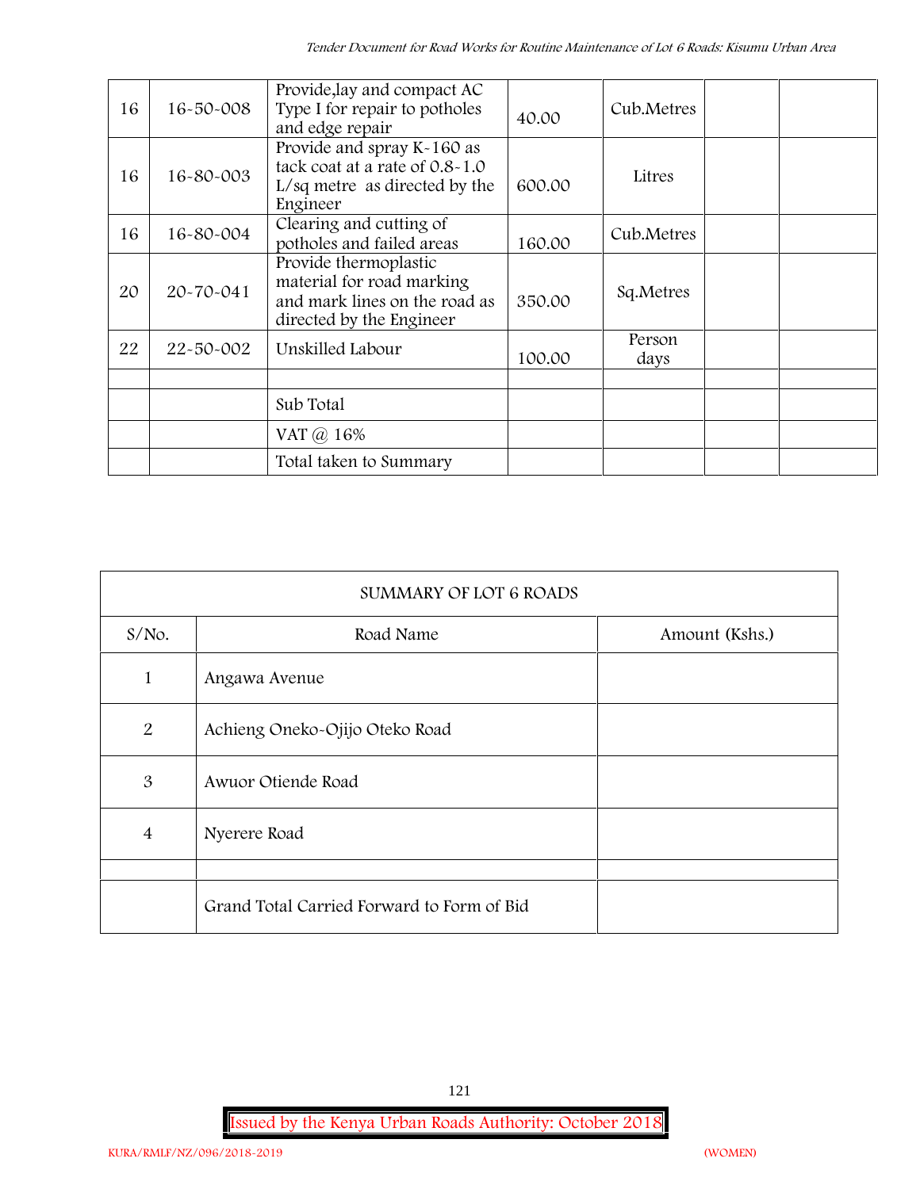| 16 | 16-50-008 | Provide,lay and compact AC Type I for repair to potholes and edge repair | 40.00 | Cub.Metres | | |
|---|---|---|---|---|---|---|
| 16 | 16-80-003 | Provide and spray K-160 as tack coat at a rate of 0.8-1.0 L/sq metre as directed by the Engineer | 600.00 | Litres | | |
| 16 | 16-80-004 | Clearing and cutting of potholes and failed areas | 160.00 | Cub.Metres | | |
| 20 | 20-70-041 | Provide thermoplastic material for road marking and mark lines on the road as directed by the Engineer | 350.00 | Sq.Metres | | |
| 22 | 22-50-002 | Unskilled Labour | 100.00 | Person days | | |
| | | | | | | |
| | | Sub Total | | | | |
| | | VAT @ 16% | | | | |
| | | Total taken to Summary | | | | |

| SUMMARY OF LOT 6 ROADS | | |
|---|---|---|
| S/No. | Road Name | Amount (Kshs.) |
| 1 | Angawa Avenue | |
| 2 | Achieng Oneko-Ojijo Oteko Road | |
| 3 | Awuor Otiende Road | |
| 4 | Nyerere Road | |
| | | |
| | Grand Total Carried Forward to Form of Bid | |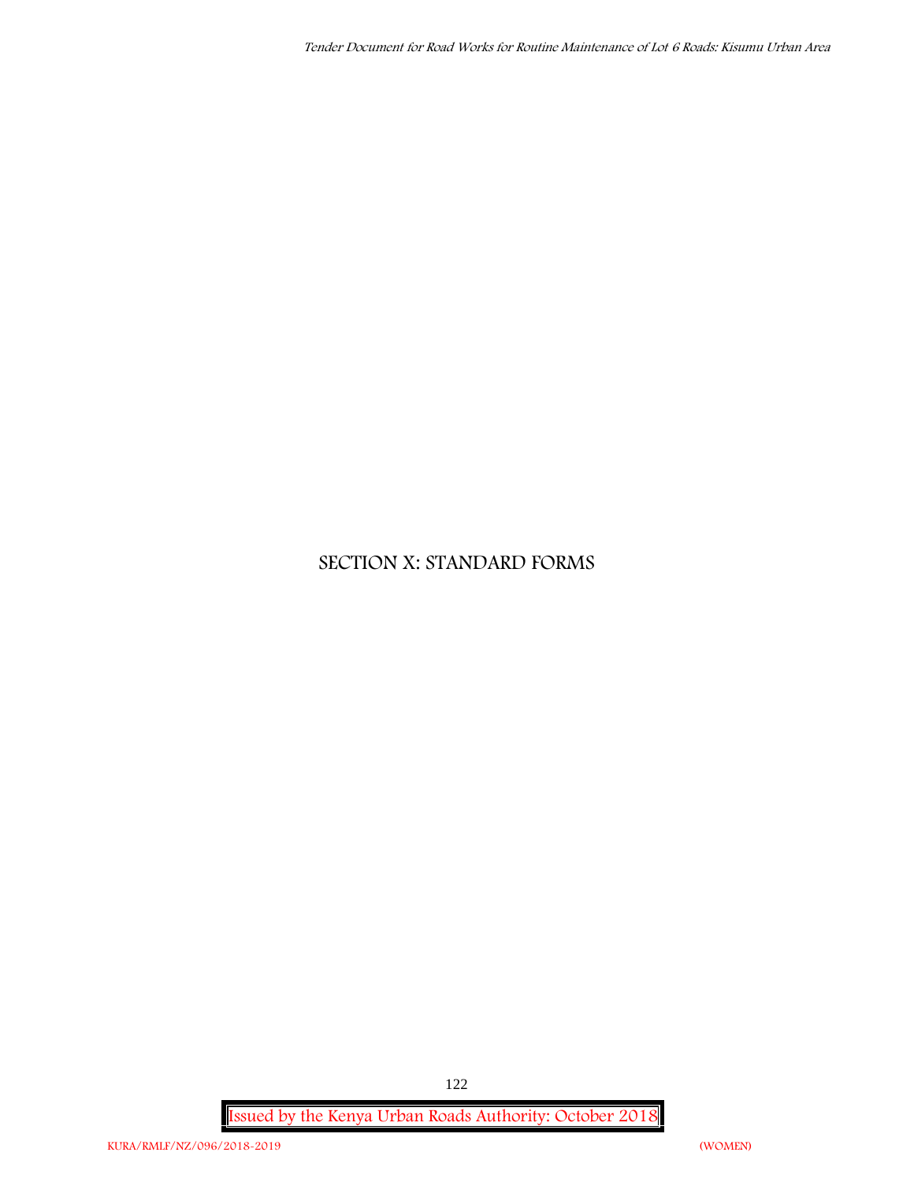# SECTION X: STANDARD FORMS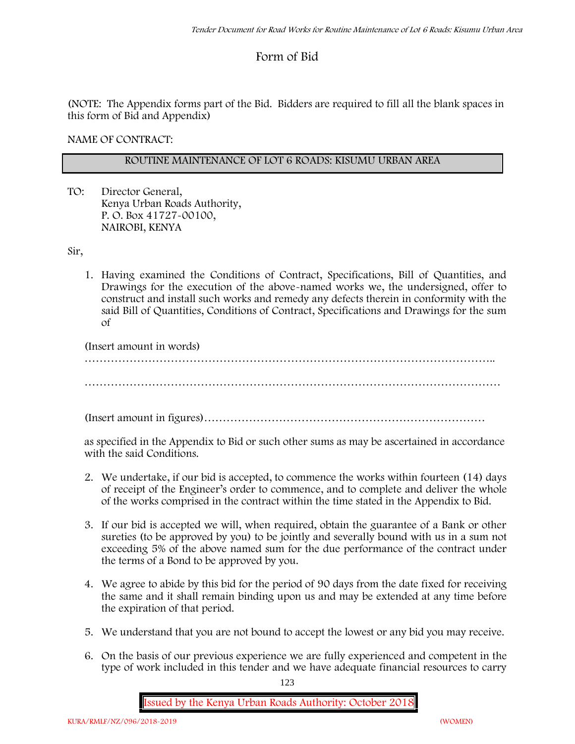# Form of Bid

(NOTE: The Appendix forms part of the Bid. Bidders are required to fill all the blank spaces in this form of Bid and Appendix)

NAME OF CONTRACT:

| ROUTINE MAINTENANCE OF LOT 6 ROADS: KISUMU URBAN AREA |
|---|

TO: Director General,
Kenya Urban Roads Authority,
P. O. Box 41727-00100,
NAIROBI, KENYA

Sir,

1. Having examined the Conditions of Contract, Specifications, Bill of Quantities, and Drawings for the execution of the above-named works we, the undersigned, offer to construct and install such works and remedy any defects therein in conformity with the said Bill of Quantities, Conditions of Contract, Specifications and Drawings for the sum of

   (Insert amount in words)

   …………………………………………………………………………………………………..

   …………………………………………………………………………………………………

   (Insert amount in figures)…………………………………………………………………

   as specified in the Appendix to Bid or such other sums as may be ascertained in accordance with the said Conditions.

2. We undertake, if our bid is accepted, to commence the works within fourteen (14) days of receipt of the Engineer's order to commence, and to complete and deliver the whole of the works comprised in the contract within the time stated in the Appendix to Bid.

3. If our bid is accepted we will, when required, obtain the guarantee of a Bank or other sureties (to be approved by you) to be jointly and severally bound with us in a sum not exceeding 5% of the above named sum for the due performance of the contract under the terms of a Bond to be approved by you.

4. We agree to abide by this bid for the period of 90 days from the date fixed for receiving the same and it shall remain binding upon us and may be extended at any time before the expiration of that period.

5. We understand that you are not bound to accept the lowest or any bid you may receive.

6. On the basis of our previous experience we are fully experienced and competent in the type of work included in this tender and we have adequate financial resources to carry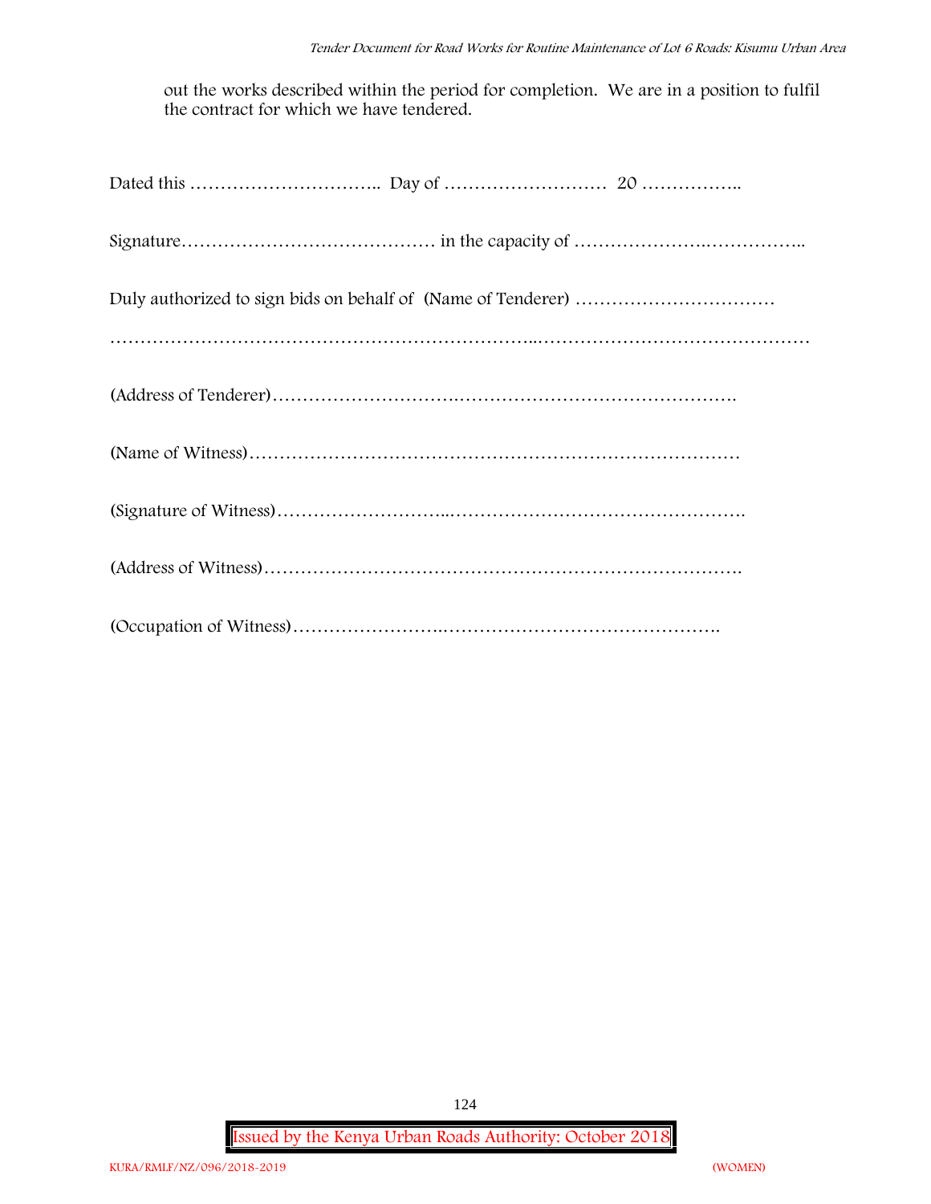out the works described within the period for completion. We are in a position to fulfil the contract for which we have tendered.

Dated this ………………………….. Day of ……………………… 20 ……………..

Signature…………………………………… in the capacity of …………………..……………..

Duly authorized to sign bids on behalf of (Name of Tenderer) ……………………………

………………………………………………………..………………………………………

(Address of Tenderer)…………………………………………………………………….

(Name of Witness)……………………………………………………………………

(Signature of Witness)………………………..…………………………………………….

(Address of Witness)……………………………………………………………………….

(Occupation of Witness)…………………….……………………………………….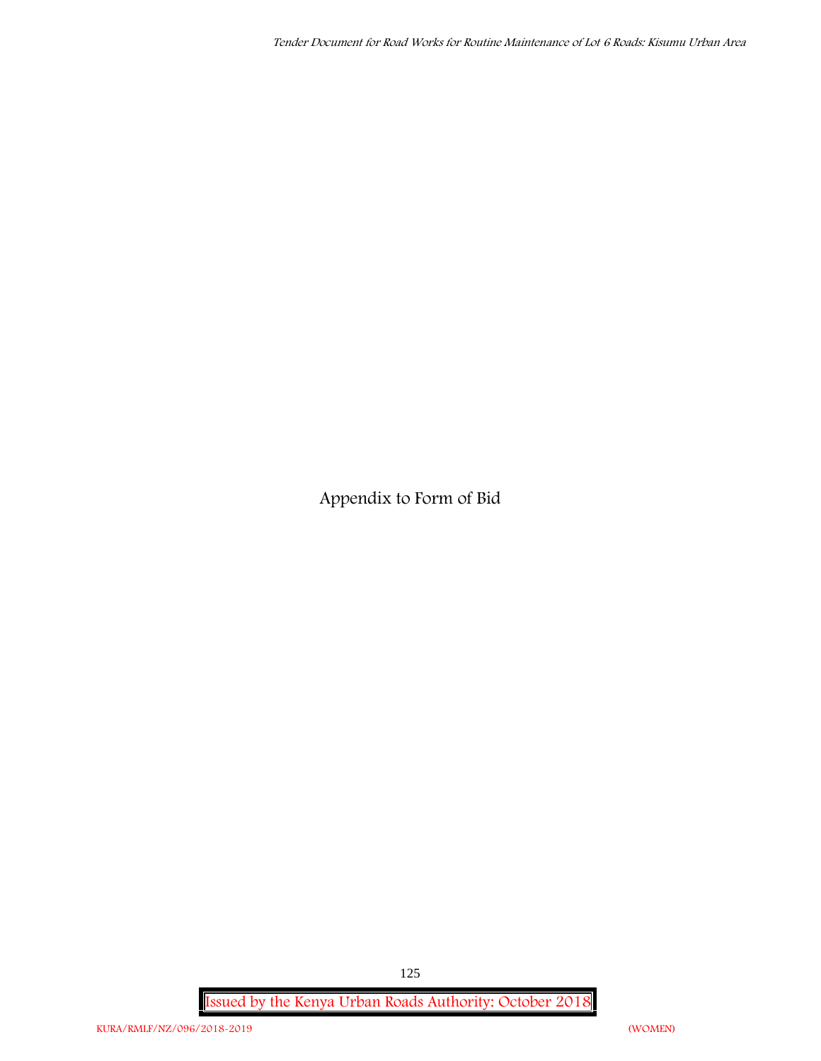# Appendix to Form of Bid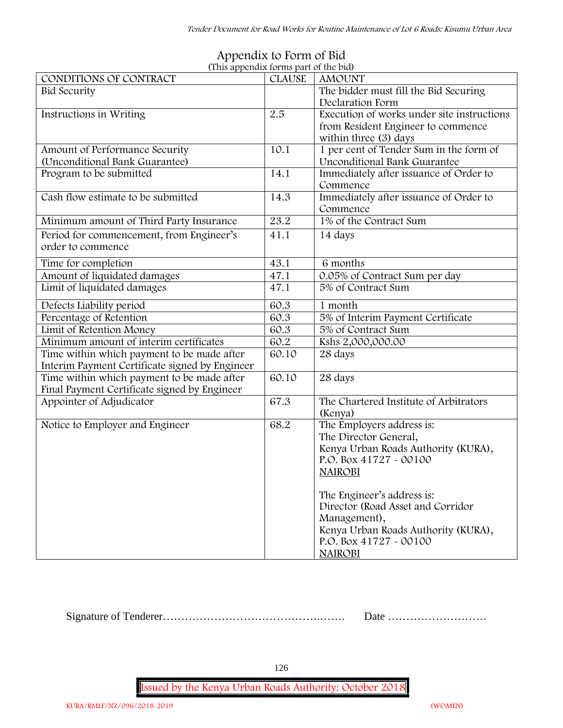## Appendix to Form of Bid

(This appendix forms part of the bid)

| CONDITIONS OF CONTRACT | CLAUSE | AMOUNT |
|---|---|---|
| Bid Security | | The bidder must fill the Bid Securing Declaration Form |
| Instructions in Writing | 2.5 | Execution of works under site instructions from Resident Engineer to commence within three (3) days |
| Amount of Performance Security (Unconditional Bank Guarantee) | 10.1 | 1 per cent of Tender Sum in the form of Unconditional Bank Guarantee |
| Program to be submitted | 14.1 | Immediately after issuance of Order to Commence |
| Cash flow estimate to be submitted | 14.3 | Immediately after issuance of Order to Commence |
| Minimum amount of Third Party Insurance | 23.2 | 1% of the Contract Sum |
| Period for commencement, from Engineer's order to commence | 41.1 | 14 days |
| Time for completion | 43.1 | 6 months |
| Amount of liquidated damages | 47.1 | 0.05% of Contract Sum per day |
| Limit of liquidated damages | 47.1 | 5% of Contract Sum |
| Defects Liability period | 60.3 | 1 month |
| Percentage of Retention | 60.3 | 5% of Interim Payment Certificate |
| Limit of Retention Money | 60.3 | 5% of Contract Sum |
| Minimum amount of interim certificates | 60.2 | Kshs 2,000,000.00 |
| Time within which payment to be made after Interim Payment Certificate signed by Engineer | 60.10 | 28 days |
| Time within which payment to be made after Final Payment Certificate signed by Engineer | 60.10 | 28 days |
| Appointer of Adjudicator | 67.3 | The Chartered Institute of Arbitrators (Kenya) |
| Notice to Employer and Engineer | 68.2 | The Employers address is:<br>The Director General,<br>Kenya Urban Roads Authority (KURA),<br>P.O. Box 41727 - 00100<br>NAIROBI<br><br>The Engineer's address is:<br>Director (Road Asset and Corridor Management),<br>Kenya Urban Roads Authority (KURA),<br>P.O. Box 41727 - 00100<br>NAIROBI |

Signature of Tenderer……………………………………..……. Date ………………………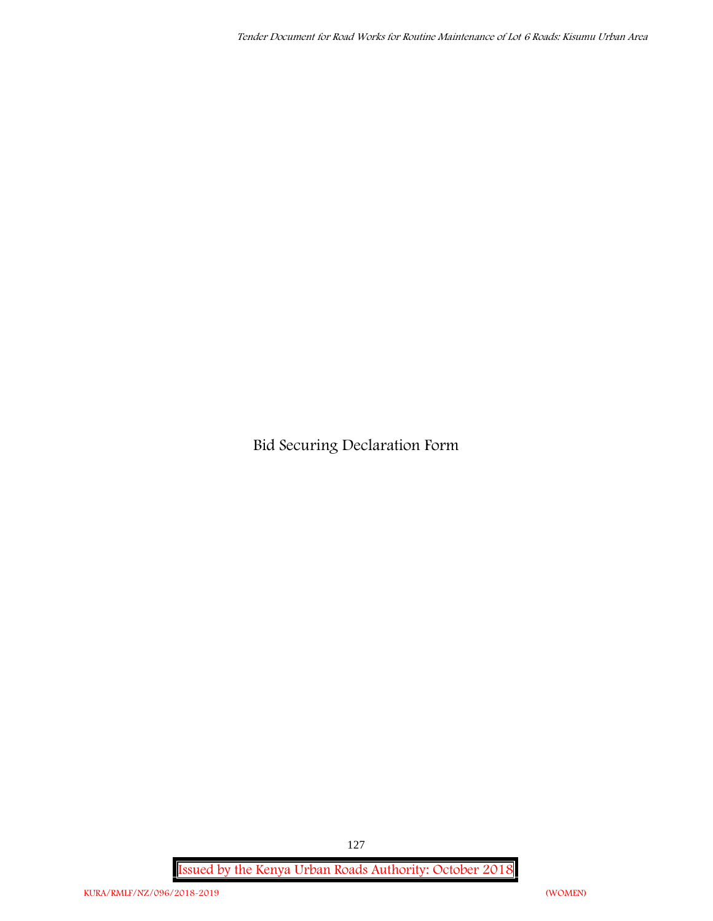# Bid Securing Declaration Form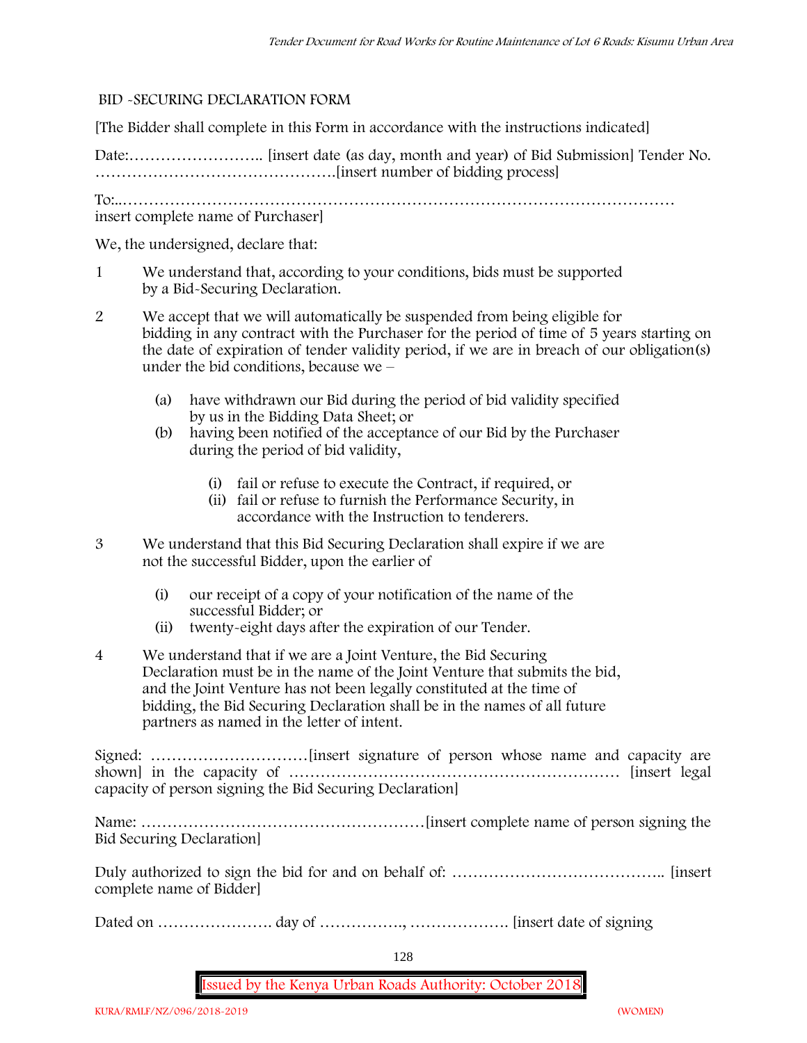## BID -SECURING DECLARATION FORM

[The Bidder shall complete in this Form in accordance with the instructions indicated]

Date:…………………….. [insert date (as day, month and year) of Bid Submission] Tender No. ……………………………………….[insert number of bidding process]

To:..……………………………………………………………………………………………… insert complete name of Purchaser]

We, the undersigned, declare that:

1 We understand that, according to your conditions, bids must be supported by a Bid-Securing Declaration.

2 We accept that we will automatically be suspended from being eligible for bidding in any contract with the Purchaser for the period of time of 5 years starting on the date of expiration of tender validity period, if we are in breach of our obligation(s) under the bid conditions, because we –

   (a) have withdrawn our Bid during the period of bid validity specified by us in the Bidding Data Sheet; or
   (b) having been notified of the acceptance of our Bid by the Purchaser during the period of bid validity,

      (i) fail or refuse to execute the Contract, if required, or
      (ii) fail or refuse to furnish the Performance Security, in accordance with the Instruction to tenderers.

3 We understand that this Bid Securing Declaration shall expire if we are not the successful Bidder, upon the earlier of

   (i) our receipt of a copy of your notification of the name of the successful Bidder; or
   (ii) twenty-eight days after the expiration of our Tender.

4 We understand that if we are a Joint Venture, the Bid Securing Declaration must be in the name of the Joint Venture that submits the bid, and the Joint Venture has not been legally constituted at the time of bidding, the Bid Securing Declaration shall be in the names of all future partners as named in the letter of intent.

Signed: …………………………[insert signature of person whose name and capacity are shown] in the capacity of ……………………………………………………… [insert legal capacity of person signing the Bid Securing Declaration]

Name: ………………………………………………[insert complete name of person signing the Bid Securing Declaration]

Duly authorized to sign the bid for and on behalf of: ………………………………….. [insert complete name of Bidder]

Dated on …………………. day of ……………., ………………. [insert date of signing

**Issued by the Kenya Urban Roads Authority: October 2018**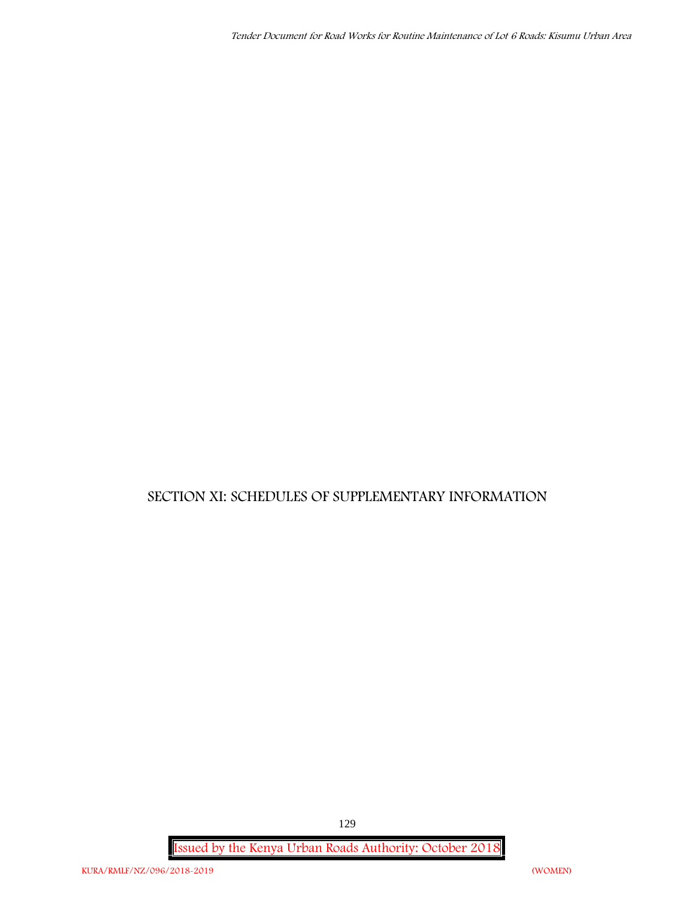# SECTION XI: SCHEDULES OF SUPPLEMENTARY INFORMATION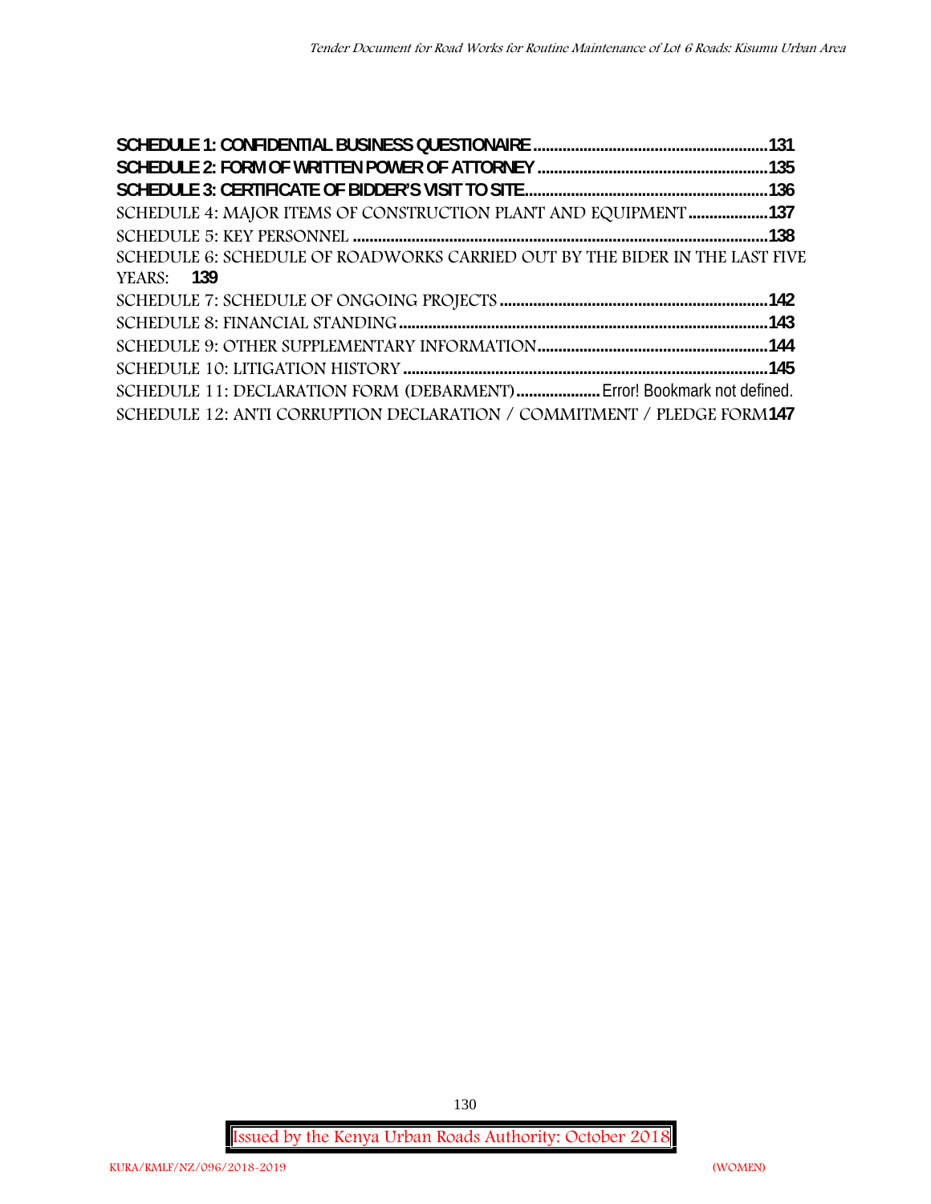**SCHEDULE 1: CONFIDENTIAL BUSINESS QUESTIONAIRE ........................................................131**
**SCHEDULE 2: FORM OF WRITTEN POWER OF ATTORNEY ........................................................135**
**SCHEDULE 3: CERTIFICATE OF BIDDER'S VISIT TO SITE........................................................136**
SCHEDULE 4: MAJOR ITEMS OF CONSTRUCTION PLANT AND EQUIPMENT ....................**137**
SCHEDULE 5: KEY PERSONNEL ........................................................................................................**138**
SCHEDULE 6: SCHEDULE OF ROADWORKS CARRIED OUT BY THE BIDER IN THE LAST FIVE YEARS: **139**
SCHEDULE 7: SCHEDULE OF ONGOING PROJECTS ..........................................................................**142**
SCHEDULE 8: FINANCIAL STANDING..................................................................................................**143**
SCHEDULE 9: OTHER SUPPLEMENTARY INFORMATION.....................................................................**144**
SCHEDULE 10: LITIGATION HISTORY ..................................................................................................**145**
SCHEDULE 11: DECLARATION FORM (DEBARMENT)....................Error! Bookmark not defined.
SCHEDULE 12: ANTI CORRUPTION DECLARATION / COMMITMENT / PLEDGE FORM**147**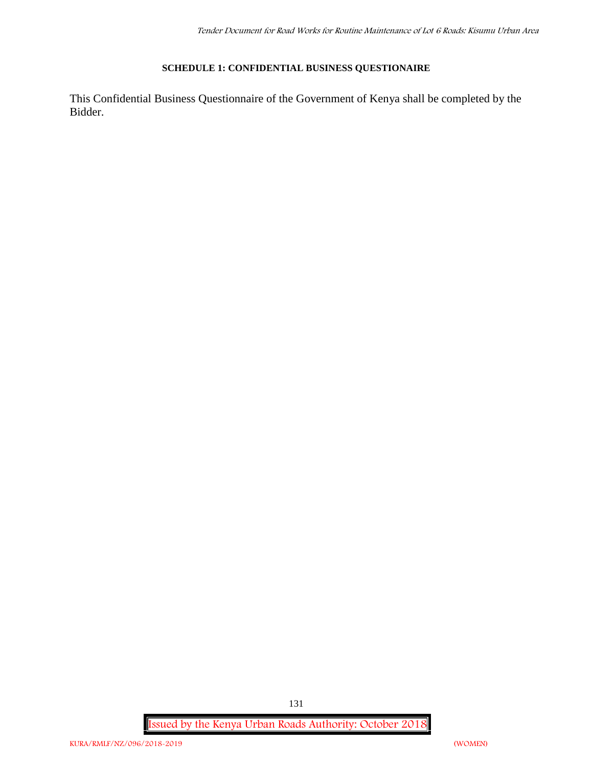**SCHEDULE 1: CONFIDENTIAL BUSINESS QUESTIONAIRE**

This Confidential Business Questionnaire of the Government of Kenya shall be completed by the Bidder.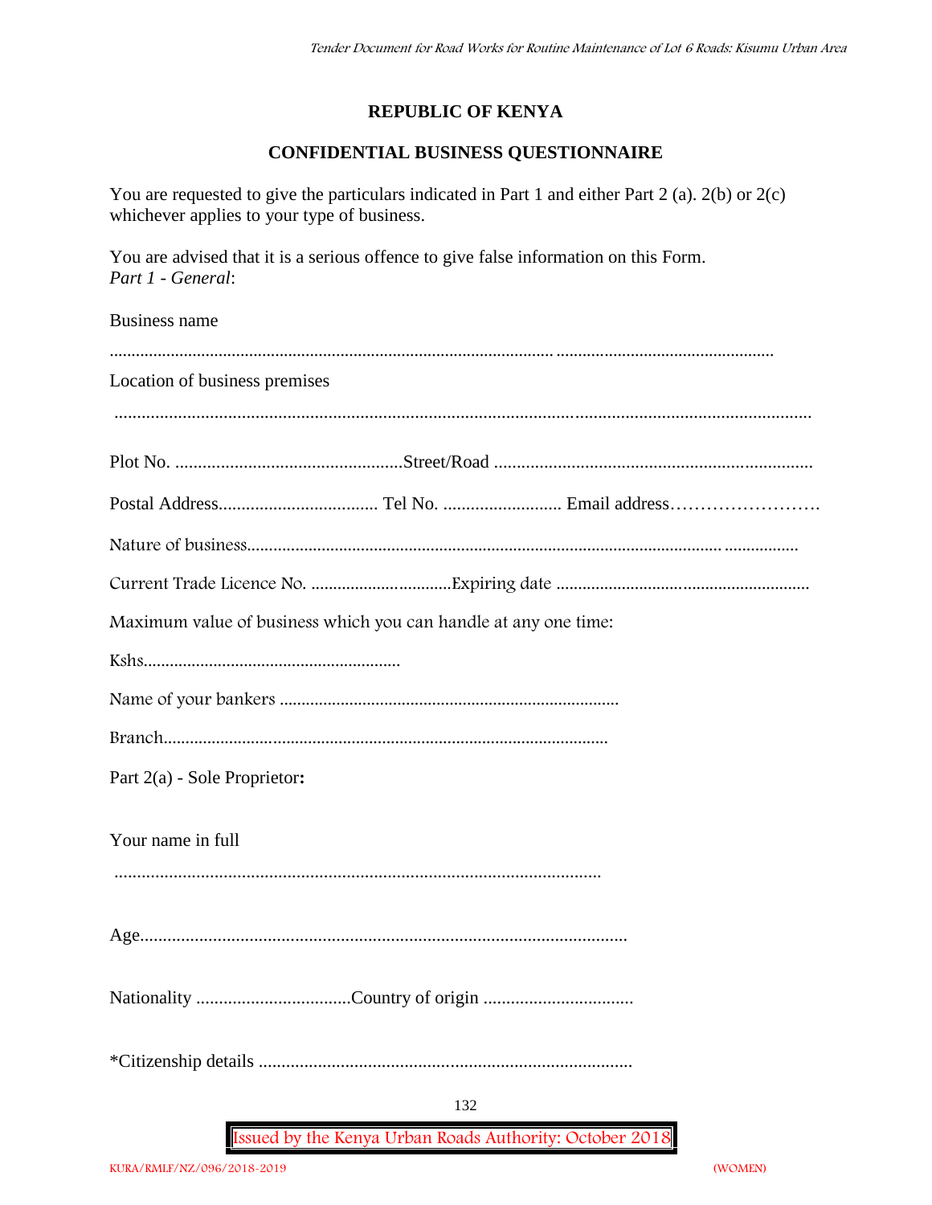**REPUBLIC OF KENYA**

**CONFIDENTIAL BUSINESS QUESTIONNAIRE**

You are requested to give the particulars indicated in Part 1 and either Part 2 (a). 2(b) or 2(c) whichever applies to your type of business.

You are advised that it is a serious offence to give false information on this Form.
*Part 1 - General*:

Business name

....................................................................................................................................................................

Location of business premises

....................................................................................................................................................................

Plot No. ..................................................Street/Road ......................................................................

Postal Address................................... Tel No. .......................... Email address……………………

Nature of business.............................................................................................................................

Current Trade Licence No. ...............................Expiring date .........................................................

Maximum value of business which you can handle at any one time:

Kshs...........................................................

Name of your bankers ............................................................................

Branch.....................................................................................................

Part 2(a) - Sole Proprietor**:**

Your name in full

............................................................................................................

Age...........................................................................................................

Nationality ..................................Country of origin .................................

*Citizenship details ..................................................................................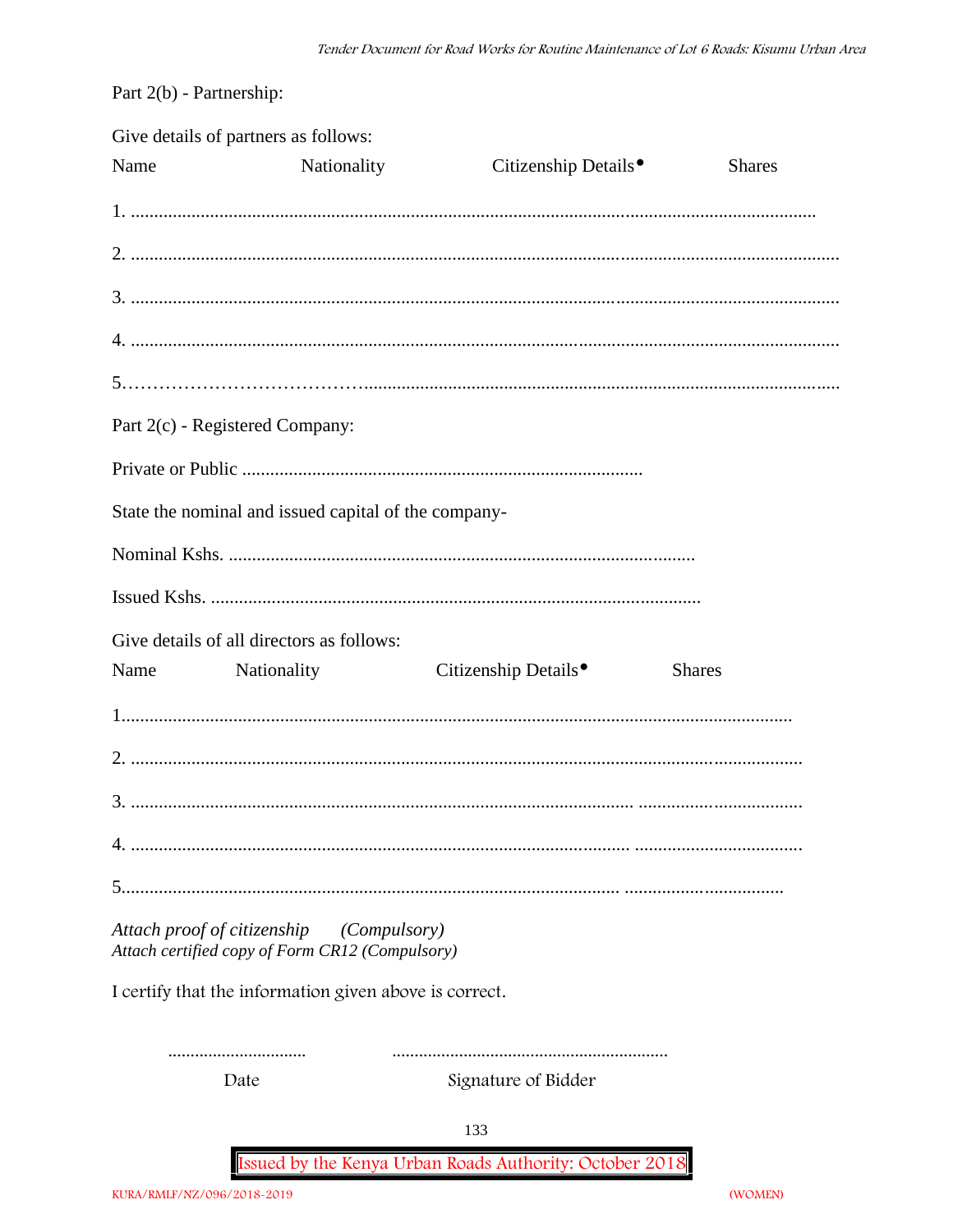Part 2(b) - Partnership:

Give details of partners as follows:

Name                    Nationality                    Citizenship Details•                    Shares

1. ..................................................................................................................................................

2. ........................................................................................................................................................

3. ........................................................................................................................................................

4. ........................................................................................................................................................

5.…………………………………......................................................................................................

Part 2(c) - Registered Company:

Private or Public .....................................................................................

State the nominal and issued capital of the company-

Nominal Kshs. ....................................................................................................

Issued Kshs. .........................................................................................................

Give details of all directors as follows:

Name                Nationality                    Citizenship Details•                    Shares

1..............................................................................................................................................

2. ..............................................................................................................................................

3. ........................................................................................................... ..................................

4. .......................................................................................................... ...................................

5........................................................................................................... ..................................

*Attach proof of citizenship        (Compulsory)*
*Attach certified copy of Form CR12 (Compulsory)*

I certify that the information given above is correct.

...............................                    .............................................................

Date                                        Signature of Bidder

Issued by the Kenya Urban Roads Authority: October 2018

KURA/RMLF/NZ/096/2018-2019                                                                                    (WOMEN)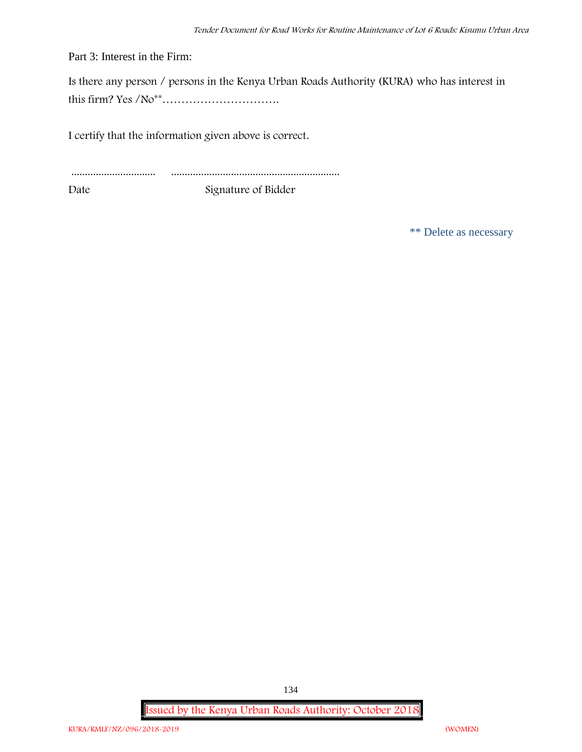Part 3: Interest in the Firm:

Is there any person / persons in the Kenya Urban Roads Authority (KURA) who has interest in this firm? Yes /No**………………………….

I certify that the information given above is correct.

............................... ..............................................................

Date Signature of Bidder

** Delete as necessary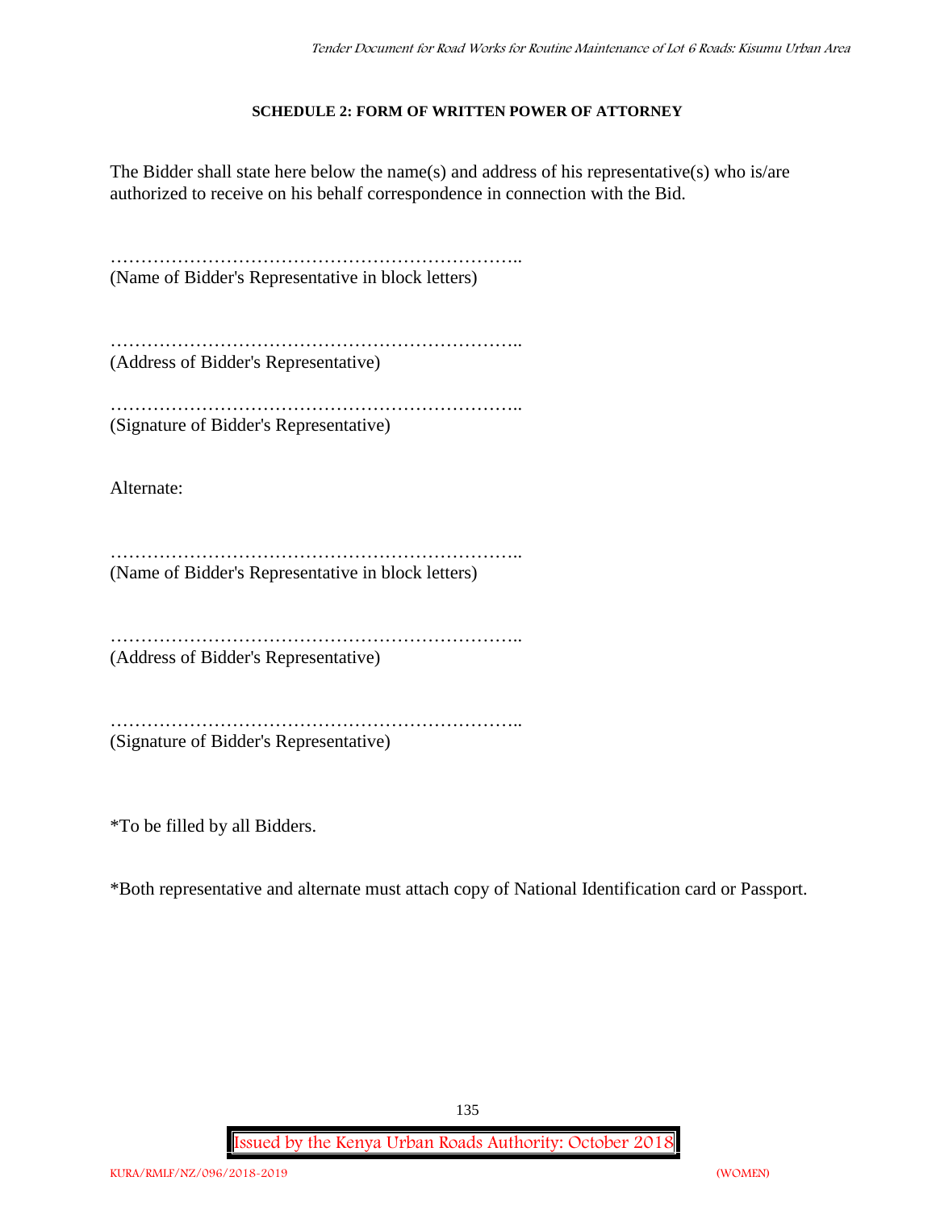**SCHEDULE 2: FORM OF WRITTEN POWER OF ATTORNEY**

The Bidder shall state here below the name(s) and address of his representative(s) who is/are authorized to receive on his behalf correspondence in connection with the Bid.

…………………………………………………………..
(Name of Bidder's Representative in block letters)

…………………………………………………………..
(Address of Bidder's Representative)

…………………………………………………………..
(Signature of Bidder's Representative)

Alternate:

…………………………………………………………..
(Name of Bidder's Representative in block letters)

…………………………………………………………..
(Address of Bidder's Representative)

…………………………………………………………..
(Signature of Bidder's Representative)

*To be filled by all Bidders.

*Both representative and alternate must attach copy of National Identification card or Passport.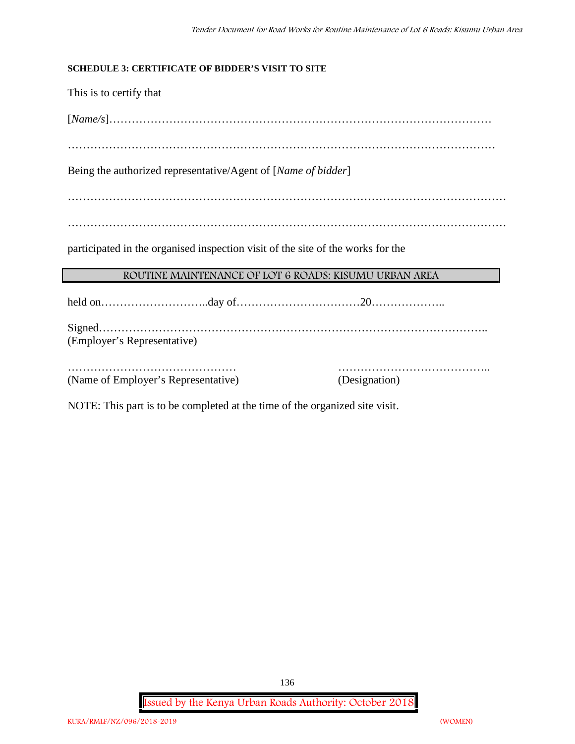**SCHEDULE 3: CERTIFICATE OF BIDDER'S VISIT TO SITE**

This is to certify that

[*Name/s*]……………………………………………………………………………………

……………………………………………………………………………………………

Being the authorized representative/Agent of [*Name of bidder*]

……………………………………………………………………………………………

……………………………………………………………………………………………

participated in the organised inspection visit of the site of the works for the

**ROUTINE MAINTENANCE OF LOT 6 ROADS: KISUMU URBAN AREA**

held on………………………..day of……………………………20………………..

Signed…………………………………………………………………………………..
(Employer's Representative)

………………………………………  …………………………………..
(Name of Employer's Representative)  (Designation)

NOTE: This part is to be completed at the time of the organized site visit.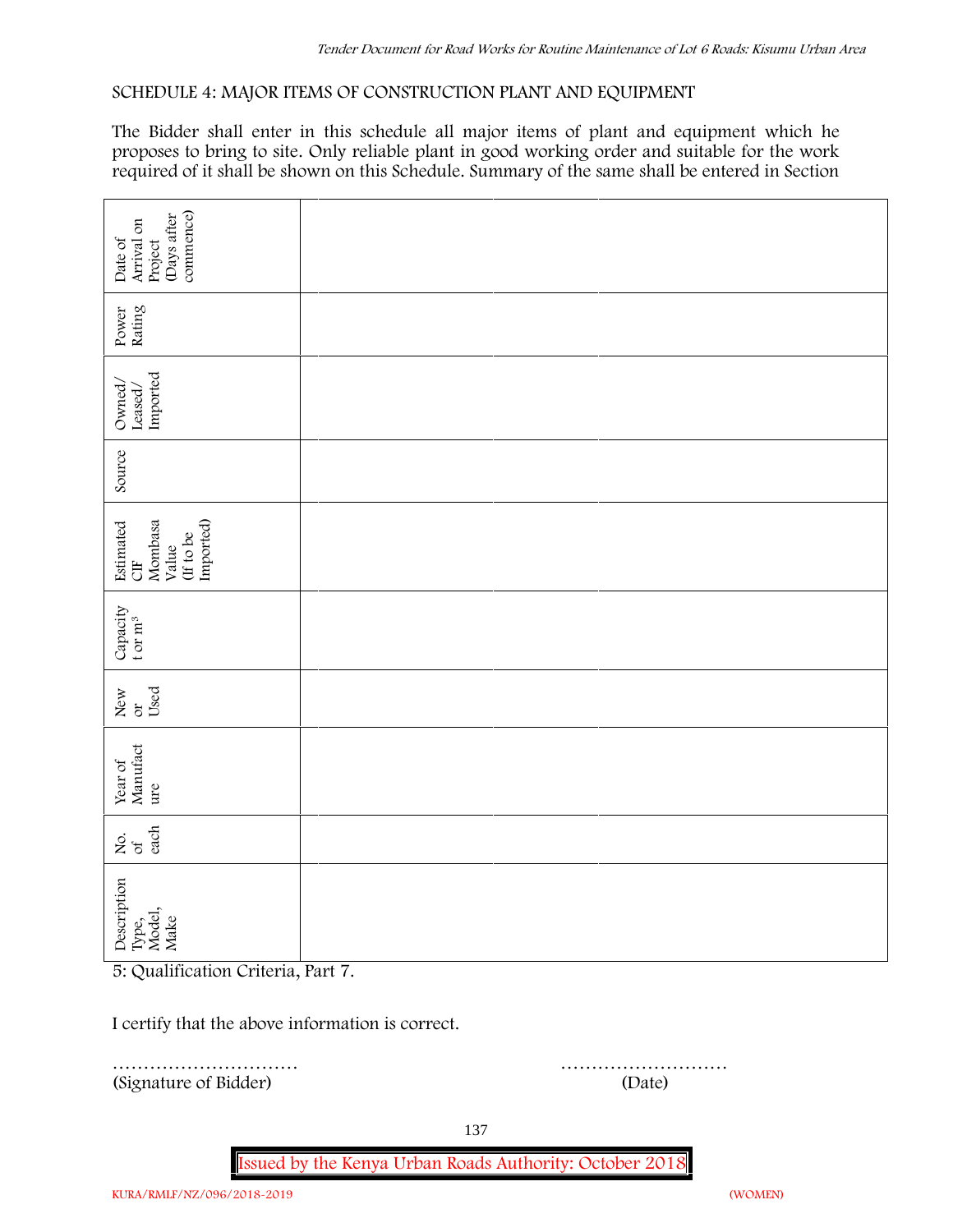SCHEDULE 4: MAJOR ITEMS OF CONSTRUCTION PLANT AND EQUIPMENT

The Bidder shall enter in this schedule all major items of plant and equipment which he proposes to bring to site. Only reliable plant in good working order and suitable for the work required of it shall be shown on this Schedule. Summary of the same shall be entered in Section 5: Qualification Criteria, Part 7.

| Description Type, Model, Make | No. of each | Year of Manufacture | New or Used | Capacity t or m³ | Estimated CIF Mombasa Value (If to be Imported) | Source | Owned/ Leased/ Imported | Power Rating | Date of Arrival on Project (Days after commence) |
|---|---|---|---|---|---|---|---|---|---|
| | | | | | | | | | |
| | | | | | | | | | |
| | | | | | | | | | |

I certify that the above information is correct.

………………………… (Signature of Bidder)

……………………… (Date)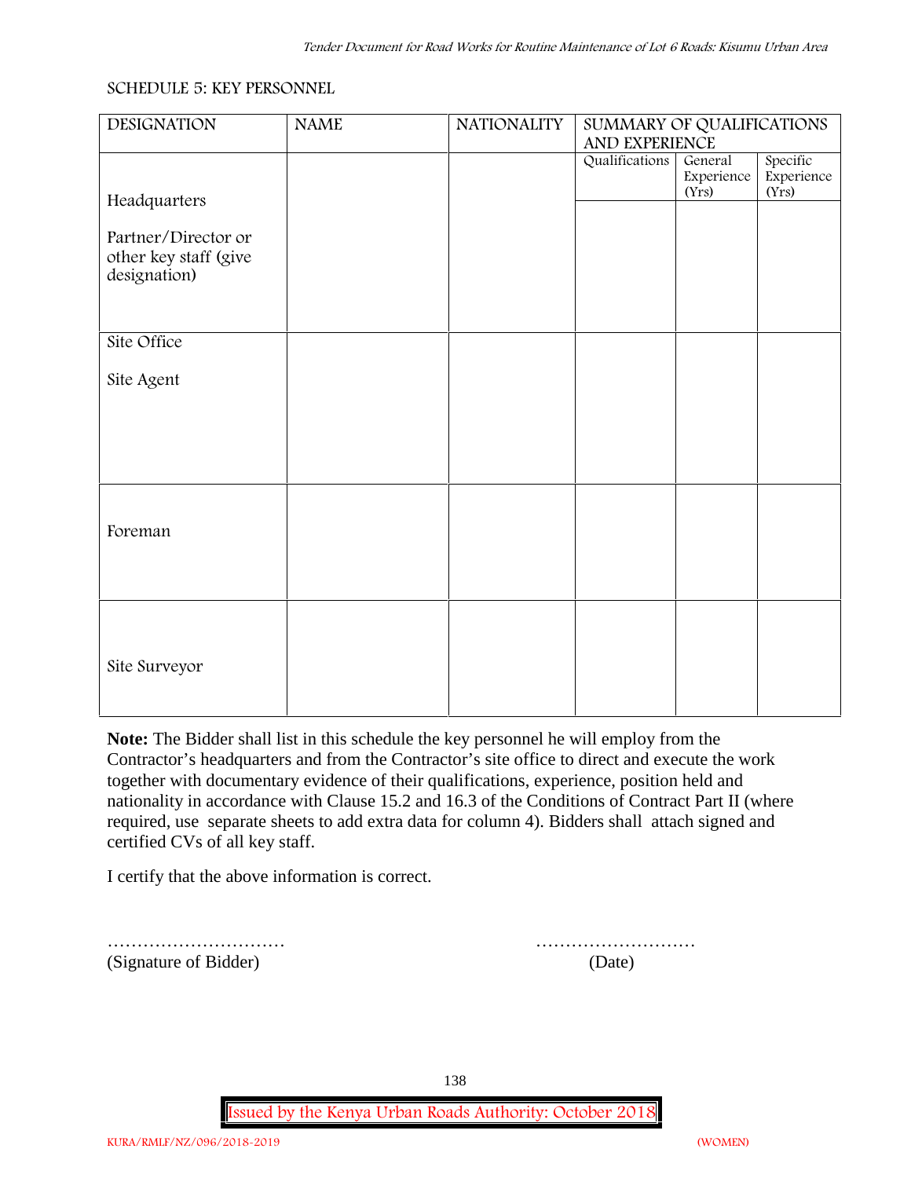SCHEDULE 5: KEY PERSONNEL

| DESIGNATION | NAME | NATIONALITY | SUMMARY OF QUALIFICATIONS AND EXPERIENCE | | |
|---|---|---|---|---|---|
| | | | Qualifications | General Experience (Yrs) | Specific Experience (Yrs) |
| Headquarters<br><br>Partner/Director or other key staff (give designation) | | | | | |
| Site Office<br><br>Site Agent | | | | | |
| Foreman | | | | | |
| Site Surveyor | | | | | |

**Note:** The Bidder shall list in this schedule the key personnel he will employ from the Contractor's headquarters and from the Contractor's site office to direct and execute the work together with documentary evidence of their qualifications, experience, position held and nationality in accordance with Clause 15.2 and 16.3 of the Conditions of Contract Part II (where required, use separate sheets to add extra data for column 4). Bidders shall attach signed and certified CVs of all key staff.

I certify that the above information is correct.

………………………… ………………………
(Signature of Bidder) (Date)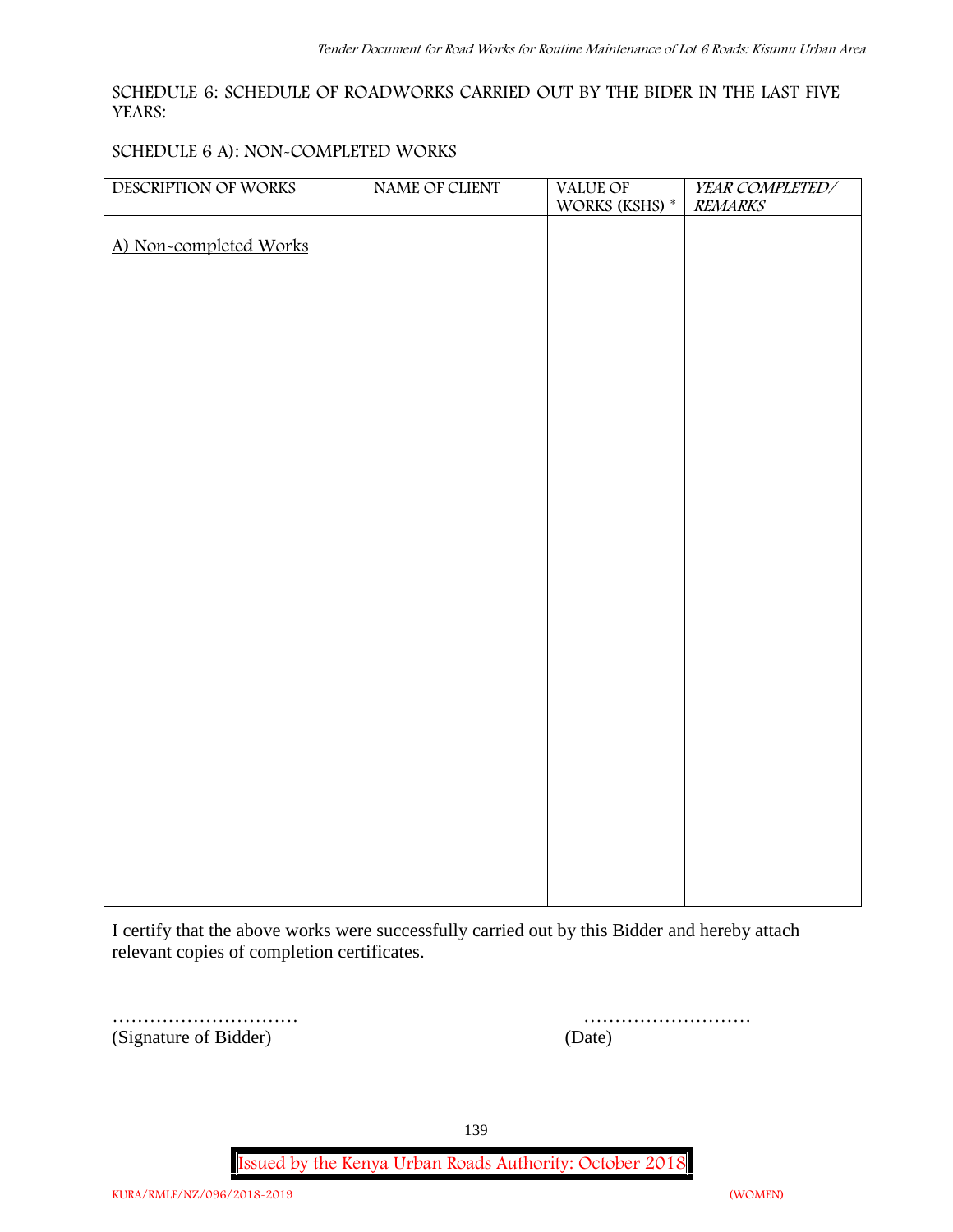SCHEDULE 6: SCHEDULE OF ROADWORKS CARRIED OUT BY THE BIDER IN THE LAST FIVE YEARS:

SCHEDULE 6 A): NON-COMPLETED WORKS

| DESCRIPTION OF WORKS | NAME OF CLIENT | VALUE OF WORKS (KSHS) * | *YEAR COMPLETED/ REMARKS* |
|---|---|---|---|
| <u>A) Non-completed Works</u> | | | |

I certify that the above works were successfully carried out by this Bidder and hereby attach relevant copies of completion certificates.

………………………… (Signature of Bidder)

……………………… (Date)

Issued by the Kenya Urban Roads Authority: October 2018

KURA/RMLF/NZ/096/2018-2019 (WOMEN)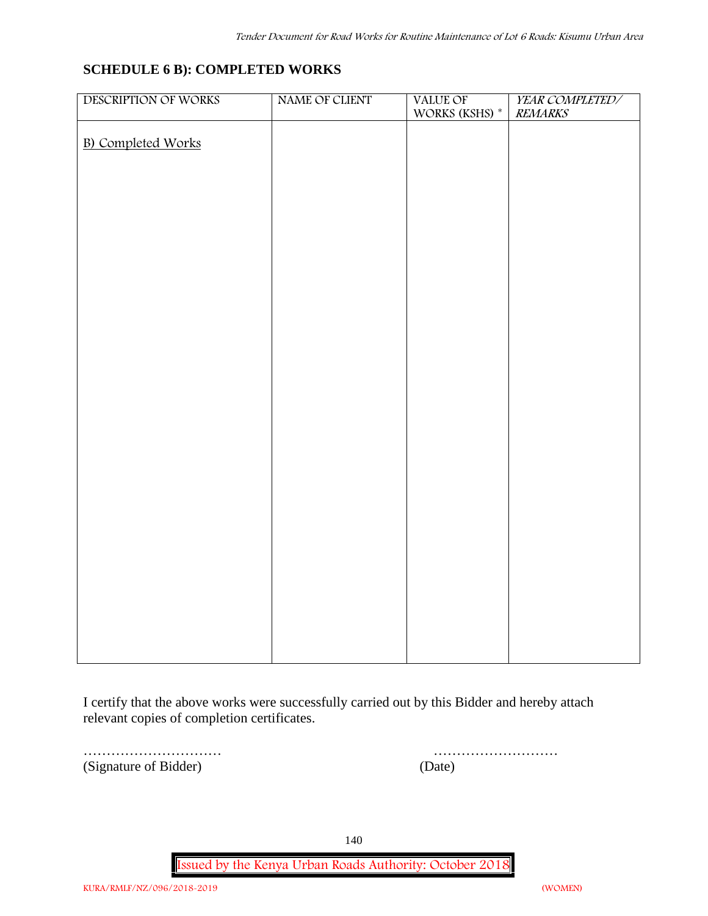## SCHEDULE 6 B): COMPLETED WORKS

| DESCRIPTION OF WORKS | NAME OF CLIENT | VALUE OF WORKS (KSHS) * | *YEAR COMPLETED/ REMARKS* |
|---|---|---|---|
| B) Completed Works | | | |

I certify that the above works were successfully carried out by this Bidder and hereby attach relevant copies of completion certificates.

…………………………  ………………………
(Signature of Bidder)  (Date)

Issued by the Kenya Urban Roads Authority: October 2018

KURA/RMLF/NZ/096/2018-2019 (WOMEN)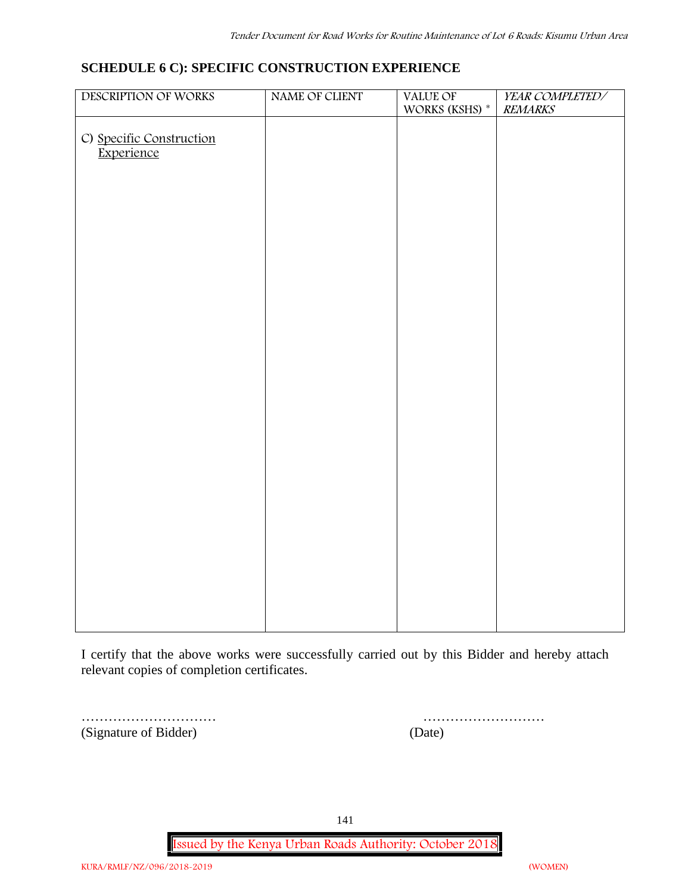## SCHEDULE 6 C): SPECIFIC CONSTRUCTION EXPERIENCE

| DESCRIPTION OF WORKS | NAME OF CLIENT | VALUE OF WORKS (KSHS) * | *YEAR COMPLETED/ REMARKS* |
|---|---|---|---|
| C) Specific Construction Experience | | | |

I certify that the above works were successfully carried out by this Bidder and hereby attach relevant copies of completion certificates.

………………………… (Signature of Bidder)

……………………… (Date)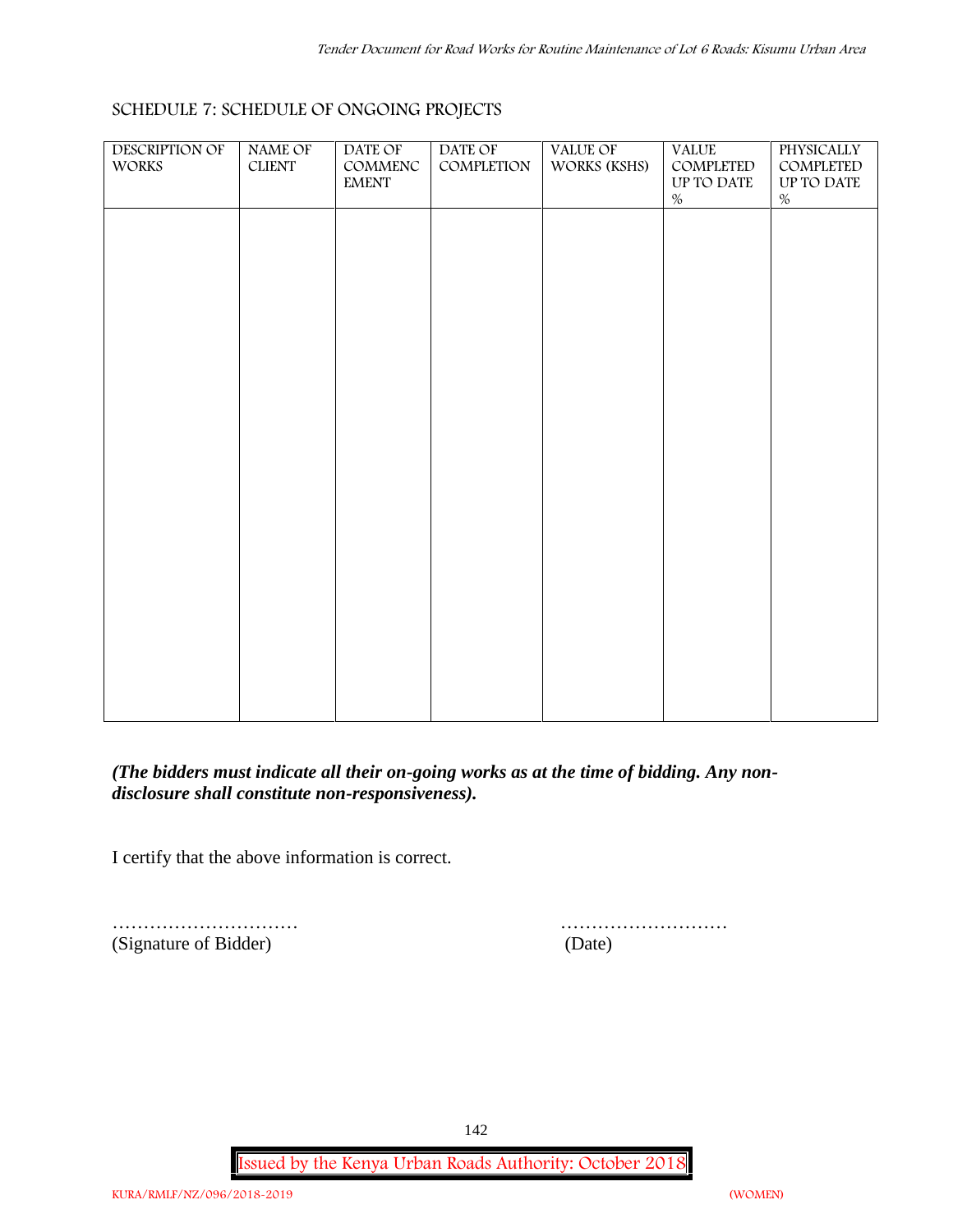## SCHEDULE 7: SCHEDULE OF ONGOING PROJECTS

| DESCRIPTION OF WORKS | NAME OF CLIENT | DATE OF COMMENCEMENT | DATE OF COMPLETION | VALUE OF WORKS (KSHS) | VALUE COMPLETED UP TO DATE % | PHYSICALLY COMPLETED UP TO DATE % |
|---|---|---|---|---|---|---|
| | | | | | | |

***(The bidders must indicate all their on-going works as at the time of bidding. Any non-disclosure shall constitute non-responsiveness).***

I certify that the above information is correct.

…………………………  
(Signature of Bidder)

………………………  
(Date)

KURA/RMLF/NZ/096/2018-2019 (WOMEN)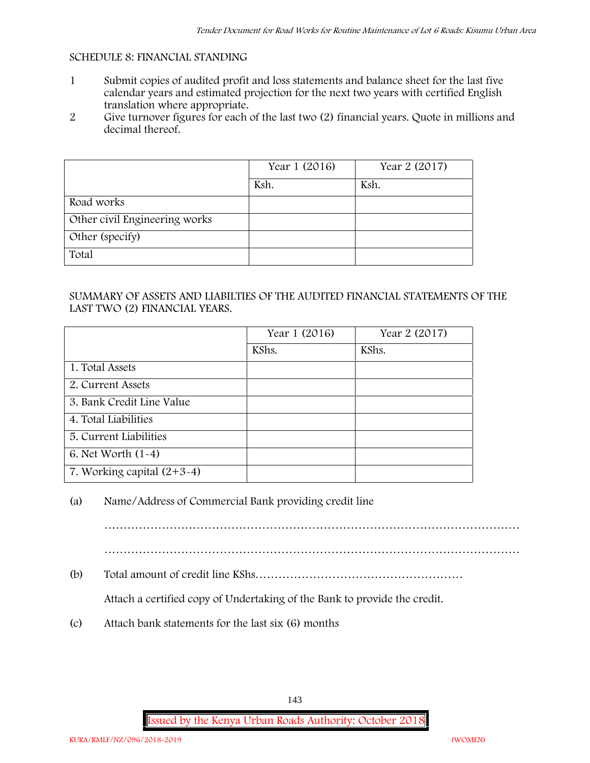SCHEDULE 8: FINANCIAL STANDING

1. Submit copies of audited profit and loss statements and balance sheet for the last five calendar years and estimated projection for the next two years with certified English translation where appropriate.
2. Give turnover figures for each of the last two (2) financial years. Quote in millions and decimal thereof.

| | Year 1 (2016) | Year 2 (2017) |
|---|---|---|
| | Ksh. | Ksh. |
| Road works | | |
| Other civil Engineering works | | |
| Other (specify) | | |
| Total | | |

SUMMARY OF ASSETS AND LIABILTIES OF THE AUDITED FINANCIAL STATEMENTS OF THE LAST TWO (2) FINANCIAL YEARS.

| | Year 1 (2016) | Year 2 (2017) |
|---|---|---|
| | KShs. | KShs. |
| 1. Total Assets | | |
| 2. Current Assets | | |
| 3. Bank Credit Line Value | | |
| 4. Total Liabilities | | |
| 5. Current Liabilities | | |
| 6. Net Worth (1-4) | | |
| 7. Working capital (2+3-4) | | |

(a) Name/Address of Commercial Bank providing credit line

…………………………………………………………………………………………………

…………………………………………………………………………………………………

(b) Total amount of credit line KShs………………………………………………

Attach a certified copy of Undertaking of the Bank to provide the credit.

(c) Attach bank statements for the last six (6) months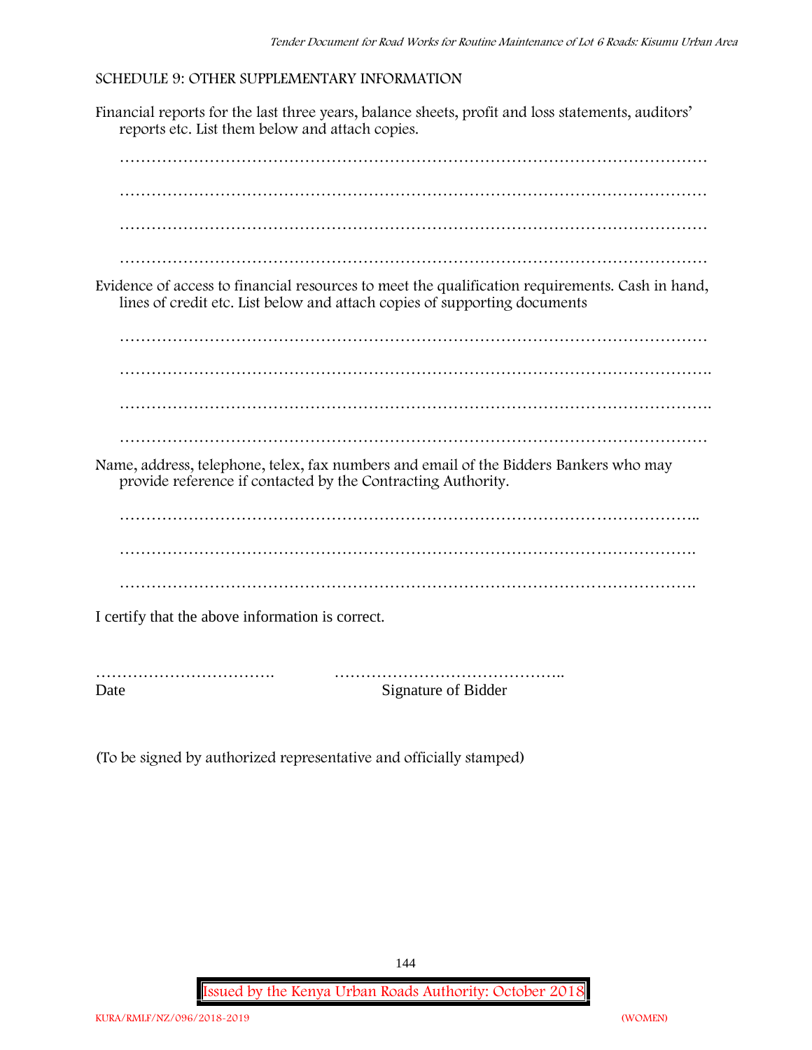SCHEDULE 9: OTHER SUPPLEMENTARY INFORMATION

Financial reports for the last three years, balance sheets, profit and loss statements, auditors' reports etc. List them below and attach copies.

…………………………………………………………………………………………………

…………………………………………………………………………………………………

…………………………………………………………………………………………………

…………………………………………………………………………………………………

Evidence of access to financial resources to meet the qualification requirements. Cash in hand, lines of credit etc. List below and attach copies of supporting documents

…………………………………………………………………………………………………

…………………………………………………………………………………………………..

………………………………………………………………………………………………….

…………………………………………………………………………………………………

Name, address, telephone, telex, fax numbers and email of the Bidders Bankers who may provide reference if contacted by the Contracting Authority.

………………………………………………………………………………………………..

……………………………………………………………………………………………….

……………………………………………………………………………………………….

I certify that the above information is correct.

……………………………. ……………………………………..

Date Signature of Bidder

(To be signed by authorized representative and officially stamped)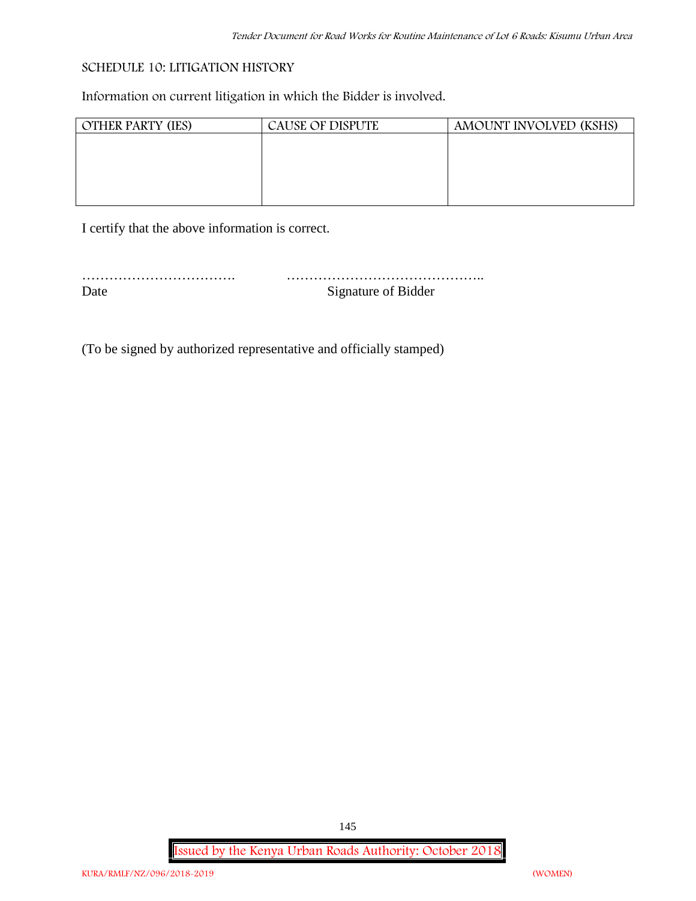## SCHEDULE 10: LITIGATION HISTORY

Information on current litigation in which the Bidder is involved.

| OTHER PARTY (IES) | CAUSE OF DISPUTE | AMOUNT INVOLVED (KSHS) |
|---|---|---|
| | | |

I certify that the above information is correct.

……………………………. ……………………………………..

Date Signature of Bidder

(To be signed by authorized representative and officially stamped)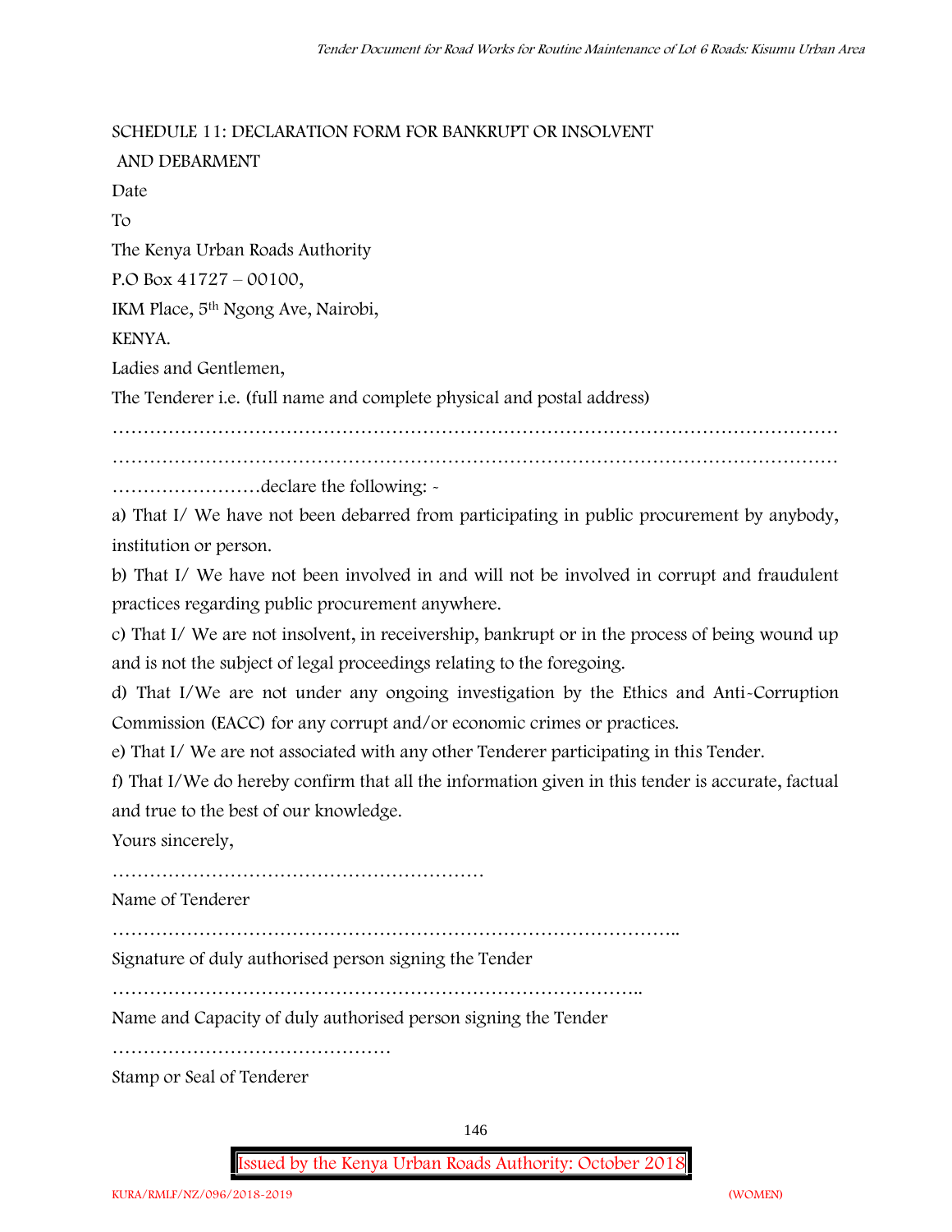## SCHEDULE 11: DECLARATION FORM FOR BANKRUPT OR INSOLVENT AND DEBARMENT

Date

To

The Kenya Urban Roads Authority

P.O Box 41727 – 00100,

IKM Place, 5th Ngong Ave, Nairobi,

KENYA.

Ladies and Gentlemen,

The Tenderer i.e. (full name and complete physical and postal address)

……………………………………………………………………………………………………

……………………………………………………………………………………………………

……………………declare the following: -

a) That I/ We have not been debarred from participating in public procurement by anybody, institution or person.

b) That I/ We have not been involved in and will not be involved in corrupt and fraudulent practices regarding public procurement anywhere.

c) That I/ We are not insolvent, in receivership, bankrupt or in the process of being wound up and is not the subject of legal proceedings relating to the foregoing.

d) That I/We are not under any ongoing investigation by the Ethics and Anti-Corruption Commission (EACC) for any corrupt and/or economic crimes or practices.

e) That I/ We are not associated with any other Tenderer participating in this Tender.

f) That I/We do hereby confirm that all the information given in this tender is accurate, factual and true to the best of our knowledge.

Yours sincerely,

……………………………………………………

Name of Tenderer

………………………………………………………………………………..

Signature of duly authorised person signing the Tender

…………………………………………………………………………..

Name and Capacity of duly authorised person signing the Tender

………………………………………

Stamp or Seal of Tenderer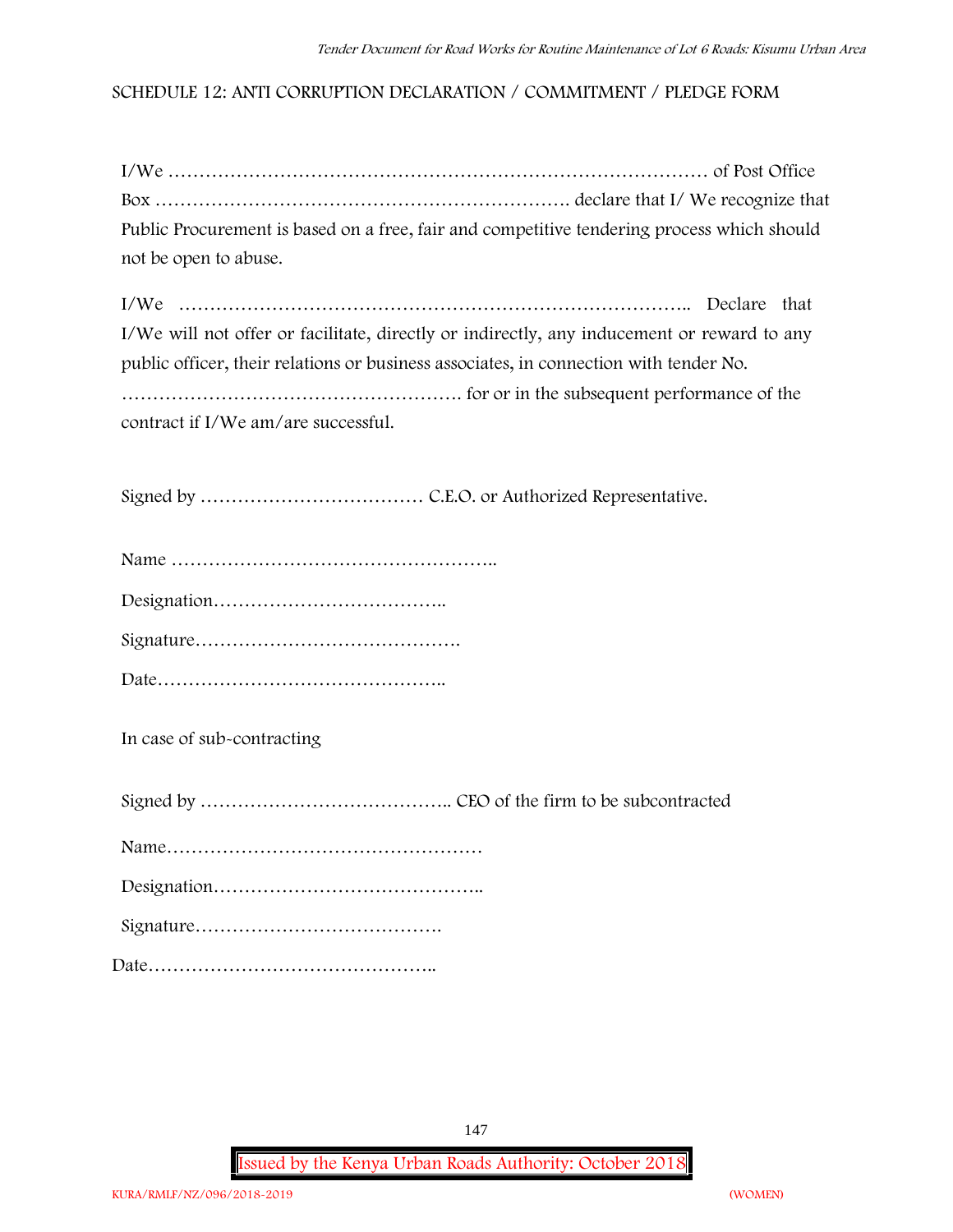## SCHEDULE 12: ANTI CORRUPTION DECLARATION / COMMITMENT / PLEDGE FORM

I/We ……………………………………………………………………………… of Post Office Box ………………………………………………………… declare that I/ We recognize that Public Procurement is based on a free, fair and competitive tendering process which should not be open to abuse.

I/We ……………………………………………………………………….. Declare that I/We will not offer or facilitate, directly or indirectly, any inducement or reward to any public officer, their relations or business associates, in connection with tender No. ………………………………………………. for or in the subsequent performance of the contract if I/We am/are successful.

Signed by ……………………………… C.E.O. or Authorized Representative.

Name ……………………………………………..

Designation………………………………..

Signature…………………………………….

Date………………………………………..

In case of sub-contracting

Signed by ………………………………….. CEO of the firm to be subcontracted

Name……………………………………………

Designation……………………………………..

Signature………………………………….

Date………………………………………..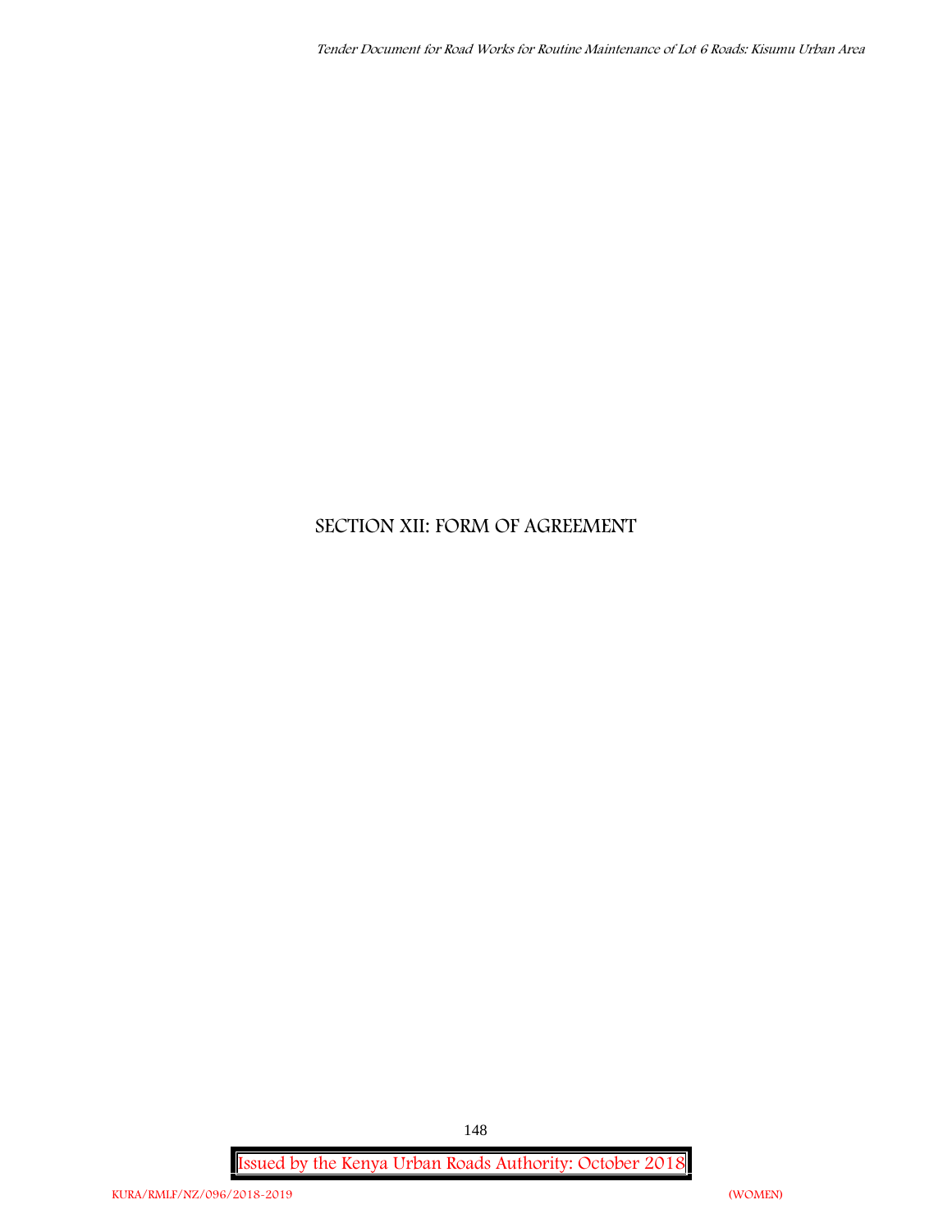# SECTION XII: FORM OF AGREEMENT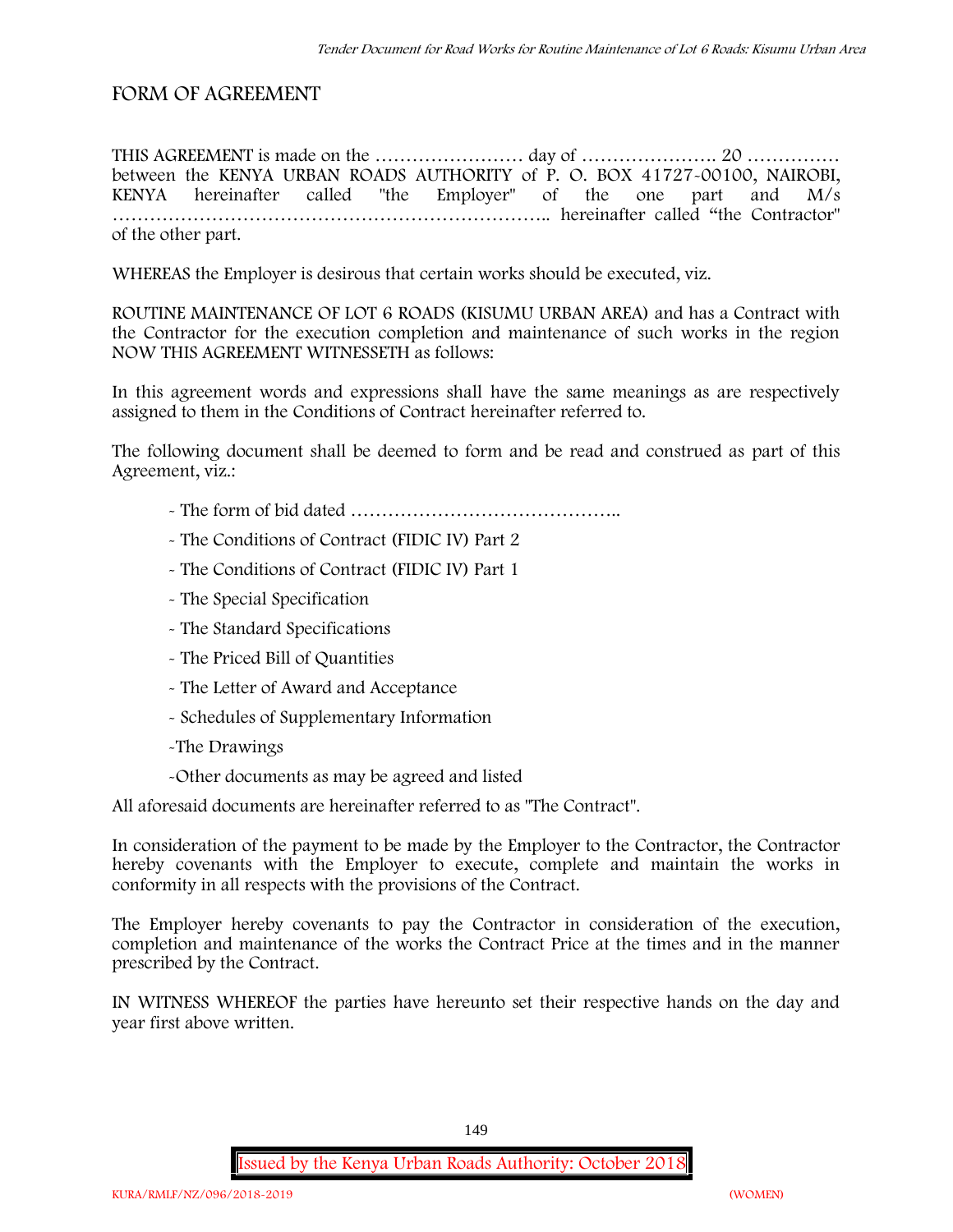# FORM OF AGREEMENT

THIS AGREEMENT is made on the …………………… day of …………………. 20 …………… between the KENYA URBAN ROADS AUTHORITY of P. O. BOX 41727-00100, NAIROBI, KENYA hereinafter called "the Employer" of the one part and M/s ……………………………………………………….. hereinafter called "the Contractor" of the other part.

WHEREAS the Employer is desirous that certain works should be executed, viz.

ROUTINE MAINTENANCE OF LOT 6 ROADS (KISUMU URBAN AREA) and has a Contract with the Contractor for the execution completion and maintenance of such works in the region NOW THIS AGREEMENT WITNESSETH as follows:

In this agreement words and expressions shall have the same meanings as are respectively assigned to them in the Conditions of Contract hereinafter referred to.

The following document shall be deemed to form and be read and construed as part of this Agreement, viz.:

- The form of bid dated ……………………………………..
- The Conditions of Contract (FIDIC IV) Part 2
- The Conditions of Contract (FIDIC IV) Part 1
- The Special Specification
- The Standard Specifications
- The Priced Bill of Quantities
- The Letter of Award and Acceptance
- Schedules of Supplementary Information
- The Drawings
- Other documents as may be agreed and listed

All aforesaid documents are hereinafter referred to as "The Contract".

In consideration of the payment to be made by the Employer to the Contractor, the Contractor hereby covenants with the Employer to execute, complete and maintain the works in conformity in all respects with the provisions of the Contract.

The Employer hereby covenants to pay the Contractor in consideration of the execution, completion and maintenance of the works the Contract Price at the times and in the manner prescribed by the Contract.

IN WITNESS WHEREOF the parties have hereunto set their respective hands on the day and year first above written.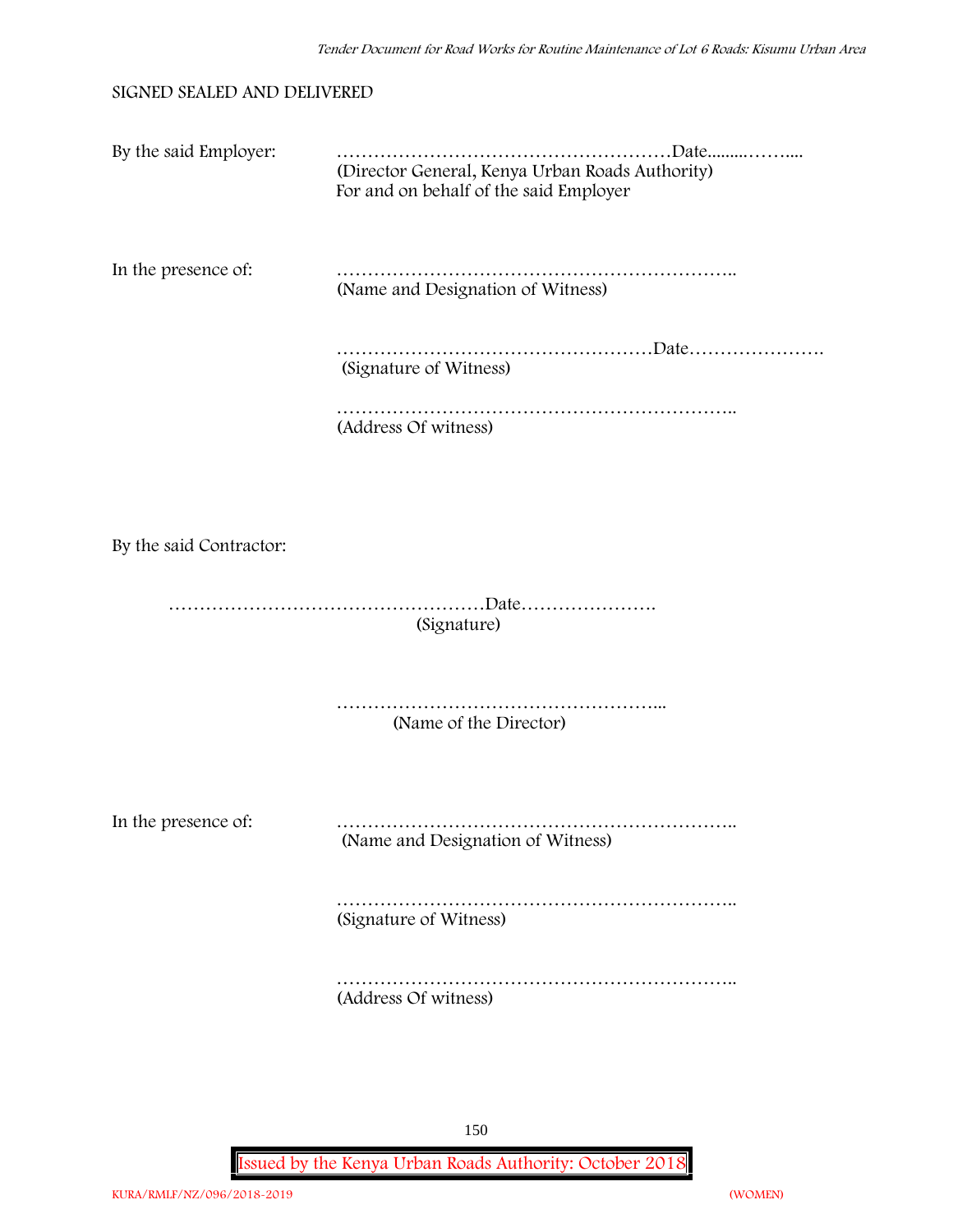SIGNED SEALED AND DELIVERED

By the said Employer: ………………………………………………Date.........……....
(Director General, Kenya Urban Roads Authority)
For and on behalf of the said Employer

In the presence of: ………………………………………………………..
(Name and Designation of Witness)

……………………………………………Date………………….
(Signature of Witness)

………………………………………………………..
(Address Of witness)

By the said Contractor:

……………………………………………Date………………….
(Signature)

……………………………………………...
(Name of the Director)

In the presence of: ………………………………………………………..
(Name and Designation of Witness)

………………………………………………………..
(Signature of Witness)

………………………………………………………..
(Address Of witness)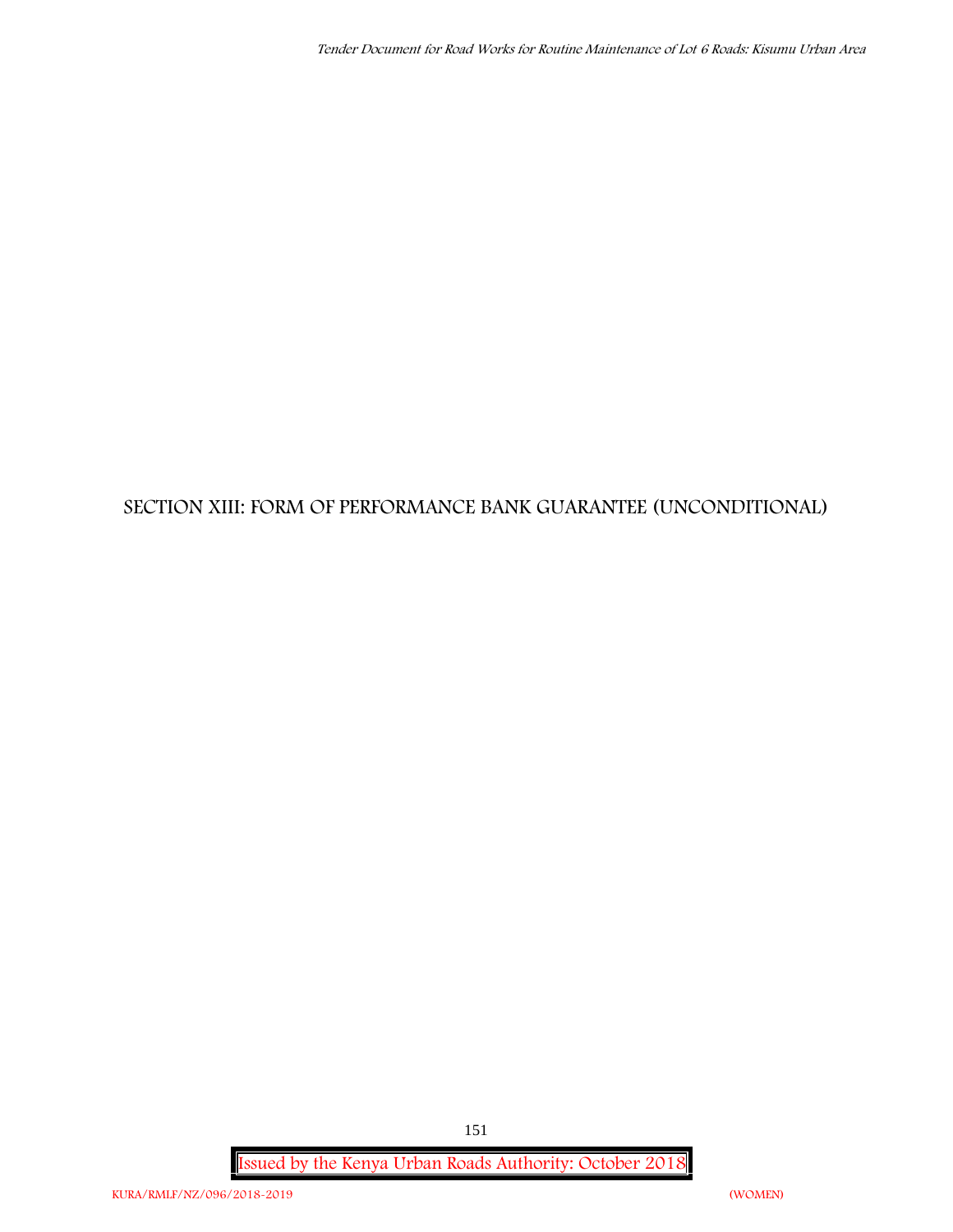# SECTION XIII: FORM OF PERFORMANCE BANK GUARANTEE (UNCONDITIONAL)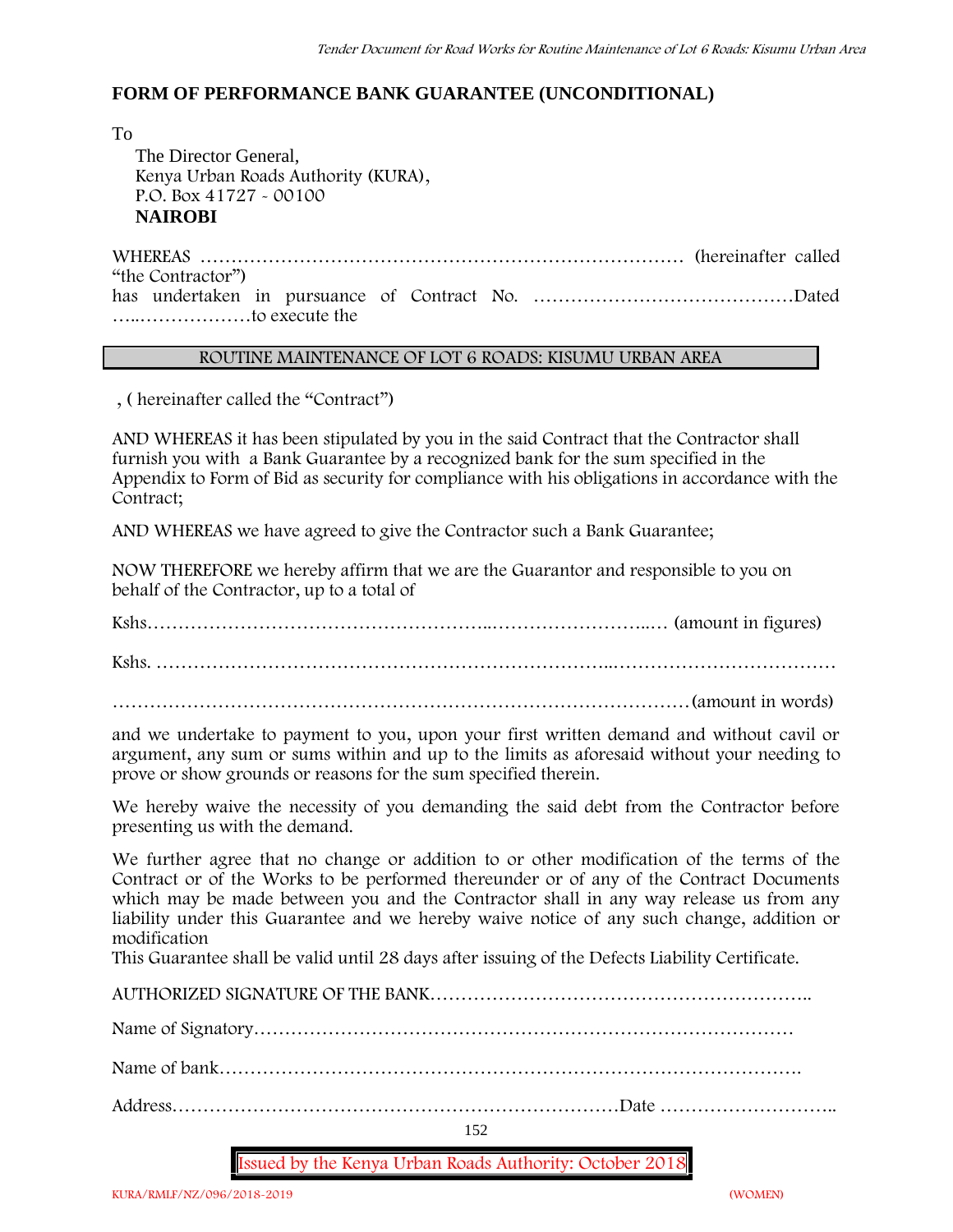## FORM OF PERFORMANCE BANK GUARANTEE (UNCONDITIONAL)

To

The Director General,
Kenya Urban Roads Authority (KURA),
P.O. Box 41727 - 00100
**NAIROBI**

WHEREAS …………………………………………………………………… (hereinafter called "the Contractor")
has undertaken in pursuance of Contract No. ……………………………………Dated …..………………to execute the

ROUTINE MAINTENANCE OF LOT 6 ROADS: KISUMU URBAN AREA

, ( hereinafter called the "Contract")

AND WHEREAS it has been stipulated by you in the said Contract that the Contractor shall furnish you with a Bank Guarantee by a recognized bank for the sum specified in the Appendix to Form of Bid as security for compliance with his obligations in accordance with the Contract;

AND WHEREAS we have agreed to give the Contractor such a Bank Guarantee;

NOW THEREFORE we hereby affirm that we are the Guarantor and responsible to you on behalf of the Contractor, up to a total of

Kshs…………………………………………….……………………..… (amount in figures)

Kshs. ……………………………………………………………..………………………………

………………………………………………………………………………(amount in words)

and we undertake to payment to you, upon your first written demand and without cavil or argument, any sum or sums within and up to the limits as aforesaid without your needing to prove or show grounds or reasons for the sum specified therein.

We hereby waive the necessity of you demanding the said debt from the Contractor before presenting us with the demand.

We further agree that no change or addition to or other modification of the terms of the Contract or of the Works to be performed thereunder or of any of the Contract Documents which may be made between you and the Contractor shall in any way release us from any liability under this Guarantee and we hereby waive notice of any such change, addition or modification

This Guarantee shall be valid until 28 days after issuing of the Defects Liability Certificate.

AUTHORIZED SIGNATURE OF THE BANK……………………………………………………..

Name of Signatory…………………………………………………………………………

Name of bank……………………………………………………………………………….

Address………………………………………………………………Date ………………………..

Issued by the Kenya Urban Roads Authority: October 2018

KURA/RMLF/NZ/096/2018-2019 (WOMEN)